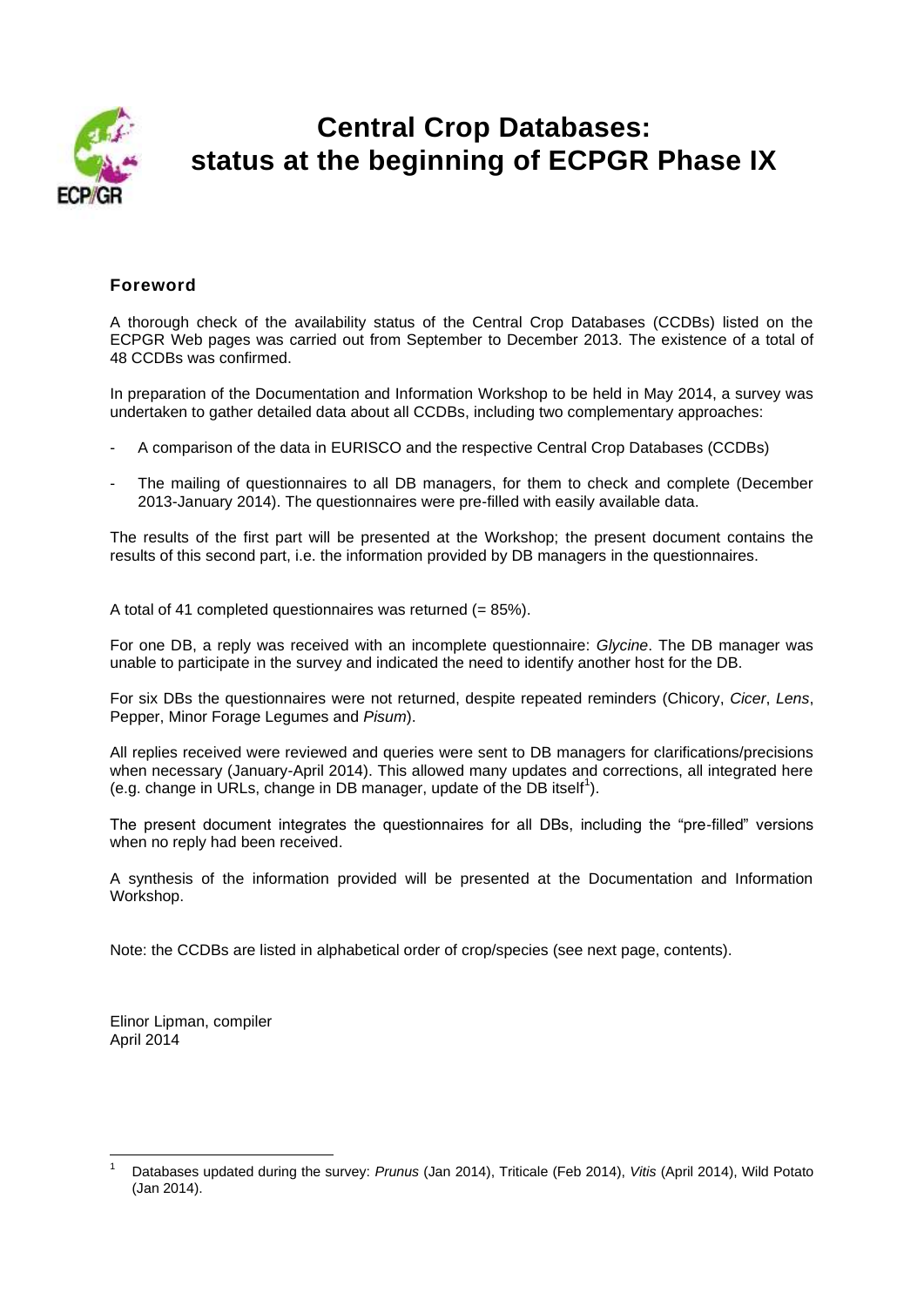# Central Crop Databases: status at the beginning of ECPGR Phase IX

## Foreword

A thorough check of the availability status of the Central Crop Databases (CCDBs) listed on the ECPGR Web pages was carried out from September to December 2013. The existence of a total of 48 CCDBs was confirmed.

In preparation of the Documentation and Information Workshop to be held in May 2014, a survey was undertaken to gather detailed data about all CCDBs, including two complementary approaches:

- A comparison of the data in EURISCO and the respective Central Crop Databases (CCDBs)
- The mailing of questionnaires to all DB managers, for them to check and complete (December 2013-January 2014). The questionnaires were pre-filled with easily available data.

The results of the first part will be presented at the Workshop; the present document contains the results of this second part, i.e. the information provided by DB managers in the questionnaires.

A total of 41 completed questionnaires was returned (= 85%).

For one DB, a reply was received with an incomplete questionnaire: *Glycine*. The DB manager was unable to participate in the survey and indicated the need to identify another host for the DB.

For six DBs the questionnaires were not returned, despite repeated reminders (Chicory, *Cicer*, *Lens*, Pepper, Minor Forage Legumes and *Pisum*).

All replies received were reviewed and queries were sent to DB managers for clarifications/precisions when necessary (January-April 2014). This allowed many updates and corrections, all integrated here (e.g. change in URLs, change in DB manager, update of the DB itself[1]).

The present document integrates the questionnaires for all DBs, including the "pre-filled" versions when no reply had been received.

A synthesis of the information provided will be presented at the Documentation and Information Workshop.

Note: the CCDBs are listed in alphabetical order of crop/species (see next page, contents).

Elinor Lipman, compiler
April 2014

---

[1] Databases updated during the survey: *Prunus* (Jan 2014), Triticale (Feb 2014), *Vitis* (April 2014), Wild Potato (Jan 2014).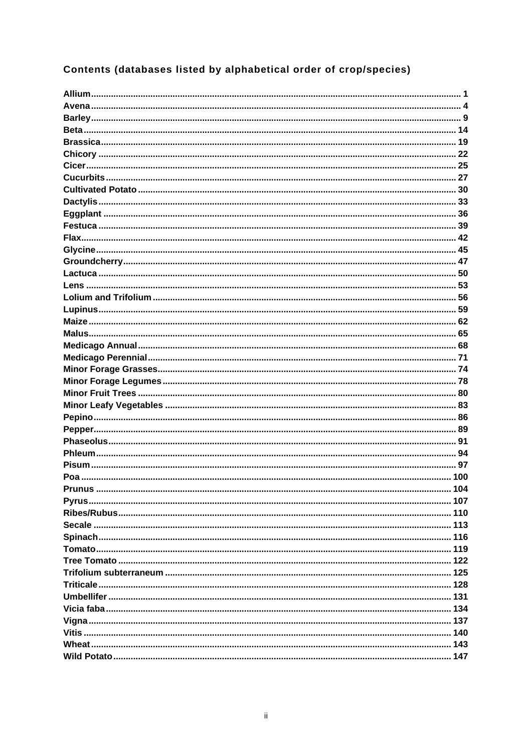## Contents (databases listed by alphabetical order of crop/species)

**Allium** .... 1
**Avena** .... 4
**Barley** .... 9
**Beta** .... 14
**Brassica** .... 19
**Chicory** .... 22
**Cicer** .... 25
**Cucurbits** .... 27
**Cultivated Potato** .... 30
**Dactylis** .... 33
**Eggplant** .... 36
**Festuca** .... 39
**Flax** .... 42
**Glycine** .... 45
**Groundcherry** .... 47
**Lactuca** .... 50
**Lens** .... 53
**Lolium and Trifolium** .... 56
**Lupinus** .... 59
**Maize** .... 62
**Malus** .... 65
**Medicago Annual** .... 68
**Medicago Perennial** .... 71
**Minor Forage Grasses** .... 74
**Minor Forage Legumes** .... 78
**Minor Fruit Trees** .... 80
**Minor Leafy Vegetables** .... 83
**Pepino** .... 86
**Pepper** .... 89
**Phaseolus** .... 91
**Phleum** .... 94
**Pisum** .... 97
**Poa** .... 100
**Prunus** .... 104
**Pyrus** .... 107
**Ribes/Rubus** .... 110
**Secale** .... 113
**Spinach** .... 116
**Tomato** .... 119
**Tree Tomato** .... 122
**Trifolium subterraneum** .... 125
**Triticale** .... 128
**Umbellifer** .... 131
**Vicia faba** .... 134
**Vigna** .... 137
**Vitis** .... 140
**Wheat** .... 143
**Wild Potato** .... 147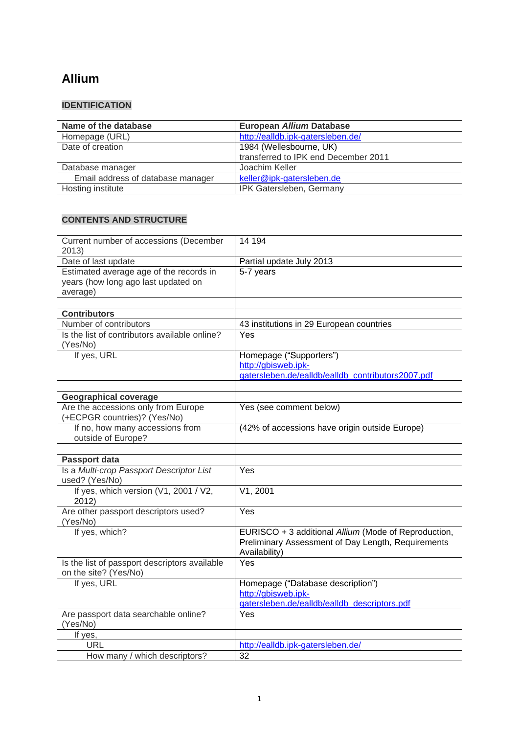# Allium

## IDENTIFICATION

| Name of the database | European *Allium* Database |
|---|---|
| Homepage (URL) | http://ealldb.ipk-gatersleben.de/ |
| Date of creation | 1984 (Wellesbourne, UK) transferred to IPK end December 2011 |
| Database manager | Joachim Keller |
| Email address of database manager | keller@ipk-gatersleben.de |
| Hosting institute | IPK Gatersleben, Germany |

## CONTENTS AND STRUCTURE

| Current number of accessions (December 2013) | 14 194 |
|---|---|
| Date of last update | Partial update July 2013 |
| Estimated average age of the records in years (how long ago last updated on average) | 5-7 years |
| | |
| **Contributors** | |
| Number of contributors | 43 institutions in 29 European countries |
| Is the list of contributors available online? (Yes/No) | Yes |
| If yes, URL | Homepage (“Supporters”) http://gbisweb.ipk-gatersleben.de/ealldb/ealldb_contributors2007.pdf |
| | |
| **Geographical coverage** | |
| Are the accessions only from Europe (+ECPGR countries)? (Yes/No) | Yes (see comment below) |
| If no, how many accessions from outside of Europe? | (42% of accessions have origin outside Europe) |
| | |
| **Passport data** | |
| Is a *Multi-crop Passport Descriptor List* used? (Yes/No) | Yes |
| If yes, which version (V1, 2001 / V2, 2012) | V1, 2001 |
| Are other passport descriptors used? (Yes/No) | Yes |
| If yes, which? | EURISCO + 3 additional *Allium* (Mode of Reproduction, Preliminary Assessment of Day Length, Requirements Availability) |
| Is the list of passport descriptors available on the site? (Yes/No) | Yes |
| If yes, URL | Homepage (“Database description”) http://gbisweb.ipk-gatersleben.de/ealldb/ealldb_descriptors.pdf |
| Are passport data searchable online? (Yes/No) | Yes |
| If yes, | |
| URL | http://ealldb.ipk-gatersleben.de/ |
| How many / which descriptors? | 32 |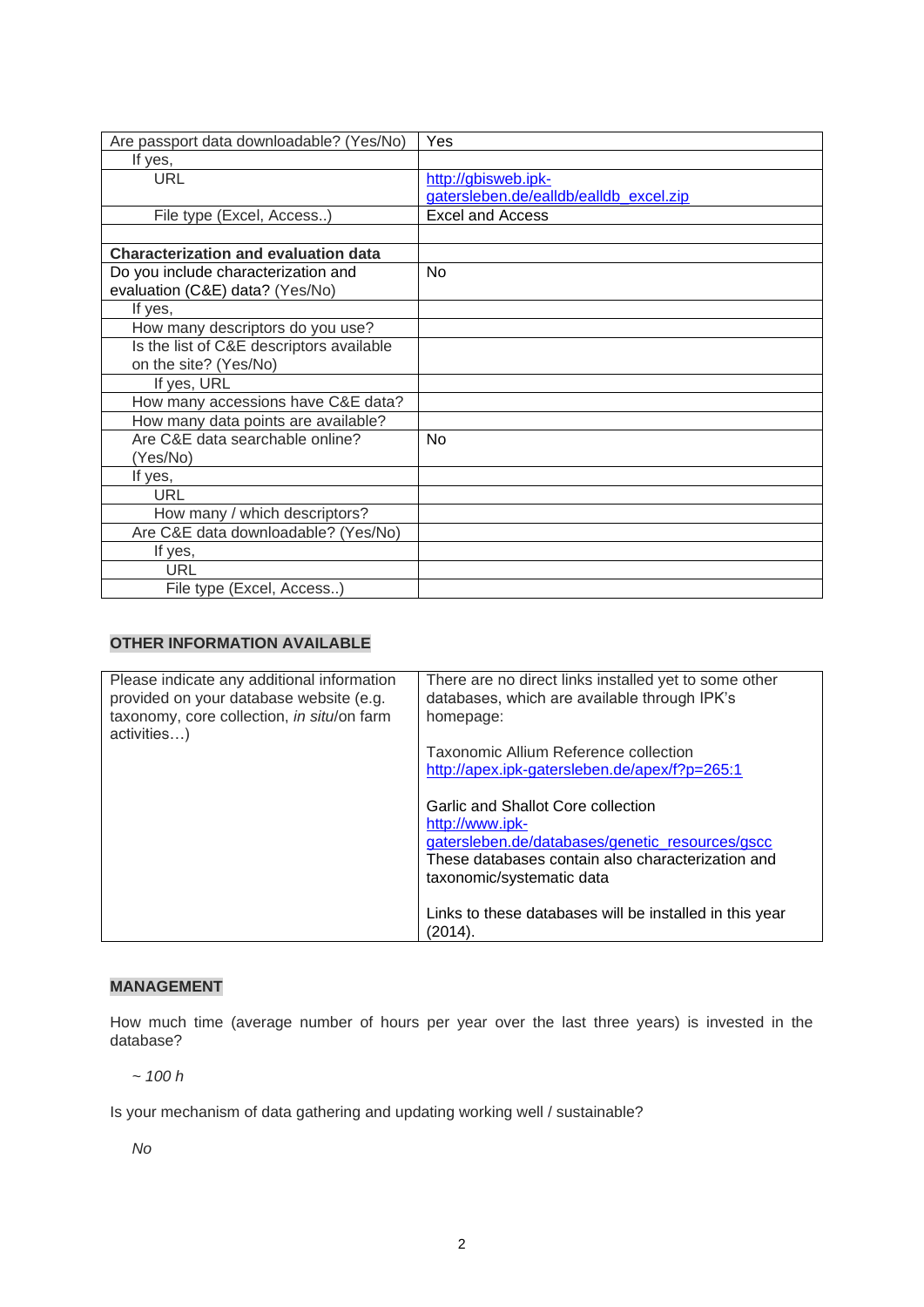| | |
|---|---|
| Are passport data downloadable? (Yes/No) | Yes |
| If yes, | |
| URL | http://gbisweb.ipk-gatersleben.de/ealldb/ealldb_excel.zip |
| File type (Excel, Access..) | Excel and Access |
| | |
| **Characterization and evaluation data** | |
| Do you include characterization and evaluation (C&E) data? (Yes/No) | No |
| If yes, | |
| How many descriptors do you use? | |
| Is the list of C&E descriptors available on the site? (Yes/No) | |
| If yes, URL | |
| How many accessions have C&E data? | |
| How many data points are available? | |
| Are C&E data searchable online? (Yes/No) | No |
| If yes, | |
| URL | |
| How many / which descriptors? | |
| Are C&E data downloadable? (Yes/No) | |
| If yes, | |
| URL | |
| File type (Excel, Access..) | |

## OTHER INFORMATION AVAILABLE

| | |
|---|---|
| Please indicate any additional information provided on your database website (e.g. taxonomy, core collection, *in situ*/on farm activities…) | There are no direct links installed yet to some other databases, which are available through IPK's homepage:<br><br>Taxonomic Allium Reference collection<br>http://apex.ipk-gatersleben.de/apex/f?p=265:1<br><br>Garlic and Shallot Core collection<br>http://www.ipk-gatersleben.de/databases/genetic_resources/gscc<br>These databases contain also characterization and taxonomic/systematic data<br><br>Links to these databases will be installed in this year (2014). |

## MANAGEMENT

How much time (average number of hours per year over the last three years) is invested in the database?

*~ 100 h*

Is your mechanism of data gathering and updating working well / sustainable?

*No*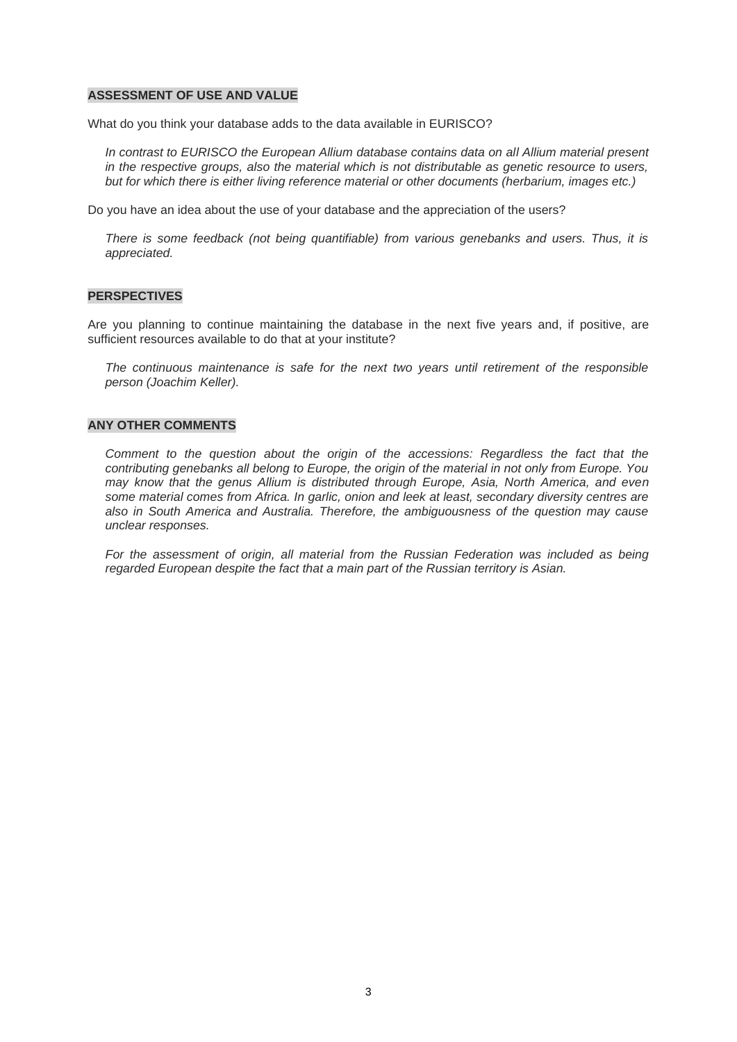## ASSESSMENT OF USE AND VALUE

What do you think your database adds to the data available in EURISCO?

*In contrast to EURISCO the European Allium database contains data on all Allium material present in the respective groups, also the material which is not distributable as genetic resource to users, but for which there is either living reference material or other documents (herbarium, images etc.)*

Do you have an idea about the use of your database and the appreciation of the users?

*There is some feedback (not being quantifiable) from various genebanks and users. Thus, it is appreciated.*

## PERSPECTIVES

Are you planning to continue maintaining the database in the next five years and, if positive, are sufficient resources available to do that at your institute?

*The continuous maintenance is safe for the next two years until retirement of the responsible person (Joachim Keller).*

## ANY OTHER COMMENTS

*Comment to the question about the origin of the accessions: Regardless the fact that the contributing genebanks all belong to Europe, the origin of the material in not only from Europe. You may know that the genus Allium is distributed through Europe, Asia, North America, and even some material comes from Africa. In garlic, onion and leek at least, secondary diversity centres are also in South America and Australia. Therefore, the ambiguousness of the question may cause unclear responses.*

*For the assessment of origin, all material from the Russian Federation was included as being regarded European despite the fact that a main part of the Russian territory is Asian.*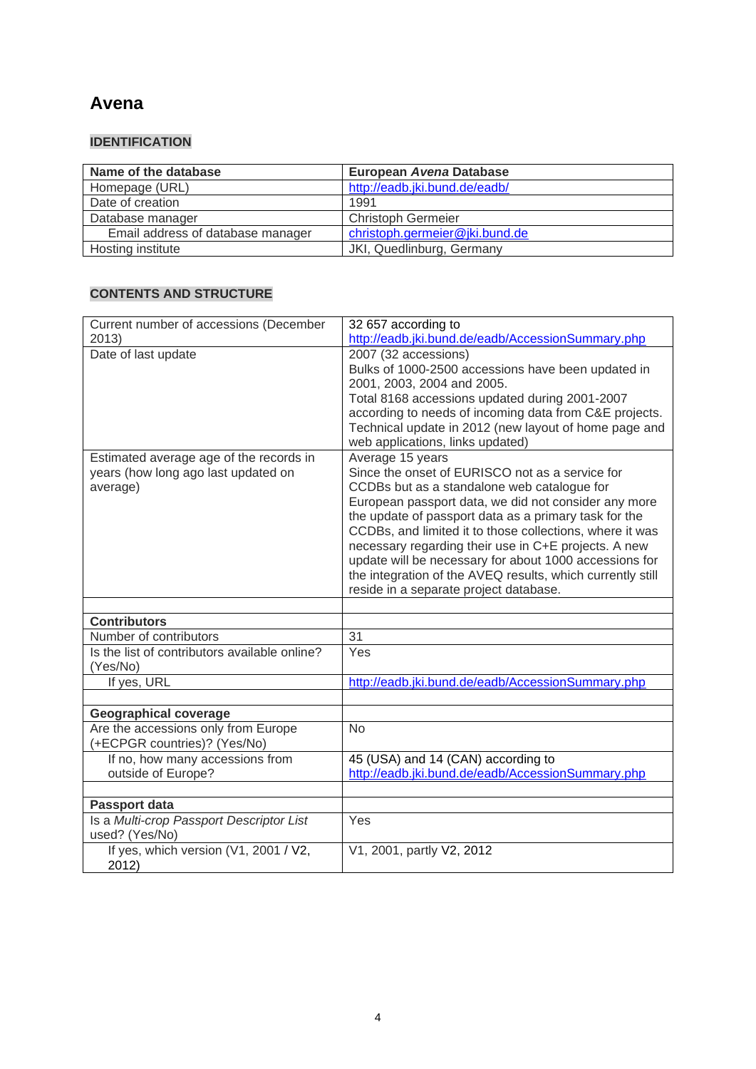# Avena

## IDENTIFICATION

| Name of the database | European *Avena* Database |
|---|---|
| Homepage (URL) | http://eadb.jki.bund.de/eadb/ |
| Date of creation | 1991 |
| Database manager | Christoph Germeier |
| Email address of database manager | christoph.germeier@jki.bund.de |
| Hosting institute | JKI, Quedlinburg, Germany |

## CONTENTS AND STRUCTURE

| Current number of accessions (December 2013) | 32 657 according to http://eadb.jki.bund.de/eadb/AccessionSummary.php |
|---|---|
| Date of last update | 2007 (32 accessions)<br>Bulks of 1000-2500 accessions have been updated in 2001, 2003, 2004 and 2005.<br>Total 8168 accessions updated during 2001-2007 according to needs of incoming data from C&E projects.<br>Technical update in 2012 (new layout of home page and web applications, links updated) |
| Estimated average age of the records in years (how long ago last updated on average) | Average 15 years<br>Since the onset of EURISCO not as a service for CCDBs but as a standalone web catalogue for European passport data, we did not consider any more the update of passport data as a primary task for the CCDBs, and limited it to those collections, where it was necessary regarding their use in C+E projects. A new update will be necessary for about 1000 accessions for the integration of the AVEQ results, which currently still reside in a separate project database. |
| | |
| **Contributors** | |
| Number of contributors | 31 |
| Is the list of contributors available online? (Yes/No) | Yes |
| If yes, URL | http://eadb.jki.bund.de/eadb/AccessionSummary.php |
| | |
| **Geographical coverage** | |
| Are the accessions only from Europe (+ECPGR countries)? (Yes/No) | No |
| If no, how many accessions from outside of Europe? | 45 (USA) and 14 (CAN) according to http://eadb.jki.bund.de/eadb/AccessionSummary.php |
| | |
| **Passport data** | |
| Is a *Multi-crop Passport Descriptor List* used? (Yes/No) | Yes |
| If yes, which version (V1, 2001 / V2, 2012) | V1, 2001, partly V2, 2012 |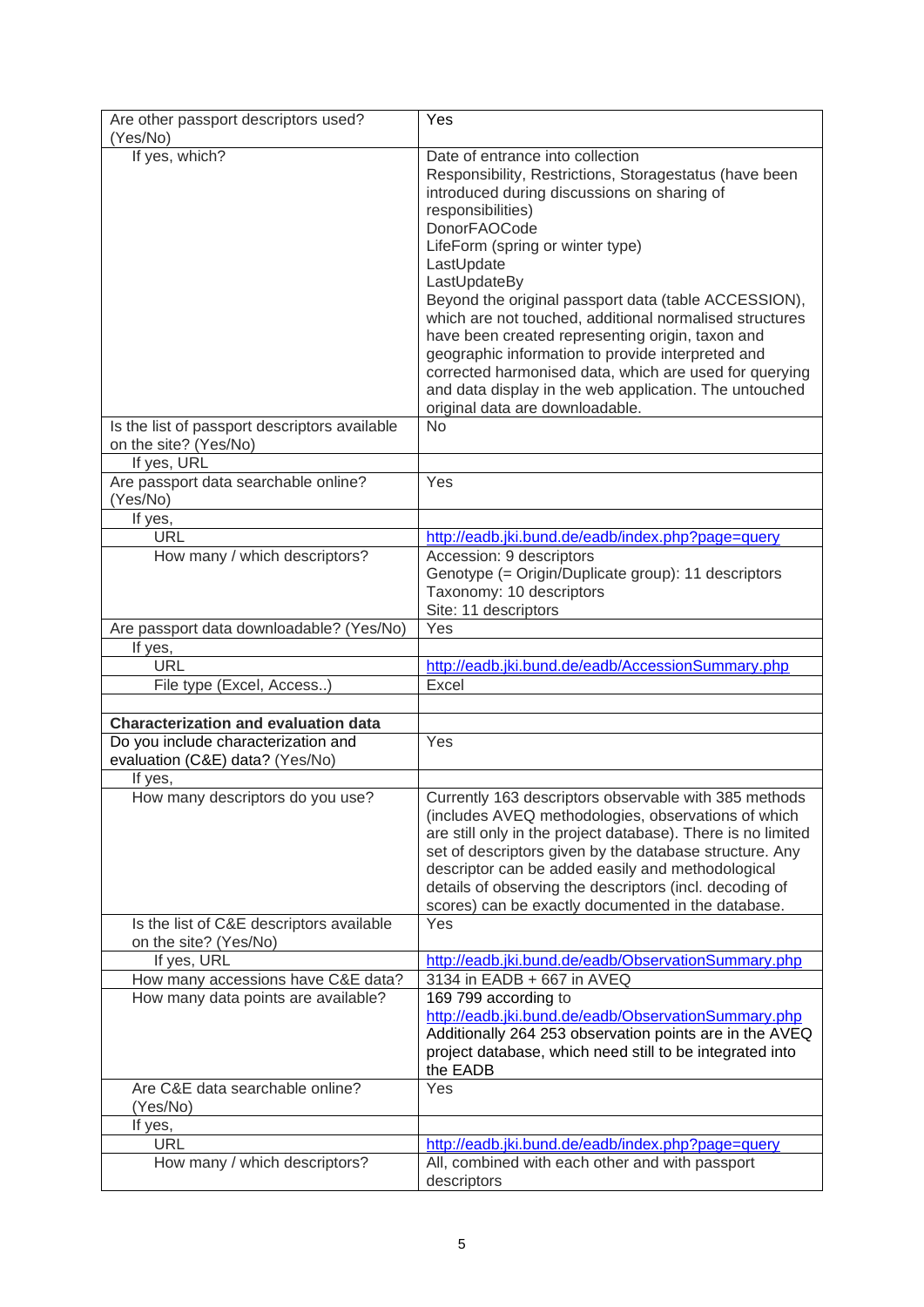| | |
|---|---|
| Are other passport descriptors used? (Yes/No) | Yes |
| If yes, which? | Date of entrance into collection<br>Responsibility, Restrictions, Storagestatus (have been introduced during discussions on sharing of responsibilities)<br>DonorFAOCode<br>LifeForm (spring or winter type)<br>LastUpdate<br>LastUpdateBy<br>Beyond the original passport data (table ACCESSION), which are not touched, additional normalised structures have been created representing origin, taxon and geographic information to provide interpreted and corrected harmonised data, which are used for querying and data display in the web application. The untouched original data are downloadable. |
| Is the list of passport descriptors available on the site? (Yes/No) | No |
| If yes, URL | |
| Are passport data searchable online? (Yes/No) | Yes |
| If yes, | |
| URL | http://eadb.jki.bund.de/eadb/index.php?page=query |
| How many / which descriptors? | Accession: 9 descriptors<br>Genotype (= Origin/Duplicate group): 11 descriptors<br>Taxonomy: 10 descriptors<br>Site: 11 descriptors |
| Are passport data downloadable? (Yes/No) | Yes |
| If yes, | |
| URL | http://eadb.jki.bund.de/eadb/AccessionSummary.php |
| File type (Excel, Access..) | Excel |
| | |
| **Characterization and evaluation data** | |
| Do you include characterization and evaluation (C&E) data? (Yes/No) | Yes |
| If yes, | |
| How many descriptors do you use? | Currently 163 descriptors observable with 385 methods (includes AVEQ methodologies, observations of which are still only in the project database). There is no limited set of descriptors given by the database structure. Any descriptor can be added easily and methodological details of observing the descriptors (incl. decoding of scores) can be exactly documented in the database. |
| Is the list of C&E descriptors available on the site? (Yes/No) | Yes |
| If yes, URL | http://eadb.jki.bund.de/eadb/ObservationSummary.php |
| How many accessions have C&E data? | 3134 in EADB + 667 in AVEQ |
| How many data points are available? | 169 799 according to http://eadb.jki.bund.de/eadb/ObservationSummary.php<br>Additionally 264 253 observation points are in the AVEQ project database, which need still to be integrated into the EADB |
| Are C&E data searchable online? (Yes/No) | Yes |
| If yes, | |
| URL | http://eadb.jki.bund.de/eadb/index.php?page=query |
| How many / which descriptors? | All, combined with each other and with passport descriptors |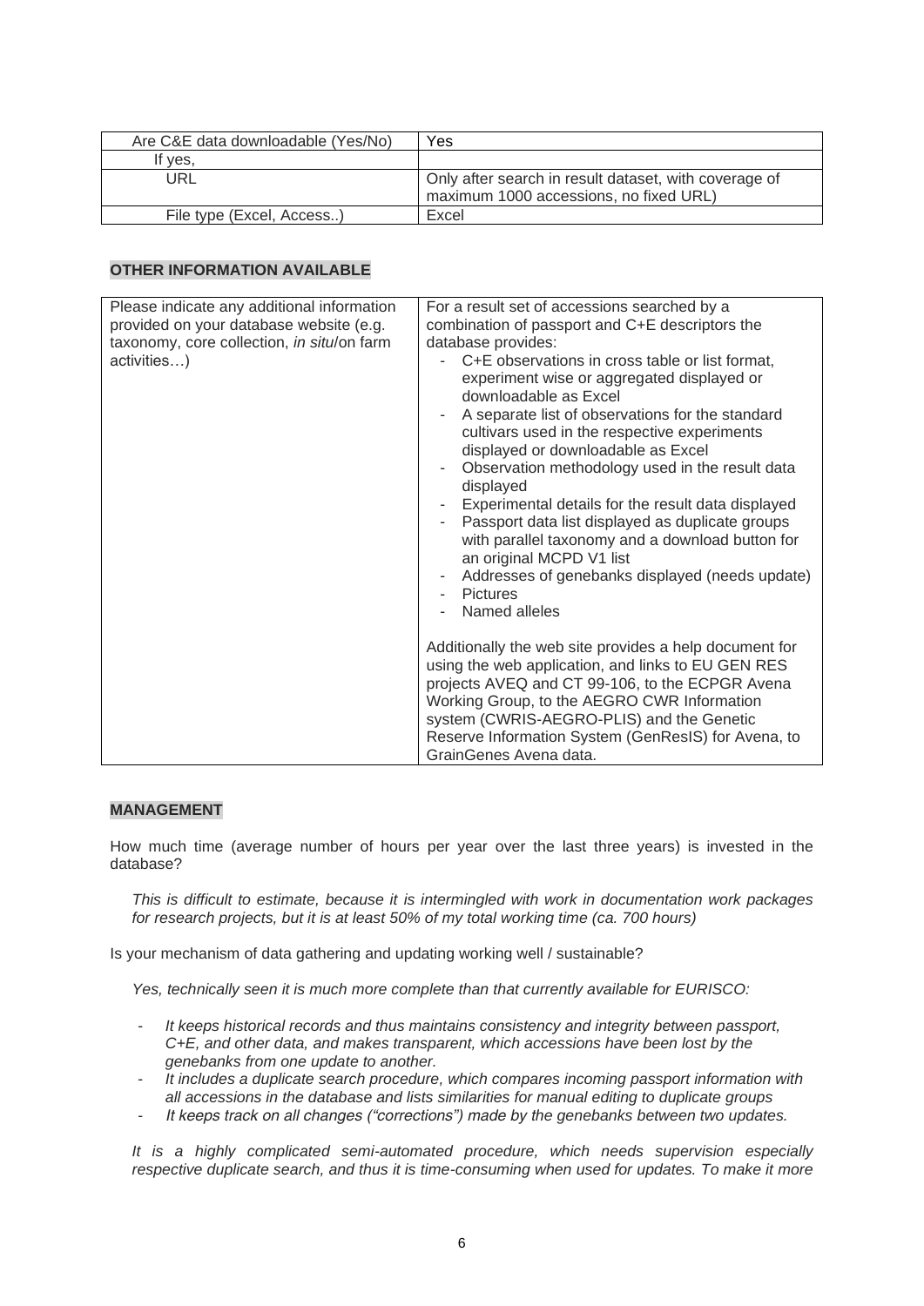| Are C&E data downloadable (Yes/No) | Yes |
|---|---|
| If yes, | |
| URL | Only after search in result dataset, with coverage of maximum 1000 accessions, no fixed URL) |
| File type (Excel, Access..) | Excel |

**OTHER INFORMATION AVAILABLE**

| Please indicate any additional information provided on your database website (e.g. taxonomy, core collection, *in situ*/on farm activities…) | For a result set of accessions searched by a combination of passport and C+E descriptors the database provides:<br>- C+E observations in cross table or list format, experiment wise or aggregated displayed or downloadable as Excel<br>- A separate list of observations for the standard cultivars used in the respective experiments displayed or downloadable as Excel<br>- Observation methodology used in the result data displayed<br>- Experimental details for the result data displayed<br>- Passport data list displayed as duplicate groups with parallel taxonomy and a download button for an original MCPD V1 list<br>- Addresses of genebanks displayed (needs update)<br>- Pictures<br>- Named alleles<br><br>Additionally the web site provides a help document for using the web application, and links to EU GEN RES projects AVEQ and CT 99-106, to the ECPGR Avena Working Group, to the AEGRO CWR Information system (CWRIS-AEGRO-PLIS) and the Genetic Reserve Information System (GenResIS) for Avena, to GrainGenes Avena data. |
|---|---|

**MANAGEMENT**

How much time (average number of hours per year over the last three years) is invested in the database?

*This is difficult to estimate, because it is intermingled with work in documentation work packages for research projects, but it is at least 50% of my total working time (ca. 700 hours)*

Is your mechanism of data gathering and updating working well / sustainable?

*Yes, technically seen it is much more complete than that currently available for EURISCO:*

- *It keeps historical records and thus maintains consistency and integrity between passport, C+E, and other data, and makes transparent, which accessions have been lost by the genebanks from one update to another.*
- *It includes a duplicate search procedure, which compares incoming passport information with all accessions in the database and lists similarities for manual editing to duplicate groups*
- *It keeps track on all changes ("corrections") made by the genebanks between two updates.*

*It is a highly complicated semi-automated procedure, which needs supervision especially respective duplicate search, and thus it is time-consuming when used for updates. To make it more*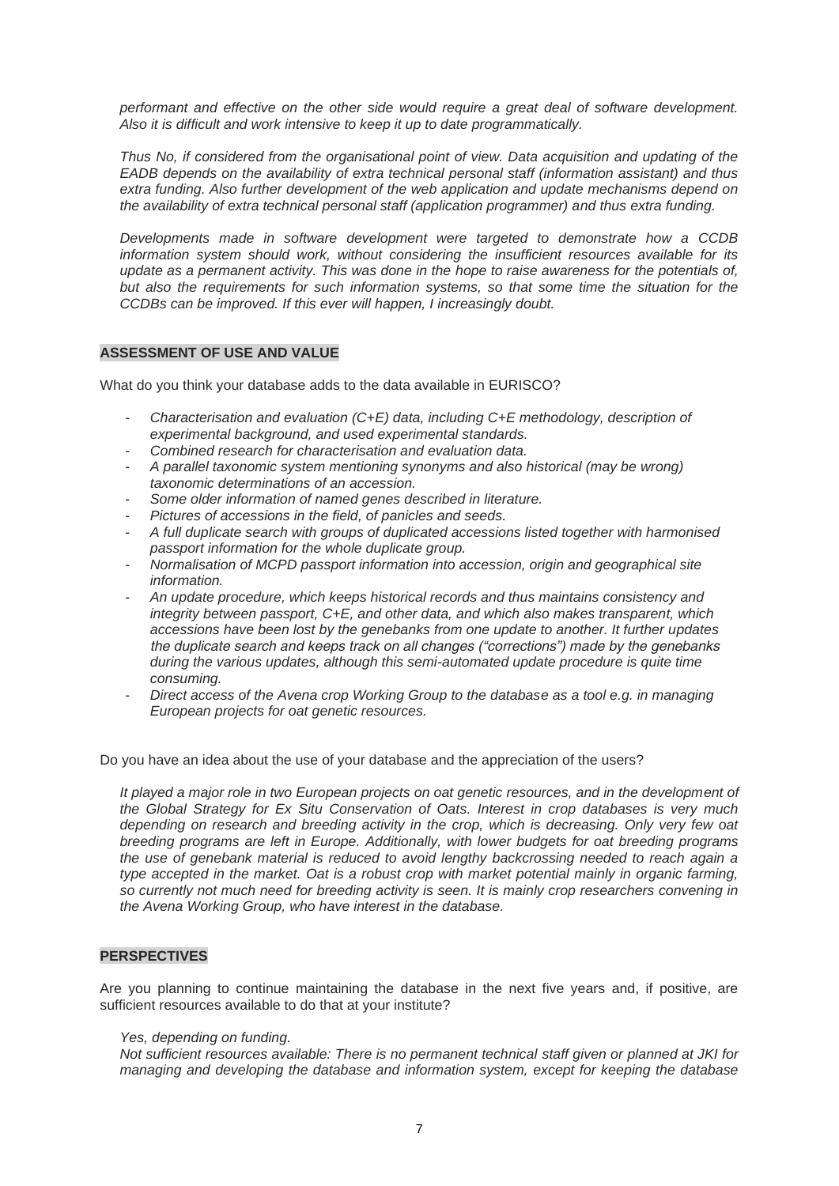*performant and effective on the other side would require a great deal of software development. Also it is difficult and work intensive to keep it up to date programmatically.*

*Thus No, if considered from the organisational point of view. Data acquisition and updating of the EADB depends on the availability of extra technical personal staff (information assistant) and thus extra funding. Also further development of the web application and update mechanisms depend on the availability of extra technical personal staff (application programmer) and thus extra funding.*

*Developments made in software development were targeted to demonstrate how a CCDB information system should work, without considering the insufficient resources available for its update as a permanent activity. This was done in the hope to raise awareness for the potentials of, but also the requirements for such information systems, so that some time the situation for the CCDBs can be improved. If this ever will happen, I increasingly doubt.*

**ASSESSMENT OF USE AND VALUE**

What do you think your database adds to the data available in EURISCO?

- *Characterisation and evaluation (C+E) data, including C+E methodology, description of experimental background, and used experimental standards.*
- *Combined research for characterisation and evaluation data.*
- *A parallel taxonomic system mentioning synonyms and also historical (may be wrong) taxonomic determinations of an accession.*
- *Some older information of named genes described in literature.*
- *Pictures of accessions in the field, of panicles and seeds.*
- *A full duplicate search with groups of duplicated accessions listed together with harmonised passport information for the whole duplicate group.*
- *Normalisation of MCPD passport information into accession, origin and geographical site information.*
- *An update procedure, which keeps historical records and thus maintains consistency and integrity between passport, C+E, and other data, and which also makes transparent, which accessions have been lost by the genebanks from one update to another. It further updates the duplicate search and keeps track on all changes ("corrections") made by the genebanks during the various updates, although this semi-automated update procedure is quite time consuming.*
- *Direct access of the Avena crop Working Group to the database as a tool e.g. in managing European projects for oat genetic resources.*

Do you have an idea about the use of your database and the appreciation of the users?

*It played a major role in two European projects on oat genetic resources, and in the development of the Global Strategy for Ex Situ Conservation of Oats. Interest in crop databases is very much depending on research and breeding activity in the crop, which is decreasing. Only very few oat breeding programs are left in Europe. Additionally, with lower budgets for oat breeding programs the use of genebank material is reduced to avoid lengthy backcrossing needed to reach again a type accepted in the market. Oat is a robust crop with market potential mainly in organic farming, so currently not much need for breeding activity is seen. It is mainly crop researchers convening in the Avena Working Group, who have interest in the database.*

**PERSPECTIVES**

Are you planning to continue maintaining the database in the next five years and, if positive, are sufficient resources available to do that at your institute?

*Yes, depending on funding.*
*Not sufficient resources available: There is no permanent technical staff given or planned at JKI for managing and developing the database and information system, except for keeping the database*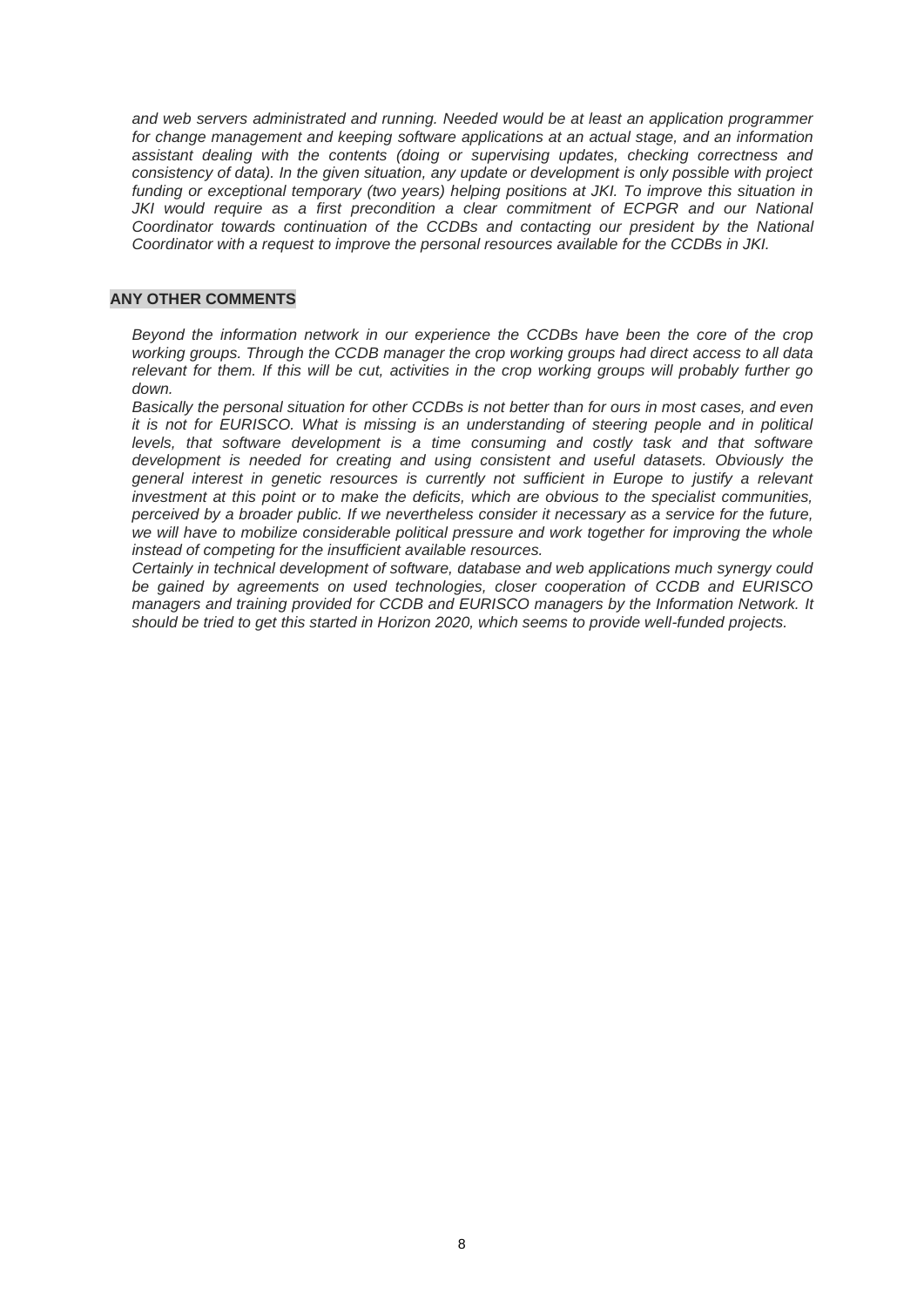*and web servers administrated and running. Needed would be at least an application programmer for change management and keeping software applications at an actual stage, and an information assistant dealing with the contents (doing or supervising updates, checking correctness and consistency of data). In the given situation, any update or development is only possible with project funding or exceptional temporary (two years) helping positions at JKI. To improve this situation in JKI would require as a first precondition a clear commitment of ECPGR and our National Coordinator towards continuation of the CCDBs and contacting our president by the National Coordinator with a request to improve the personal resources available for the CCDBs in JKI.*

## ANY OTHER COMMENTS

*Beyond the information network in our experience the CCDBs have been the core of the crop working groups. Through the CCDB manager the crop working groups had direct access to all data relevant for them. If this will be cut, activities in the crop working groups will probably further go down.*

*Basically the personal situation for other CCDBs is not better than for ours in most cases, and even it is not for EURISCO. What is missing is an understanding of steering people and in political levels, that software development is a time consuming and costly task and that software development is needed for creating and using consistent and useful datasets. Obviously the general interest in genetic resources is currently not sufficient in Europe to justify a relevant investment at this point or to make the deficits, which are obvious to the specialist communities, perceived by a broader public. If we nevertheless consider it necessary as a service for the future, we will have to mobilize considerable political pressure and work together for improving the whole instead of competing for the insufficient available resources.*

*Certainly in technical development of software, database and web applications much synergy could be gained by agreements on used technologies, closer cooperation of CCDB and EURISCO managers and training provided for CCDB and EURISCO managers by the Information Network. It should be tried to get this started in Horizon 2020, which seems to provide well-funded projects.*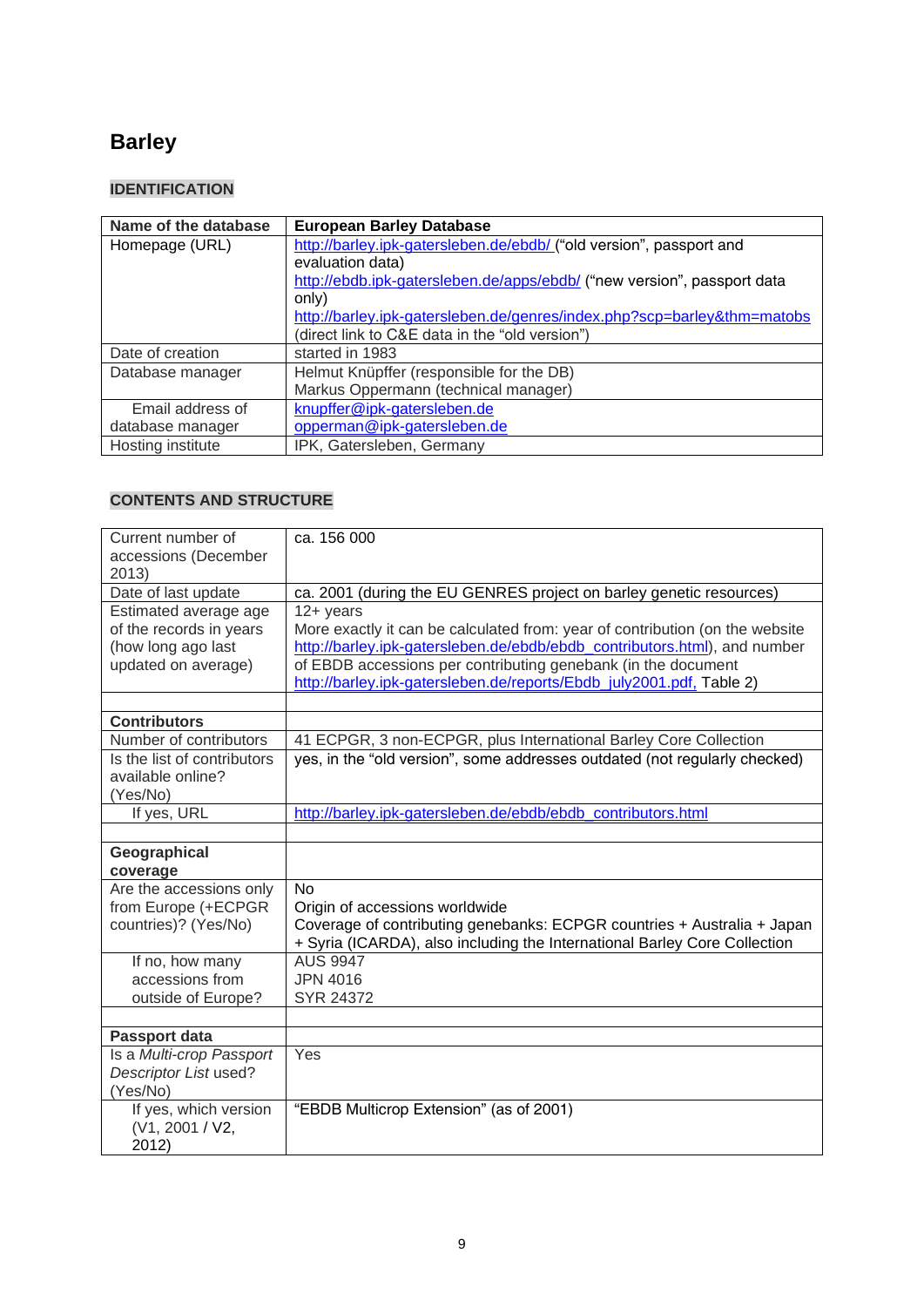# Barley

## IDENTIFICATION

| Name of the database | European Barley Database |
|---|---|
| Homepage (URL) | http://barley.ipk-gatersleben.de/ebdb/ ("old version", passport and evaluation data)<br>http://ebdb.ipk-gatersleben.de/apps/ebdb/ ("new version", passport data only)<br>http://barley.ipk-gatersleben.de/genres/index.php?scp=barley&thm=matobs (direct link to C&E data in the "old version") |
| Date of creation | started in 1983 |
| Database manager | Helmut Knüpffer (responsible for the DB)<br>Markus Oppermann (technical manager) |
| Email address of database manager | knupffer@ipk-gatersleben.de<br>opperman@ipk-gatersleben.de |
| Hosting institute | IPK, Gatersleben, Germany |

## CONTENTS AND STRUCTURE

| Current number of accessions (December 2013) | ca. 156 000 |
|---|---|
| Date of last update | ca. 2001 (during the EU GENRES project on barley genetic resources) |
| Estimated average age of the records in years (how long ago last updated on average) | 12+ years<br>More exactly it can be calculated from: year of contribution (on the website http://barley.ipk-gatersleben.de/ebdb/ebdb_contributors.html), and number of EBDB accessions per contributing genebank (in the document http://barley.ipk-gatersleben.de/reports/Ebdb_july2001.pdf, Table 2) |
| | |
| **Contributors** | |
| Number of contributors | 41 ECPGR, 3 non-ECPGR, plus International Barley Core Collection |
| Is the list of contributors available online? (Yes/No) | yes, in the "old version", some addresses outdated (not regularly checked) |
| If yes, URL | http://barley.ipk-gatersleben.de/ebdb/ebdb_contributors.html |
| | |
| **Geographical coverage** | |
| Are the accessions only from Europe (+ECPGR countries)? (Yes/No) | No<br>Origin of accessions worldwide<br>Coverage of contributing genebanks: ECPGR countries + Australia + Japan + Syria (ICARDA), also including the International Barley Core Collection |
| If no, how many accessions from outside of Europe? | AUS 9947<br>JPN 4016<br>SYR 24372 |
| | |
| **Passport data** | |
| Is a *Multi-crop Passport Descriptor List* used? (Yes/No) | Yes |
| If yes, which version (V1, 2001 / V2, 2012) | "EBDB Multicrop Extension" (as of 2001) |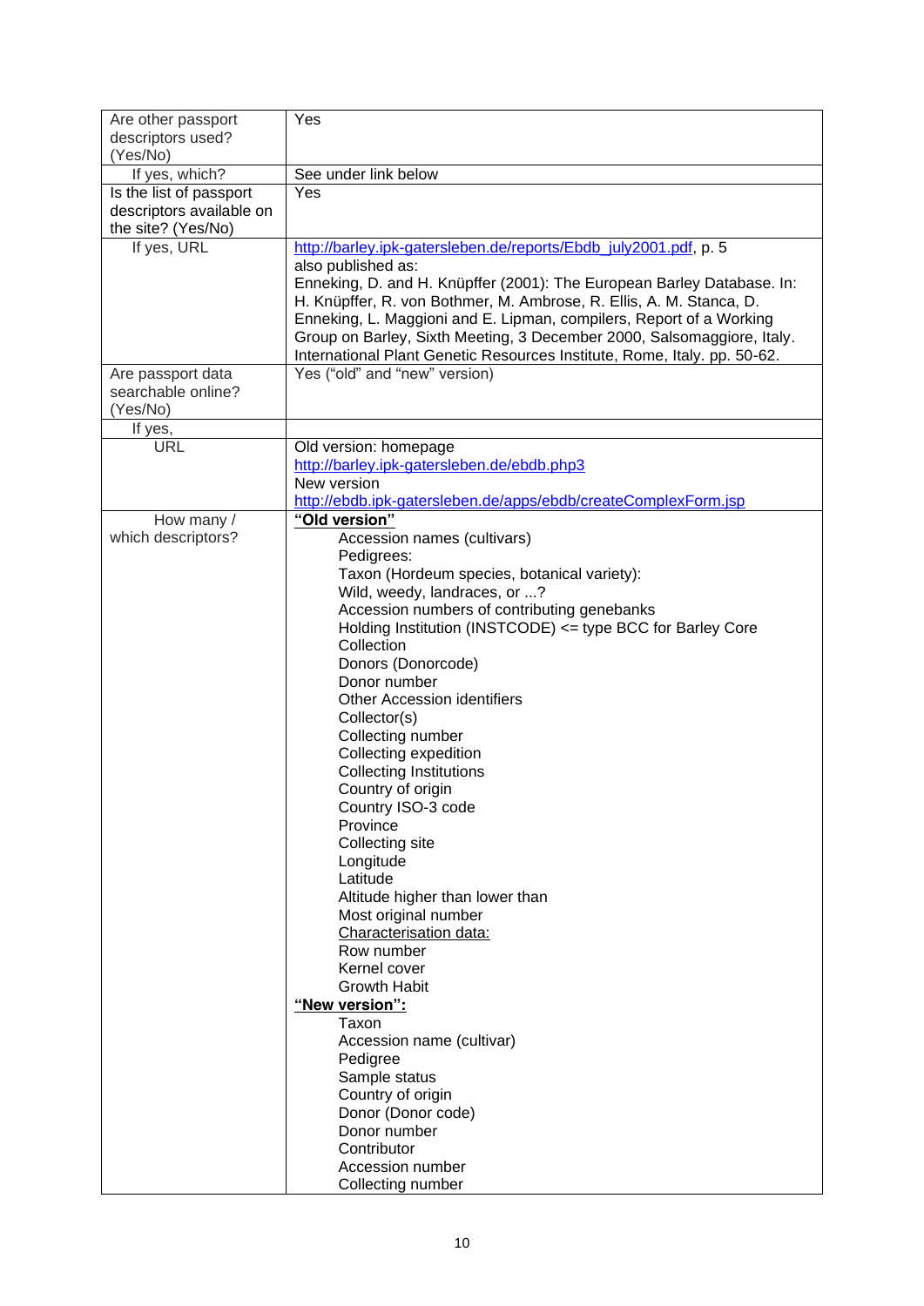| | |
|---|---|
| Are other passport descriptors used? (Yes/No) | Yes |
| If yes, which? | See under link below |
| Is the list of passport descriptors available on the site? (Yes/No) | Yes |
| If yes, URL | http://barley.ipk-gatersleben.de/reports/Ebdb_july2001.pdf, p. 5<br>also published as:<br>Enneking, D. and H. Knüpffer (2001): The European Barley Database. In: H. Knüpffer, R. von Bothmer, M. Ambrose, R. Ellis, A. M. Stanca, D. Enneking, L. Maggioni and E. Lipman, compilers, Report of a Working Group on Barley, Sixth Meeting, 3 December 2000, Salsomaggiore, Italy. International Plant Genetic Resources Institute, Rome, Italy. pp. 50-62. |
| Are passport data searchable online? (Yes/No) | Yes ("old" and "new" version) |
| If yes, | |
| URL | Old version: homepage<br>http://barley.ipk-gatersleben.de/ebdb.php3<br>New version<br>http://ebdb.ipk-gatersleben.de/apps/ebdb/createComplexForm.jsp |
| How many / which descriptors? | **"Old version"**<br>Accession names (cultivars)<br>Pedigrees:<br>Taxon (Hordeum species, botanical variety):<br>Wild, weedy, landraces, or ...?<br>Accession numbers of contributing genebanks<br>Holding Institution (INSTCODE) <= type BCC for Barley Core Collection<br>Donors (Donorcode)<br>Donor number<br>Other Accession identifiers<br>Collector(s)<br>Collecting number<br>Collecting expedition<br>Collecting Institutions<br>Country of origin<br>Country ISO-3 code<br>Province<br>Collecting site<br>Longitude<br>Latitude<br>Altitude higher than lower than<br>Most original number<br>Characterisation data:<br>Row number<br>Kernel cover<br>Growth Habit<br>**"New version":**<br>Taxon<br>Accession name (cultivar)<br>Pedigree<br>Sample status<br>Country of origin<br>Donor (Donor code)<br>Donor number<br>Contributor<br>Accession number<br>Collecting number |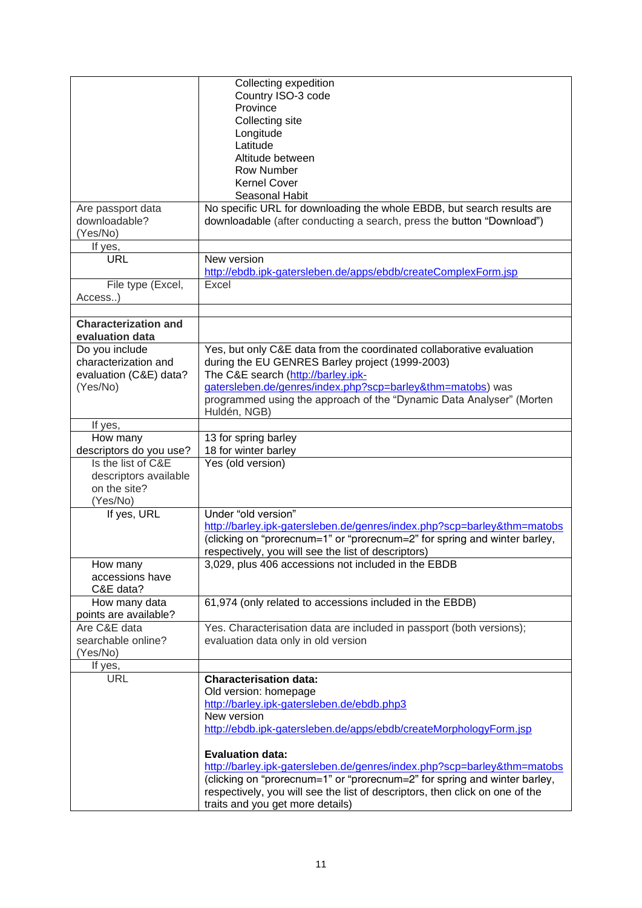| | |
|---|---|
| | Collecting expedition<br>Country ISO-3 code<br>Province<br>Collecting site<br>Longitude<br>Latitude<br>Altitude between<br>Row Number<br>Kernel Cover<br>Seasonal Habit |
| Are passport data downloadable? (Yes/No) | No specific URL for downloading the whole EBDB, but search results are downloadable (after conducting a search, press the button "Download") |
| If yes, | |
| URL | New version<br>http://ebdb.ipk-gatersleben.de/apps/ebdb/createComplexForm.jsp |
| File type (Excel, Access..) | Excel |
| | |
| **Characterization and evaluation data** | |
| Do you include characterization and evaluation (C&E) data? (Yes/No) | Yes, but only C&E data from the coordinated collaborative evaluation during the EU GENRES Barley project (1999-2003)<br>The C&E search (http://barley.ipk-gatersleben.de/genres/index.php?scp=barley&thm=matobs) was programmed using the approach of the "Dynamic Data Analyser" (Morten Huldén, NGB) |
| If yes, | |
| How many descriptors do you use? | 13 for spring barley<br>18 for winter barley |
| Is the list of C&E descriptors available on the site? (Yes/No) | Yes (old version) |
| If yes, URL | Under "old version"<br>http://barley.ipk-gatersleben.de/genres/index.php?scp=barley&thm=matobs<br>(clicking on "prorecnum=1" or "prorecnum=2" for spring and winter barley, respectively, you will see the list of descriptors) |
| How many accessions have C&E data? | 3,029, plus 406 accessions not included in the EBDB |
| How many data points are available? | 61,974 (only related to accessions included in the EBDB) |
| Are C&E data searchable online? (Yes/No) | Yes. Characterisation data are included in passport (both versions); evaluation data only in old version |
| If yes, | |
| URL | **Characterisation data:**<br>Old version: homepage<br>http://barley.ipk-gatersleben.de/ebdb.php3<br>New version<br>http://ebdb.ipk-gatersleben.de/apps/ebdb/createMorphologyForm.jsp<br><br>**Evaluation data:**<br>http://barley.ipk-gatersleben.de/genres/index.php?scp=barley&thm=matobs<br>(clicking on "prorecnum=1" or "prorecnum=2" for spring and winter barley, respectively, you will see the list of descriptors, then click on one of the traits and you get more details) |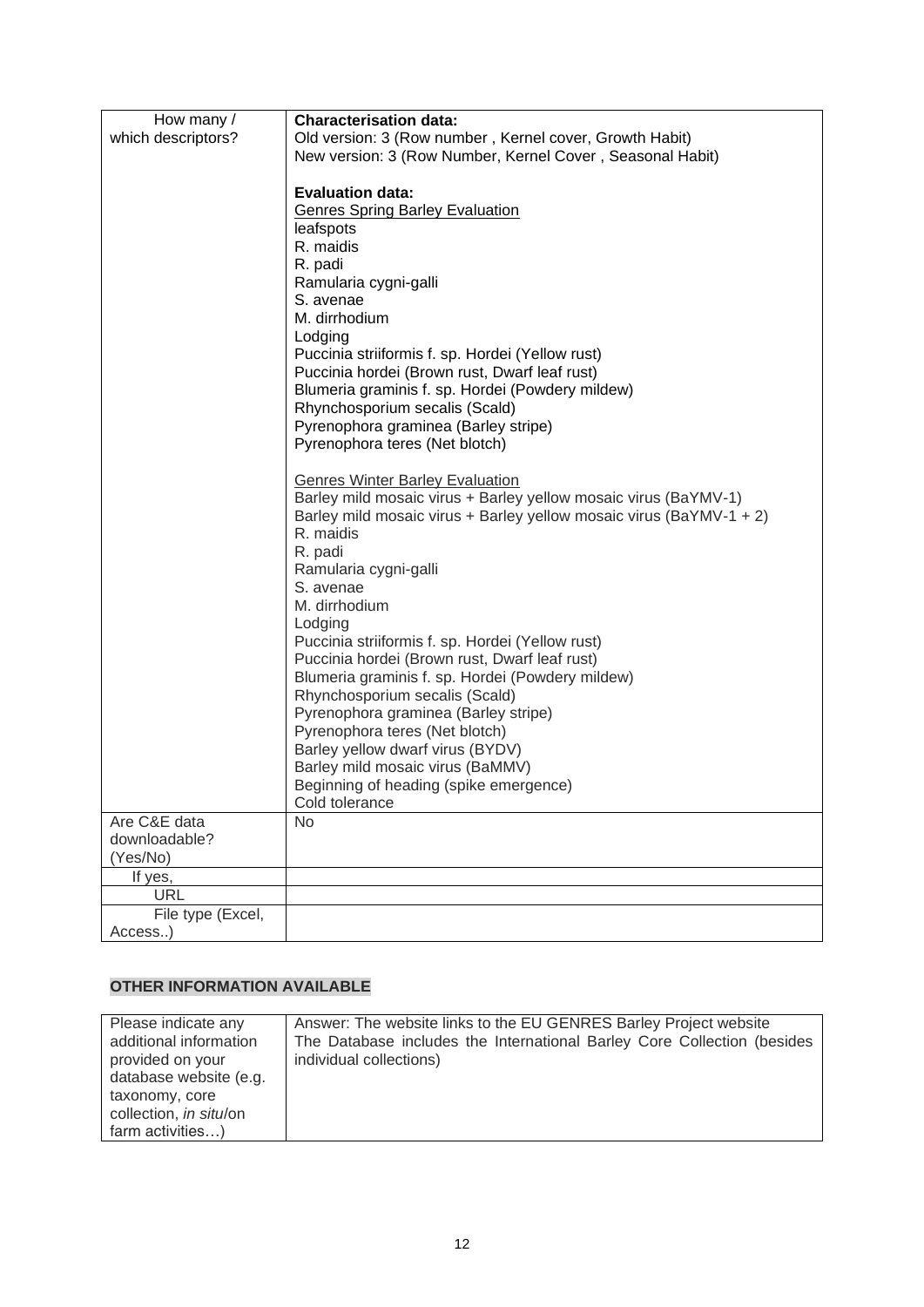| How many / which descriptors? | **Characterisation data:**<br>Old version: 3 (Row number , Kernel cover, Growth Habit)<br>New version: 3 (Row Number, Kernel Cover , Seasonal Habit)<br><br>**Evaluation data:**<br><u>Genres Spring Barley Evaluation</u><br>leafspots<br>R. maidis<br>R. padi<br>Ramularia cygni-galli<br>S. avenae<br>M. dirrhodium<br>Lodging<br>Puccinia striiformis f. sp. Hordei (Yellow rust)<br>Puccinia hordei (Brown rust, Dwarf leaf rust)<br>Blumeria graminis f. sp. Hordei (Powdery mildew)<br>Rhynchosporium secalis (Scald)<br>Pyrenophora graminea (Barley stripe)<br>Pyrenophora teres (Net blotch)<br><br><u>Genres Winter Barley Evaluation</u><br>Barley mild mosaic virus + Barley yellow mosaic virus (BaYMV-1)<br>Barley mild mosaic virus + Barley yellow mosaic virus (BaYMV-1 + 2)<br>R. maidis<br>R. padi<br>Ramularia cygni-galli<br>S. avenae<br>M. dirrhodium<br>Lodging<br>Puccinia striiformis f. sp. Hordei (Yellow rust)<br>Puccinia hordei (Brown rust, Dwarf leaf rust)<br>Blumeria graminis f. sp. Hordei (Powdery mildew)<br>Rhynchosporium secalis (Scald)<br>Pyrenophora graminea (Barley stripe)<br>Pyrenophora teres (Net blotch)<br>Barley yellow dwarf virus (BYDV)<br>Barley mild mosaic virus (BaMMV)<br>Beginning of heading (spike emergence)<br>Cold tolerance |
|---|---|
| Are C&E data downloadable? (Yes/No) | No |
| If yes, | |
| URL | |
| File type (Excel, Access..) | |

## OTHER INFORMATION AVAILABLE

| Please indicate any additional information provided on your database website (e.g. taxonomy, core collection, *in situ*/on farm activities…) | Answer: The website links to the EU GENRES Barley Project website<br>The Database includes the International Barley Core Collection (besides individual collections) |
|---|---|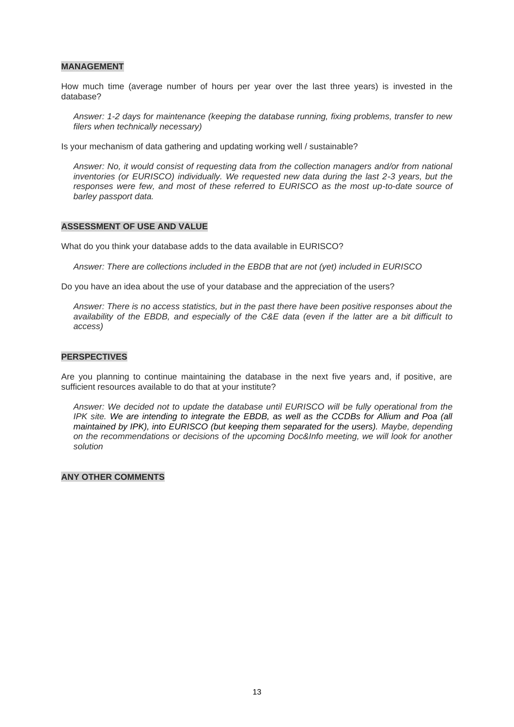## MANAGEMENT

How much time (average number of hours per year over the last three years) is invested in the database?

*Answer: 1-2 days for maintenance (keeping the database running, fixing problems, transfer to new filers when technically necessary)*

Is your mechanism of data gathering and updating working well / sustainable?

*Answer: No, it would consist of requesting data from the collection managers and/or from national inventories (or EURISCO) individually. We requested new data during the last 2-3 years, but the responses were few, and most of these referred to EURISCO as the most up-to-date source of barley passport data.*

## ASSESSMENT OF USE AND VALUE

What do you think your database adds to the data available in EURISCO?

*Answer: There are collections included in the EBDB that are not (yet) included in EURISCO*

Do you have an idea about the use of your database and the appreciation of the users?

*Answer: There is no access statistics, but in the past there have been positive responses about the availability of the EBDB, and especially of the C&E data (even if the latter are a bit difficult to access)*

## PERSPECTIVES

Are you planning to continue maintaining the database in the next five years and, if positive, are sufficient resources available to do that at your institute?

*Answer: We decided not to update the database until EURISCO will be fully operational from the IPK site. We are intending to integrate the EBDB, as well as the CCDBs for Allium and Poa (all maintained by IPK), into EURISCO (but keeping them separated for the users). Maybe, depending on the recommendations or decisions of the upcoming Doc&Info meeting, we will look for another solution*

## ANY OTHER COMMENTS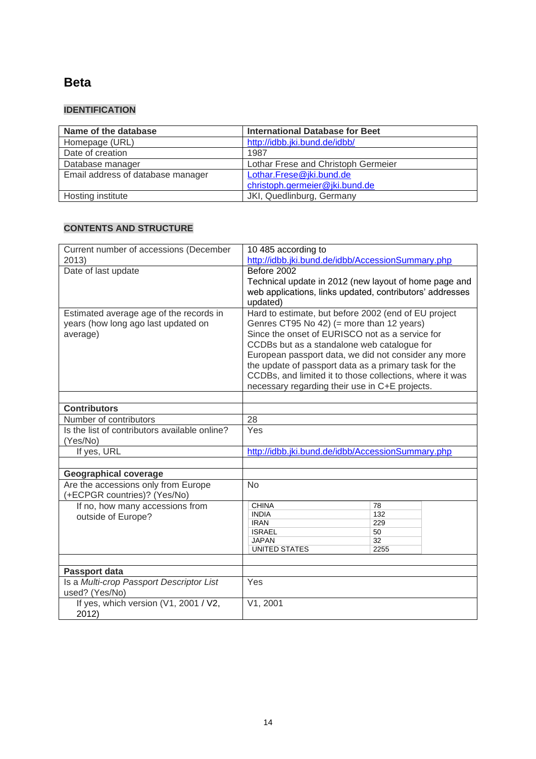# Beta

## IDENTIFICATION

| Name of the database | International Database for Beet |
|---|---|
| Homepage (URL) | http://idbb.jki.bund.de/idbb/ |
| Date of creation | 1987 |
| Database manager | Lothar Frese and Christoph Germeier |
| Email address of database manager | Lothar.Frese@jki.bund.de<br>christoph.germeier@jki.bund.de |
| Hosting institute | JKI, Quedlinburg, Germany |

## CONTENTS AND STRUCTURE

| | |
|---|---|
| Current number of accessions (December 2013) | 10 485 according to http://idbb.jki.bund.de/idbb/AccessionSummary.php |
| Date of last update | Before 2002<br>Technical update in 2012 (new layout of home page and web applications, links updated, contributors' addresses updated) |
| Estimated average age of the records in years (how long ago last updated on average) | Hard to estimate, but before 2002 (end of EU project Genres CT95 No 42) (= more than 12 years)<br>Since the onset of EURISCO not as a service for CCDBs but as a standalone web catalogue for European passport data, we did not consider any more the update of passport data as a primary task for the CCDBs, and limited it to those collections, where it was necessary regarding their use in C+E projects. |
| | |
| **Contributors** | |
| Number of contributors | 28 |
| Is the list of contributors available online? (Yes/No) | Yes |
| If yes, URL | http://idbb.jki.bund.de/idbb/AccessionSummary.php |
| | |
| **Geographical coverage** | |
| Are the accessions only from Europe (+ECPGR countries)? (Yes/No) | No |
| If no, how many accessions from outside of Europe? | CHINA 78<br>INDIA 132<br>IRAN 229<br>ISRAEL 50<br>JAPAN 32<br>UNITED STATES 2255 |
| | |
| **Passport data** | |
| Is a *Multi-crop Passport Descriptor List* used? (Yes/No) | Yes |
| If yes, which version (V1, 2001 / V2, 2012) | V1, 2001 |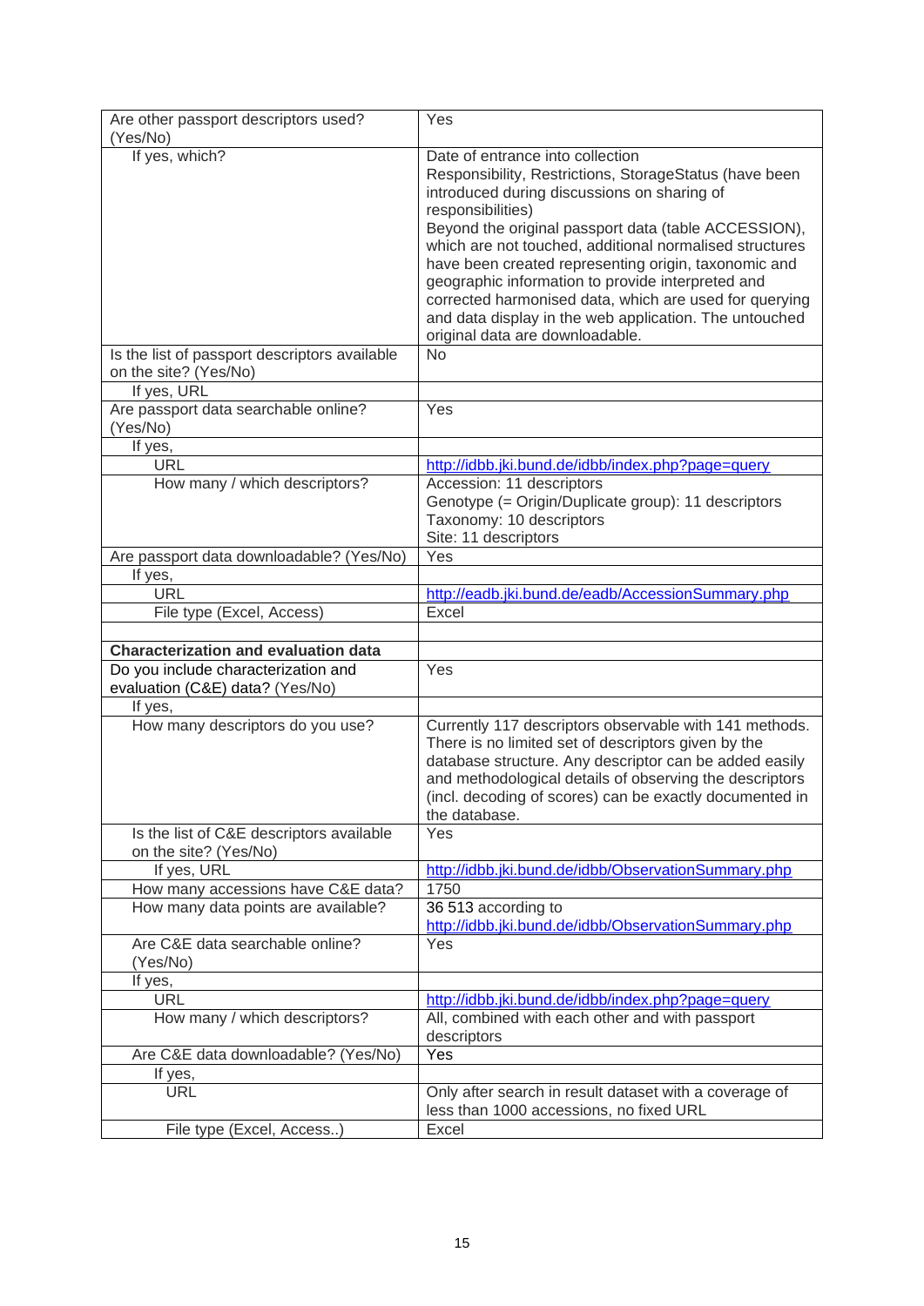| | |
|---|---|
| Are other passport descriptors used? (Yes/No) | Yes |
| If yes, which? | Date of entrance into collection<br>Responsibility, Restrictions, StorageStatus (have been introduced during discussions on sharing of responsibilities)<br>Beyond the original passport data (table ACCESSION), which are not touched, additional normalised structures have been created representing origin, taxonomic and geographic information to provide interpreted and corrected harmonised data, which are used for querying and data display in the web application. The untouched original data are downloadable. |
| Is the list of passport descriptors available on the site? (Yes/No) | No |
| If yes, URL | |
| Are passport data searchable online? (Yes/No) | Yes |
| If yes, | |
| URL | http://idbb.jki.bund.de/idbb/index.php?page=query |
| How many / which descriptors? | Accession: 11 descriptors<br>Genotype (= Origin/Duplicate group): 11 descriptors<br>Taxonomy: 10 descriptors<br>Site: 11 descriptors |
| Are passport data downloadable? (Yes/No) | Yes |
| If yes, | |
| URL | http://eadb.jki.bund.de/eadb/AccessionSummary.php |
| File type (Excel, Access) | Excel |
| | |
| **Characterization and evaluation data** | |
| Do you include characterization and evaluation (C&E) data? (Yes/No) | Yes |
| If yes, | |
| How many descriptors do you use? | Currently 117 descriptors observable with 141 methods. There is no limited set of descriptors given by the database structure. Any descriptor can be added easily and methodological details of observing the descriptors (incl. decoding of scores) can be exactly documented in the database. |
| Is the list of C&E descriptors available on the site? (Yes/No) | Yes |
| If yes, URL | http://idbb.jki.bund.de/idbb/ObservationSummary.php |
| How many accessions have C&E data? | 1750 |
| How many data points are available? | 36 513 according to http://idbb.jki.bund.de/idbb/ObservationSummary.php |
| Are C&E data searchable online? (Yes/No) | Yes |
| If yes, | |
| URL | http://idbb.jki.bund.de/idbb/index.php?page=query |
| How many / which descriptors? | All, combined with each other and with passport descriptors |
| Are C&E data downloadable? (Yes/No) | Yes |
| If yes, | |
| URL | Only after search in result dataset with a coverage of less than 1000 accessions, no fixed URL |
| File type (Excel, Access..) | Excel |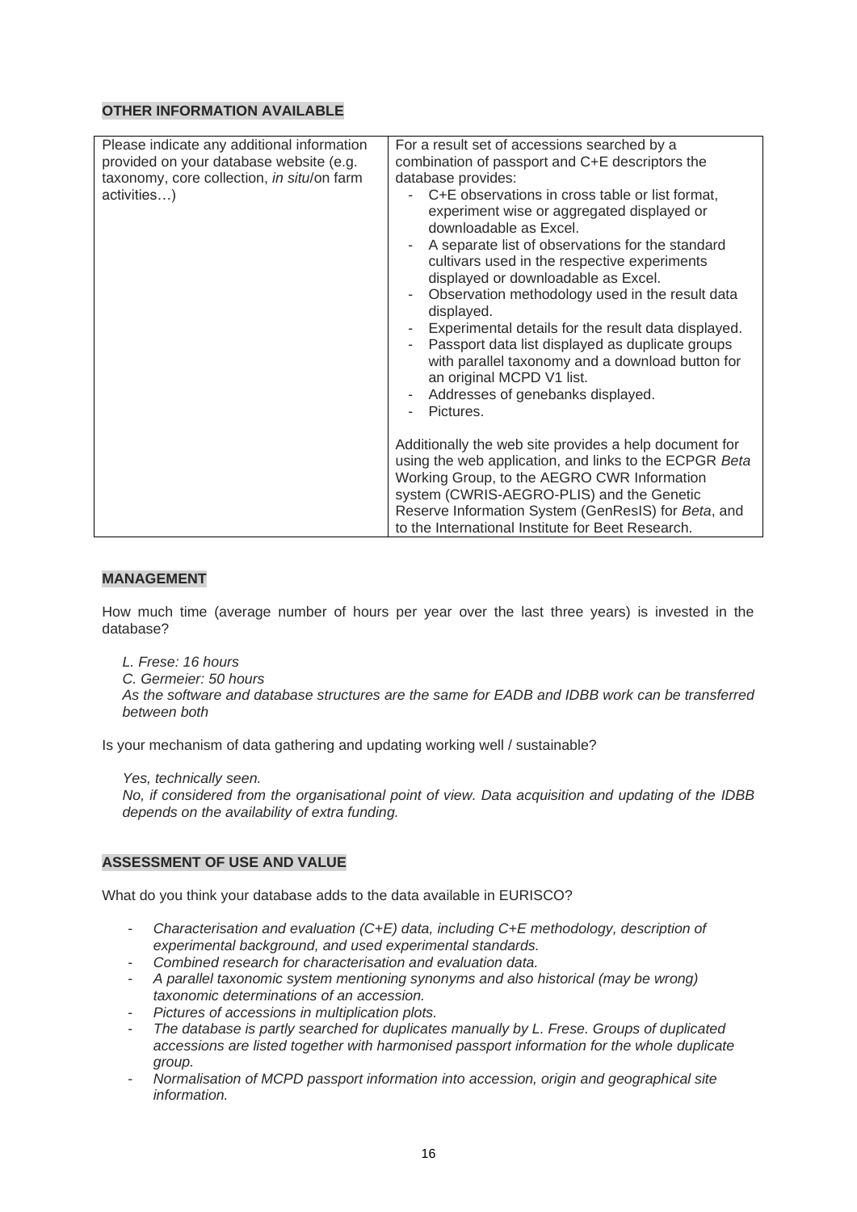**OTHER INFORMATION AVAILABLE**

| Please indicate any additional information provided on your database website (e.g. taxonomy, core collection, *in situ*/on farm activities…) | For a result set of accessions searched by a combination of passport and C+E descriptors the database provides:<br>- C+E observations in cross table or list format, experiment wise or aggregated displayed or downloadable as Excel.<br>- A separate list of observations for the standard cultivars used in the respective experiments displayed or downloadable as Excel.<br>- Observation methodology used in the result data displayed.<br>- Experimental details for the result data displayed.<br>- Passport data list displayed as duplicate groups with parallel taxonomy and a download button for an original MCPD V1 list.<br>- Addresses of genebanks displayed.<br>- Pictures.<br><br>Additionally the web site provides a help document for using the web application, and links to the ECPGR *Beta* Working Group, to the AEGRO CWR Information system (CWRIS-AEGRO-PLIS) and the Genetic Reserve Information System (GenResIS) for *Beta*, and to the International Institute for Beet Research. |
|---|---|

**MANAGEMENT**

How much time (average number of hours per year over the last three years) is invested in the database?

*L. Frese: 16 hours*
*C. Germeier: 50 hours*
*As the software and database structures are the same for EADB and IDBB work can be transferred between both*

Is your mechanism of data gathering and updating working well / sustainable?

*Yes, technically seen.*
*No, if considered from the organisational point of view. Data acquisition and updating of the IDBB depends on the availability of extra funding.*

**ASSESSMENT OF USE AND VALUE**

What do you think your database adds to the data available in EURISCO?

- *Characterisation and evaluation (C+E) data, including C+E methodology, description of experimental background, and used experimental standards.*
- *Combined research for characterisation and evaluation data.*
- *A parallel taxonomic system mentioning synonyms and also historical (may be wrong) taxonomic determinations of an accession.*
- *Pictures of accessions in multiplication plots.*
- *The database is partly searched for duplicates manually by L. Frese. Groups of duplicated accessions are listed together with harmonised passport information for the whole duplicate group.*
- *Normalisation of MCPD passport information into accession, origin and geographical site information.*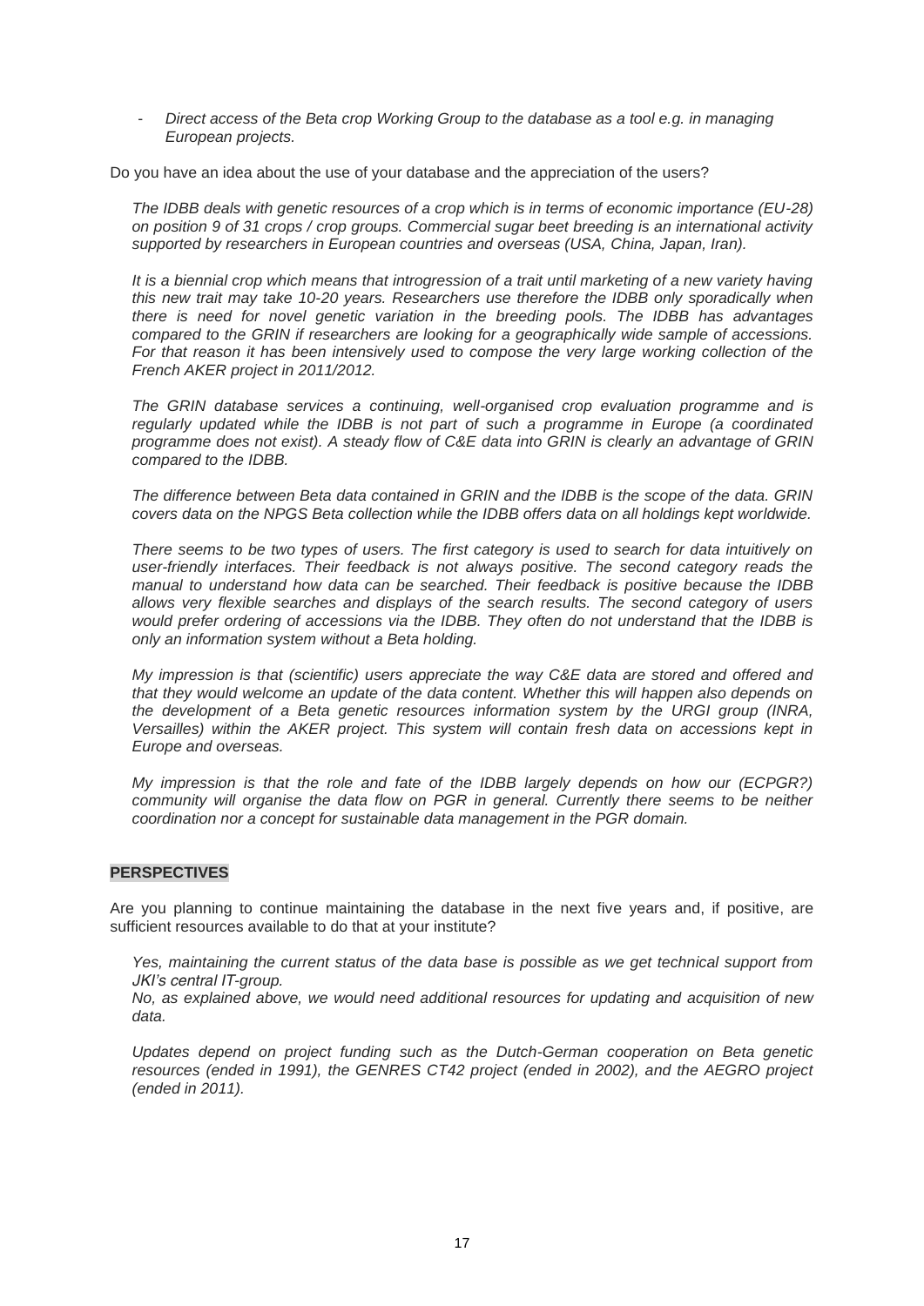- *Direct access of the Beta crop Working Group to the database as a tool e.g. in managing European projects.*

Do you have an idea about the use of your database and the appreciation of the users?

*The IDBB deals with genetic resources of a crop which is in terms of economic importance (EU-28) on position 9 of 31 crops / crop groups. Commercial sugar beet breeding is an international activity supported by researchers in European countries and overseas (USA, China, Japan, Iran).*

*It is a biennial crop which means that introgression of a trait until marketing of a new variety having this new trait may take 10-20 years. Researchers use therefore the IDBB only sporadically when there is need for novel genetic variation in the breeding pools. The IDBB has advantages compared to the GRIN if researchers are looking for a geographically wide sample of accessions. For that reason it has been intensively used to compose the very large working collection of the French AKER project in 2011/2012.*

*The GRIN database services a continuing, well-organised crop evaluation programme and is regularly updated while the IDBB is not part of such a programme in Europe (a coordinated programme does not exist). A steady flow of C&E data into GRIN is clearly an advantage of GRIN compared to the IDBB.*

*The difference between Beta data contained in GRIN and the IDBB is the scope of the data. GRIN covers data on the NPGS Beta collection while the IDBB offers data on all holdings kept worldwide.*

*There seems to be two types of users. The first category is used to search for data intuitively on user-friendly interfaces. Their feedback is not always positive. The second category reads the manual to understand how data can be searched. Their feedback is positive because the IDBB allows very flexible searches and displays of the search results. The second category of users would prefer ordering of accessions via the IDBB. They often do not understand that the IDBB is only an information system without a Beta holding.*

*My impression is that (scientific) users appreciate the way C&E data are stored and offered and that they would welcome an update of the data content. Whether this will happen also depends on the development of a Beta genetic resources information system by the URGI group (INRA, Versailles) within the AKER project. This system will contain fresh data on accessions kept in Europe and overseas.*

*My impression is that the role and fate of the IDBB largely depends on how our (ECPGR?) community will organise the data flow on PGR in general. Currently there seems to be neither coordination nor a concept for sustainable data management in the PGR domain.*

**PERSPECTIVES**

Are you planning to continue maintaining the database in the next five years and, if positive, are sufficient resources available to do that at your institute?

*Yes, maintaining the current status of the data base is possible as we get technical support from JKI's central IT-group.*
*No, as explained above, we would need additional resources for updating and acquisition of new data.*

*Updates depend on project funding such as the Dutch-German cooperation on Beta genetic resources (ended in 1991), the GENRES CT42 project (ended in 2002), and the AEGRO project (ended in 2011).*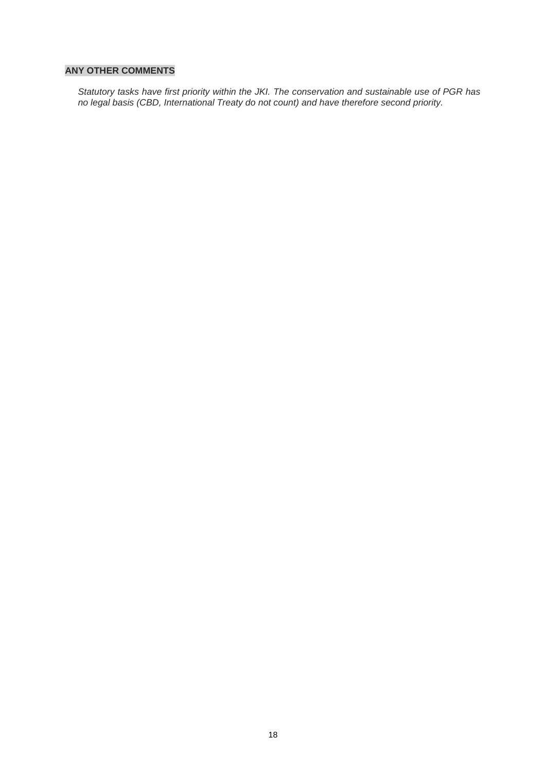**ANY OTHER COMMENTS**

*Statutory tasks have first priority within the JKI. The conservation and sustainable use of PGR has no legal basis (CBD, International Treaty do not count) and have therefore second priority.*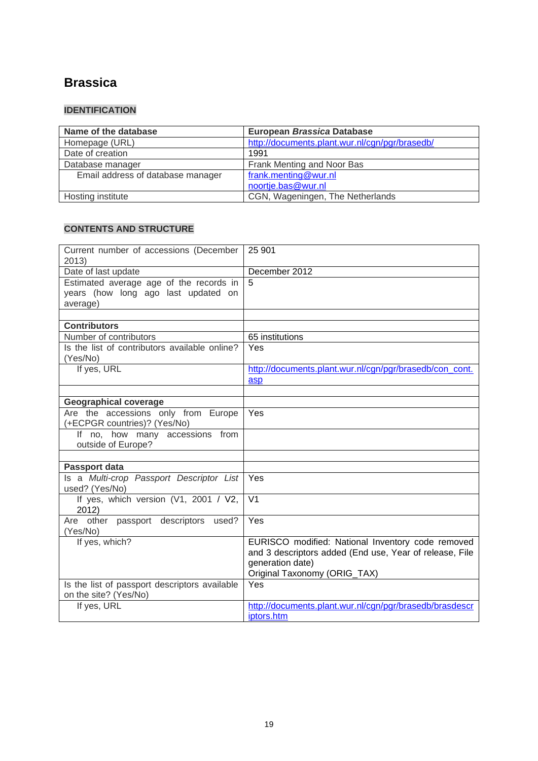## Brassica

### IDENTIFICATION

| **Name of the database** | **European *Brassica* Database** |
|---|---|
| Homepage (URL) | http://documents.plant.wur.nl/cgn/pgr/brasedb/ |
| Date of creation | 1991 |
| Database manager | Frank Menting and Noor Bas |
| Email address of database manager | frank.menting@wur.nl noortje.bas@wur.nl |
| Hosting institute | CGN, Wageningen, The Netherlands |

### CONTENTS AND STRUCTURE

| Current number of accessions (December 2013) | 25 901 |
|---|---|
| Date of last update | December 2012 |
| Estimated average age of the records in years (how long ago last updated on average) | 5 |
| | |
| **Contributors** | |
| Number of contributors | 65 institutions |
| Is the list of contributors available online? (Yes/No) | Yes |
| If yes, URL | http://documents.plant.wur.nl/cgn/pgr/brasedb/con_cont.asp |
| | |
| **Geographical coverage** | |
| Are the accessions only from Europe (+ECPGR countries)? (Yes/No) | Yes |
| If no, how many accessions from outside of Europe? | |
| | |
| **Passport data** | |
| Is a *Multi-crop Passport Descriptor List* used? (Yes/No) | Yes |
| If yes, which version (V1, 2001 / V2, 2012) | V1 |
| Are other passport descriptors used? (Yes/No) | Yes |
| If yes, which? | EURISCO modified: National Inventory code removed and 3 descriptors added (End use, Year of release, File generation date) Original Taxonomy (ORIG_TAX) |
| Is the list of passport descriptors available on the site? (Yes/No) | Yes |
| If yes, URL | http://documents.plant.wur.nl/cgn/pgr/brasedb/brasdescriptors.htm |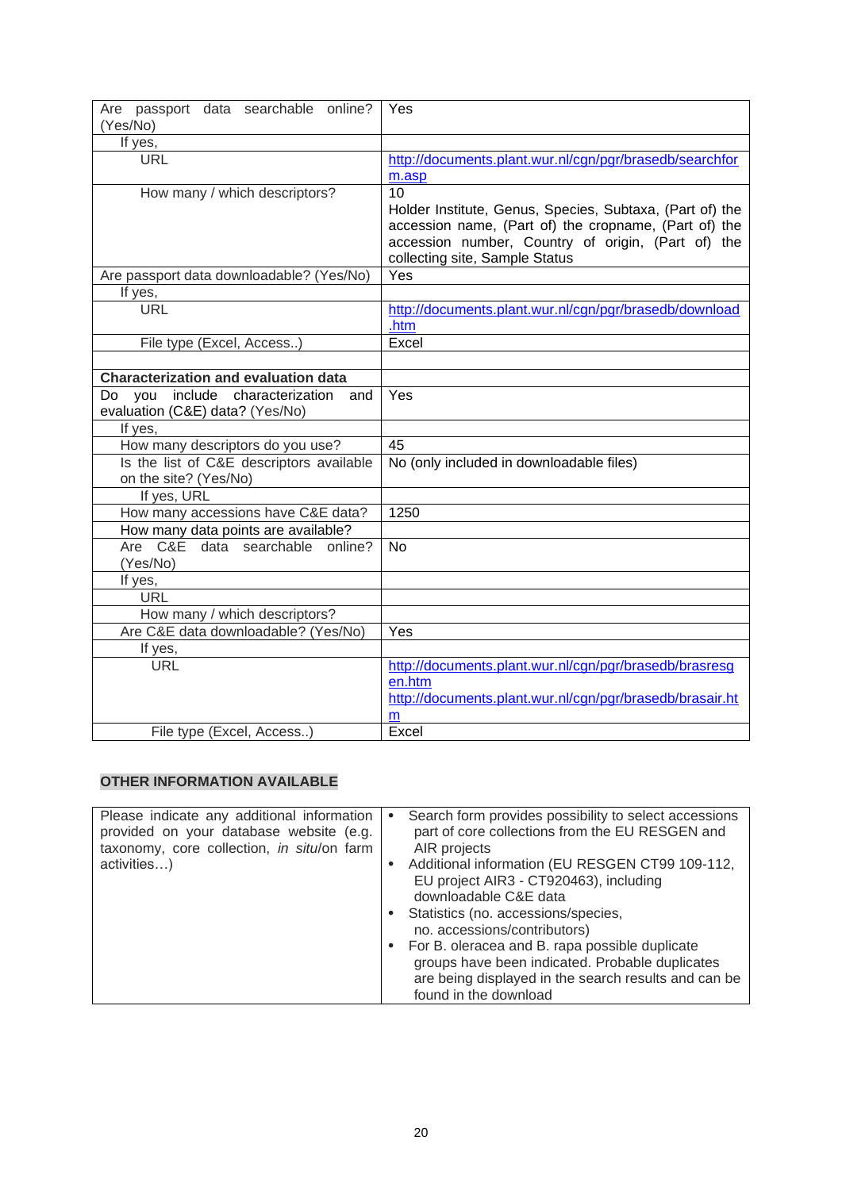| | |
|---|---|
| Are passport data searchable online? (Yes/No) | Yes |
| If yes, | |
| URL | http://documents.plant.wur.nl/cgn/pgr/brasedb/searchform.asp |
| How many / which descriptors? | 10<br>Holder Institute, Genus, Species, Subtaxa, (Part of) the accession name, (Part of) the cropname, (Part of) the accession number, Country of origin, (Part of) the collecting site, Sample Status |
| Are passport data downloadable? (Yes/No) | Yes |
| If yes, | |
| URL | http://documents.plant.wur.nl/cgn/pgr/brasedb/download.htm |
| File type (Excel, Access..) | Excel |
| | |
| **Characterization and evaluation data** | |
| Do you include characterization and evaluation (C&E) data? (Yes/No) | Yes |
| If yes, | |
| How many descriptors do you use? | 45 |
| Is the list of C&E descriptors available on the site? (Yes/No) | No (only included in downloadable files) |
| If yes, URL | |
| How many accessions have C&E data? | 1250 |
| How many data points are available? | |
| Are C&E data searchable online? (Yes/No) | No |
| If yes, | |
| URL | |
| How many / which descriptors? | |
| Are C&E data downloadable? (Yes/No) | Yes |
| If yes, | |
| URL | http://documents.plant.wur.nl/cgn/pgr/brasedb/brasresgen.htm<br>http://documents.plant.wur.nl/cgn/pgr/brasedb/brasair.htm |
| File type (Excel, Access..) | Excel |

**OTHER INFORMATION AVAILABLE**

| | |
|---|---|
| Please indicate any additional information provided on your database website (e.g. taxonomy, core collection, *in situ*/on farm activities…) | • Search form provides possibility to select accessions part of core collections from the EU RESGEN and AIR projects<br>• Additional information (EU RESGEN CT99 109-112, EU project AIR3 - CT920463), including downloadable C&E data<br>• Statistics (no. accessions/species, no. accessions/contributors)<br>• For B. oleracea and B. rapa possible duplicate groups have been indicated. Probable duplicates are being displayed in the search results and can be found in the download |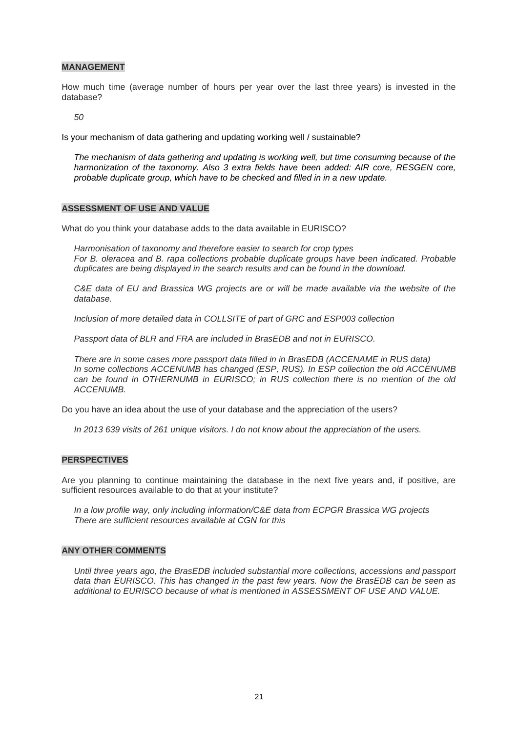**MANAGEMENT**

How much time (average number of hours per year over the last three years) is invested in the database?

*50*

Is your mechanism of data gathering and updating working well / sustainable?

*The mechanism of data gathering and updating is working well, but time consuming because of the harmonization of the taxonomy. Also 3 extra fields have been added: AIR core, RESGEN core, probable duplicate group, which have to be checked and filled in in a new update.*

**ASSESSMENT OF USE AND VALUE**

What do you think your database adds to the data available in EURISCO?

*Harmonisation of taxonomy and therefore easier to search for crop types*
*For B. oleracea and B. rapa collections probable duplicate groups have been indicated. Probable duplicates are being displayed in the search results and can be found in the download.*

*C&E data of EU and Brassica WG projects are or will be made available via the website of the database.*

*Inclusion of more detailed data in COLLSITE of part of GRC and ESP003 collection*

*Passport data of BLR and FRA are included in BrasEDB and not in EURISCO.*

*There are in some cases more passport data filled in in BrasEDB (ACCENAME in RUS data)*
*In some collections ACCENUMB has changed (ESP, RUS). In ESP collection the old ACCENUMB can be found in OTHERNUMB in EURISCO; in RUS collection there is no mention of the old ACCENUMB.*

Do you have an idea about the use of your database and the appreciation of the users?

*In 2013 639 visits of 261 unique visitors. I do not know about the appreciation of the users.*

**PERSPECTIVES**

Are you planning to continue maintaining the database in the next five years and, if positive, are sufficient resources available to do that at your institute?

*In a low profile way, only including information/C&E data from ECPGR Brassica WG projects*
*There are sufficient resources available at CGN for this*

**ANY OTHER COMMENTS**

*Until three years ago, the BrasEDB included substantial more collections, accessions and passport data than EURISCO. This has changed in the past few years. Now the BrasEDB can be seen as additional to EURISCO because of what is mentioned in ASSESSMENT OF USE AND VALUE.*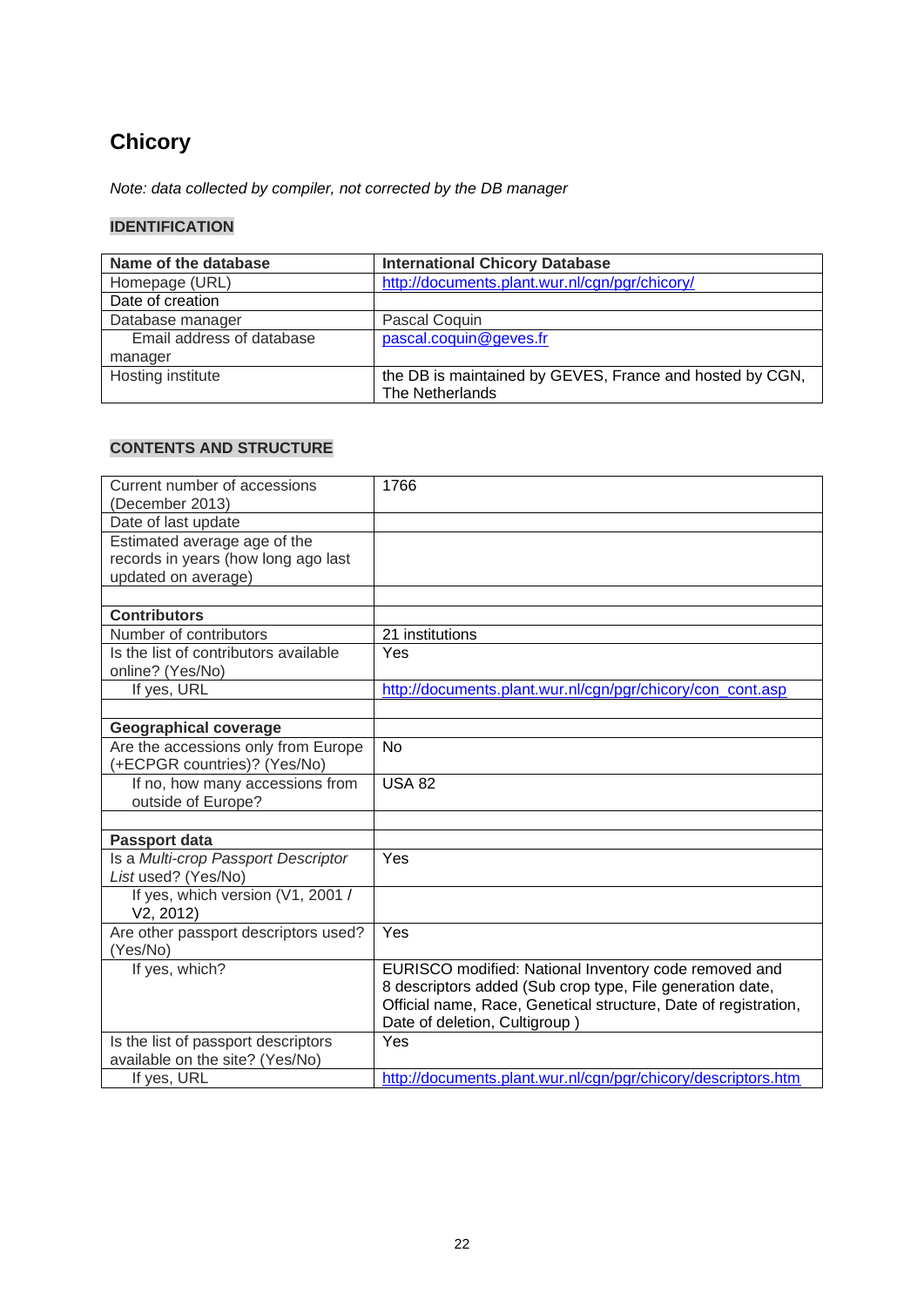## Chicory

*Note: data collected by compiler, not corrected by the DB manager*

### IDENTIFICATION

| **Name of the database** | **International Chicory Database** |
|---|---|
| Homepage (URL) | http://documents.plant.wur.nl/cgn/pgr/chicory/ |
| Date of creation | |
| Database manager | Pascal Coquin |
| Email address of database manager | pascal.coquin@geves.fr |
| Hosting institute | the DB is maintained by GEVES, France and hosted by CGN, The Netherlands |

### CONTENTS AND STRUCTURE

| Current number of accessions (December 2013) | 1766 |
|---|---|
| Date of last update | |
| Estimated average age of the records in years (how long ago last updated on average) | |
| | |
| **Contributors** | |
| Number of contributors | 21 institutions |
| Is the list of contributors available online? (Yes/No) | Yes |
| If yes, URL | http://documents.plant.wur.nl/cgn/pgr/chicory/con_cont.asp |
| | |
| **Geographical coverage** | |
| Are the accessions only from Europe (+ECPGR countries)? (Yes/No) | No |
| If no, how many accessions from outside of Europe? | USA 82 |
| | |
| **Passport data** | |
| Is a *Multi-crop Passport Descriptor List* used? (Yes/No) | Yes |
| If yes, which version (V1, 2001 / V2, 2012) | |
| Are other passport descriptors used? (Yes/No) | Yes |
| If yes, which? | EURISCO modified: National Inventory code removed and 8 descriptors added (Sub crop type, File generation date, Official name, Race, Genetical structure, Date of registration, Date of deletion, Cultigroup ) |
| Is the list of passport descriptors available on the site? (Yes/No) | Yes |
| If yes, URL | http://documents.plant.wur.nl/cgn/pgr/chicory/descriptors.htm |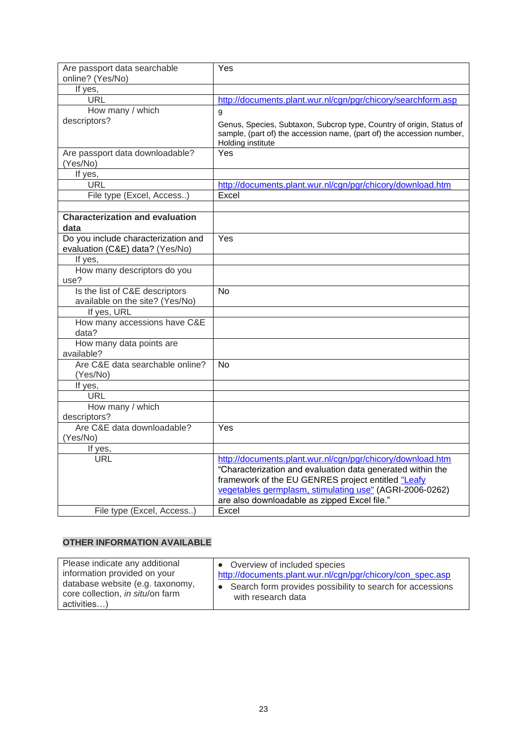| | |
|---|---|
| Are passport data searchable online? (Yes/No) | Yes |
| If yes, | |
| URL | http://documents.plant.wur.nl/cgn/pgr/chicory/searchform.asp |
| How many / which descriptors? | 9<br>Genus, Species, Subtaxon, Subcrop type, Country of origin, Status of sample, (part of) the accession name, (part of) the accession number, Holding institute |
| Are passport data downloadable? (Yes/No) | Yes |
| If yes, | |
| URL | http://documents.plant.wur.nl/cgn/pgr/chicory/download.htm |
| File type (Excel, Access..) | Excel |
| | |
| **Characterization and evaluation data** | |
| Do you include characterization and evaluation (C&E) data? (Yes/No) | Yes |
| If yes, | |
| How many descriptors do you use? | |
| Is the list of C&E descriptors available on the site? (Yes/No) | No |
| If yes, URL | |
| How many accessions have C&E data? | |
| How many data points are available? | |
| Are C&E data searchable online? (Yes/No) | No |
| If yes, | |
| URL | |
| How many / which descriptors? | |
| Are C&E data downloadable? (Yes/No) | Yes |
| If yes, | |
| URL | http://documents.plant.wur.nl/cgn/pgr/chicory/download.htm<br>"Characterization and evaluation data generated within the framework of the EU GENRES project entitled "Leafy vegetables germplasm, stimulating use" (AGRI-2006-0262) are also downloadable as zipped Excel file." |
| File type (Excel, Access..) | Excel |

**OTHER INFORMATION AVAILABLE**

| | |
|---|---|
| Please indicate any additional information provided on your database website (e.g. taxonomy, core collection, *in situ*/on farm activities…) | • Overview of included species http://documents.plant.wur.nl/cgn/pgr/chicory/con_spec.asp<br>• Search form provides possibility to search for accessions with research data |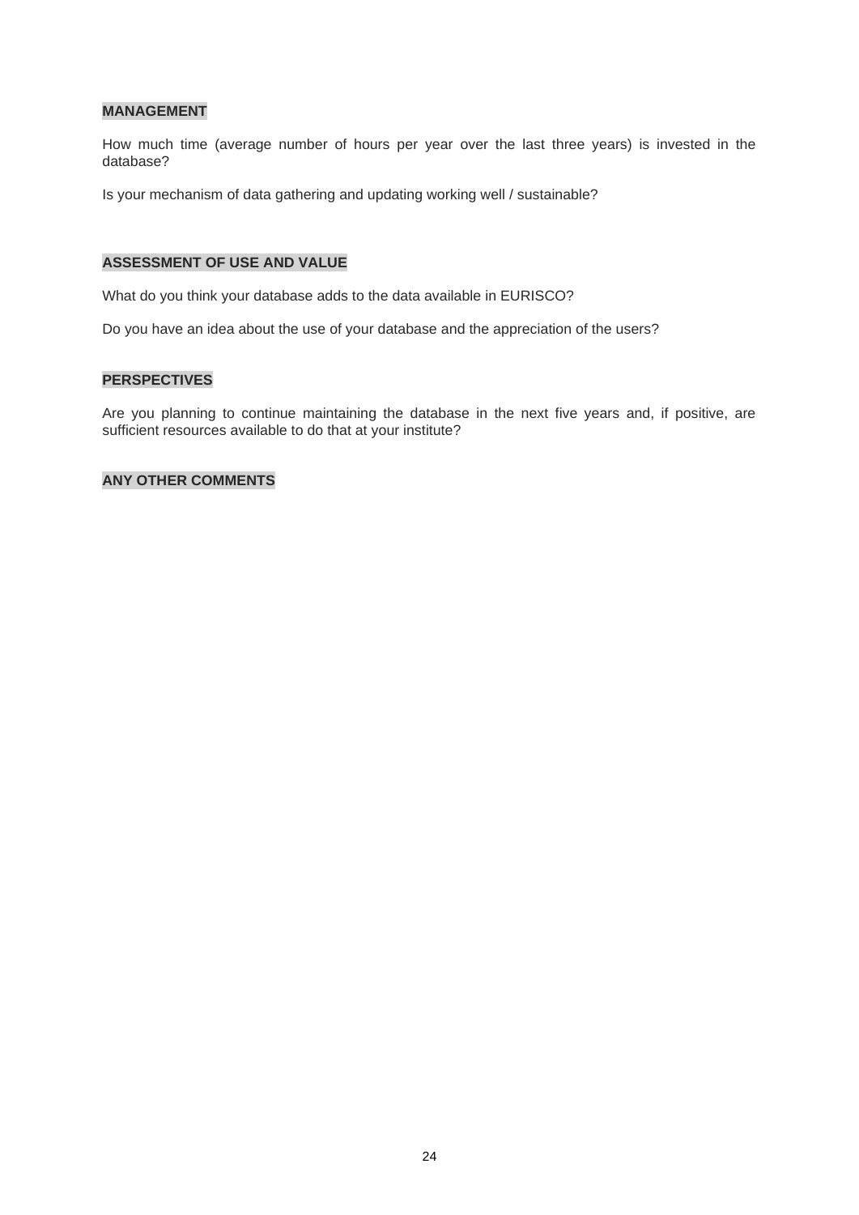**MANAGEMENT**

How much time (average number of hours per year over the last three years) is invested in the database?

Is your mechanism of data gathering and updating working well / sustainable?

**ASSESSMENT OF USE AND VALUE**

What do you think your database adds to the data available in EURISCO?

Do you have an idea about the use of your database and the appreciation of the users?

**PERSPECTIVES**

Are you planning to continue maintaining the database in the next five years and, if positive, are sufficient resources available to do that at your institute?

**ANY OTHER COMMENTS**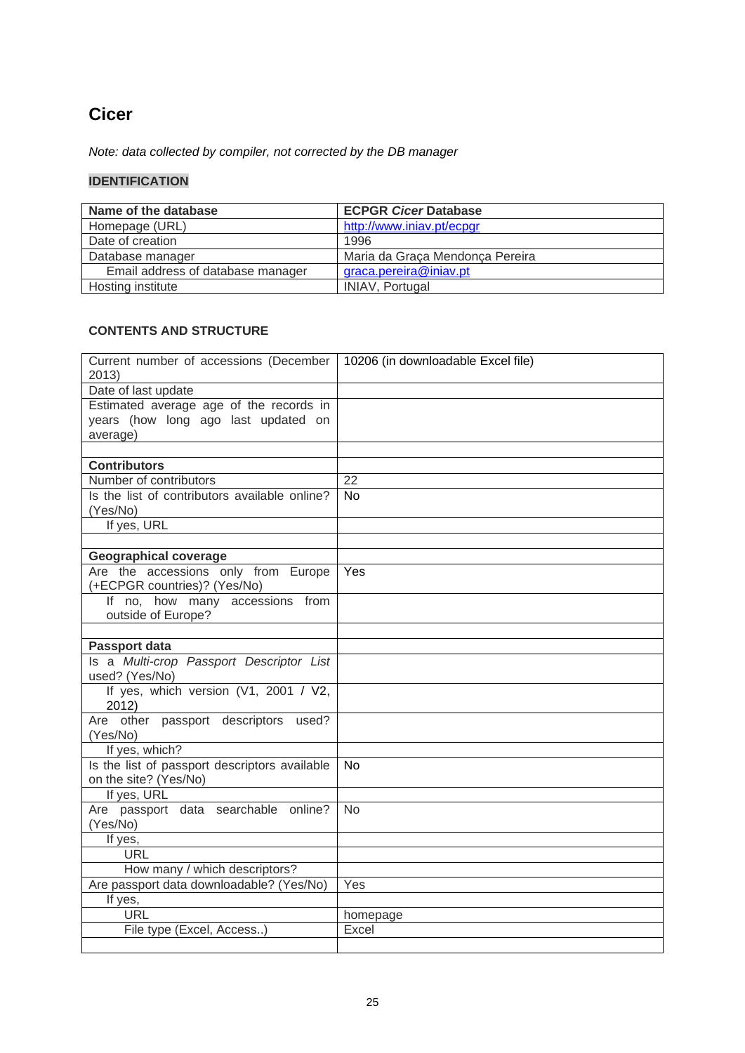## Cicer

*Note: data collected by compiler, not corrected by the DB manager*

### IDENTIFICATION

| Name of the database | ECPGR *Cicer* Database |
|---|---|
| Homepage (URL) | http://www.iniav.pt/ecpgr |
| Date of creation | 1996 |
| Database manager | Maria da Graça Mendonça Pereira |
| Email address of database manager | graca.pereira@iniav.pt |
| Hosting institute | INIAV, Portugal |

### CONTENTS AND STRUCTURE

| Current number of accessions (December 2013) | 10206 (in downloadable Excel file) |
|---|---|
| Date of last update | |
| Estimated average age of the records in years (how long ago last updated on average) | |
| | |
| **Contributors** | |
| Number of contributors | 22 |
| Is the list of contributors available online? (Yes/No) | No |
| If yes, URL | |
| | |
| **Geographical coverage** | |
| Are the accessions only from Europe (+ECPGR countries)? (Yes/No) | Yes |
| If no, how many accessions from outside of Europe? | |
| | |
| **Passport data** | |
| Is a *Multi-crop Passport Descriptor List* used? (Yes/No) | |
| If yes, which version (V1, 2001 / V2, 2012) | |
| Are other passport descriptors used? (Yes/No) | |
| If yes, which? | |
| Is the list of passport descriptors available on the site? (Yes/No) | No |
| If yes, URL | |
| Are passport data searchable online? (Yes/No) | No |
| If yes, | |
| URL | |
| How many / which descriptors? | |
| Are passport data downloadable? (Yes/No) | Yes |
| If yes, | |
| URL | homepage |
| File type (Excel, Access..) | Excel |
| | |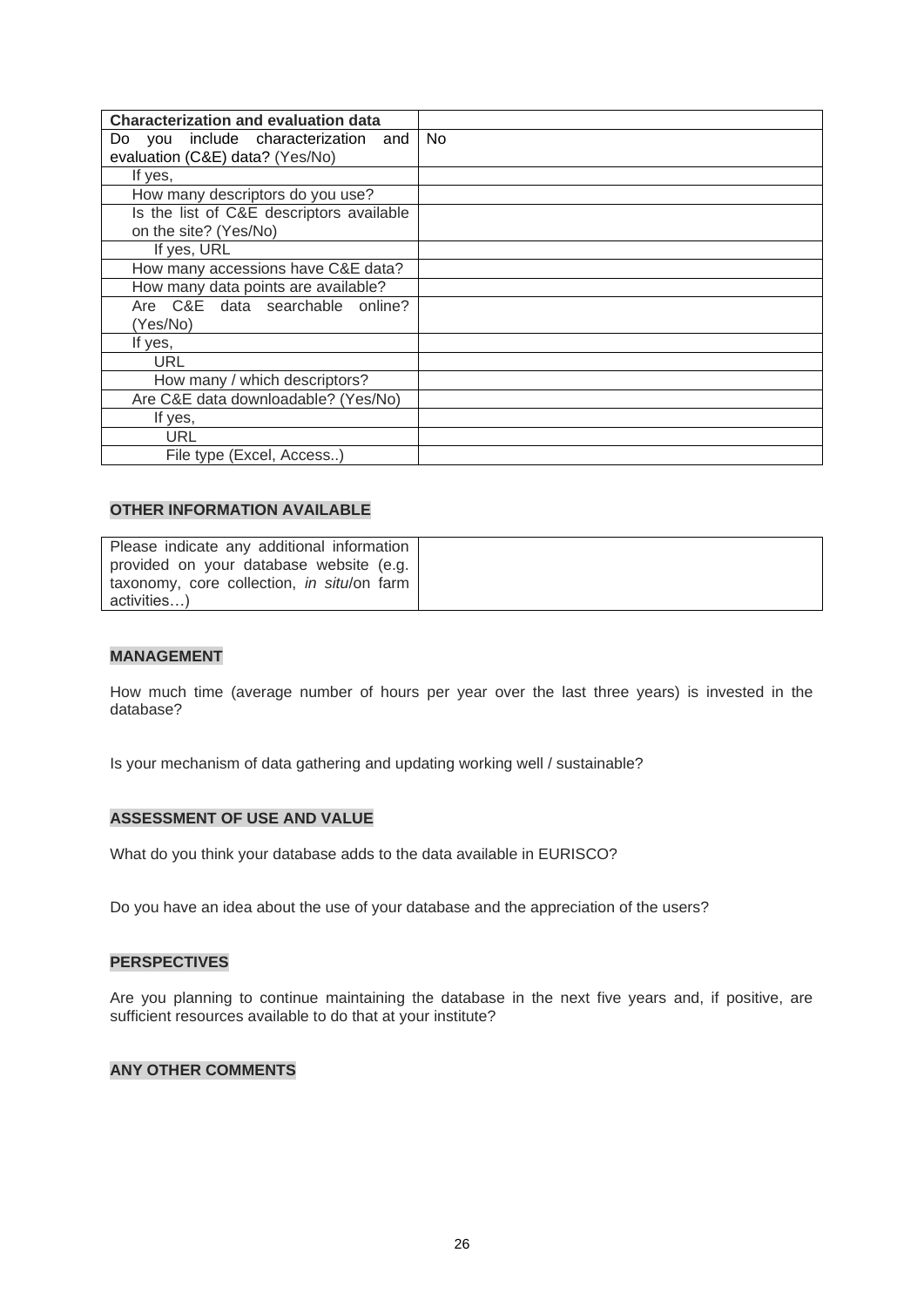| Characterization and evaluation data | |
|---|---|
| Do you include characterization and evaluation (C&E) data? (Yes/No) | No |
| If yes, | |
| How many descriptors do you use? | |
| Is the list of C&E descriptors available on the site? (Yes/No) | |
| If yes, URL | |
| How many accessions have C&E data? | |
| How many data points are available? | |
| Are C&E data searchable online? (Yes/No) | |
| If yes, | |
| URL | |
| How many / which descriptors? | |
| Are C&E data downloadable? (Yes/No) | |
| If yes, | |
| URL | |
| File type (Excel, Access..) | |

**OTHER INFORMATION AVAILABLE**

| Please indicate any additional information provided on your database website (e.g. taxonomy, core collection, *in situ*/on farm activities…) | |
|---|---|

**MANAGEMENT**

How much time (average number of hours per year over the last three years) is invested in the database?

Is your mechanism of data gathering and updating working well / sustainable?

**ASSESSMENT OF USE AND VALUE**

What do you think your database adds to the data available in EURISCO?

Do you have an idea about the use of your database and the appreciation of the users?

**PERSPECTIVES**

Are you planning to continue maintaining the database in the next five years and, if positive, are sufficient resources available to do that at your institute?

**ANY OTHER COMMENTS**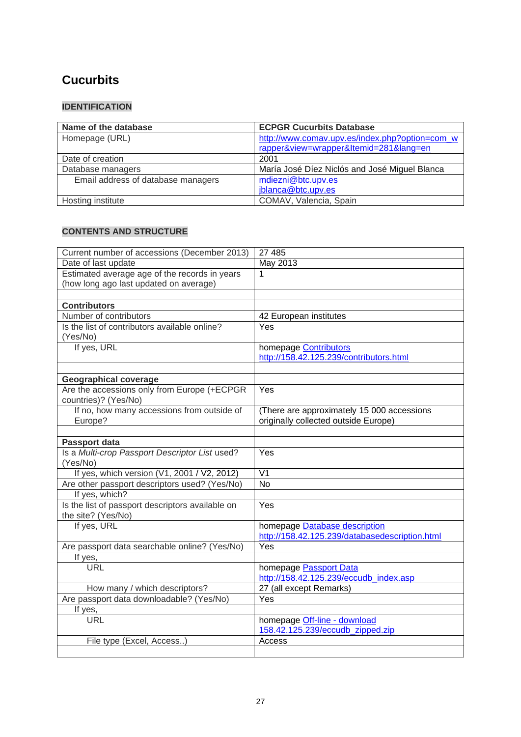## Cucurbits

### IDENTIFICATION

| Name of the database | ECPGR Cucurbits Database |
|---|---|
| Homepage (URL) | http://www.comav.upv.es/index.php?option=com_wrapper&view=wrapper&Itemid=281&lang=en |
| Date of creation | 2001 |
| Database managers | María José Díez Niclós and José Miguel Blanca |
| Email address of database managers | mdiezni@btc.upv.es jblanca@btc.upv.es |
| Hosting institute | COMAV, Valencia, Spain |

### CONTENTS AND STRUCTURE

| Current number of accessions (December 2013) | 27 485 |
|---|---|
| Date of last update | May 2013 |
| Estimated average age of the records in years (how long ago last updated on average) | 1 |
| | |
| **Contributors** | |
| Number of contributors | 42 European institutes |
| Is the list of contributors available online? (Yes/No) | Yes |
| If yes, URL | homepage Contributors http://158.42.125.239/contributors.html |
| | |
| **Geographical coverage** | |
| Are the accessions only from Europe (+ECPGR countries)? (Yes/No) | Yes |
| If no, how many accessions from outside of Europe? | (There are approximately 15 000 accessions originally collected outside Europe) |
| | |
| **Passport data** | |
| Is a *Multi-crop Passport Descriptor List* used? (Yes/No) | Yes |
| If yes, which version (V1, 2001 / V2, 2012) | V1 |
| Are other passport descriptors used? (Yes/No) | No |
| If yes, which? | |
| Is the list of passport descriptors available on the site? (Yes/No) | Yes |
| If yes, URL | homepage Database description http://158.42.125.239/databasedescription.html |
| Are passport data searchable online? (Yes/No) | Yes |
| If yes, | |
| URL | homepage Passport Data http://158.42.125.239/eccudb_index.asp |
| How many / which descriptors? | 27 (all except Remarks) |
| Are passport data downloadable? (Yes/No) | Yes |
| If yes, | |
| URL | homepage Off-line - download 158.42.125.239/eccudb_zipped.zip |
| File type (Excel, Access..) | Access |
| | |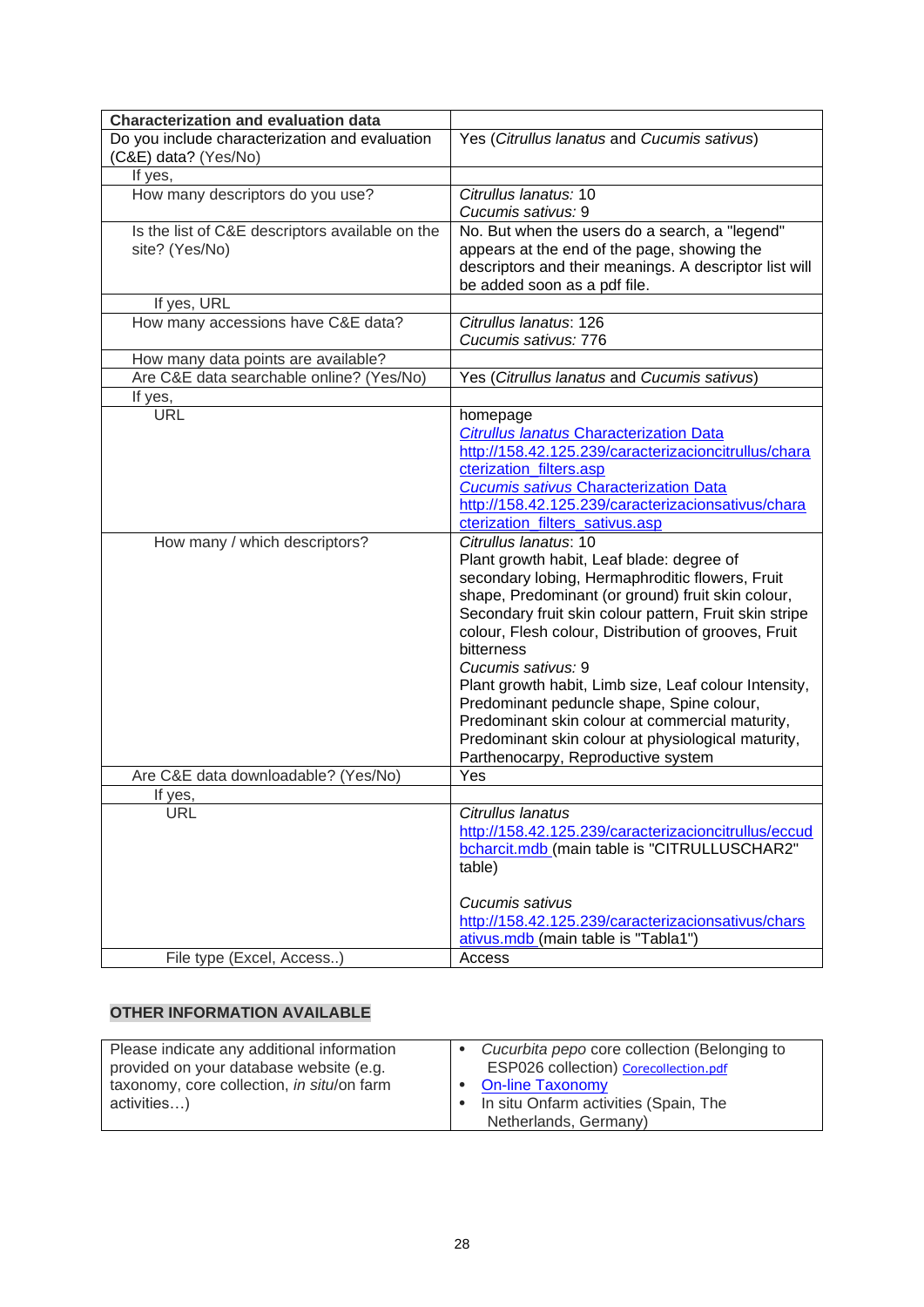| **Characterization and evaluation data** | |
|---|---|
| Do you include characterization and evaluation (C&E) data? (Yes/No) | Yes (*Citrullus lanatus* and *Cucumis sativus*) |
| If yes, | |
| How many descriptors do you use? | *Citrullus lanatus:* 10<br>*Cucumis sativus:* 9 |
| Is the list of C&E descriptors available on the site? (Yes/No) | No. But when the users do a search, a "legend" appears at the end of the page, showing the descriptors and their meanings. A descriptor list will be added soon as a pdf file. |
| If yes, URL | |
| How many accessions have C&E data? | *Citrullus lanatus*: 126<br>*Cucumis sativus:* 776 |
| How many data points are available? | |
| Are C&E data searchable online? (Yes/No) | Yes (*Citrullus lanatus* and *Cucumis sativus*) |
| If yes, | |
| URL | homepage<br>*Citrullus lanatus* Characterization Data<br>http://158.42.125.239/caracterizacioncitrullus/characterization_filters.asp<br>*Cucumis sativus* Characterization Data<br>http://158.42.125.239/caracterizacionsativus/characterization_filters_sativus.asp |
| How many / which descriptors? | *Citrullus lanatus*: 10<br>Plant growth habit, Leaf blade: degree of secondary lobing, Hermaphroditic flowers, Fruit shape, Predominant (or ground) fruit skin colour, Secondary fruit skin colour pattern, Fruit skin stripe colour, Flesh colour, Distribution of grooves, Fruit bitterness<br>*Cucumis sativus:* 9<br>Plant growth habit, Limb size, Leaf colour Intensity, Predominant peduncle shape, Spine colour, Predominant skin colour at commercial maturity, Predominant skin colour at physiological maturity, Parthenocarpy, Reproductive system |
| Are C&E data downloadable? (Yes/No) | Yes |
| If yes, | |
| URL | *Citrullus lanatus*<br>http://158.42.125.239/caracterizacioncitrullus/eccudbcharcit.mdb (main table is "CITRULLUSCHAR2" table)<br><br>*Cucumis sativus*<br>http://158.42.125.239/caracterizacionsativus/charsativus.mdb (main table is "Tabla1") |
| File type (Excel, Access..) | Access |

## OTHER INFORMATION AVAILABLE

| Please indicate any additional information provided on your database website (e.g. taxonomy, core collection, *in situ*/on farm activities…) | • *Cucurbita pepo* core collection (Belonging to ESP026 collection) Corecollection.pdf<br>• On-line Taxonomy<br>• In situ Onfarm activities (Spain, The Netherlands, Germany) |
|---|---|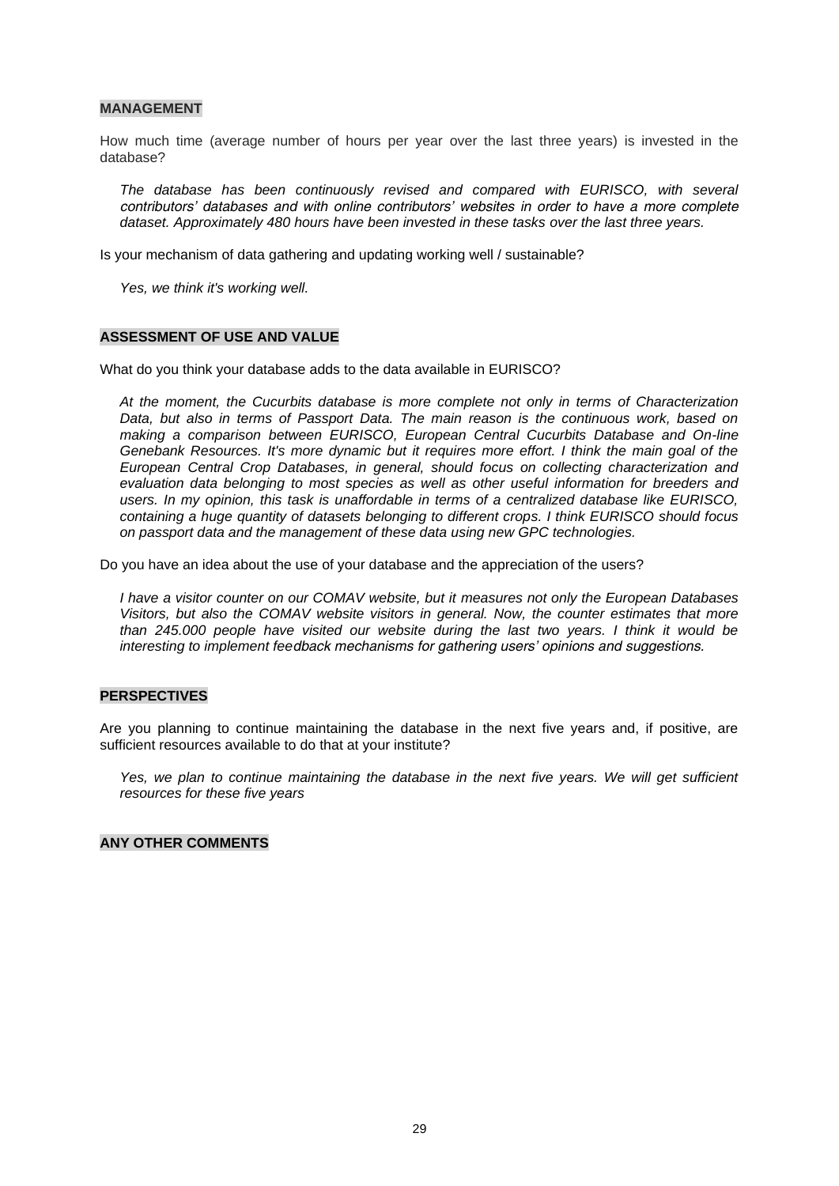## MANAGEMENT

How much time (average number of hours per year over the last three years) is invested in the database?

*The database has been continuously revised and compared with EURISCO, with several contributors' databases and with online contributors' websites in order to have a more complete dataset. Approximately 480 hours have been invested in these tasks over the last three years.*

Is your mechanism of data gathering and updating working well / sustainable?

*Yes, we think it's working well.*

## ASSESSMENT OF USE AND VALUE

What do you think your database adds to the data available in EURISCO?

*At the moment, the Cucurbits database is more complete not only in terms of Characterization Data, but also in terms of Passport Data. The main reason is the continuous work, based on making a comparison between EURISCO, European Central Cucurbits Database and On-line Genebank Resources. It's more dynamic but it requires more effort. I think the main goal of the European Central Crop Databases, in general, should focus on collecting characterization and evaluation data belonging to most species as well as other useful information for breeders and users. In my opinion, this task is unaffordable in terms of a centralized database like EURISCO, containing a huge quantity of datasets belonging to different crops. I think EURISCO should focus on passport data and the management of these data using new GPC technologies.*

Do you have an idea about the use of your database and the appreciation of the users?

*I have a visitor counter on our COMAV website, but it measures not only the European Databases Visitors, but also the COMAV website visitors in general. Now, the counter estimates that more than 245.000 people have visited our website during the last two years. I think it would be interesting to implement feedback mechanisms for gathering users' opinions and suggestions.*

## PERSPECTIVES

Are you planning to continue maintaining the database in the next five years and, if positive, are sufficient resources available to do that at your institute?

*Yes, we plan to continue maintaining the database in the next five years. We will get sufficient resources for these five years*

## ANY OTHER COMMENTS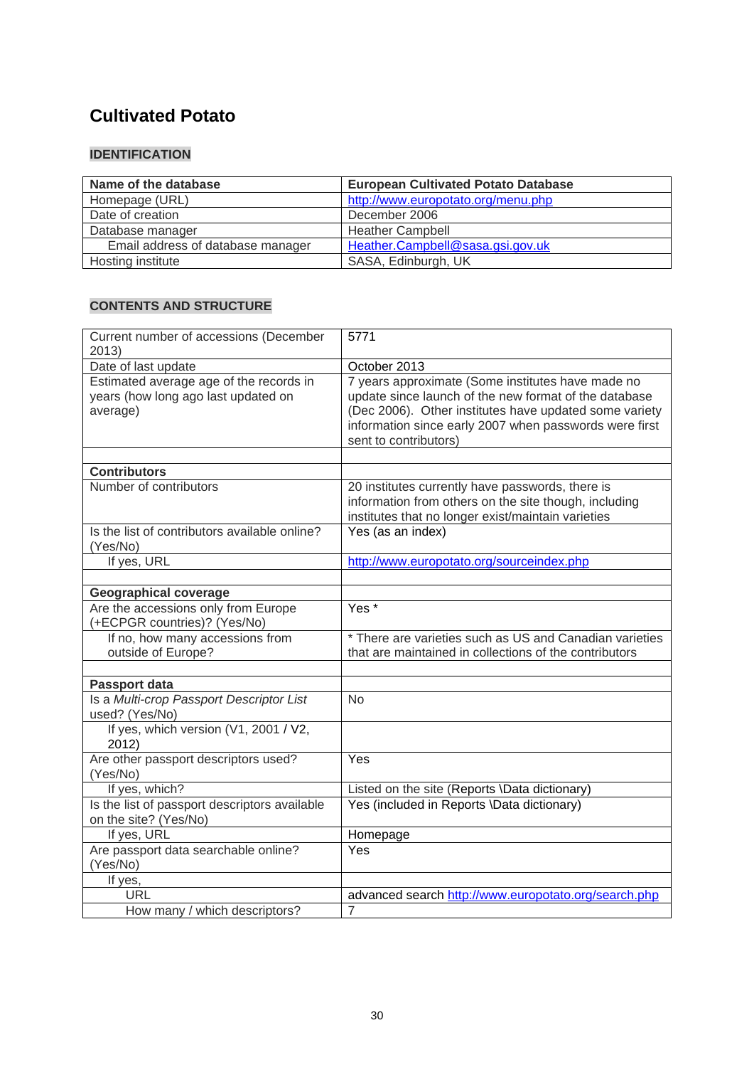## Cultivated Potato

### IDENTIFICATION

| **Name of the database** | **European Cultivated Potato Database** |
|---|---|
| Homepage (URL) | http://www.europotato.org/menu.php |
| Date of creation | December 2006 |
| Database manager | Heather Campbell |
| Email address of database manager | Heather.Campbell@sasa.gsi.gov.uk |
| Hosting institute | SASA, Edinburgh, UK |

### CONTENTS AND STRUCTURE

| | |
|---|---|
| Current number of accessions (December 2013) | 5771 |
| Date of last update | October 2013 |
| Estimated average age of the records in years (how long ago last updated on average) | 7 years approximate (Some institutes have made no update since launch of the new format of the database (Dec 2006). Other institutes have updated some variety information since early 2007 when passwords were first sent to contributors) |
| | |
| **Contributors** | |
| Number of contributors | 20 institutes currently have passwords, there is information from others on the site though, including institutes that no longer exist/maintain varieties |
| Is the list of contributors available online? (Yes/No) | Yes (as an index) |
| If yes, URL | http://www.europotato.org/sourceindex.php |
| | |
| **Geographical coverage** | |
| Are the accessions only from Europe (+ECPGR countries)? (Yes/No) | Yes * |
| If no, how many accessions from outside of Europe? | * There are varieties such as US and Canadian varieties that are maintained in collections of the contributors |
| | |
| **Passport data** | |
| Is a *Multi-crop Passport Descriptor List* used? (Yes/No) | No |
| If yes, which version (V1, 2001 / V2, 2012) | |
| Are other passport descriptors used? (Yes/No) | Yes |
| If yes, which? | Listed on the site (Reports \Data dictionary) |
| Is the list of passport descriptors available on the site? (Yes/No) | Yes (included in Reports \Data dictionary) |
| If yes, URL | Homepage |
| Are passport data searchable online? (Yes/No) | Yes |
| If yes, | |
| URL | advanced search http://www.europotato.org/search.php |
| How many / which descriptors? | 7 |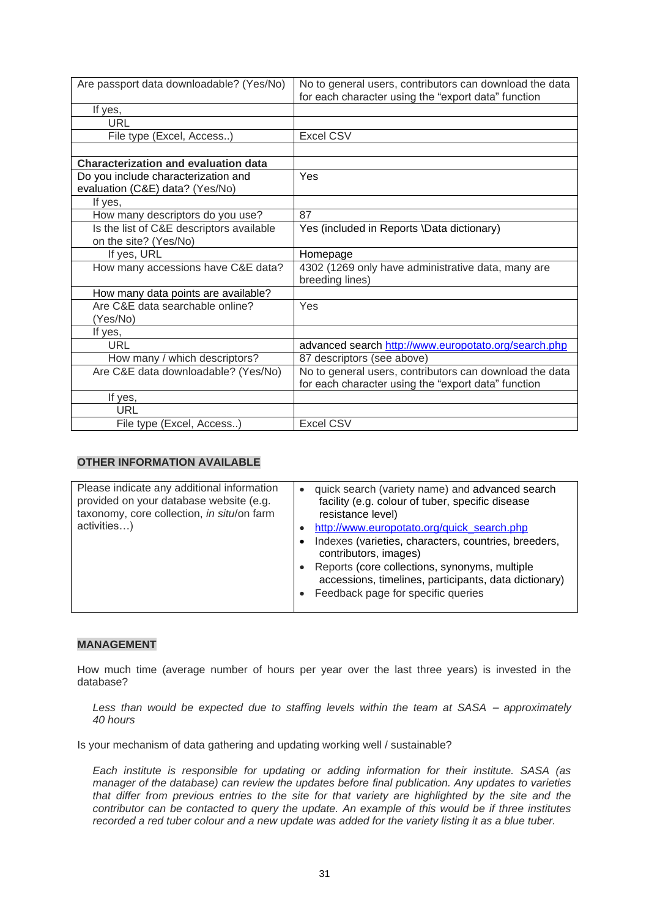| Are passport data downloadable? (Yes/No) | No to general users, contributors can download the data for each character using the "export data" function |
|---|---|
| If yes, | |
| URL | |
| File type (Excel, Access..) | Excel CSV |
| | |
| **Characterization and evaluation data** | |
| Do you include characterization and evaluation (C&E) data? (Yes/No) | Yes |
| If yes, | |
| How many descriptors do you use? | 87 |
| Is the list of C&E descriptors available on the site? (Yes/No) | Yes (included in Reports \Data dictionary) |
| If yes, URL | Homepage |
| How many accessions have C&E data? | 4302 (1269 only have administrative data, many are breeding lines) |
| How many data points are available? | |
| Are C&E data searchable online? (Yes/No) | Yes |
| If yes, | |
| URL | advanced search http://www.europotato.org/search.php |
| How many / which descriptors? | 87 descriptors (see above) |
| Are C&E data downloadable? (Yes/No) | No to general users, contributors can download the data for each character using the "export data" function |
| If yes, | |
| URL | |
| File type (Excel, Access..) | Excel CSV |

**OTHER INFORMATION AVAILABLE**

| Please indicate any additional information provided on your database website (e.g. taxonomy, core collection, *in situ*/on farm activities…) | • quick search (variety name) and advanced search facility (e.g. colour of tuber, specific disease resistance level) <br> • http://www.europotato.org/quick_search.php <br> • Indexes (varieties, characters, countries, breeders, contributors, images) <br> • Reports (core collections, synonyms, multiple accessions, timelines, participants, data dictionary) <br> • Feedback page for specific queries |
|---|---|

**MANAGEMENT**

How much time (average number of hours per year over the last three years) is invested in the database?

*Less than would be expected due to staffing levels within the team at SASA – approximately 40 hours*

Is your mechanism of data gathering and updating working well / sustainable?

*Each institute is responsible for updating or adding information for their institute. SASA (as manager of the database) can review the updates before final publication. Any updates to varieties that differ from previous entries to the site for that variety are highlighted by the site and the contributor can be contacted to query the update. An example of this would be if three institutes recorded a red tuber colour and a new update was added for the variety listing it as a blue tuber.*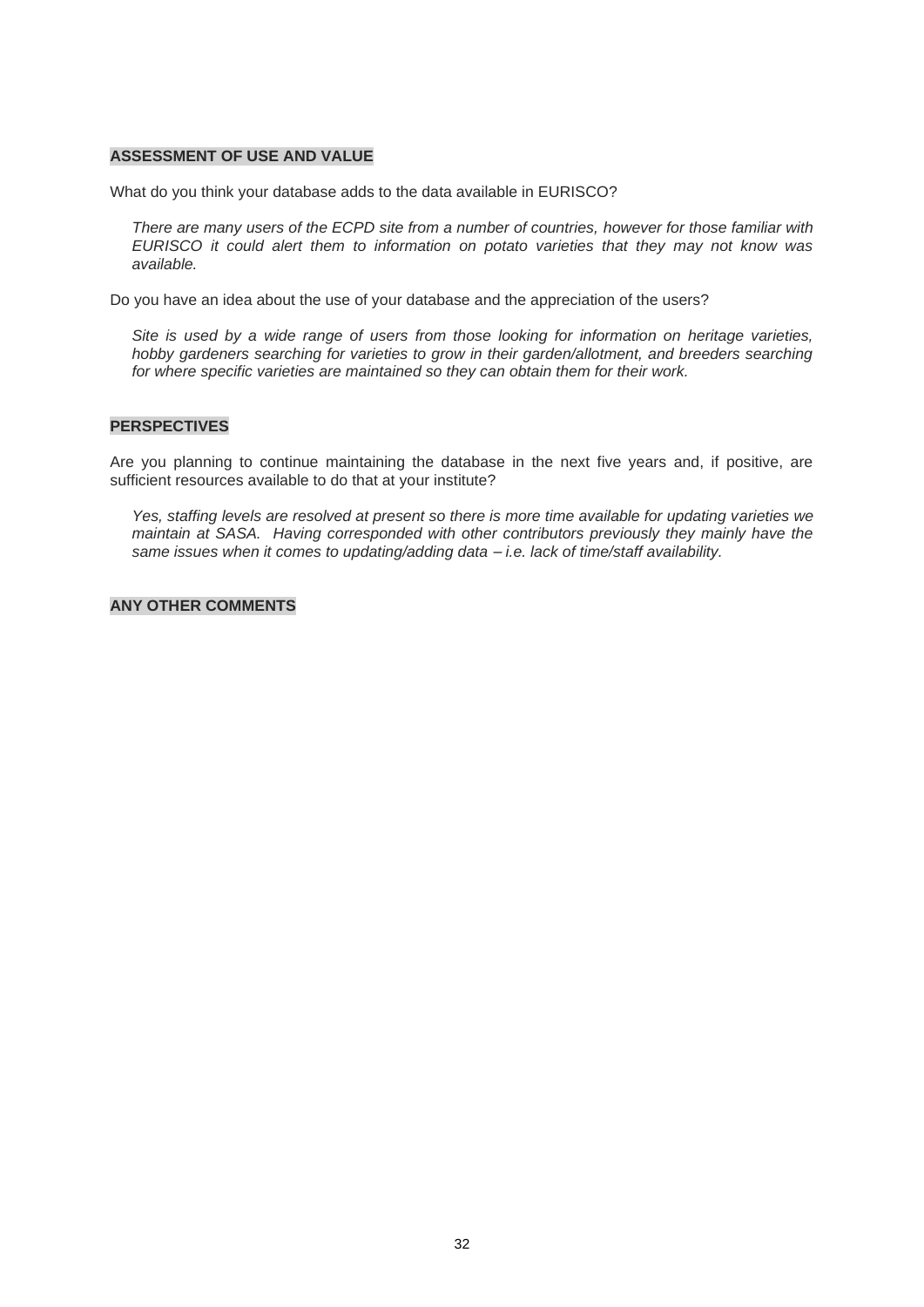**ASSESSMENT OF USE AND VALUE**

What do you think your database adds to the data available in EURISCO?

*There are many users of the ECPD site from a number of countries, however for those familiar with EURISCO it could alert them to information on potato varieties that they may not know was available.*

Do you have an idea about the use of your database and the appreciation of the users?

*Site is used by a wide range of users from those looking for information on heritage varieties, hobby gardeners searching for varieties to grow in their garden/allotment, and breeders searching for where specific varieties are maintained so they can obtain them for their work.*

**PERSPECTIVES**

Are you planning to continue maintaining the database in the next five years and, if positive, are sufficient resources available to do that at your institute?

*Yes, staffing levels are resolved at present so there is more time available for updating varieties we maintain at SASA. Having corresponded with other contributors previously they mainly have the same issues when it comes to updating/adding data – i.e. lack of time/staff availability.*

**ANY OTHER COMMENTS**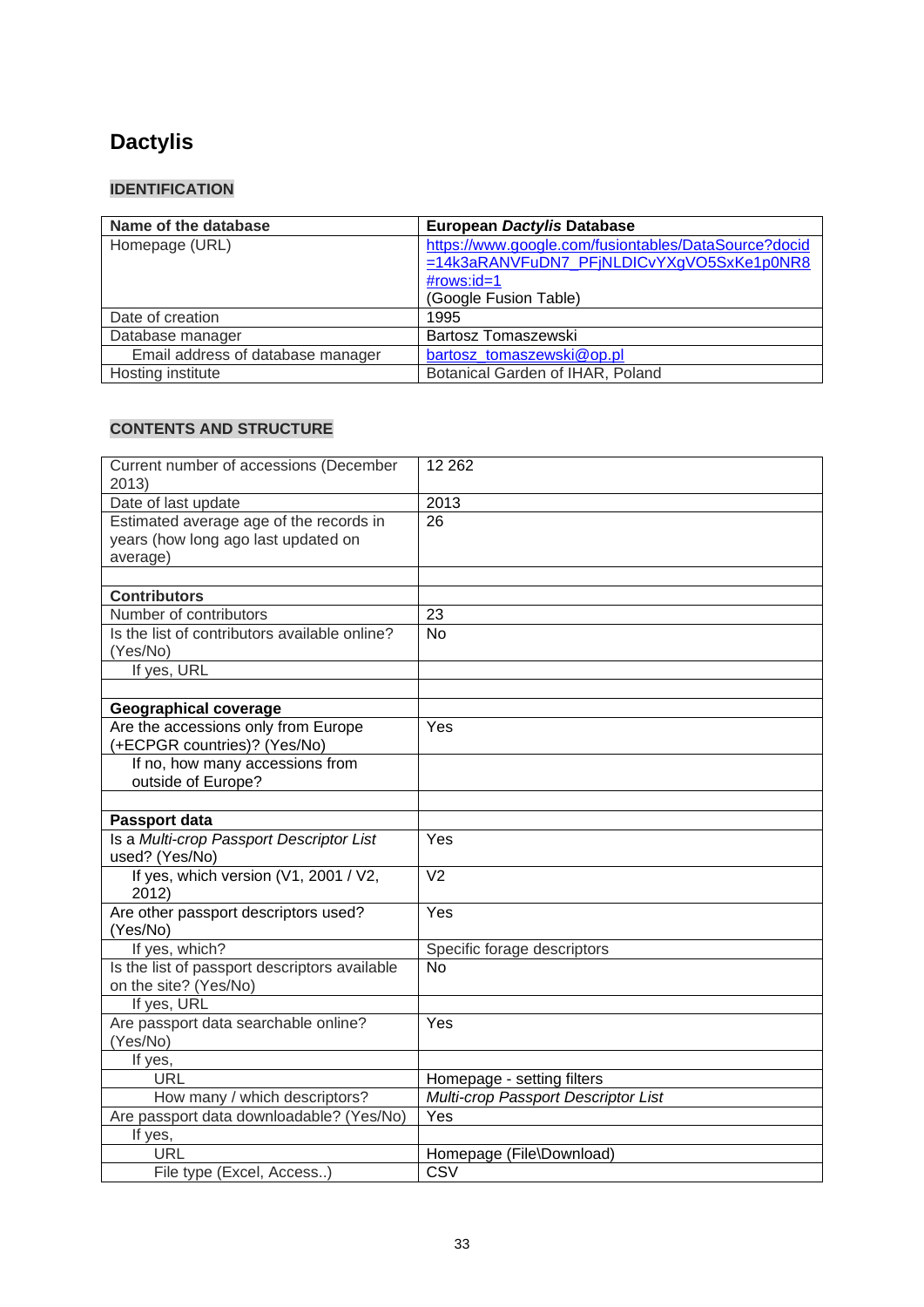# Dactylis

## IDENTIFICATION

| Name of the database | European *Dactylis* Database |
|---|---|
| Homepage (URL) | https://www.google.com/fusiontables/DataSource?docid=14k3aRANVFuDN7_PFjNLDICvYXgVO5SxKe1p0NR8#rows:id=1 (Google Fusion Table) |
| Date of creation | 1995 |
| Database manager | Bartosz Tomaszewski |
| Email address of database manager | bartosz_tomaszewski@op.pl |
| Hosting institute | Botanical Garden of IHAR, Poland |

## CONTENTS AND STRUCTURE

| Current number of accessions (December 2013) | 12 262 |
|---|---|
| Date of last update | 2013 |
| Estimated average age of the records in years (how long ago last updated on average) | 26 |
| | |
| **Contributors** | |
| Number of contributors | 23 |
| Is the list of contributors available online? (Yes/No) | No |
| If yes, URL | |
| | |
| **Geographical coverage** | |
| Are the accessions only from Europe (+ECPGR countries)? (Yes/No) | Yes |
| If no, how many accessions from outside of Europe? | |
| | |
| **Passport data** | |
| Is a *Multi-crop Passport Descriptor List* used? (Yes/No) | Yes |
| If yes, which version (V1, 2001 / V2, 2012) | V2 |
| Are other passport descriptors used? (Yes/No) | Yes |
| If yes, which? | Specific forage descriptors |
| Is the list of passport descriptors available on the site? (Yes/No) | No |
| If yes, URL | |
| Are passport data searchable online? (Yes/No) | Yes |
| If yes, | |
| URL | Homepage - setting filters |
| How many / which descriptors? | *Multi-crop Passport Descriptor List* |
| Are passport data downloadable? (Yes/No) | Yes |
| If yes, | |
| URL | Homepage (File\Download) |
| File type (Excel, Access..) | CSV |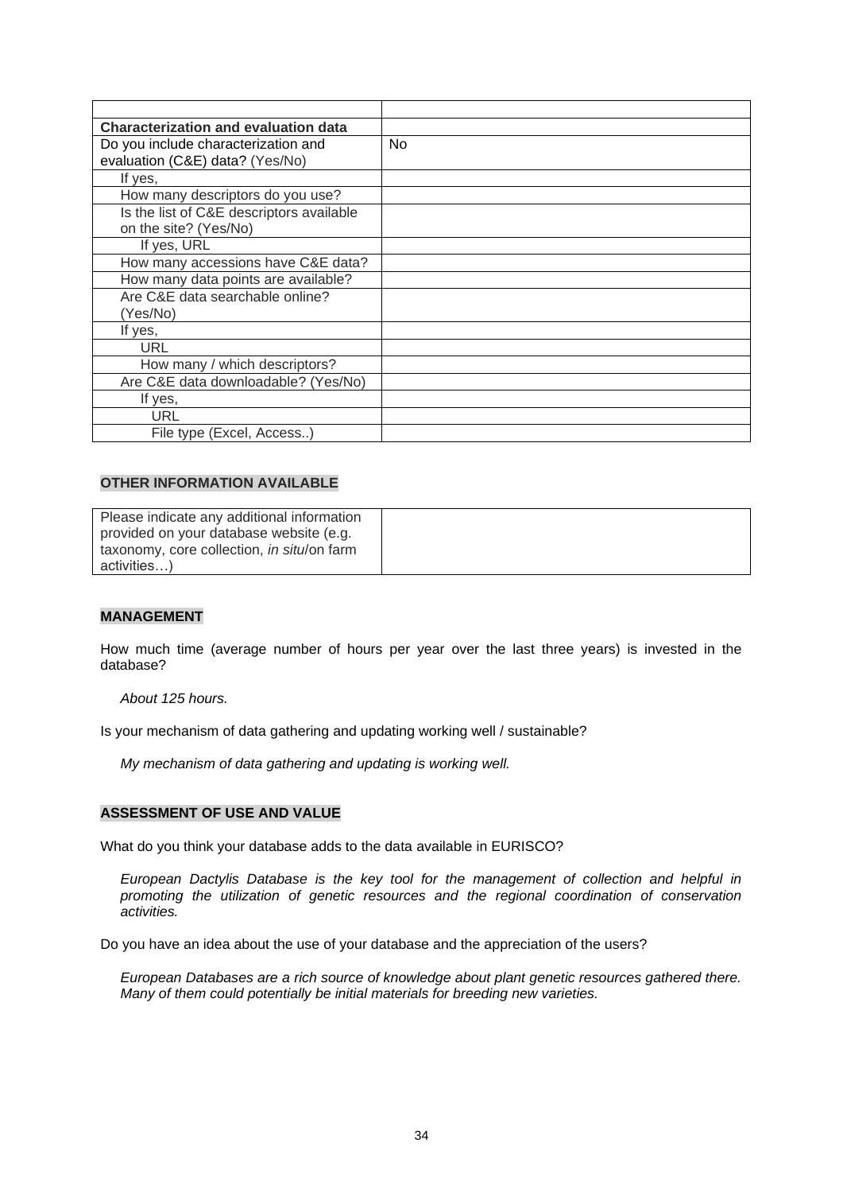| | |
|---|---|
| **Characterization and evaluation data** | |
| Do you include characterization and evaluation (C&E) data? (Yes/No) | No |
| If yes, | |
| How many descriptors do you use? | |
| Is the list of C&E descriptors available on the site? (Yes/No) | |
| If yes, URL | |
| How many accessions have C&E data? | |
| How many data points are available? | |
| Are C&E data searchable online? (Yes/No) | |
| If yes, | |
| URL | |
| How many / which descriptors? | |
| Are C&E data downloadable? (Yes/No) | |
| If yes, | |
| URL | |
| File type (Excel, Access..) | |

**OTHER INFORMATION AVAILABLE**

| | |
|---|---|
| Please indicate any additional information provided on your database website (e.g. taxonomy, core collection, *in situ*/on farm activities…) | |

**MANAGEMENT**

How much time (average number of hours per year over the last three years) is invested in the database?

*About 125 hours.*

Is your mechanism of data gathering and updating working well / sustainable?

*My mechanism of data gathering and updating is working well.*

**ASSESSMENT OF USE AND VALUE**

What do you think your database adds to the data available in EURISCO?

*European Dactylis Database is the key tool for the management of collection and helpful in promoting the utilization of genetic resources and the regional coordination of conservation activities.*

Do you have an idea about the use of your database and the appreciation of the users?

*European Databases are a rich source of knowledge about plant genetic resources gathered there. Many of them could potentially be initial materials for breeding new varieties.*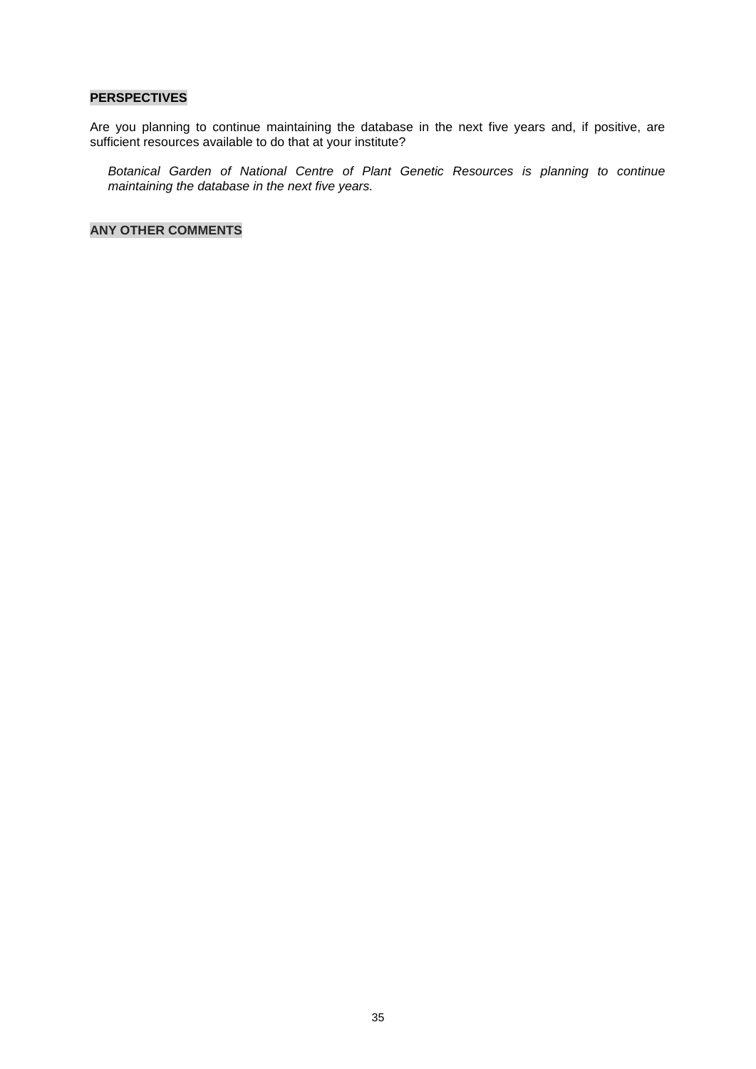**PERSPECTIVES**

Are you planning to continue maintaining the database in the next five years and, if positive, are sufficient resources available to do that at your institute?

*Botanical Garden of National Centre of Plant Genetic Resources is planning to continue maintaining the database in the next five years.*

**ANY OTHER COMMENTS**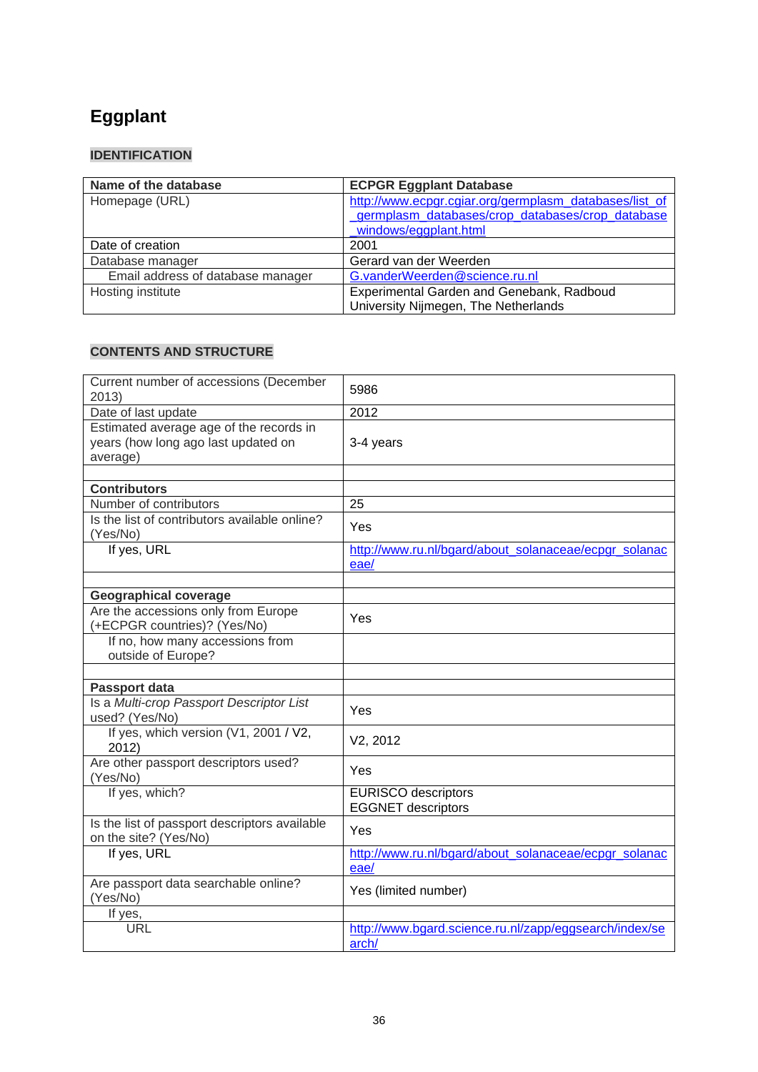# Eggplant

## IDENTIFICATION

| Name of the database | ECPGR Eggplant Database |
|---|---|
| Homepage (URL) | http://www.ecpgr.cgiar.org/germplasm_databases/list_of_germplasm_databases/crop_databases/crop_database_windows/eggplant.html |
| Date of creation | 2001 |
| Database manager | Gerard van der Weerden |
| Email address of database manager | G.vanderWeerden@science.ru.nl |
| Hosting institute | Experimental Garden and Genebank, Radboud University Nijmegen, The Netherlands |

## CONTENTS AND STRUCTURE

| | |
|---|---|
| Current number of accessions (December 2013) | 5986 |
| Date of last update | 2012 |
| Estimated average age of the records in years (how long ago last updated on average) | 3-4 years |
| | |
| **Contributors** | |
| Number of contributors | 25 |
| Is the list of contributors available online? (Yes/No) | Yes |
| If yes, URL | http://www.ru.nl/bgard/about_solanaceae/ecpgr_solanaceae/ |
| | |
| **Geographical coverage** | |
| Are the accessions only from Europe (+ECPGR countries)? (Yes/No) | Yes |
| If no, how many accessions from outside of Europe? | |
| | |
| **Passport data** | |
| Is a *Multi-crop Passport Descriptor List* used? (Yes/No) | Yes |
| If yes, which version (V1, 2001 / V2, 2012) | V2, 2012 |
| Are other passport descriptors used? (Yes/No) | Yes |
| If yes, which? | EURISCO descriptors<br>EGGNET descriptors |
| Is the list of passport descriptors available on the site? (Yes/No) | Yes |
| If yes, URL | http://www.ru.nl/bgard/about_solanaceae/ecpgr_solanaceae/ |
| Are passport data searchable online? (Yes/No) | Yes (limited number) |
| If yes, | |
| URL | http://www.bgard.science.ru.nl/zapp/eggsearch/index/search/ |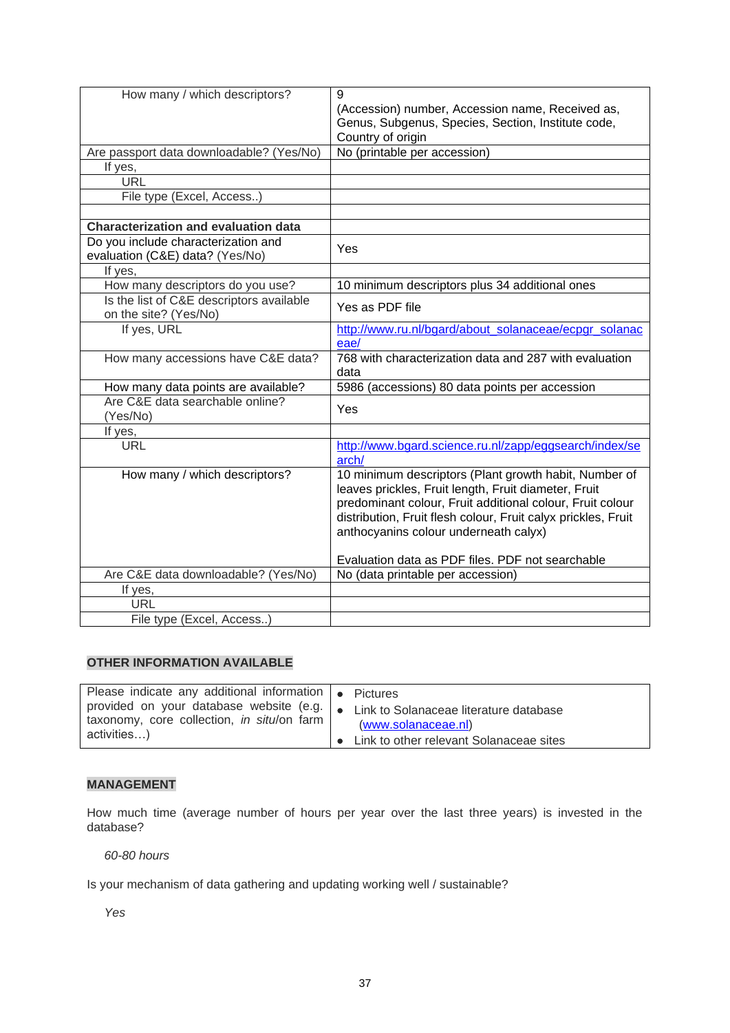| | |
|---|---|
| How many / which descriptors? | 9<br>(Accession) number, Accession name, Received as, Genus, Subgenus, Species, Section, Institute code, Country of origin |
| Are passport data downloadable? (Yes/No) | No (printable per accession) |
| If yes, | |
| URL | |
| File type (Excel, Access..) | |
| | |
| **Characterization and evaluation data** | |
| Do you include characterization and evaluation (C&E) data? (Yes/No) | Yes |
| If yes, | |
| How many descriptors do you use? | 10 minimum descriptors plus 34 additional ones |
| Is the list of C&E descriptors available on the site? (Yes/No) | Yes as PDF file |
| If yes, URL | http://www.ru.nl/bgard/about_solanaceae/ecpgr_solanaceae/ |
| How many accessions have C&E data? | 768 with characterization data and 287 with evaluation data |
| How many data points are available? | 5986 (accessions) 80 data points per accession |
| Are C&E data searchable online? (Yes/No) | Yes |
| If yes, | |
| URL | http://www.bgard.science.ru.nl/zapp/eggsearch/index/search/ |
| How many / which descriptors? | 10 minimum descriptors (Plant growth habit, Number of leaves prickles, Fruit length, Fruit diameter, Fruit predominant colour, Fruit additional colour, Fruit colour distribution, Fruit flesh colour, Fruit calyx prickles, Fruit anthocyanins colour underneath calyx)<br><br>Evaluation data as PDF files. PDF not searchable |
| Are C&E data downloadable? (Yes/No) | No (data printable per accession) |
| If yes, | |
| URL | |
| File type (Excel, Access..) | |

**OTHER INFORMATION AVAILABLE**

| | |
|---|---|
| Please indicate any additional information provided on your database website (e.g. taxonomy, core collection, *in situ*/on farm activities…) | • Pictures<br>• Link to Solanaceae literature database (www.solanaceae.nl)<br>• Link to other relevant Solanaceae sites |

**MANAGEMENT**

How much time (average number of hours per year over the last three years) is invested in the database?

*60-80 hours*

Is your mechanism of data gathering and updating working well / sustainable?

*Yes*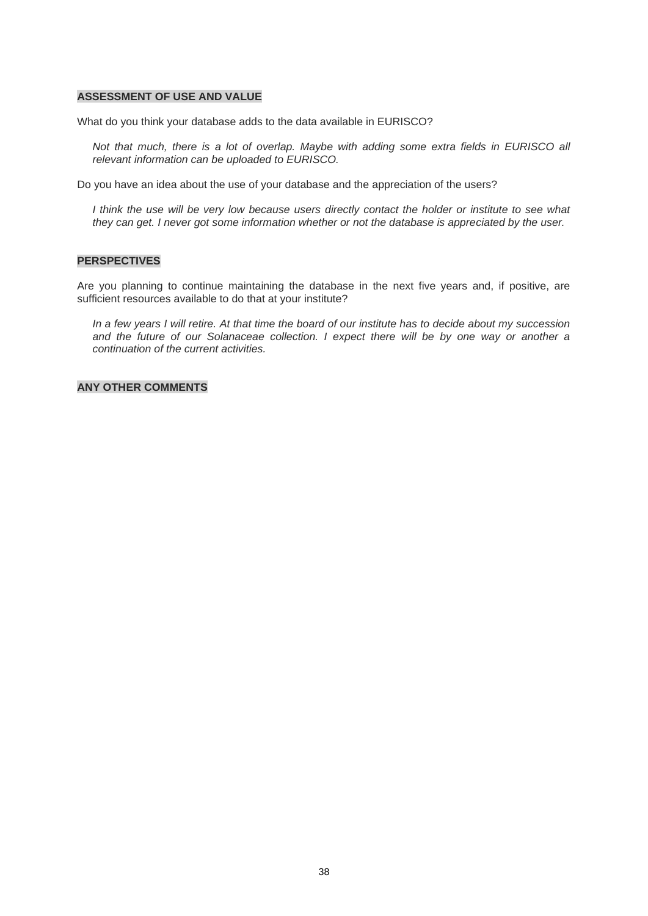## ASSESSMENT OF USE AND VALUE

What do you think your database adds to the data available in EURISCO?

*Not that much, there is a lot of overlap. Maybe with adding some extra fields in EURISCO all relevant information can be uploaded to EURISCO.*

Do you have an idea about the use of your database and the appreciation of the users?

*I think the use will be very low because users directly contact the holder or institute to see what they can get. I never got some information whether or not the database is appreciated by the user.*

## PERSPECTIVES

Are you planning to continue maintaining the database in the next five years and, if positive, are sufficient resources available to do that at your institute?

*In a few years I will retire. At that time the board of our institute has to decide about my succession and the future of our Solanaceae collection. I expect there will be by one way or another a continuation of the current activities.*

## ANY OTHER COMMENTS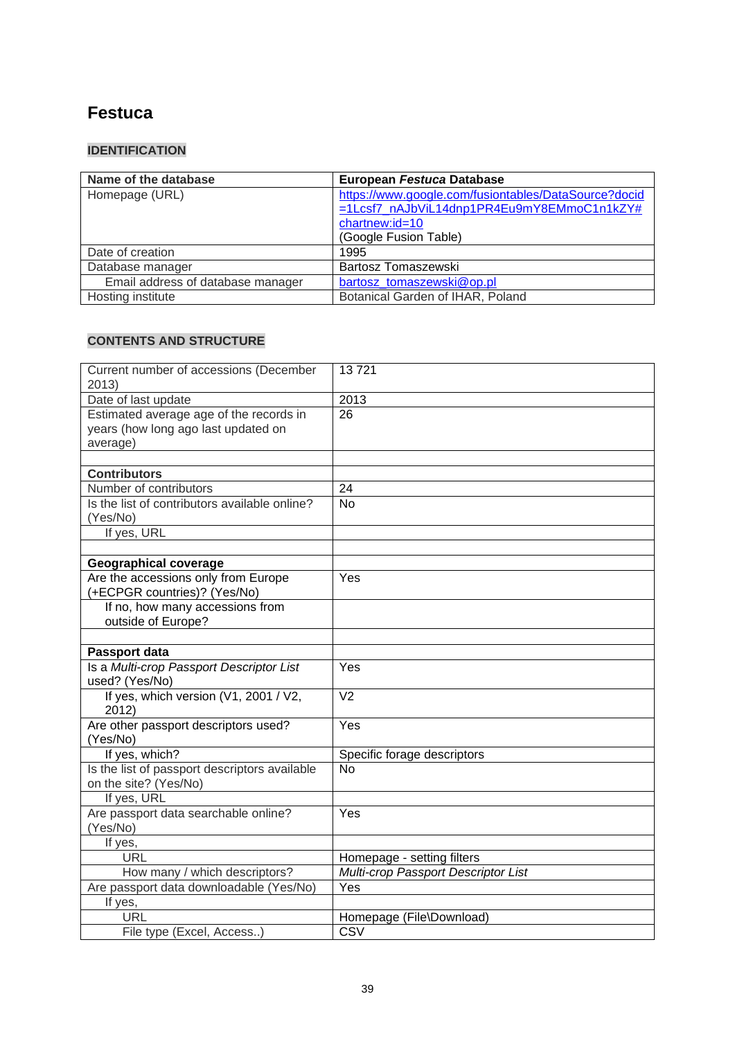# Festuca

## IDENTIFICATION

| Name of the database | European *Festuca* Database |
|---|---|
| Homepage (URL) | https://www.google.com/fusiontables/DataSource?docid=1Lcsf7_nAJbViL14dnp1PR4Eu9mY8EMmoC1n1kZY#chartnew:id=10 (Google Fusion Table) |
| Date of creation | 1995 |
| Database manager | Bartosz Tomaszewski |
| Email address of database manager | bartosz_tomaszewski@op.pl |
| Hosting institute | Botanical Garden of IHAR, Poland |

## CONTENTS AND STRUCTURE

| Current number of accessions (December 2013) | 13 721 |
|---|---|
| Date of last update | 2013 |
| Estimated average age of the records in years (how long ago last updated on average) | 26 |
| | |
| **Contributors** | |
| Number of contributors | 24 |
| Is the list of contributors available online? (Yes/No) | No |
| If yes, URL | |
| | |
| **Geographical coverage** | |
| Are the accessions only from Europe (+ECPGR countries)? (Yes/No) | Yes |
| If no, how many accessions from outside of Europe? | |
| | |
| **Passport data** | |
| Is a *Multi-crop Passport Descriptor List* used? (Yes/No) | Yes |
| If yes, which version (V1, 2001 / V2, 2012) | V2 |
| Are other passport descriptors used? (Yes/No) | Yes |
| If yes, which? | Specific forage descriptors |
| Is the list of passport descriptors available on the site? (Yes/No) | No |
| If yes, URL | |
| Are passport data searchable online? (Yes/No) | Yes |
| If yes, | |
| URL | Homepage - setting filters |
| How many / which descriptors? | *Multi-crop Passport Descriptor List* |
| Are passport data downloadable (Yes/No) | Yes |
| If yes, | |
| URL | Homepage (File\Download) |
| File type (Excel, Access..) | CSV |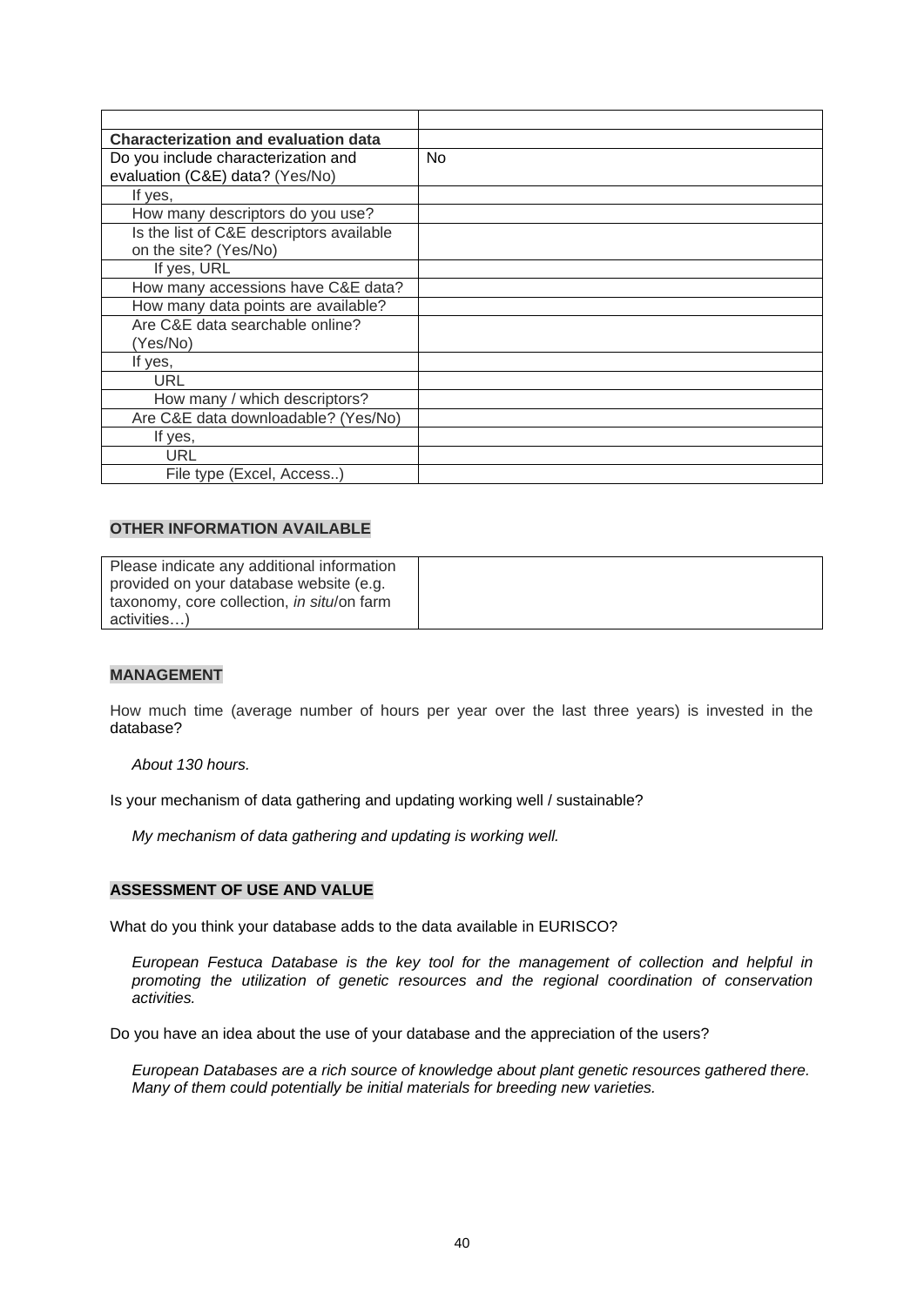| | |
|---|---|
| **Characterization and evaluation data** | |
| Do you include characterization and evaluation (C&E) data? (Yes/No) | No |
| If yes, | |
| How many descriptors do you use? | |
| Is the list of C&E descriptors available on the site? (Yes/No) | |
| If yes, URL | |
| How many accessions have C&E data? | |
| How many data points are available? | |
| Are C&E data searchable online? (Yes/No) | |
| If yes, | |
| URL | |
| How many / which descriptors? | |
| Are C&E data downloadable? (Yes/No) | |
| If yes, | |
| URL | |
| File type (Excel, Access..) | |

**OTHER INFORMATION AVAILABLE**

| | |
|---|---|
| Please indicate any additional information provided on your database website (e.g. taxonomy, core collection, *in situ*/on farm activities…) | |

**MANAGEMENT**

How much time (average number of hours per year over the last three years) is invested in the database?

*About 130 hours.*

Is your mechanism of data gathering and updating working well / sustainable?

*My mechanism of data gathering and updating is working well.*

**ASSESSMENT OF USE AND VALUE**

What do you think your database adds to the data available in EURISCO?

*European Festuca Database is the key tool for the management of collection and helpful in promoting the utilization of genetic resources and the regional coordination of conservation activities.*

Do you have an idea about the use of your database and the appreciation of the users?

*European Databases are a rich source of knowledge about plant genetic resources gathered there. Many of them could potentially be initial materials for breeding new varieties.*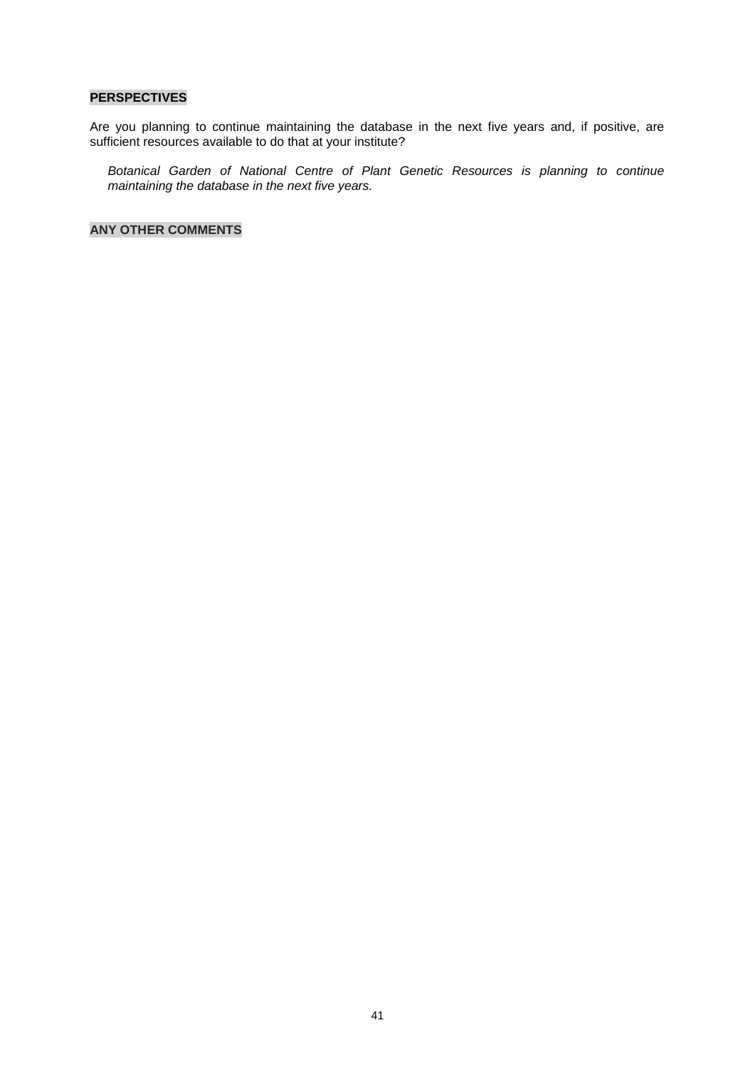**PERSPECTIVES**

Are you planning to continue maintaining the database in the next five years and, if positive, are sufficient resources available to do that at your institute?

*Botanical Garden of National Centre of Plant Genetic Resources is planning to continue maintaining the database in the next five years.*

**ANY OTHER COMMENTS**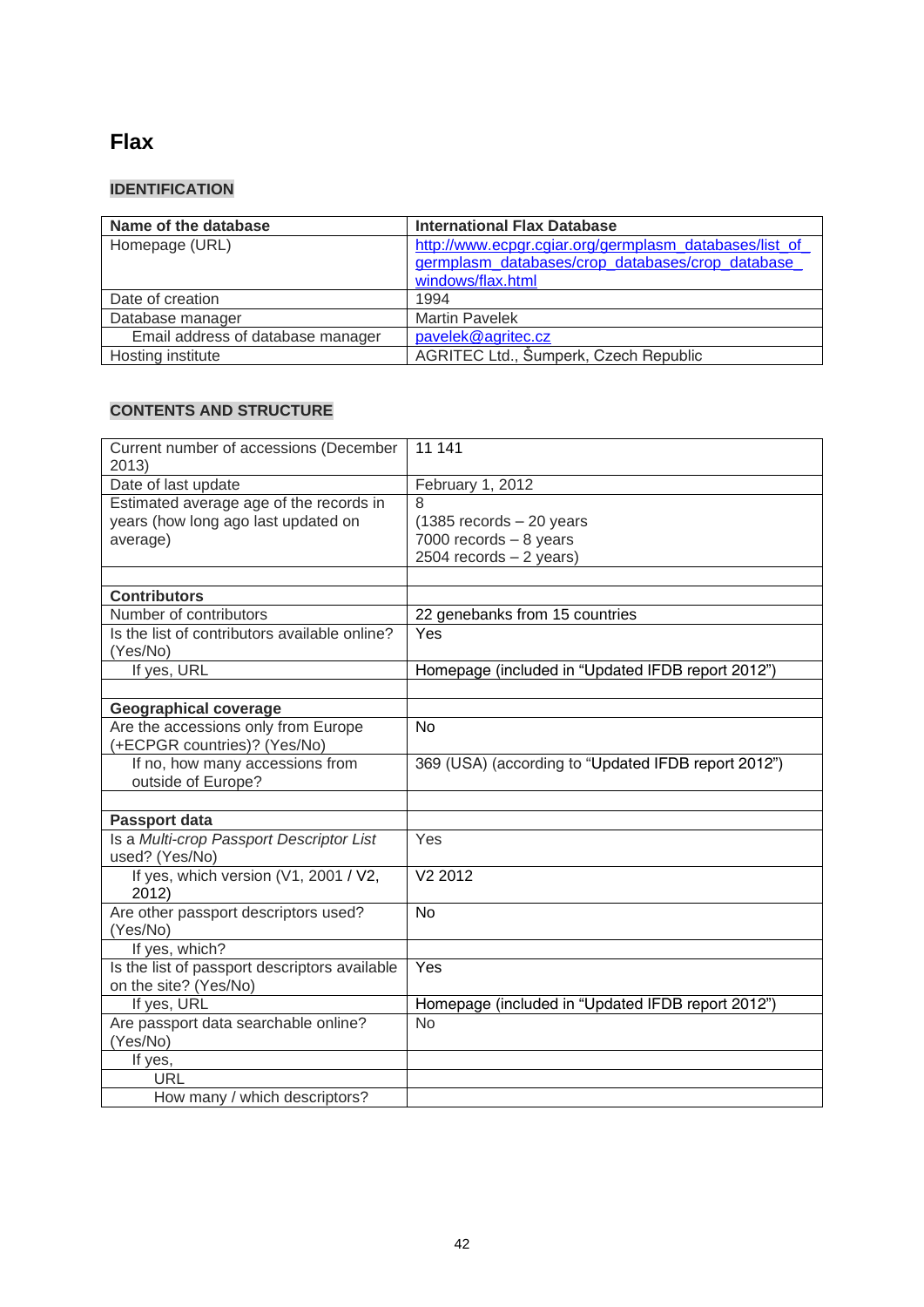# Flax

## IDENTIFICATION

| Name of the database | International Flax Database |
|---|---|
| Homepage (URL) | http://www.ecpgr.cgiar.org/germplasm_databases/list_of_germplasm_databases/crop_databases/crop_database_windows/flax.html |
| Date of creation | 1994 |
| Database manager | Martin Pavelek |
| Email address of database manager | pavelek@agritec.cz |
| Hosting institute | AGRITEC Ltd., Šumperk, Czech Republic |

## CONTENTS AND STRUCTURE

| Current number of accessions (December 2013) | 11 141 |
|---|---|
| Date of last update | February 1, 2012 |
| Estimated average age of the records in years (how long ago last updated on average) | 8<br>(1385 records – 20 years<br>7000 records – 8 years<br>2504 records – 2 years) |
| | |
| **Contributors** | |
| Number of contributors | 22 genebanks from 15 countries |
| Is the list of contributors available online? (Yes/No) | Yes |
| If yes, URL | Homepage (included in "Updated IFDB report 2012") |
| | |
| **Geographical coverage** | |
| Are the accessions only from Europe (+ECPGR countries)? (Yes/No) | No |
| If no, how many accessions from outside of Europe? | 369 (USA) (according to "Updated IFDB report 2012") |
| | |
| **Passport data** | |
| Is a *Multi-crop Passport Descriptor List* used? (Yes/No) | Yes |
| If yes, which version (V1, 2001 / V2, 2012) | V2 2012 |
| Are other passport descriptors used? (Yes/No) | No |
| If yes, which? | |
| Is the list of passport descriptors available on the site? (Yes/No) | Yes |
| If yes, URL | Homepage (included in "Updated IFDB report 2012") |
| Are passport data searchable online? (Yes/No) | No |
| If yes, | |
| URL | |
| How many / which descriptors? | |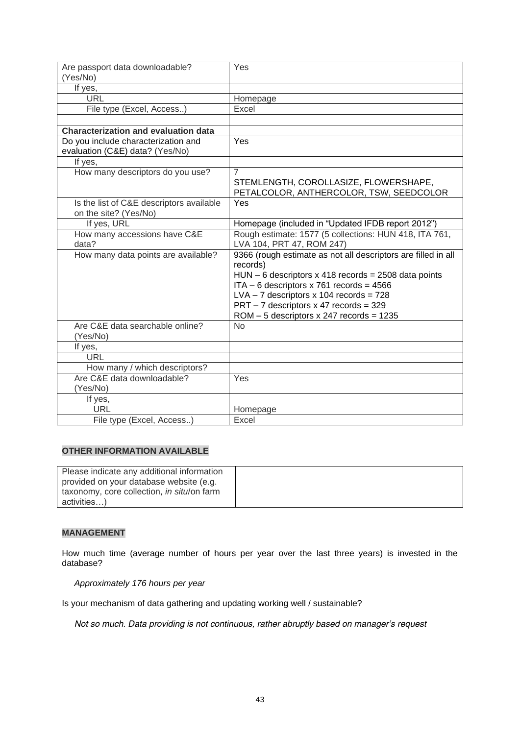| | |
|---|---|
| Are passport data downloadable? (Yes/No) | Yes |
| If yes, | |
| URL | Homepage |
| File type (Excel, Access..) | Excel |
| | |
| **Characterization and evaluation data** | |
| Do you include characterization and evaluation (C&E) data? (Yes/No) | Yes |
| If yes, | |
| How many descriptors do you use? | 7<br>STEMLENGTH, COROLLASIZE, FLOWERSHAPE, PETALCOLOR, ANTHERCOLOR, TSW, SEEDCOLOR |
| Is the list of C&E descriptors available on the site? (Yes/No) | Yes |
| If yes, URL | Homepage (included in "Updated IFDB report 2012") |
| How many accessions have C&E data? | Rough estimate: 1577 (5 collections: HUN 418, ITA 761, LVA 104, PRT 47, ROM 247) |
| How many data points are available? | 9366 (rough estimate as not all descriptors are filled in all records)<br>HUN – 6 descriptors x 418 records = 2508 data points<br>ITA – 6 descriptors x 761 records = 4566<br>LVA – 7 descriptors x 104 records = 728<br>PRT – 7 descriptors x 47 records = 329<br>ROM – 5 descriptors x 247 records = 1235 |
| Are C&E data searchable online? (Yes/No) | No |
| If yes, | |
| URL | |
| How many / which descriptors? | |
| Are C&E data downloadable? (Yes/No) | Yes |
| If yes, | |
| URL | Homepage |
| File type (Excel, Access..) | Excel |

**OTHER INFORMATION AVAILABLE**

| | |
|---|---|
| Please indicate any additional information provided on your database website (e.g. taxonomy, core collection, *in situ*/on farm activities…) | |

**MANAGEMENT**

How much time (average number of hours per year over the last three years) is invested in the database?

*Approximately 176 hours per year*

Is your mechanism of data gathering and updating working well / sustainable?

*Not so much. Data providing is not continuous, rather abruptly based on manager's request*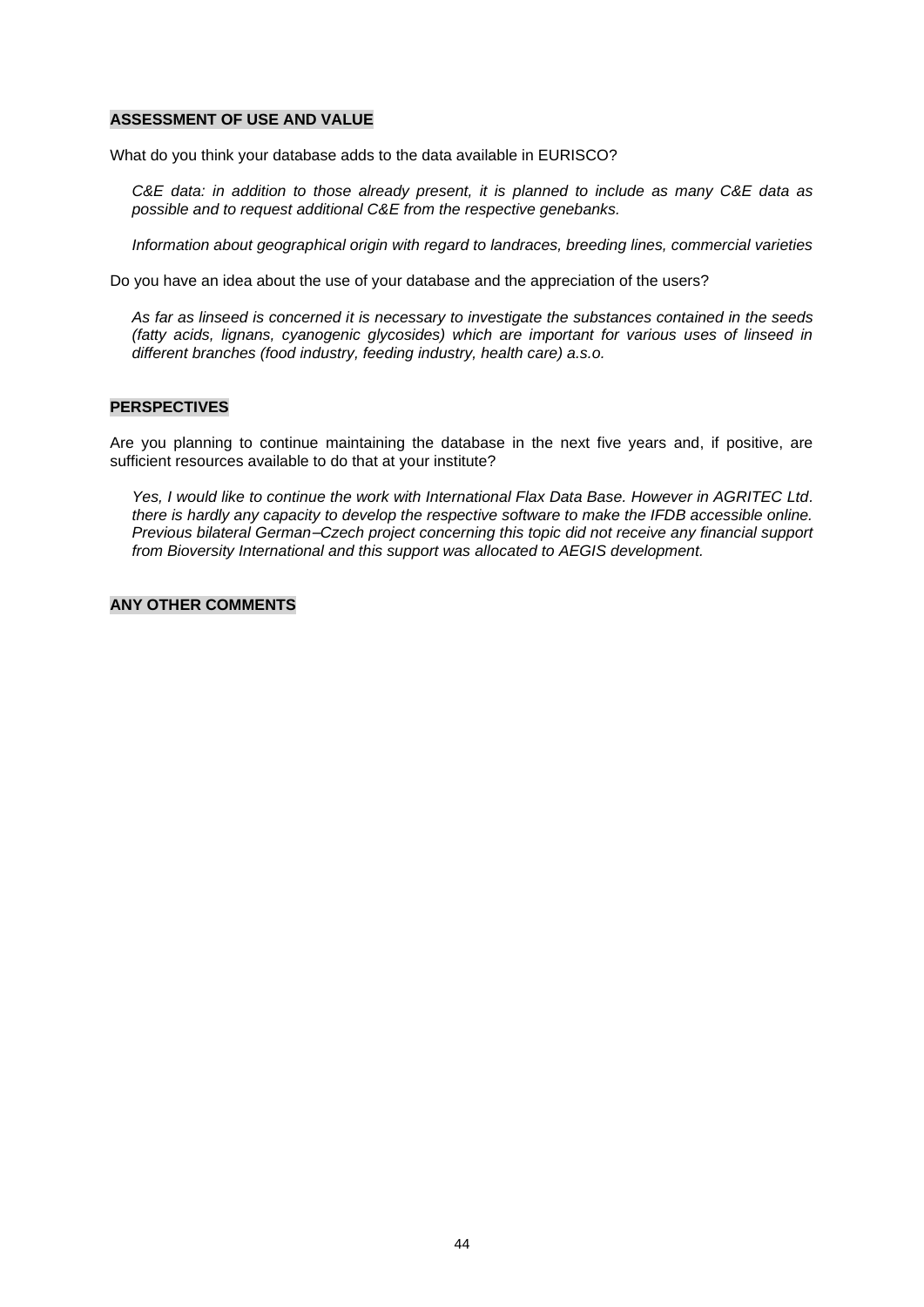**ASSESSMENT OF USE AND VALUE**

What do you think your database adds to the data available in EURISCO?

*C&E data: in addition to those already present, it is planned to include as many C&E data as possible and to request additional C&E from the respective genebanks.*

*Information about geographical origin with regard to landraces, breeding lines, commercial varieties*

Do you have an idea about the use of your database and the appreciation of the users?

*As far as linseed is concerned it is necessary to investigate the substances contained in the seeds (fatty acids, lignans, cyanogenic glycosides) which are important for various uses of linseed in different branches (food industry, feeding industry, health care) a.s.o.*

**PERSPECTIVES**

Are you planning to continue maintaining the database in the next five years and, if positive, are sufficient resources available to do that at your institute?

*Yes, I would like to continue the work with International Flax Data Base. However in AGRITEC Ltd. there is hardly any capacity to develop the respective software to make the IFDB accessible online. Previous bilateral German–Czech project concerning this topic did not receive any financial support from Bioversity International and this support was allocated to AEGIS development.*

**ANY OTHER COMMENTS**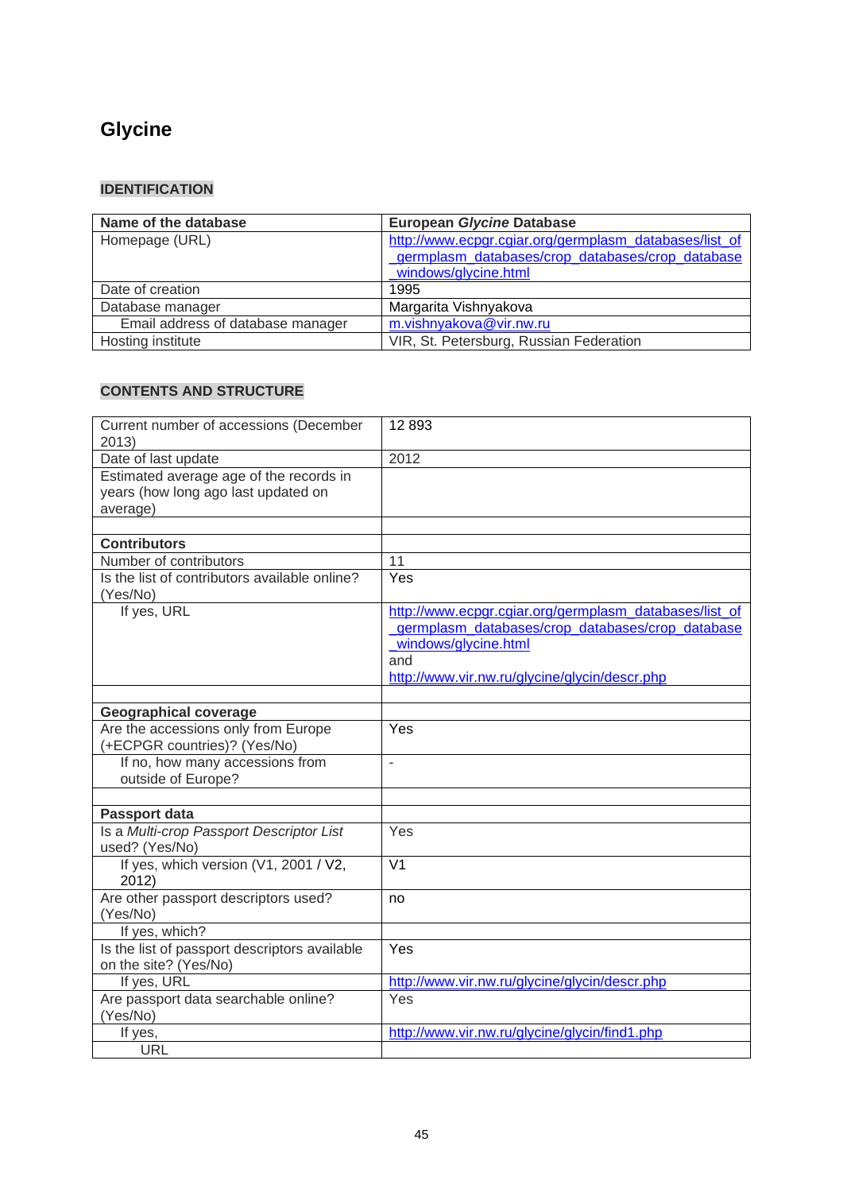# Glycine

## IDENTIFICATION

| Name of the database | European *Glycine* Database |
|---|---|
| Homepage (URL) | http://www.ecpgr.cgiar.org/germplasm_databases/list_of_germplasm_databases/crop_databases/crop_database_windows/glycine.html |
| Date of creation | 1995 |
| Database manager | Margarita Vishnyakova |
| Email address of database manager | m.vishnyakova@vir.nw.ru |
| Hosting institute | VIR, St. Petersburg, Russian Federation |

## CONTENTS AND STRUCTURE

| Current number of accessions (December 2013) | 12 893 |
|---|---|
| Date of last update | 2012 |
| Estimated average age of the records in years (how long ago last updated on average) | |
| | |
| **Contributors** | |
| Number of contributors | 11 |
| Is the list of contributors available online? (Yes/No) | Yes |
| If yes, URL | http://www.ecpgr.cgiar.org/germplasm_databases/list_of_germplasm_databases/crop_databases/crop_database_windows/glycine.html and http://www.vir.nw.ru/glycine/glycin/descr.php |
| | |
| **Geographical coverage** | |
| Are the accessions only from Europe (+ECPGR countries)? (Yes/No) | Yes |
| If no, how many accessions from outside of Europe? | - |
| | |
| **Passport data** | |
| Is a *Multi-crop Passport Descriptor List* used? (Yes/No) | Yes |
| If yes, which version (V1, 2001 / V2, 2012) | V1 |
| Are other passport descriptors used? (Yes/No) | no |
| If yes, which? | |
| Is the list of passport descriptors available on the site? (Yes/No) | Yes |
| If yes, URL | http://www.vir.nw.ru/glycine/glycin/descr.php |
| Are passport data searchable online? (Yes/No) | Yes |
| If yes, URL | http://www.vir.nw.ru/glycine/glycin/find1.php |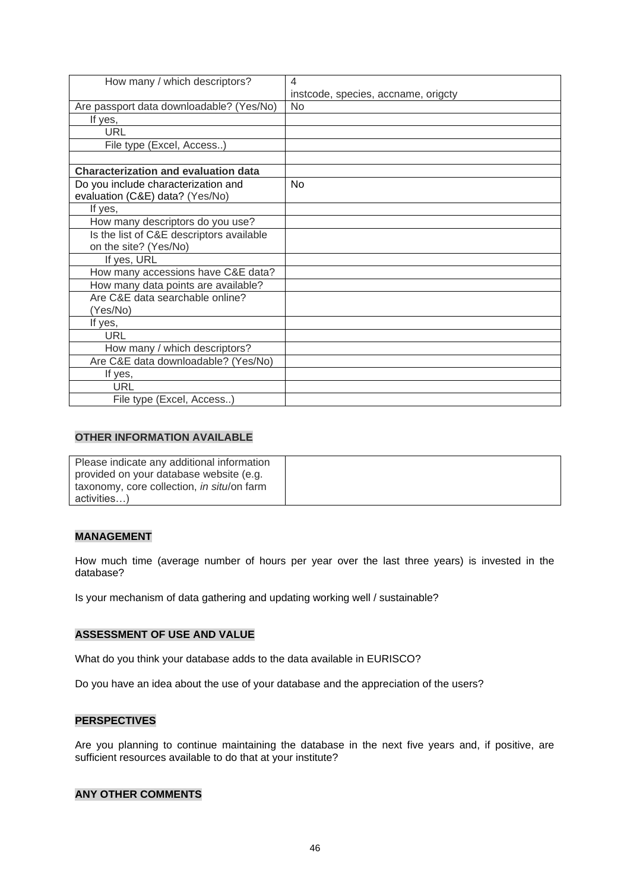| | |
|---|---|
| How many / which descriptors? | 4<br>instcode, species, accname, origcty |
| Are passport data downloadable? (Yes/No) | No |
| If yes, | |
| URL | |
| File type (Excel, Access..) | |
| | |
| **Characterization and evaluation data** | |
| Do you include characterization and evaluation (C&E) data? (Yes/No) | No |
| If yes, | |
| How many descriptors do you use? | |
| Is the list of C&E descriptors available on the site? (Yes/No) | |
| If yes, URL | |
| How many accessions have C&E data? | |
| How many data points are available? | |
| Are C&E data searchable online? (Yes/No) | |
| If yes, | |
| URL | |
| How many / which descriptors? | |
| Are C&E data downloadable? (Yes/No) | |
| If yes, | |
| URL | |
| File type (Excel, Access..) | |

**OTHER INFORMATION AVAILABLE**

| | |
|---|---|
| Please indicate any additional information provided on your database website (e.g. taxonomy, core collection, *in situ*/on farm activities…) | |

**MANAGEMENT**

How much time (average number of hours per year over the last three years) is invested in the database?

Is your mechanism of data gathering and updating working well / sustainable?

**ASSESSMENT OF USE AND VALUE**

What do you think your database adds to the data available in EURISCO?

Do you have an idea about the use of your database and the appreciation of the users?

**PERSPECTIVES**

Are you planning to continue maintaining the database in the next five years and, if positive, are sufficient resources available to do that at your institute?

**ANY OTHER COMMENTS**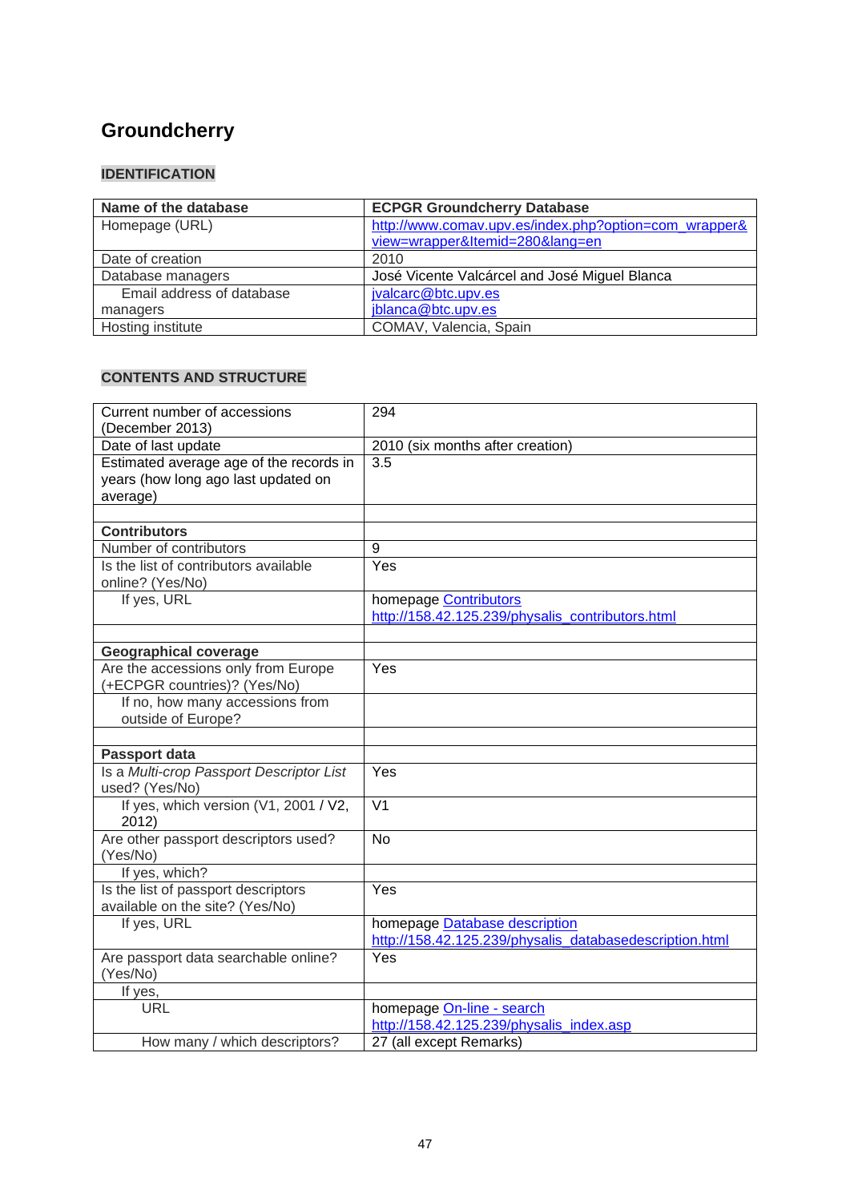# Groundcherry

## IDENTIFICATION

| Name of the database | ECPGR Groundcherry Database |
|---|---|
| Homepage (URL) | http://www.comav.upv.es/index.php?option=com_wrapper&view=wrapper&Itemid=280&lang=en |
| Date of creation | 2010 |
| Database managers | José Vicente Valcárcel and José Miguel Blanca |
| Email address of database managers | jvalcarc@btc.upv.es<br>jblanca@btc.upv.es |
| Hosting institute | COMAV, Valencia, Spain |

## CONTENTS AND STRUCTURE

| Current number of accessions (December 2013) | 294 |
|---|---|
| Date of last update | 2010 (six months after creation) |
| Estimated average age of the records in years (how long ago last updated on average) | 3.5 |
| | |
| **Contributors** | |
| Number of contributors | 9 |
| Is the list of contributors available online? (Yes/No) | Yes |
| If yes, URL | homepage Contributors<br>http://158.42.125.239/physalis_contributors.html |
| | |
| **Geographical coverage** | |
| Are the accessions only from Europe (+ECPGR countries)? (Yes/No) | Yes |
| If no, how many accessions from outside of Europe? | |
| | |
| **Passport data** | |
| Is a *Multi-crop Passport Descriptor List* used? (Yes/No) | Yes |
| If yes, which version (V1, 2001 / V2, 2012) | V1 |
| Are other passport descriptors used? (Yes/No) | No |
| If yes, which? | |
| Is the list of passport descriptors available on the site? (Yes/No) | Yes |
| If yes, URL | homepage Database description<br>http://158.42.125.239/physalis_databasedescription.html |
| Are passport data searchable online? (Yes/No) | Yes |
| If yes, | |
| URL | homepage On-line - search<br>http://158.42.125.239/physalis_index.asp |
| How many / which descriptors? | 27 (all except Remarks) |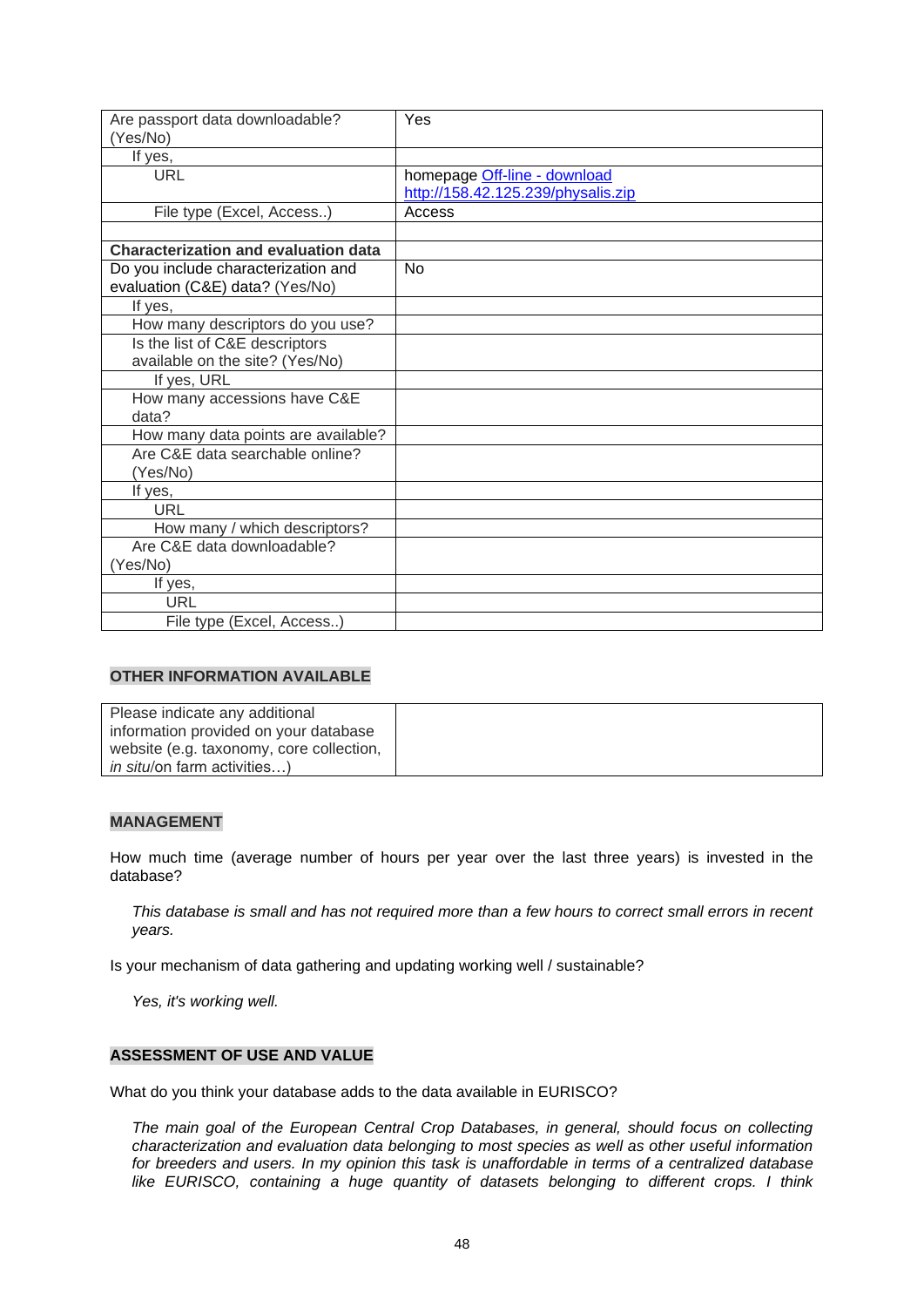| | |
|---|---|
| Are passport data downloadable? (Yes/No) | Yes |
| If yes, | |
| URL | homepage Off-line - download http://158.42.125.239/physalis.zip |
| File type (Excel, Access..) | Access |
| | |
| **Characterization and evaluation data** | |
| Do you include characterization and evaluation (C&E) data? (Yes/No) | No |
| If yes, | |
| How many descriptors do you use? | |
| Is the list of C&E descriptors available on the site? (Yes/No) | |
| If yes, URL | |
| How many accessions have C&E data? | |
| How many data points are available? | |
| Are C&E data searchable online? (Yes/No) | |
| If yes, | |
| URL | |
| How many / which descriptors? | |
| Are C&E data downloadable? (Yes/No) | |
| If yes, | |
| URL | |
| File type (Excel, Access..) | |

**OTHER INFORMATION AVAILABLE**

| | |
|---|---|
| Please indicate any additional information provided on your database website (e.g. taxonomy, core collection, *in situ*/on farm activities…) | |

**MANAGEMENT**

How much time (average number of hours per year over the last three years) is invested in the database?

*This database is small and has not required more than a few hours to correct small errors in recent years.*

Is your mechanism of data gathering and updating working well / sustainable?

*Yes, it's working well.*

**ASSESSMENT OF USE AND VALUE**

What do you think your database adds to the data available in EURISCO?

*The main goal of the European Central Crop Databases, in general, should focus on collecting characterization and evaluation data belonging to most species as well as other useful information for breeders and users. In my opinion this task is unaffordable in terms of a centralized database like EURISCO, containing a huge quantity of datasets belonging to different crops. I think*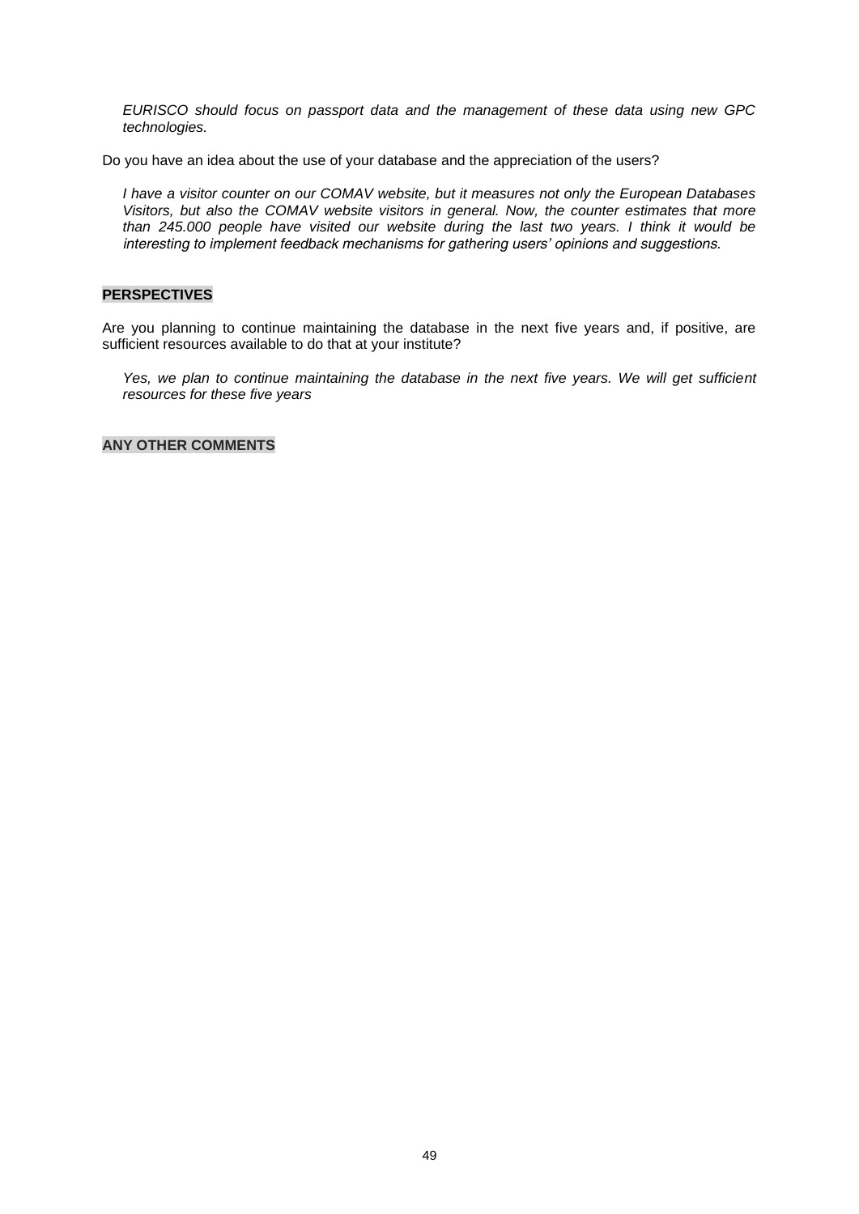*EURISCO should focus on passport data and the management of these data using new GPC technologies.*

Do you have an idea about the use of your database and the appreciation of the users?

*I have a visitor counter on our COMAV website, but it measures not only the European Databases Visitors, but also the COMAV website visitors in general. Now, the counter estimates that more than 245.000 people have visited our website during the last two years. I think it would be interesting to implement feedback mechanisms for gathering users' opinions and suggestions.*

**PERSPECTIVES**

Are you planning to continue maintaining the database in the next five years and, if positive, are sufficient resources available to do that at your institute?

*Yes, we plan to continue maintaining the database in the next five years. We will get sufficient resources for these five years*

**ANY OTHER COMMENTS**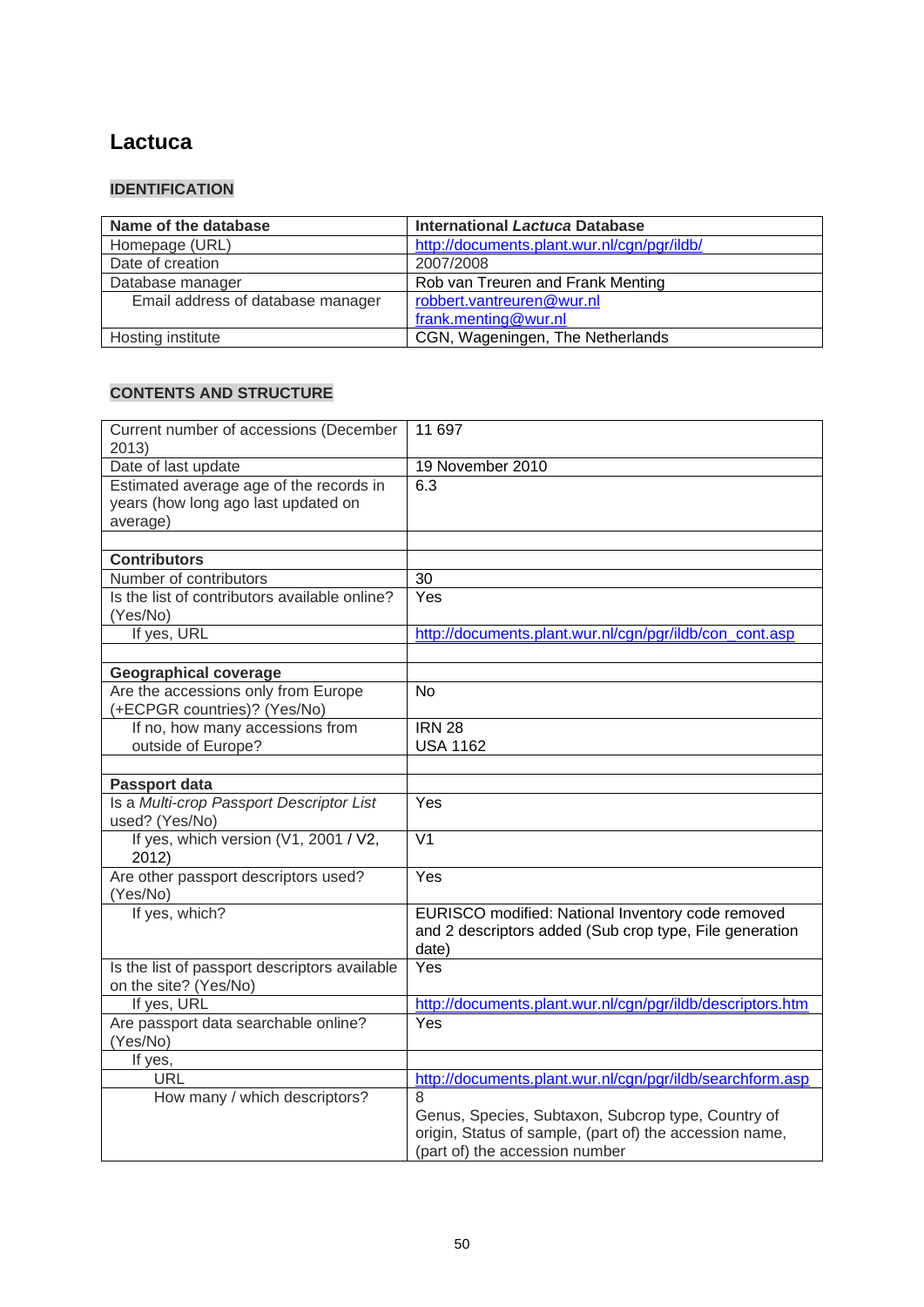## Lactuca

### IDENTIFICATION

| Name of the database | International *Lactuca* Database |
|---|---|
| Homepage (URL) | http://documents.plant.wur.nl/cgn/pgr/ildb/ |
| Date of creation | 2007/2008 |
| Database manager | Rob van Treuren and Frank Menting |
| Email address of database manager | robbert.vantreuren@wur.nl<br>frank.menting@wur.nl |
| Hosting institute | CGN, Wageningen, The Netherlands |

### CONTENTS AND STRUCTURE

| Current number of accessions (December 2013) | 11 697 |
|---|---|
| Date of last update | 19 November 2010 |
| Estimated average age of the records in years (how long ago last updated on average) | 6.3 |
| | |
| **Contributors** | |
| Number of contributors | 30 |
| Is the list of contributors available online? (Yes/No) | Yes |
| If yes, URL | http://documents.plant.wur.nl/cgn/pgr/ildb/con_cont.asp |
| | |
| **Geographical coverage** | |
| Are the accessions only from Europe (+ECPGR countries)? (Yes/No) | No |
| If no, how many accessions from outside of Europe? | IRN 28<br>USA 1162 |
| | |
| **Passport data** | |
| Is a *Multi-crop Passport Descriptor List* used? (Yes/No) | Yes |
| If yes, which version (V1, 2001 / V2, 2012) | V1 |
| Are other passport descriptors used? (Yes/No) | Yes |
| If yes, which? | EURISCO modified: National Inventory code removed and 2 descriptors added (Sub crop type, File generation date) |
| Is the list of passport descriptors available on the site? (Yes/No) | Yes |
| If yes, URL | http://documents.plant.wur.nl/cgn/pgr/ildb/descriptors.htm |
| Are passport data searchable online? (Yes/No) | Yes |
| If yes, | |
| URL | http://documents.plant.wur.nl/cgn/pgr/ildb/searchform.asp |
| How many / which descriptors? | 8<br>Genus, Species, Subtaxon, Subcrop type, Country of origin, Status of sample, (part of) the accession name, (part of) the accession number |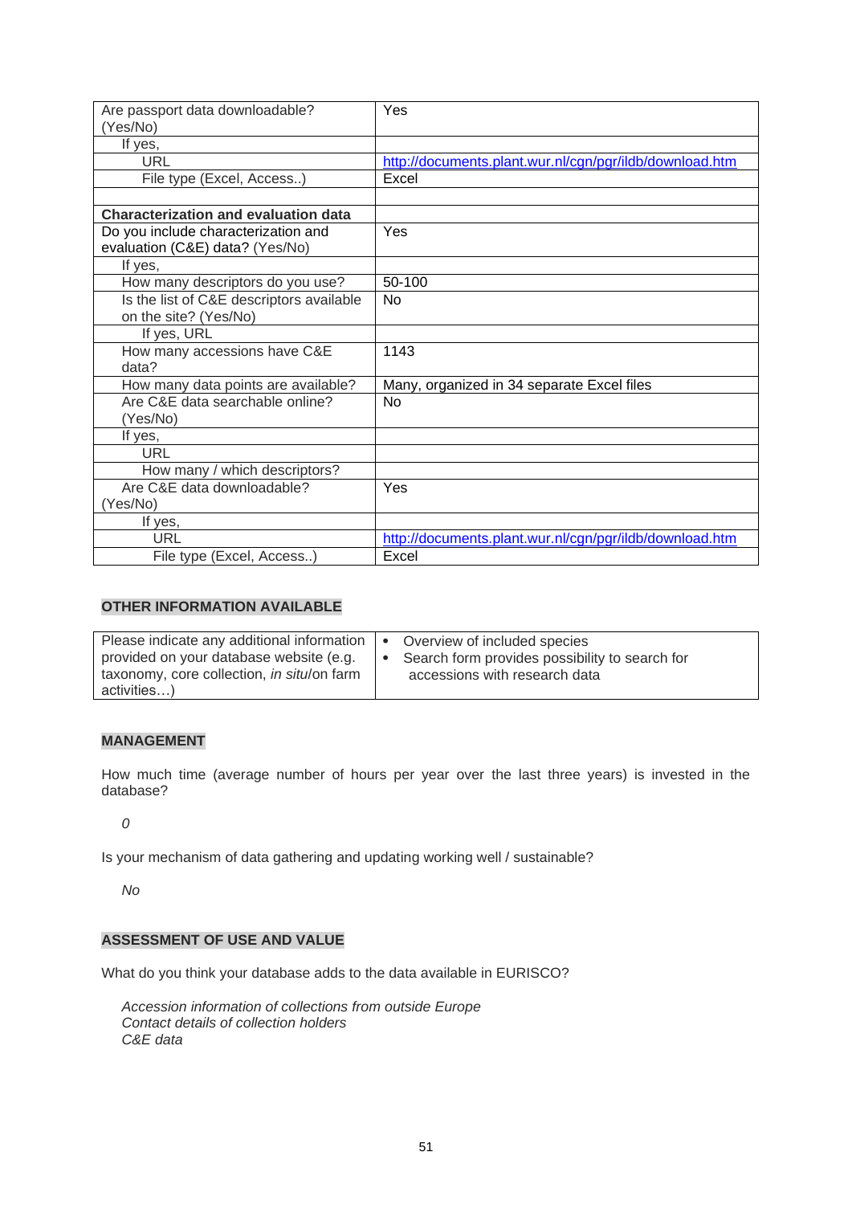| | |
|---|---|
| Are passport data downloadable? (Yes/No) | Yes |
| If yes, | |
| URL | http://documents.plant.wur.nl/cgn/pgr/ildb/download.htm |
| File type (Excel, Access..) | Excel |
| | |
| **Characterization and evaluation data** | |
| Do you include characterization and evaluation (C&E) data? (Yes/No) | Yes |
| If yes, | |
| How many descriptors do you use? | 50-100 |
| Is the list of C&E descriptors available on the site? (Yes/No) | No |
| If yes, URL | |
| How many accessions have C&E data? | 1143 |
| How many data points are available? | Many, organized in 34 separate Excel files |
| Are C&E data searchable online? (Yes/No) | No |
| If yes, | |
| URL | |
| How many / which descriptors? | |
| Are C&E data downloadable? (Yes/No) | Yes |
| If yes, | |
| URL | http://documents.plant.wur.nl/cgn/pgr/ildb/download.htm |
| File type (Excel, Access..) | Excel |

## OTHER INFORMATION AVAILABLE

| | |
|---|---|
| Please indicate any additional information provided on your database website (e.g. taxonomy, core collection, *in situ*/on farm activities…) | • Overview of included species<br>• Search form provides possibility to search for accessions with research data |

## MANAGEMENT

How much time (average number of hours per year over the last three years) is invested in the database?

*0*

Is your mechanism of data gathering and updating working well / sustainable?

*No*

## ASSESSMENT OF USE AND VALUE

What do you think your database adds to the data available in EURISCO?

*Accession information of collections from outside Europe*
*Contact details of collection holders*
*C&E data*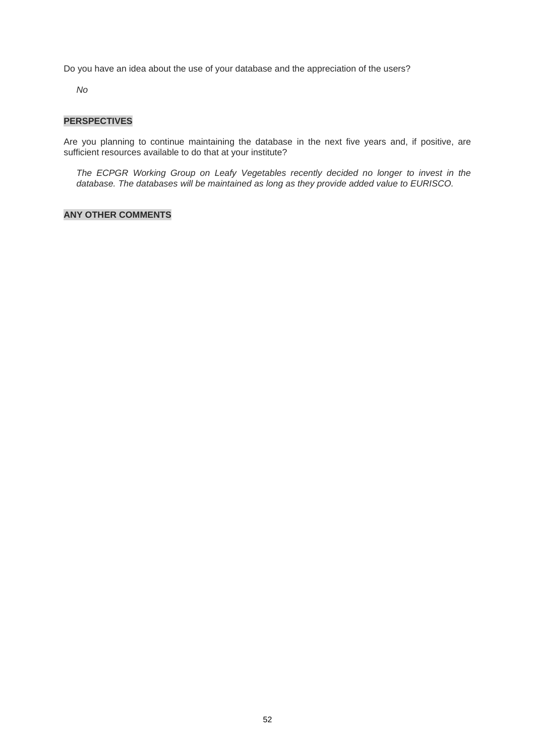Do you have an idea about the use of your database and the appreciation of the users?

*No*

**PERSPECTIVES**

Are you planning to continue maintaining the database in the next five years and, if positive, are sufficient resources available to do that at your institute?

*The ECPGR Working Group on Leafy Vegetables recently decided no longer to invest in the database. The databases will be maintained as long as they provide added value to EURISCO.*

**ANY OTHER COMMENTS**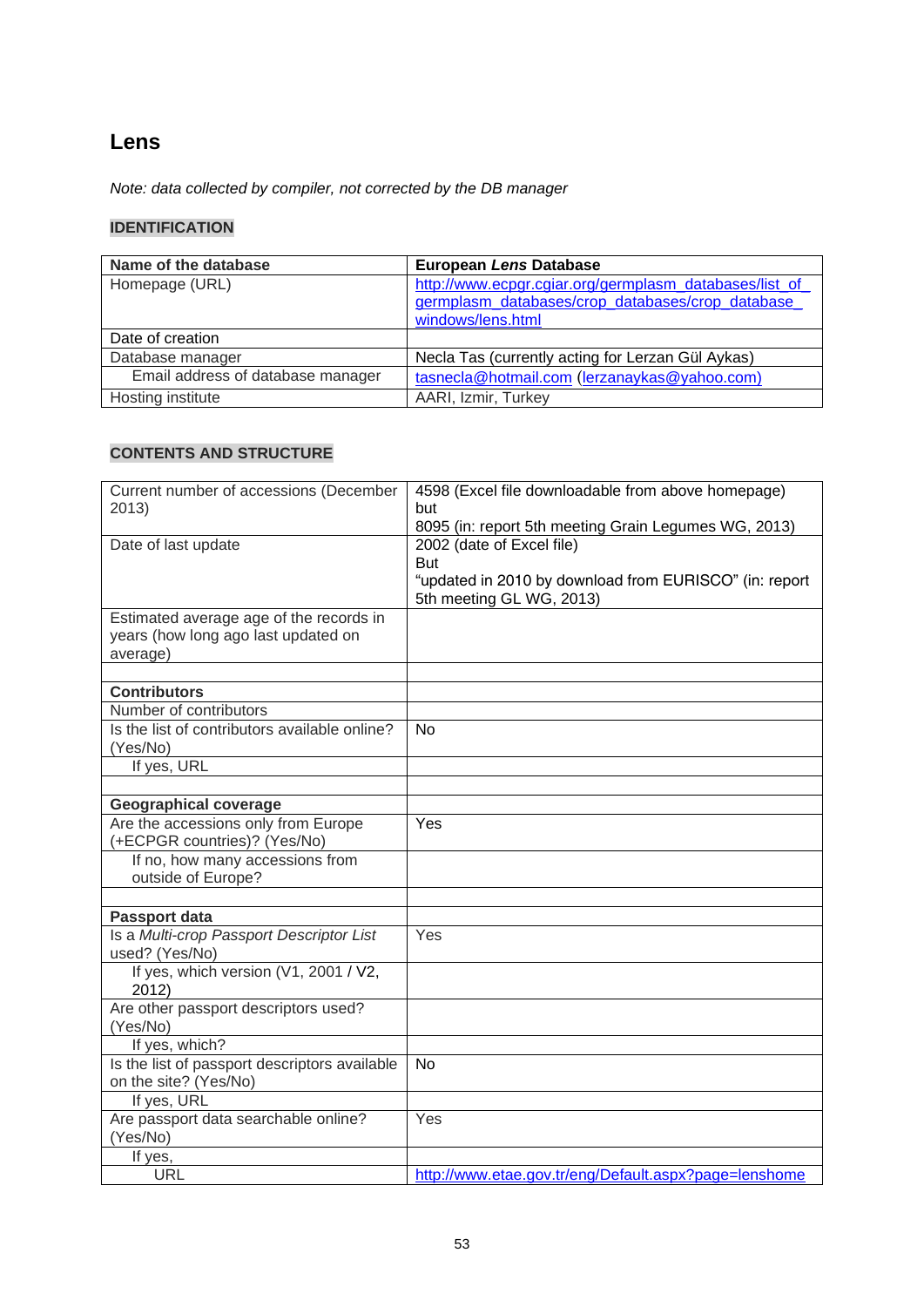## Lens

*Note: data collected by compiler, not corrected by the DB manager*

### IDENTIFICATION

| **Name of the database** | **European *Lens* Database** |
|---|---|
| Homepage (URL) | http://www.ecpgr.cgiar.org/germplasm_databases/list_of_germplasm_databases/crop_databases/crop_database_windows/lens.html |
| Date of creation | |
| Database manager | Necla Tas (currently acting for Lerzan Gül Aykas) |
| Email address of database manager | tasnecla@hotmail.com (lerzanaykas@yahoo.com) |
| Hosting institute | AARI, Izmir, Turkey |

### CONTENTS AND STRUCTURE

| | |
|---|---|
| Current number of accessions (December 2013) | 4598 (Excel file downloadable from above homepage) but 8095 (in: report 5th meeting Grain Legumes WG, 2013) |
| Date of last update | 2002 (date of Excel file) But "updated in 2010 by download from EURISCO" (in: report 5th meeting GL WG, 2013) |
| Estimated average age of the records in years (how long ago last updated on average) | |
| | |
| **Contributors** | |
| Number of contributors | |
| Is the list of contributors available online? (Yes/No) | No |
| If yes, URL | |
| | |
| **Geographical coverage** | |
| Are the accessions only from Europe (+ECPGR countries)? (Yes/No) | Yes |
| If no, how many accessions from outside of Europe? | |
| | |
| **Passport data** | |
| Is a *Multi-crop Passport Descriptor List* used? (Yes/No) | Yes |
| If yes, which version (V1, 2001 / V2, 2012) | |
| Are other passport descriptors used? (Yes/No) | |
| If yes, which? | |
| Is the list of passport descriptors available on the site? (Yes/No) | No |
| If yes, URL | |
| Are passport data searchable online? (Yes/No) | Yes |
| If yes, | |
| URL | http://www.etae.gov.tr/eng/Default.aspx?page=lenshome |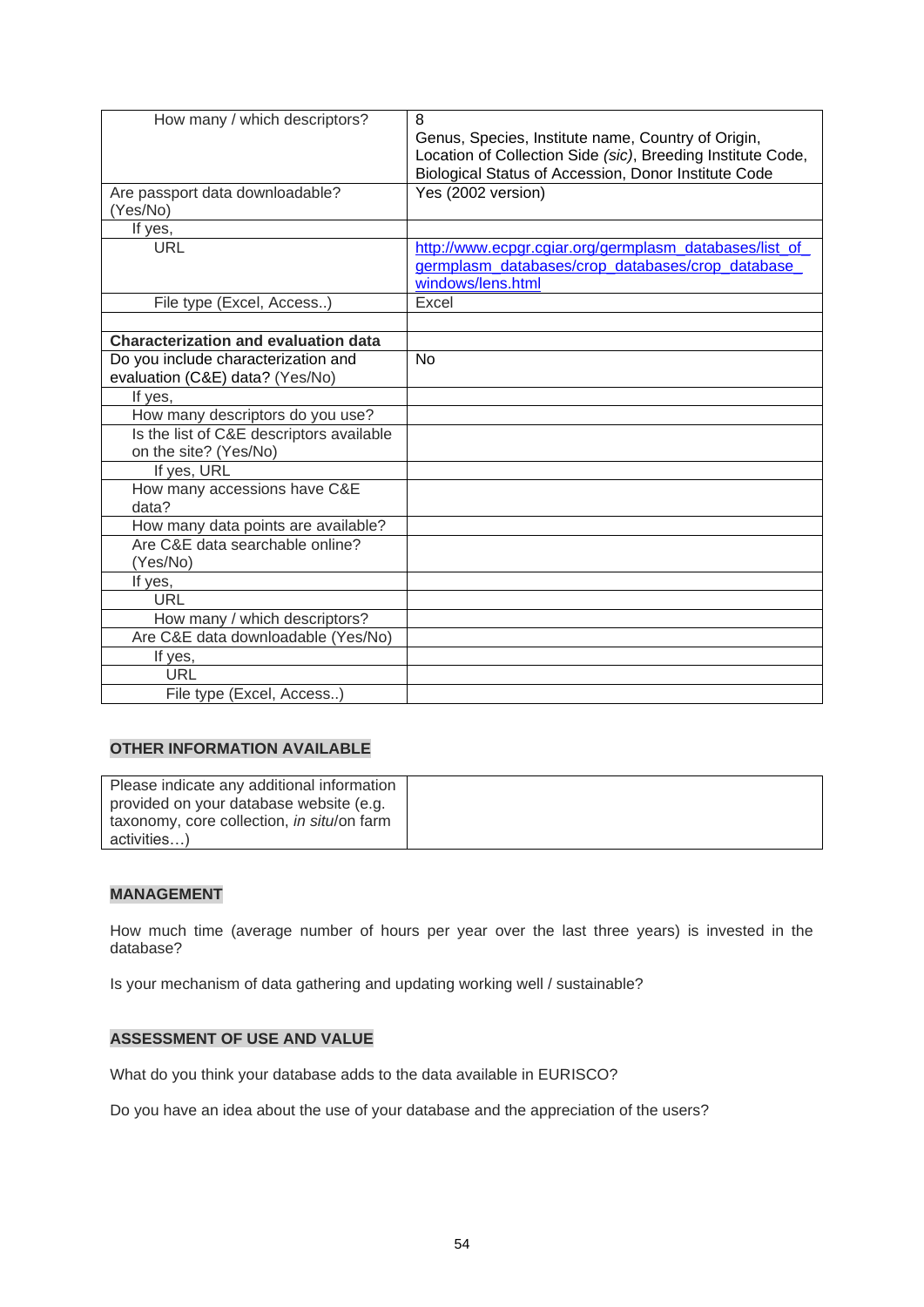| | |
|---|---|
| How many / which descriptors? | 8<br>Genus, Species, Institute name, Country of Origin, Location of Collection Side *(sic)*, Breeding Institute Code, Biological Status of Accession, Donor Institute Code |
| Are passport data downloadable? (Yes/No) | Yes (2002 version) |
| If yes, | |
| URL | http://www.ecpgr.cgiar.org/germplasm_databases/list_of_germplasm_databases/crop_databases/crop_database_windows/lens.html |
| File type (Excel, Access..) | Excel |
| | |
| **Characterization and evaluation data** | |
| Do you include characterization and evaluation (C&E) data? (Yes/No) | No |
| If yes, | |
| How many descriptors do you use? | |
| Is the list of C&E descriptors available on the site? (Yes/No) | |
| If yes, URL | |
| How many accessions have C&E data? | |
| How many data points are available? | |
| Are C&E data searchable online? (Yes/No) | |
| If yes, | |
| URL | |
| How many / which descriptors? | |
| Are C&E data downloadable (Yes/No) | |
| If yes, | |
| URL | |
| File type (Excel, Access..) | |

## OTHER INFORMATION AVAILABLE

| | |
|---|---|
| Please indicate any additional information provided on your database website (e.g. taxonomy, core collection, *in situ*/on farm activities…) | |

## MANAGEMENT

How much time (average number of hours per year over the last three years) is invested in the database?

Is your mechanism of data gathering and updating working well / sustainable?

## ASSESSMENT OF USE AND VALUE

What do you think your database adds to the data available in EURISCO?

Do you have an idea about the use of your database and the appreciation of the users?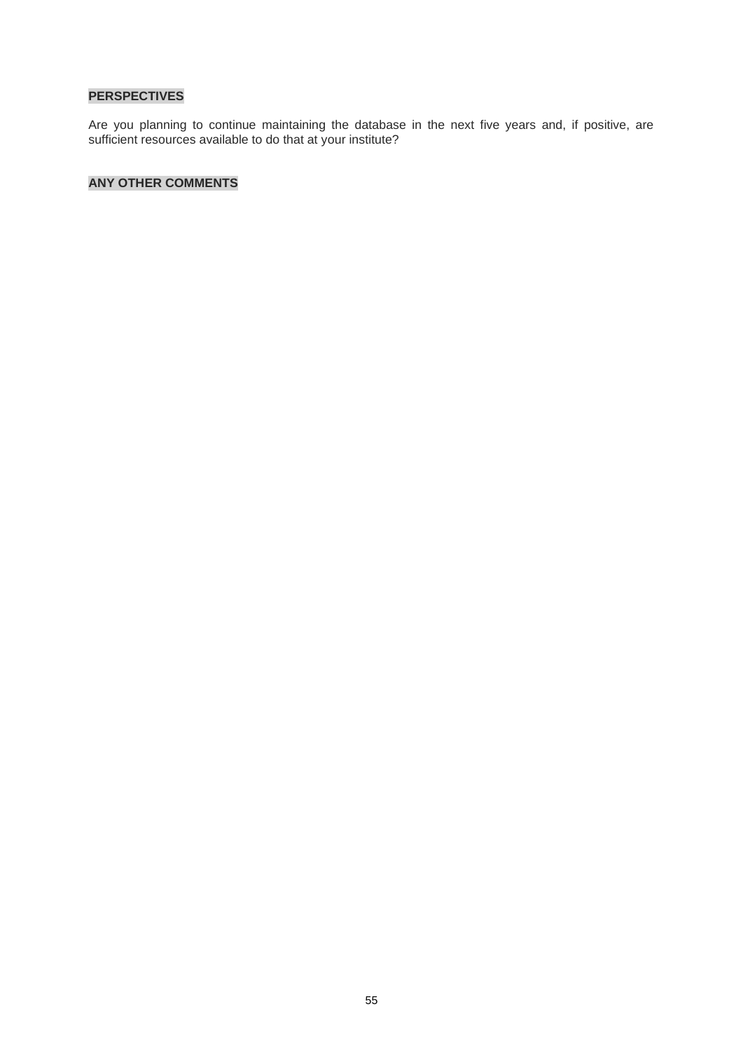**PERSPECTIVES**

Are you planning to continue maintaining the database in the next five years and, if positive, are sufficient resources available to do that at your institute?

**ANY OTHER COMMENTS**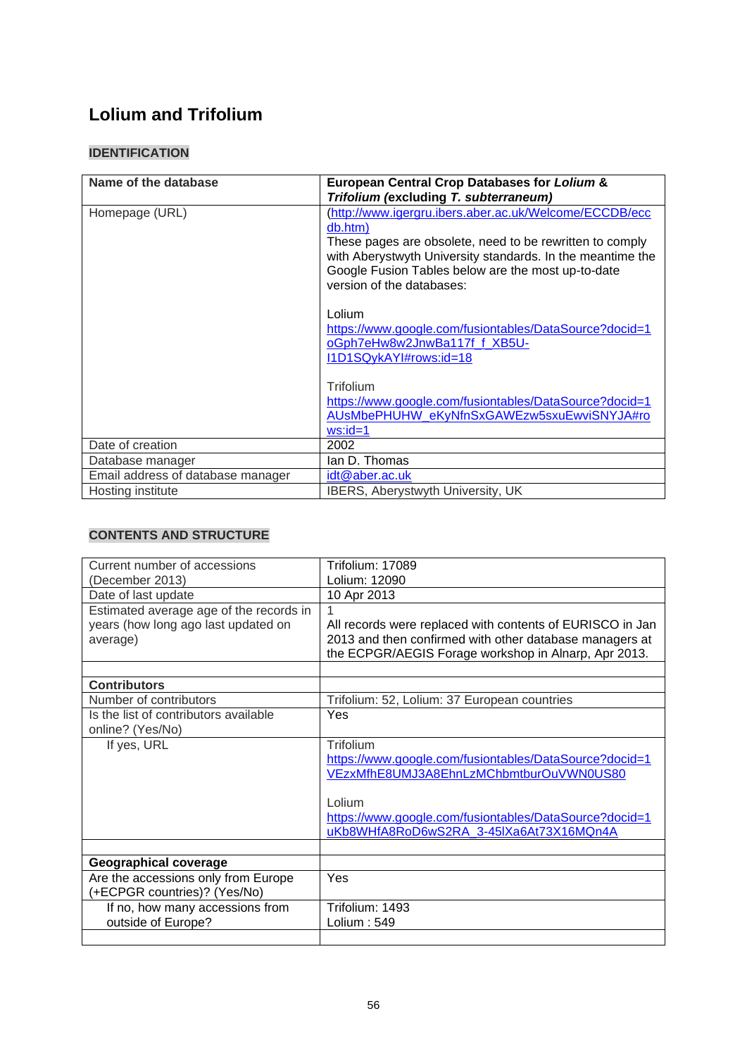## Lolium and Trifolium

### IDENTIFICATION

| Name of the database | **European Central Crop Databases for *Lolium* & *Trifolium* (excluding *T. subterraneum*)** |
| --- | --- |
| Homepage (URL) | (http://www.igergru.ibers.aber.ac.uk/Welcome/ECCDB/eccdb.htm)<br>These pages are obsolete, need to be rewritten to comply with Aberystwyth University standards. In the meantime the Google Fusion Tables below are the most up-to-date version of the databases:<br><br>Lolium<br>https://www.google.com/fusiontables/DataSource?docid=1oGph7eHw8w2JnwBa117f_f_XB5U-I1D1SQykAYI#rows:id=18<br><br>Trifolium<br>https://www.google.com/fusiontables/DataSource?docid=1AUsMbePHUHW_eKyNfnSxGAWEzw5sxuEwviSNYJA#rows:id=1 |
| Date of creation | 2002 |
| Database manager | Ian D. Thomas |
| Email address of database manager | idt@aber.ac.uk |
| Hosting institute | IBERS, Aberystwyth University, UK |

### CONTENTS AND STRUCTURE

| Current number of accessions (December 2013) | Trifolium: 17089<br>Lolium: 12090 |
| --- | --- |
| Date of last update | 10 Apr 2013 |
| Estimated average age of the records in years (how long ago last updated on average) | 1<br>All records were replaced with contents of EURISCO in Jan 2013 and then confirmed with other database managers at the ECPGR/AEGIS Forage workshop in Alnarp, Apr 2013. |
| | |
| **Contributors** | |
| Number of contributors | Trifolium: 52, Lolium: 37 European countries |
| Is the list of contributors available online? (Yes/No) | Yes |
| If yes, URL | Trifolium<br>https://www.google.com/fusiontables/DataSource?docid=1VEzxMfhE8UMJ3A8EhnLzMChbmtburOuVWN0US80<br><br>Lolium<br>https://www.google.com/fusiontables/DataSource?docid=1uKb8WHfA8RoD6wS2RA_3-45lXa6At73X16MQn4A |
| | |
| **Geographical coverage** | |
| Are the accessions only from Europe (+ECPGR countries)? (Yes/No) | Yes |
| If no, how many accessions from outside of Europe? | Trifolium: 1493<br>Lolium : 549 |
| | |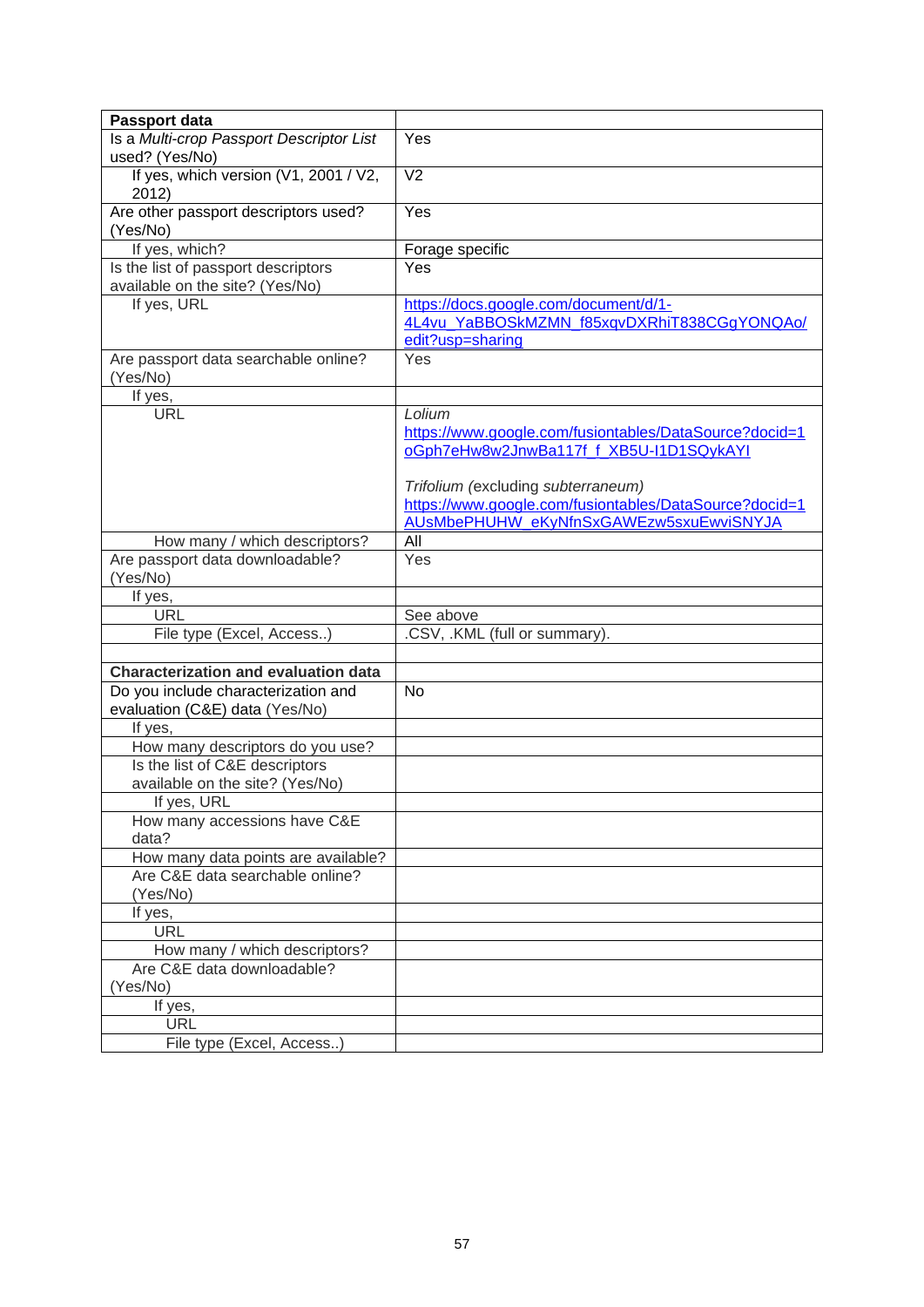| Passport data | |
|---|---|
| Is a *Multi-crop Passport Descriptor List* used? (Yes/No) | Yes |
| If yes, which version (V1, 2001 / V2, 2012) | V2 |
| Are other passport descriptors used? (Yes/No) | Yes |
| If yes, which? | Forage specific |
| Is the list of passport descriptors available on the site? (Yes/No) | Yes |
| If yes, URL | https://docs.google.com/document/d/1-4L4vu_YaBBOSkMZMN_f85xqvDXRhiT838CGgYONQAo/edit?usp=sharing |
| Are passport data searchable online? (Yes/No) | Yes |
| If yes, | |
| URL | *Lolium* https://www.google.com/fusiontables/DataSource?docid=1oGph7eHw8w2JnwBa117f_f_XB5U-I1D1SQykAYI <br><br> *Trifolium* (excluding *subterraneum*) https://www.google.com/fusiontables/DataSource?docid=1AUsMbePHUHW_eKyNfnSxGAWEzw5sxuEwviSNYJA |
| How many / which descriptors? | All |
| Are passport data downloadable? (Yes/No) | Yes |
| If yes, | |
| URL | See above |
| File type (Excel, Access..) | .CSV, .KML (full or summary). |
| | |
| **Characterization and evaluation data** | |
| Do you include characterization and evaluation (C&E) data (Yes/No) | No |
| If yes, | |
| How many descriptors do you use? | |
| Is the list of C&E descriptors available on the site? (Yes/No) | |
| If yes, URL | |
| How many accessions have C&E data? | |
| How many data points are available? | |
| Are C&E data searchable online? (Yes/No) | |
| If yes, | |
| URL | |
| How many / which descriptors? | |
| Are C&E data downloadable? (Yes/No) | |
| If yes, | |
| URL | |
| File type (Excel, Access..) | |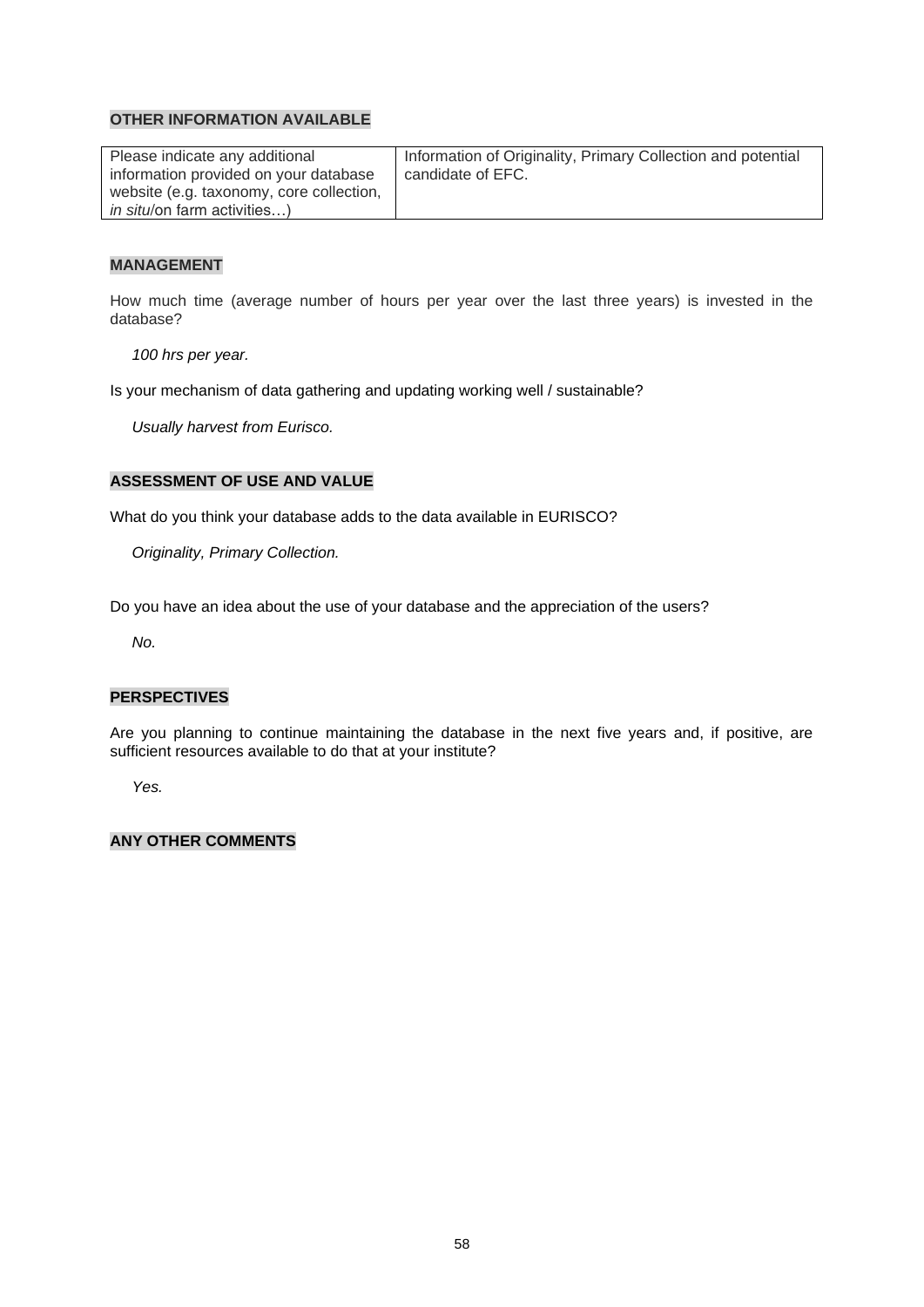**OTHER INFORMATION AVAILABLE**

| Please indicate any additional information provided on your database website (e.g. taxonomy, core collection, *in situ*/on farm activities…) | Information of Originality, Primary Collection and potential candidate of EFC. |
|---|---|

**MANAGEMENT**

How much time (average number of hours per year over the last three years) is invested in the database?

*100 hrs per year.*

Is your mechanism of data gathering and updating working well / sustainable?

*Usually harvest from Eurisco.*

**ASSESSMENT OF USE AND VALUE**

What do you think your database adds to the data available in EURISCO?

*Originality, Primary Collection.*

Do you have an idea about the use of your database and the appreciation of the users?

*No.*

**PERSPECTIVES**

Are you planning to continue maintaining the database in the next five years and, if positive, are sufficient resources available to do that at your institute?

*Yes.*

**ANY OTHER COMMENTS**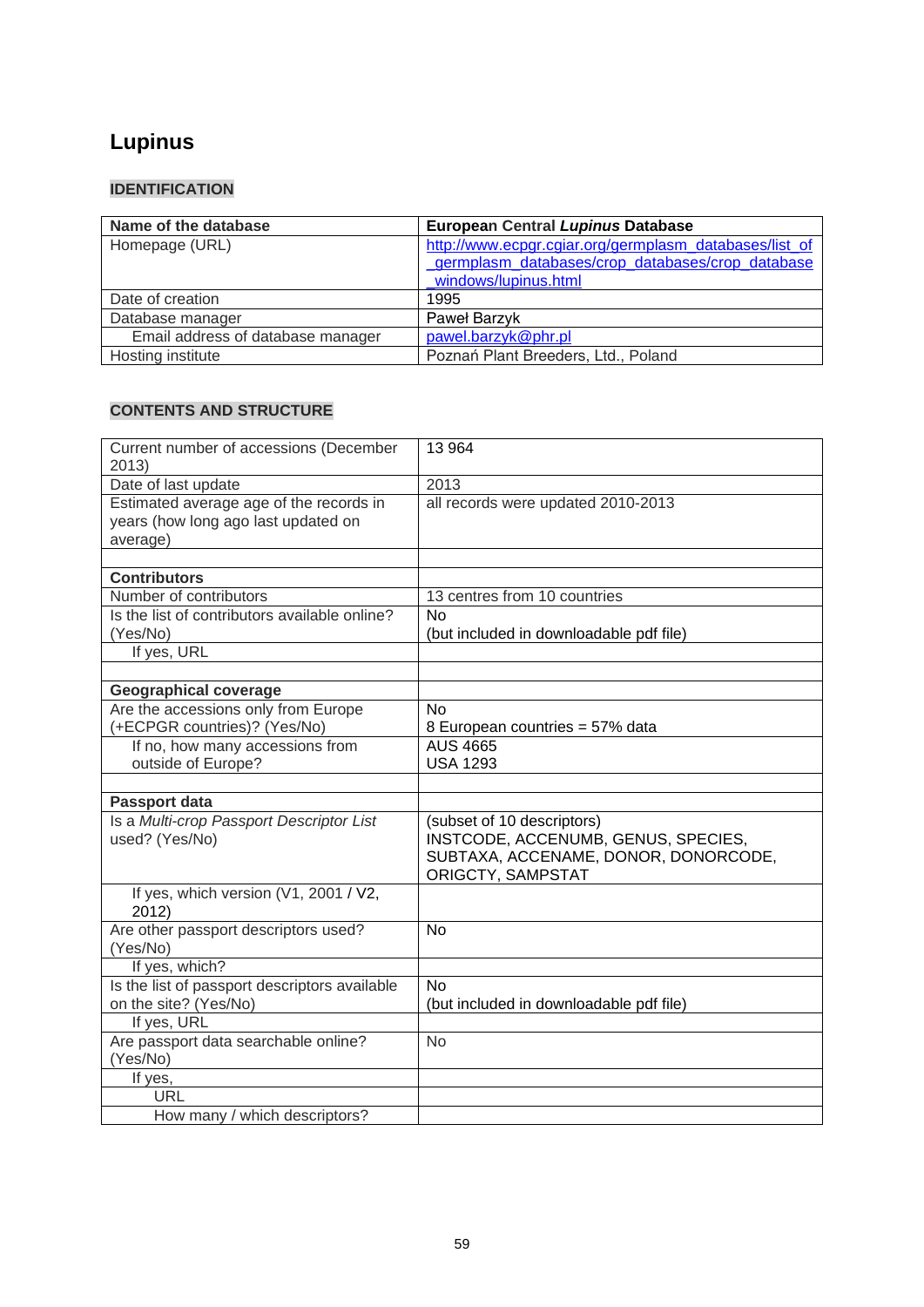# Lupinus

## IDENTIFICATION

| Name of the database | European Central *Lupinus* Database |
|---|---|
| Homepage (URL) | http://www.ecpgr.cgiar.org/germplasm_databases/list_of_germplasm_databases/crop_databases/crop_database_windows/lupinus.html |
| Date of creation | 1995 |
| Database manager | Paweł Barzyk |
| Email address of database manager | pawel.barzyk@phr.pl |
| Hosting institute | Poznań Plant Breeders, Ltd., Poland |

## CONTENTS AND STRUCTURE

| | |
|---|---|
| Current number of accessions (December 2013) | 13 964 |
| Date of last update | 2013 |
| Estimated average age of the records in years (how long ago last updated on average) | all records were updated 2010-2013 |
| | |
| **Contributors** | |
| Number of contributors | 13 centres from 10 countries |
| Is the list of contributors available online? (Yes/No) | No<br>(but included in downloadable pdf file) |
| If yes, URL | |
| | |
| **Geographical coverage** | |
| Are the accessions only from Europe (+ECPGR countries)? (Yes/No) | No<br>8 European countries = 57% data |
| If no, how many accessions from outside of Europe? | AUS 4665<br>USA 1293 |
| | |
| **Passport data** | |
| Is a *Multi-crop Passport Descriptor List* used? (Yes/No) | (subset of 10 descriptors)<br>INSTCODE, ACCENUMB, GENUS, SPECIES, SUBTAXA, ACCENAME, DONOR, DONORCODE, ORIGCTY, SAMPSTAT |
| If yes, which version (V1, 2001 / V2, 2012) | |
| Are other passport descriptors used? (Yes/No) | No |
| If yes, which? | |
| Is the list of passport descriptors available on the site? (Yes/No) | No<br>(but included in downloadable pdf file) |
| If yes, URL | |
| Are passport data searchable online? (Yes/No) | No |
| If yes, | |
| URL | |
| How many / which descriptors? | |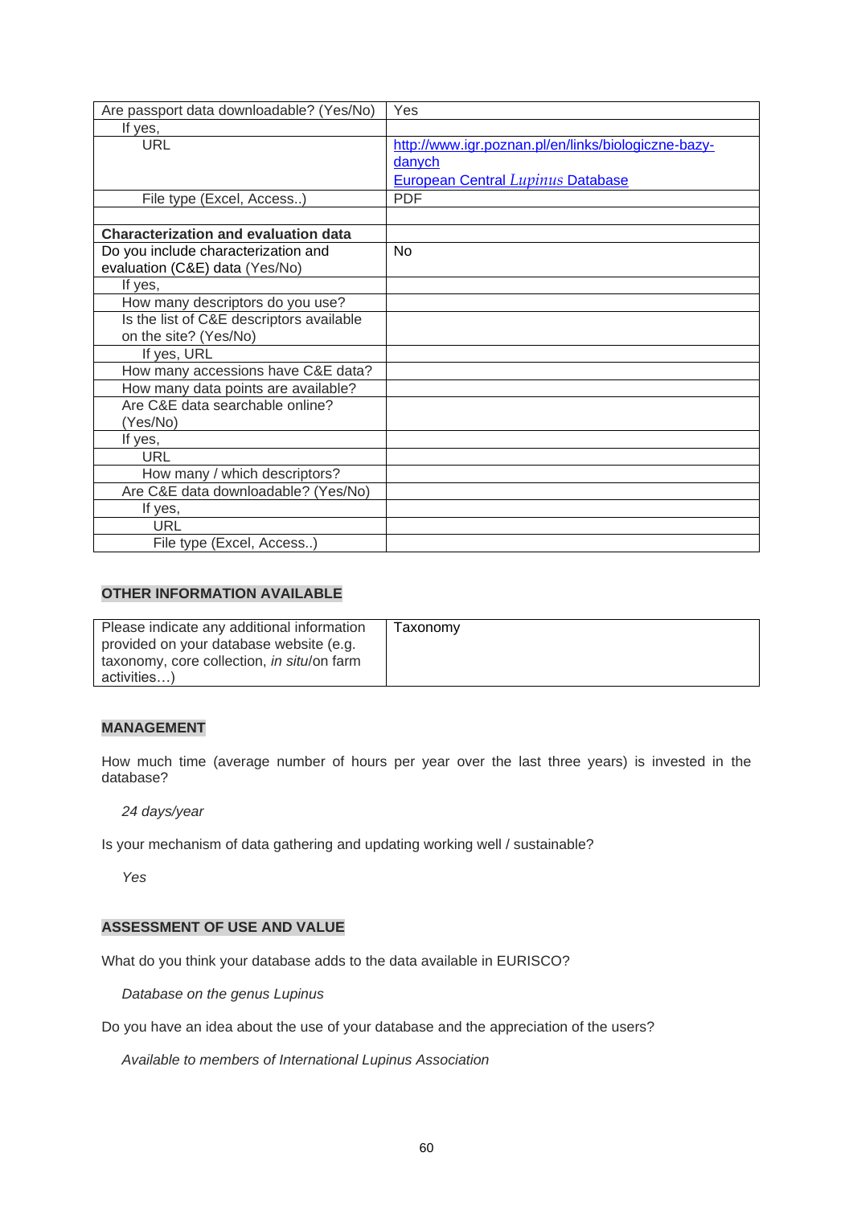| Are passport data downloadable? (Yes/No) | Yes |
|---|---|
| If yes, | |
| URL | [http://www.igr.poznan.pl/en/links/biologiczne-bazy-danych](http://www.igr.poznan.pl/en/links/biologiczne-bazy-danych) European Central *Lupinus* Database |
| File type (Excel, Access..) | PDF |
| | |
| **Characterization and evaluation data** | |
| Do you include characterization and evaluation (C&E) data (Yes/No) | No |
| If yes, | |
| How many descriptors do you use? | |
| Is the list of C&E descriptors available on the site? (Yes/No) | |
| If yes, URL | |
| How many accessions have C&E data? | |
| How many data points are available? | |
| Are C&E data searchable online? (Yes/No) | |
| If yes, | |
| URL | |
| How many / which descriptors? | |
| Are C&E data downloadable? (Yes/No) | |
| If yes, | |
| URL | |
| File type (Excel, Access..) | |

### OTHER INFORMATION AVAILABLE

| Please indicate any additional information provided on your database website (e.g. taxonomy, core collection, *in situ*/on farm activities…) | Taxonomy |
|---|---|

### MANAGEMENT

How much time (average number of hours per year over the last three years) is invested in the database?

*24 days/year*

Is your mechanism of data gathering and updating working well / sustainable?

*Yes*

### ASSESSMENT OF USE AND VALUE

What do you think your database adds to the data available in EURISCO?

*Database on the genus Lupinus*

Do you have an idea about the use of your database and the appreciation of the users?

*Available to members of International Lupinus Association*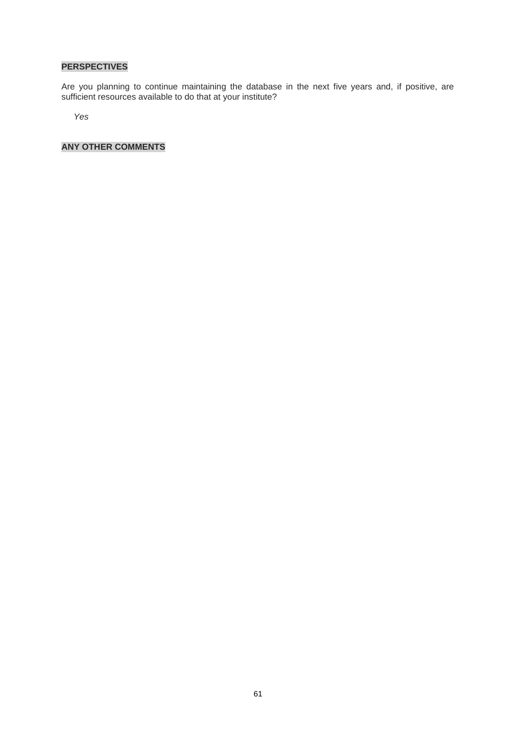**PERSPECTIVES**

Are you planning to continue maintaining the database in the next five years and, if positive, are sufficient resources available to do that at your institute?

*Yes*

**ANY OTHER COMMENTS**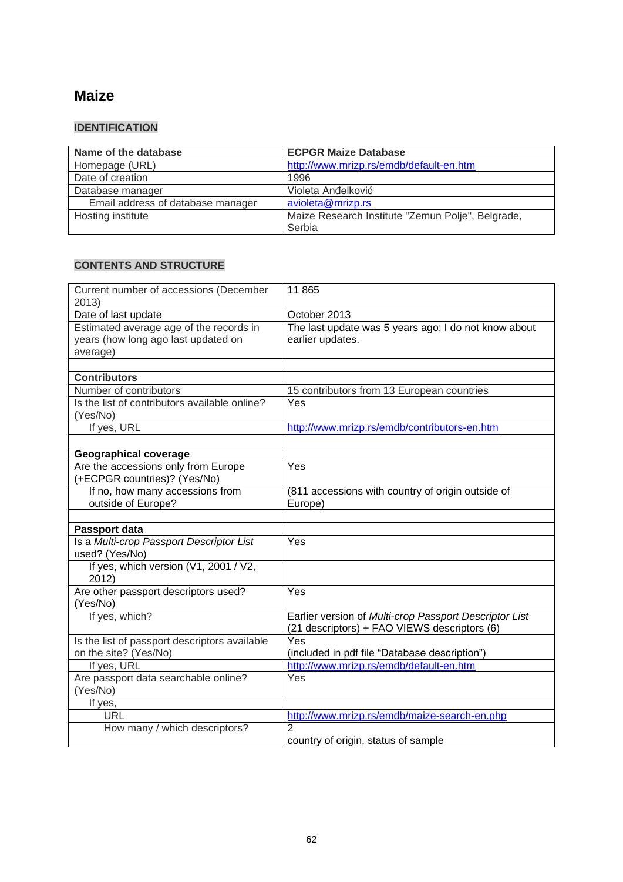# Maize

## IDENTIFICATION

| Name of the database | ECPGR Maize Database |
|---|---|
| Homepage (URL) | http://www.mrizp.rs/emdb/default-en.htm |
| Date of creation | 1996 |
| Database manager | Violeta Anđelković |
| Email address of database manager | avioleta@mrizp.rs |
| Hosting institute | Maize Research Institute "Zemun Polje", Belgrade, Serbia |

## CONTENTS AND STRUCTURE

| Current number of accessions (December 2013) | 11 865 |
|---|---|
| Date of last update | October 2013 |
| Estimated average age of the records in years (how long ago last updated on average) | The last update was 5 years ago; I do not know about earlier updates. |
| | |
| **Contributors** | |
| Number of contributors | 15 contributors from 13 European countries |
| Is the list of contributors available online? (Yes/No) | Yes |
| If yes, URL | http://www.mrizp.rs/emdb/contributors-en.htm |
| | |
| **Geographical coverage** | |
| Are the accessions only from Europe (+ECPGR countries)? (Yes/No) | Yes |
| If no, how many accessions from outside of Europe? | (811 accessions with country of origin outside of Europe) |
| | |
| **Passport data** | |
| Is a *Multi-crop Passport Descriptor List* used? (Yes/No) | Yes |
| If yes, which version (V1, 2001 / V2, 2012) | |
| Are other passport descriptors used? (Yes/No) | Yes |
| If yes, which? | Earlier version of *Multi-crop Passport Descriptor List* (21 descriptors) + FAO VIEWS descriptors (6) |
| Is the list of passport descriptors available on the site? (Yes/No) | Yes (included in pdf file "Database description") |
| If yes, URL | http://www.mrizp.rs/emdb/default-en.htm |
| Are passport data searchable online? (Yes/No) | Yes |
| If yes, | |
| URL | http://www.mrizp.rs/emdb/maize-search-en.php |
| How many / which descriptors? | 2<br>country of origin, status of sample |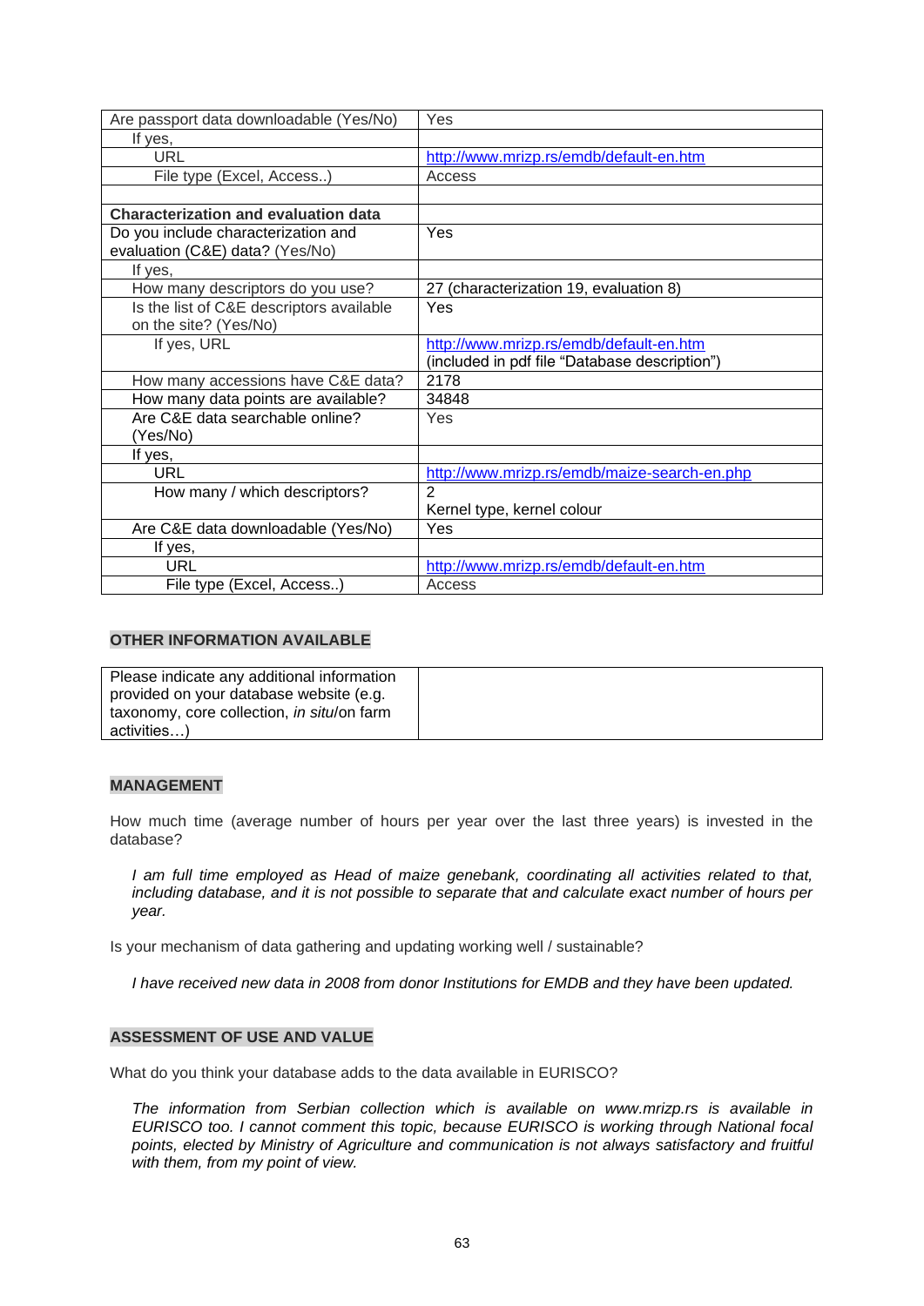| | |
|---|---|
| Are passport data downloadable (Yes/No) | Yes |
| If yes, | |
| URL | http://www.mrizp.rs/emdb/default-en.htm |
| File type (Excel, Access..) | Access |
| | |
| **Characterization and evaluation data** | |
| Do you include characterization and evaluation (C&E) data? (Yes/No) | Yes |
| If yes, | |
| How many descriptors do you use? | 27 (characterization 19, evaluation 8) |
| Is the list of C&E descriptors available on the site? (Yes/No) | Yes |
| If yes, URL | http://www.mrizp.rs/emdb/default-en.htm (included in pdf file "Database description") |
| How many accessions have C&E data? | 2178 |
| How many data points are available? | 34848 |
| Are C&E data searchable online? (Yes/No) | Yes |
| If yes, | |
| URL | http://www.mrizp.rs/emdb/maize-search-en.php |
| How many / which descriptors? | 2<br>Kernel type, kernel colour |
| Are C&E data downloadable (Yes/No) | Yes |
| If yes, | |
| URL | http://www.mrizp.rs/emdb/default-en.htm |
| File type (Excel, Access..) | Access |

**OTHER INFORMATION AVAILABLE**

| | |
|---|---|
| Please indicate any additional information provided on your database website (e.g. taxonomy, core collection, *in situ*/on farm activities…) | |

**MANAGEMENT**

How much time (average number of hours per year over the last three years) is invested in the database?

*I am full time employed as Head of maize genebank, coordinating all activities related to that, including database, and it is not possible to separate that and calculate exact number of hours per year.*

Is your mechanism of data gathering and updating working well / sustainable?

*I have received new data in 2008 from donor Institutions for EMDB and they have been updated.*

**ASSESSMENT OF USE AND VALUE**

What do you think your database adds to the data available in EURISCO?

*The information from Serbian collection which is available on www.mrizp.rs is available in EURISCO too. I cannot comment this topic, because EURISCO is working through National focal points, elected by Ministry of Agriculture and communication is not always satisfactory and fruitful with them, from my point of view.*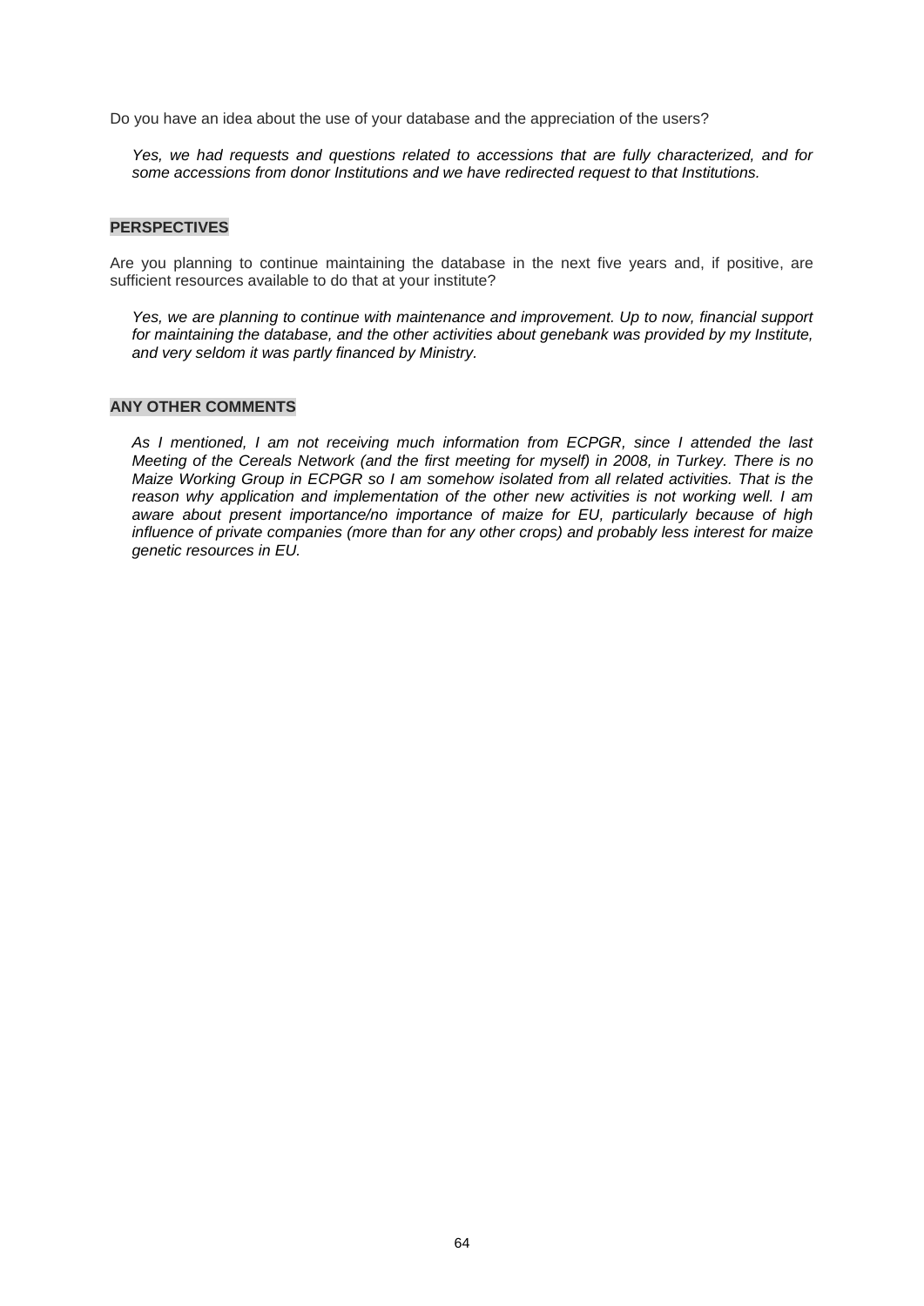Do you have an idea about the use of your database and the appreciation of the users?

*Yes, we had requests and questions related to accessions that are fully characterized, and for some accessions from donor Institutions and we have redirected request to that Institutions.*

**PERSPECTIVES**

Are you planning to continue maintaining the database in the next five years and, if positive, are sufficient resources available to do that at your institute?

*Yes, we are planning to continue with maintenance and improvement. Up to now, financial support for maintaining the database, and the other activities about genebank was provided by my Institute, and very seldom it was partly financed by Ministry.*

**ANY OTHER COMMENTS**

*As I mentioned, I am not receiving much information from ECPGR, since I attended the last Meeting of the Cereals Network (and the first meeting for myself) in 2008, in Turkey. There is no Maize Working Group in ECPGR so I am somehow isolated from all related activities. That is the reason why application and implementation of the other new activities is not working well. I am aware about present importance/no importance of maize for EU, particularly because of high influence of private companies (more than for any other crops) and probably less interest for maize genetic resources in EU.*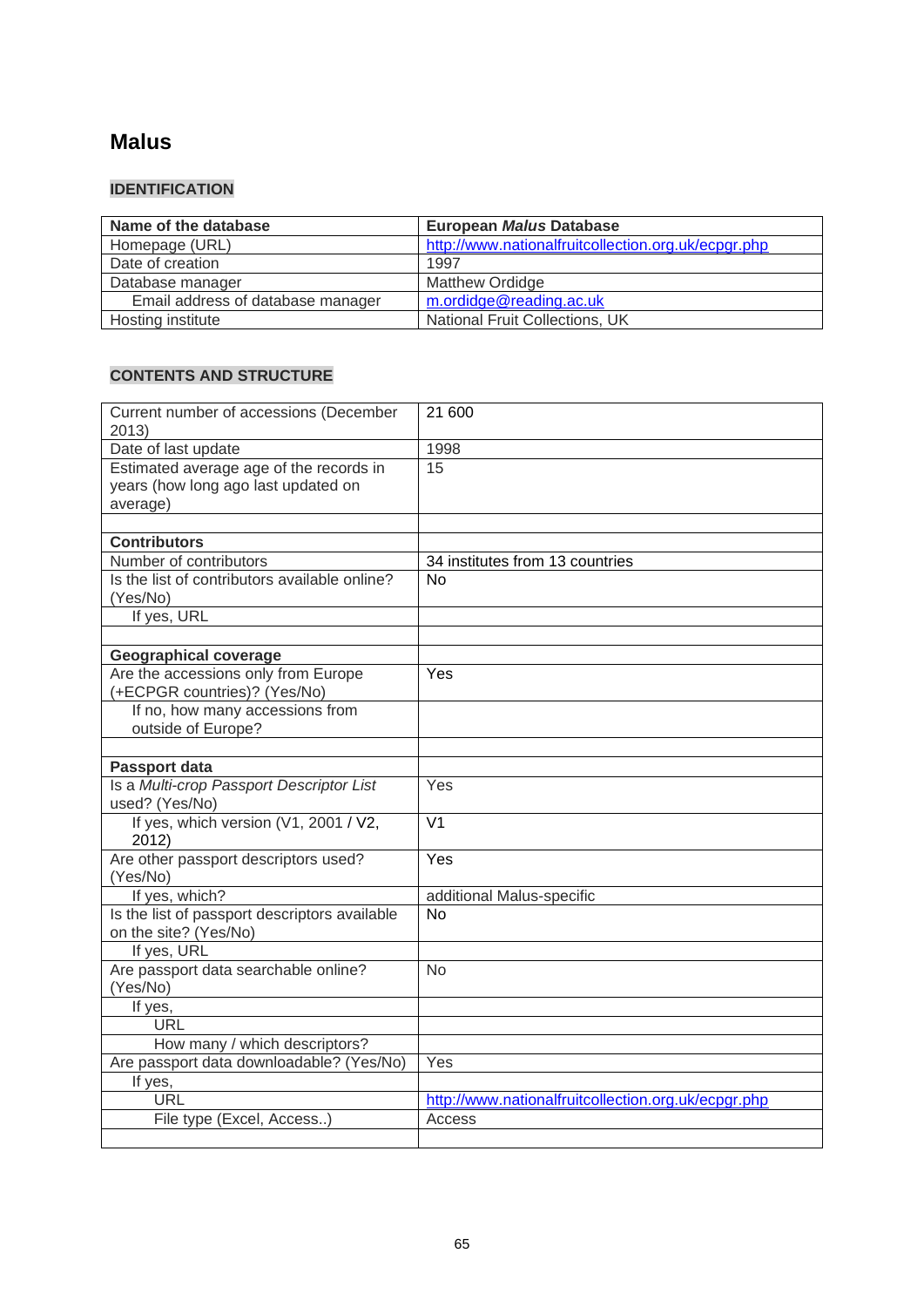## Malus

### IDENTIFICATION

| Name of the database | European *Malus* Database |
|---|---|
| Homepage (URL) | http://www.nationalfruitcollection.org.uk/ecpgr.php |
| Date of creation | 1997 |
| Database manager | Matthew Ordidge |
| Email address of database manager | m.ordidge@reading.ac.uk |
| Hosting institute | National Fruit Collections, UK |

### CONTENTS AND STRUCTURE

| Current number of accessions (December 2013) | 21 600 |
|---|---|
| Date of last update | 1998 |
| Estimated average age of the records in years (how long ago last updated on average) | 15 |
| | |
| **Contributors** | |
| Number of contributors | 34 institutes from 13 countries |
| Is the list of contributors available online? (Yes/No) | No |
| If yes, URL | |
| | |
| **Geographical coverage** | |
| Are the accessions only from Europe (+ECPGR countries)? (Yes/No) | Yes |
| If no, how many accessions from outside of Europe? | |
| | |
| **Passport data** | |
| Is a *Multi-crop Passport Descriptor List* used? (Yes/No) | Yes |
| If yes, which version (V1, 2001 / V2, 2012) | V1 |
| Are other passport descriptors used? (Yes/No) | Yes |
| If yes, which? | additional Malus-specific |
| Is the list of passport descriptors available on the site? (Yes/No) | No |
| If yes, URL | |
| Are passport data searchable online? (Yes/No) | No |
| If yes, | |
| URL | |
| How many / which descriptors? | |
| Are passport data downloadable? (Yes/No) | Yes |
| If yes, | |
| URL | http://www.nationalfruitcollection.org.uk/ecpgr.php |
| File type (Excel, Access..) | Access |
| | |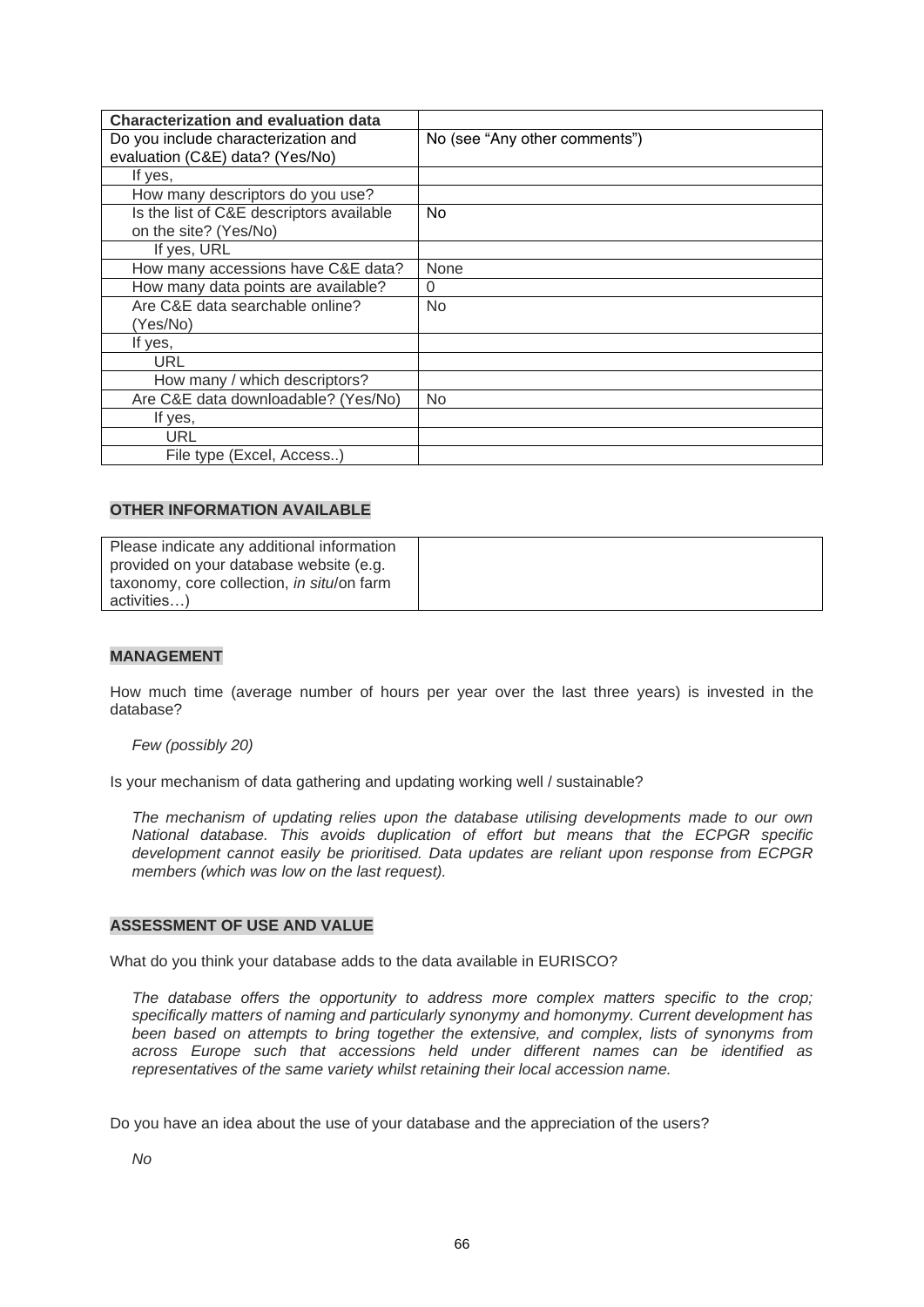| **Characterization and evaluation data** | |
|---|---|
| Do you include characterization and evaluation (C&E) data? (Yes/No) | No (see "Any other comments") |
| If yes, | |
| How many descriptors do you use? | |
| Is the list of C&E descriptors available on the site? (Yes/No) | No |
| If yes, URL | |
| How many accessions have C&E data? | None |
| How many data points are available? | 0 |
| Are C&E data searchable online? (Yes/No) | No |
| If yes, | |
| URL | |
| How many / which descriptors? | |
| Are C&E data downloadable? (Yes/No) | No |
| If yes, | |
| URL | |
| File type (Excel, Access..) | |

**OTHER INFORMATION AVAILABLE**

| Please indicate any additional information provided on your database website (e.g. taxonomy, core collection, *in situ*/on farm activities…) | |
|---|---|

**MANAGEMENT**

How much time (average number of hours per year over the last three years) is invested in the database?

*Few (possibly 20)*

Is your mechanism of data gathering and updating working well / sustainable?

*The mechanism of updating relies upon the database utilising developments made to our own National database. This avoids duplication of effort but means that the ECPGR specific development cannot easily be prioritised. Data updates are reliant upon response from ECPGR members (which was low on the last request).*

**ASSESSMENT OF USE AND VALUE**

What do you think your database adds to the data available in EURISCO?

*The database offers the opportunity to address more complex matters specific to the crop; specifically matters of naming and particularly synonymy and homonymy. Current development has been based on attempts to bring together the extensive, and complex, lists of synonyms from across Europe such that accessions held under different names can be identified as representatives of the same variety whilst retaining their local accession name.*

Do you have an idea about the use of your database and the appreciation of the users?

*No*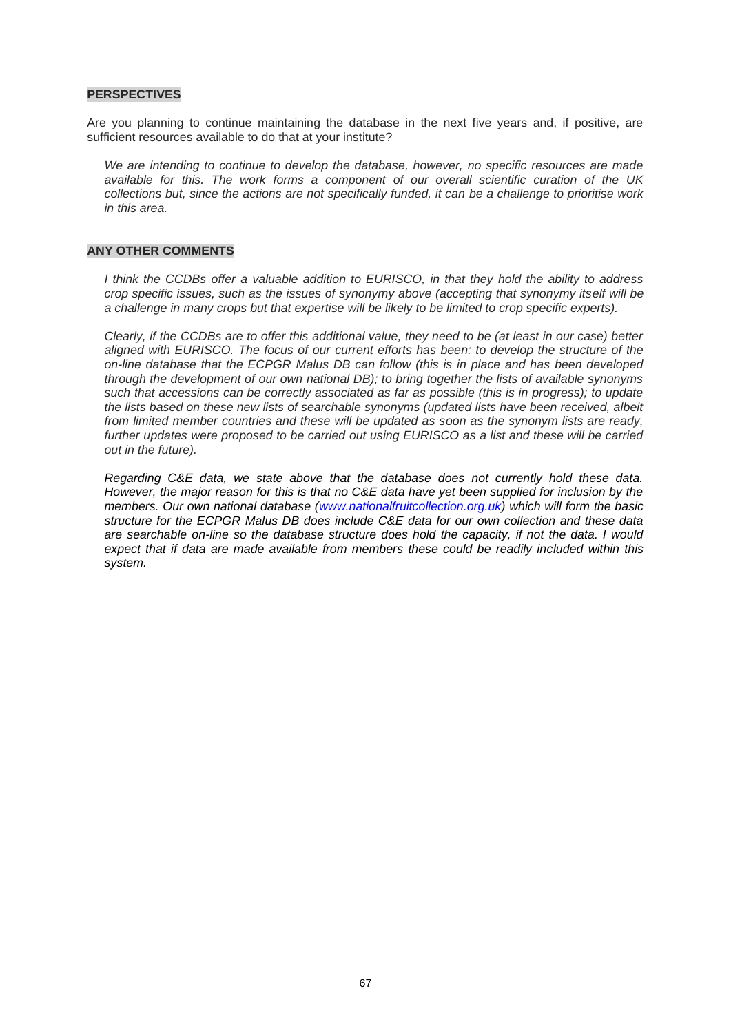**PERSPECTIVES**

Are you planning to continue maintaining the database in the next five years and, if positive, are sufficient resources available to do that at your institute?

*We are intending to continue to develop the database, however, no specific resources are made available for this. The work forms a component of our overall scientific curation of the UK collections but, since the actions are not specifically funded, it can be a challenge to prioritise work in this area.*

**ANY OTHER COMMENTS**

*I think the CCDBs offer a valuable addition to EURISCO, in that they hold the ability to address crop specific issues, such as the issues of synonymy above (accepting that synonymy itself will be a challenge in many crops but that expertise will be likely to be limited to crop specific experts).*

*Clearly, if the CCDBs are to offer this additional value, they need to be (at least in our case) better aligned with EURISCO. The focus of our current efforts has been: to develop the structure of the on-line database that the ECPGR Malus DB can follow (this is in place and has been developed through the development of our own national DB); to bring together the lists of available synonyms such that accessions can be correctly associated as far as possible (this is in progress); to update the lists based on these new lists of searchable synonyms (updated lists have been received, albeit from limited member countries and these will be updated as soon as the synonym lists are ready, further updates were proposed to be carried out using EURISCO as a list and these will be carried out in the future).*

*Regarding C&E data, we state above that the database does not currently hold these data. However, the major reason for this is that no C&E data have yet been supplied for inclusion by the members. Our own national database ([www.nationalfruitcollection.org.uk](www.nationalfruitcollection.org.uk)) which will form the basic structure for the ECPGR Malus DB does include C&E data for our own collection and these data are searchable on-line so the database structure does hold the capacity, if not the data. I would expect that if data are made available from members these could be readily included within this system.*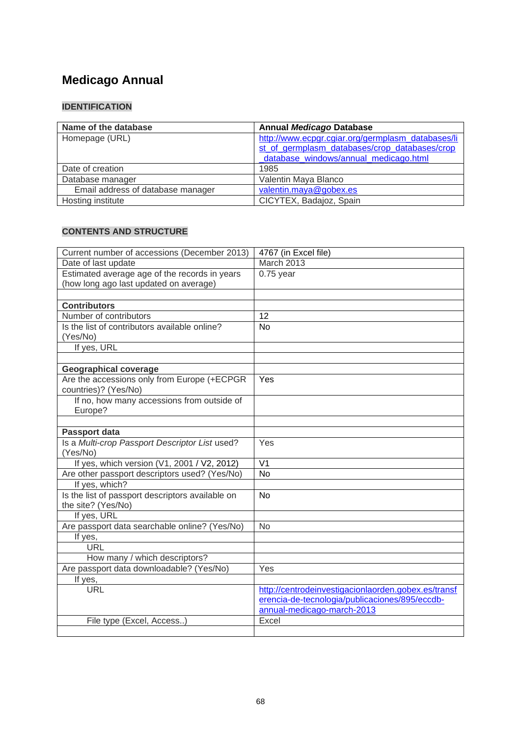## Medicago Annual

### IDENTIFICATION

| Name of the database | Annual *Medicago* Database |
|---|---|
| Homepage (URL) | http://www.ecpgr.cgiar.org/germplasm_databases/list_of_germplasm_databases/crop_databases/crop_database_windows/annual_medicago.html |
| Date of creation | 1985 |
| Database manager | Valentin Maya Blanco |
| Email address of database manager | valentin.maya@gobex.es |
| Hosting institute | CICYTEX, Badajoz, Spain |

### CONTENTS AND STRUCTURE

| Current number of accessions (December 2013) | 4767 (in Excel file) |
|---|---|
| Date of last update | March 2013 |
| Estimated average age of the records in years (how long ago last updated on average) | 0.75 year |
| | |
| **Contributors** | |
| Number of contributors | 12 |
| Is the list of contributors available online? (Yes/No) | No |
| If yes, URL | |
| | |
| **Geographical coverage** | |
| Are the accessions only from Europe (+ECPGR countries)? (Yes/No) | Yes |
| If no, how many accessions from outside of Europe? | |
| | |
| **Passport data** | |
| Is a *Multi-crop Passport Descriptor List* used? (Yes/No) | Yes |
| If yes, which version (V1, 2001 / V2, 2012) | V1 |
| Are other passport descriptors used? (Yes/No) | No |
| If yes, which? | |
| Is the list of passport descriptors available on the site? (Yes/No) | No |
| If yes, URL | |
| Are passport data searchable online? (Yes/No) | No |
| If yes, | |
| URL | |
| How many / which descriptors? | |
| Are passport data downloadable? (Yes/No) | Yes |
| If yes, | |
| URL | http://centrodeinvestigacionlaorden.gobex.es/transferencia-de-tecnologia/publicaciones/895/eccdb-annual-medicago-march-2013 |
| File type (Excel, Access..) | Excel |
| | |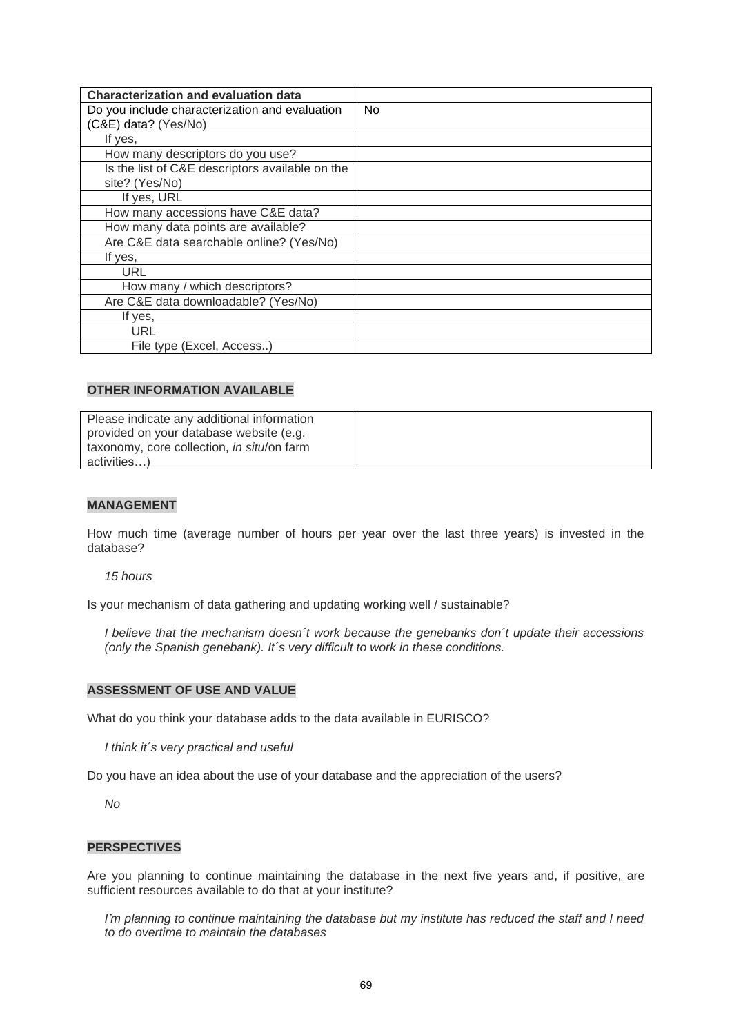| **Characterization and evaluation data** | |
|---|---|
| Do you include characterization and evaluation (C&E) data? (Yes/No) | No |
| If yes, | |
| How many descriptors do you use? | |
| Is the list of C&E descriptors available on the site? (Yes/No) | |
| If yes, URL | |
| How many accessions have C&E data? | |
| How many data points are available? | |
| Are C&E data searchable online? (Yes/No) | |
| If yes, | |
| URL | |
| How many / which descriptors? | |
| Are C&E data downloadable? (Yes/No) | |
| If yes, | |
| URL | |
| File type (Excel, Access..) | |

### OTHER INFORMATION AVAILABLE

| Please indicate any additional information provided on your database website (e.g. taxonomy, core collection, *in situ*/on farm activities…) | |
|---|---|

### MANAGEMENT

How much time (average number of hours per year over the last three years) is invested in the database?

*15 hours*

Is your mechanism of data gathering and updating working well / sustainable?

*I believe that the mechanism doesn´t work because the genebanks don´t update their accessions (only the Spanish genebank). It´s very difficult to work in these conditions.*

### ASSESSMENT OF USE AND VALUE

What do you think your database adds to the data available in EURISCO?

*I think it´s very practical and useful*

Do you have an idea about the use of your database and the appreciation of the users?

*No*

### PERSPECTIVES

Are you planning to continue maintaining the database in the next five years and, if positive, are sufficient resources available to do that at your institute?

*I'm planning to continue maintaining the database but my institute has reduced the staff and I need to do overtime to maintain the databases*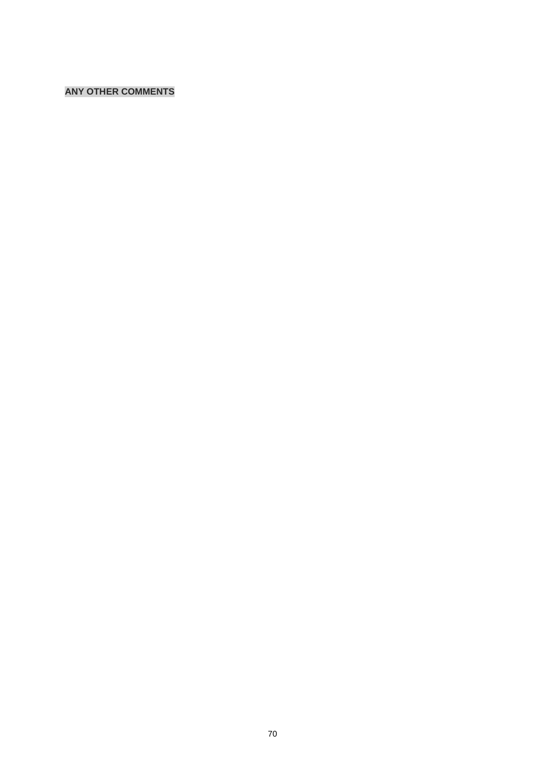**ANY OTHER COMMENTS**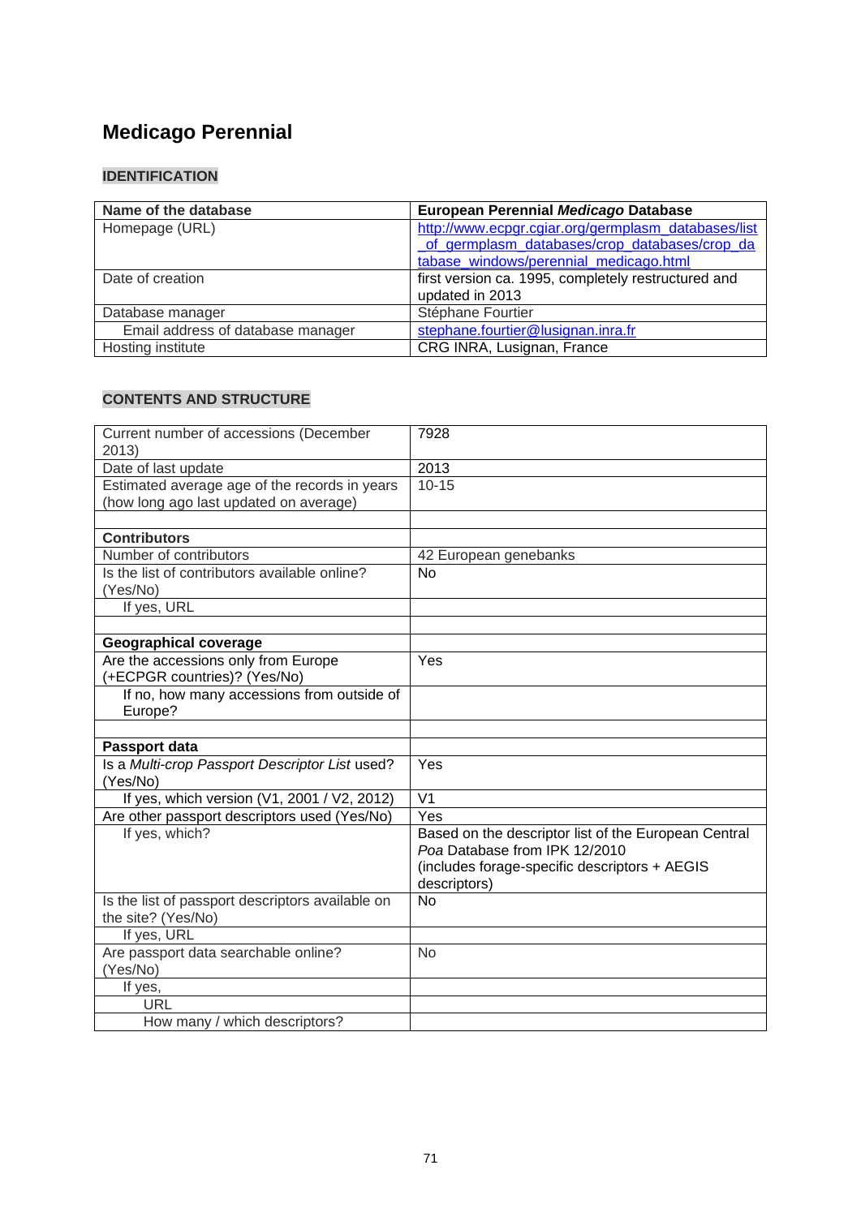# Medicago Perennial

## IDENTIFICATION

| Name of the database | European Perennial *Medicago* Database |
|---|---|
| Homepage (URL) | http://www.ecpgr.cgiar.org/germplasm_databases/list_of_germplasm_databases/crop_databases/crop_database_windows/perennial_medicago.html |
| Date of creation | first version ca. 1995, completely restructured and updated in 2013 |
| Database manager | Stéphane Fourtier |
| Email address of database manager | stephane.fourtier@lusignan.inra.fr |
| Hosting institute | CRG INRA, Lusignan, France |

## CONTENTS AND STRUCTURE

| Current number of accessions (December 2013) | 7928 |
|---|---|
| Date of last update | 2013 |
| Estimated average age of the records in years (how long ago last updated on average) | 10-15 |
| | |
| **Contributors** | |
| Number of contributors | 42 European genebanks |
| Is the list of contributors available online? (Yes/No) | No |
| If yes, URL | |
| | |
| **Geographical coverage** | |
| Are the accessions only from Europe (+ECPGR countries)? (Yes/No) | Yes |
| If no, how many accessions from outside of Europe? | |
| | |
| **Passport data** | |
| Is a *Multi-crop Passport Descriptor List* used? (Yes/No) | Yes |
| If yes, which version (V1, 2001 / V2, 2012) | V1 |
| Are other passport descriptors used (Yes/No) | Yes |
| If yes, which? | Based on the descriptor list of the European Central *Poa* Database from IPK 12/2010 (includes forage-specific descriptors + AEGIS descriptors) |
| Is the list of passport descriptors available on the site? (Yes/No) | No |
| If yes, URL | |
| Are passport data searchable online? (Yes/No) | No |
| If yes, | |
| URL | |
| How many / which descriptors? | |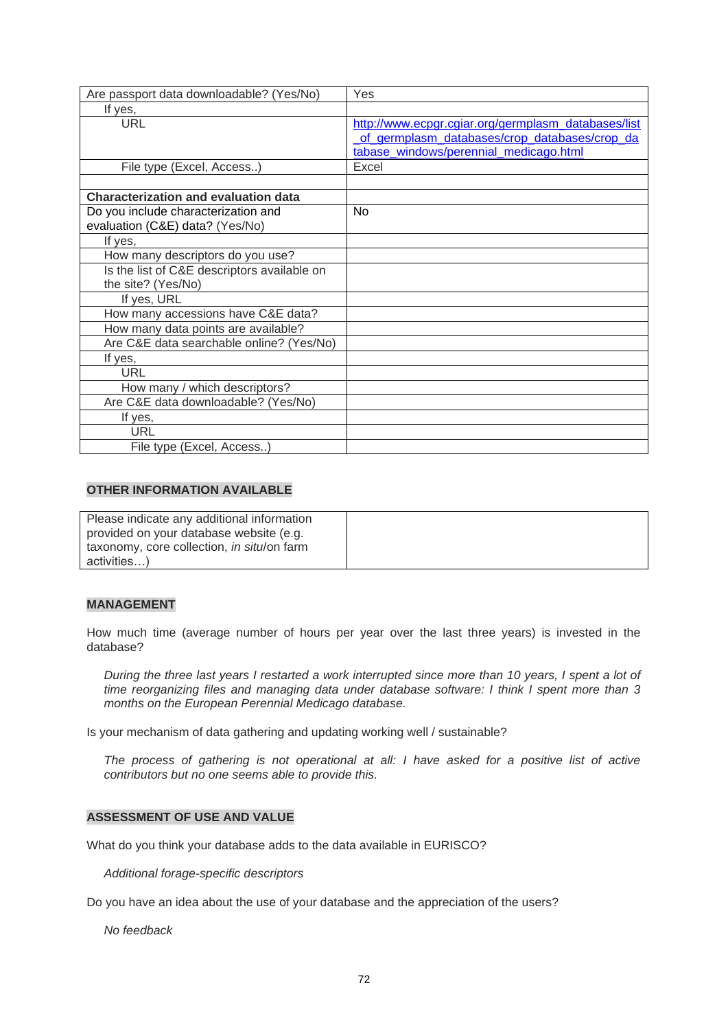| Are passport data downloadable? (Yes/No) | Yes |
|---|---|
| If yes, | |
| URL | http://www.ecpgr.cgiar.org/germplasm_databases/list_of_germplasm_databases/crop_databases/crop_database_windows/perennial_medicago.html |
| File type (Excel, Access..) | Excel |
| | |
| **Characterization and evaluation data** | |
| Do you include characterization and evaluation (C&E) data? (Yes/No) | No |
| If yes, | |
| How many descriptors do you use? | |
| Is the list of C&E descriptors available on the site? (Yes/No) | |
| If yes, URL | |
| How many accessions have C&E data? | |
| How many data points are available? | |
| Are C&E data searchable online? (Yes/No) | |
| If yes, | |
| URL | |
| How many / which descriptors? | |
| Are C&E data downloadable? (Yes/No) | |
| If yes, | |
| URL | |
| File type (Excel, Access..) | |

**OTHER INFORMATION AVAILABLE**

| Please indicate any additional information provided on your database website (e.g. taxonomy, core collection, *in situ*/on farm activities…) | |
|---|---|

**MANAGEMENT**

How much time (average number of hours per year over the last three years) is invested in the database?

*During the three last years I restarted a work interrupted since more than 10 years, I spent a lot of time reorganizing files and managing data under database software: I think I spent more than 3 months on the European Perennial Medicago database.*

Is your mechanism of data gathering and updating working well / sustainable?

*The process of gathering is not operational at all: I have asked for a positive list of active contributors but no one seems able to provide this.*

**ASSESSMENT OF USE AND VALUE**

What do you think your database adds to the data available in EURISCO?

*Additional forage-specific descriptors*

Do you have an idea about the use of your database and the appreciation of the users?

*No feedback*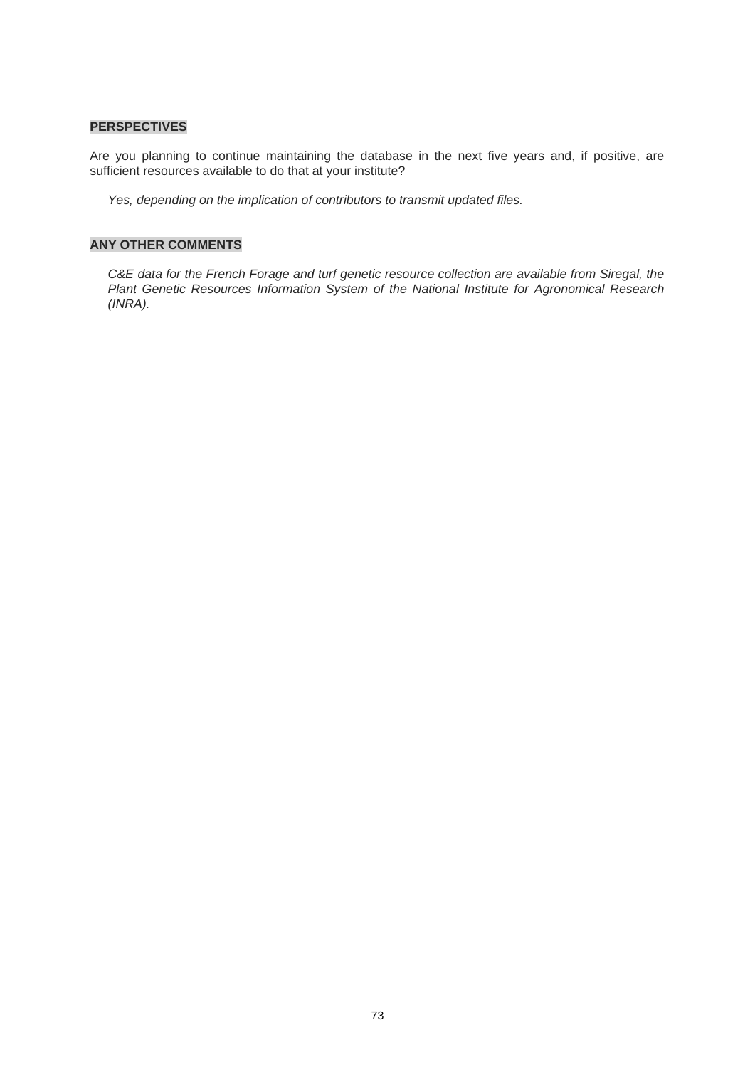**PERSPECTIVES**

Are you planning to continue maintaining the database in the next five years and, if positive, are sufficient resources available to do that at your institute?

*Yes, depending on the implication of contributors to transmit updated files.*

**ANY OTHER COMMENTS**

*C&E data for the French Forage and turf genetic resource collection are available from Siregal, the Plant Genetic Resources Information System of the National Institute for Agronomical Research (INRA).*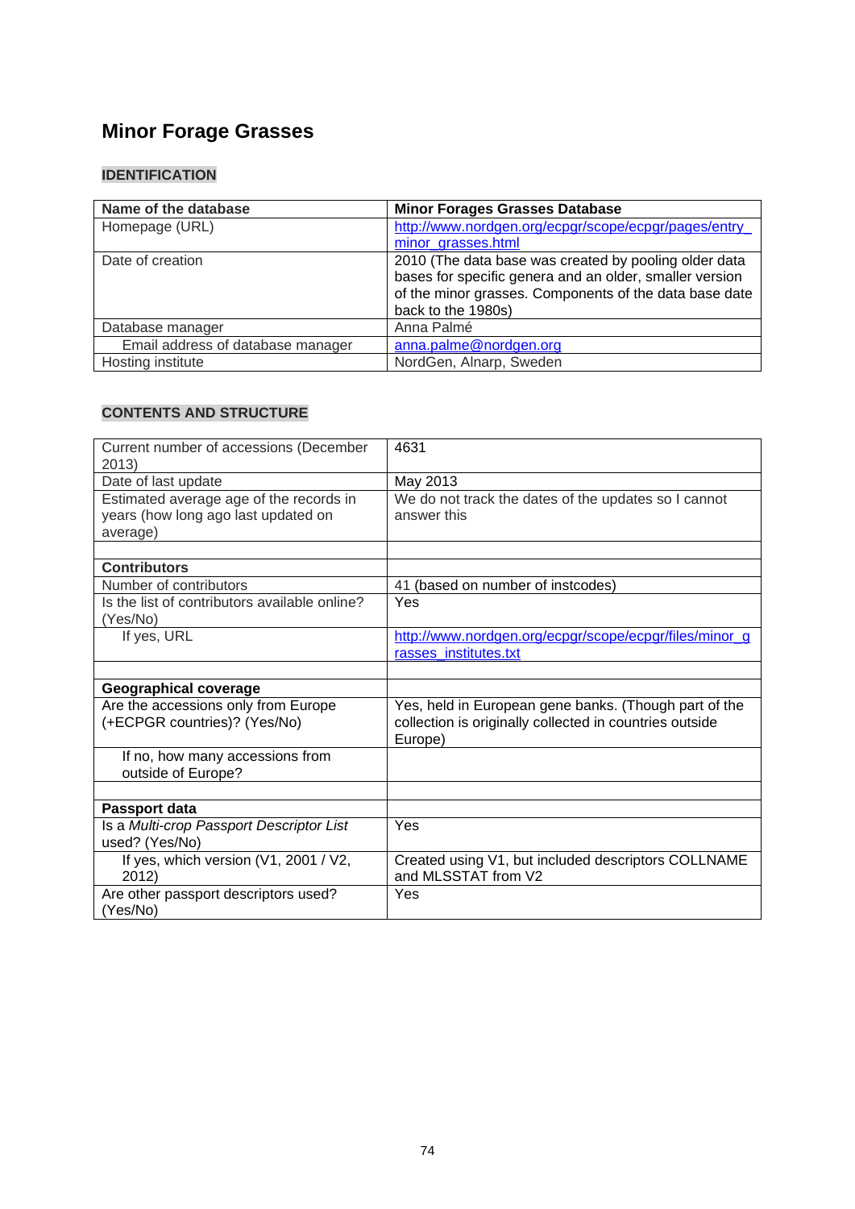# Minor Forage Grasses

## IDENTIFICATION

| Name of the database | Minor Forages Grasses Database |
|---|---|
| Homepage (URL) | http://www.nordgen.org/ecpgr/scope/ecpgr/pages/entry_minor_grasses.html |
| Date of creation | 2010 (The data base was created by pooling older data bases for specific genera and an older, smaller version of the minor grasses. Components of the data base date back to the 1980s) |
| Database manager | Anna Palmé |
| Email address of database manager | anna.palme@nordgen.org |
| Hosting institute | NordGen, Alnarp, Sweden |

## CONTENTS AND STRUCTURE

| Current number of accessions (December 2013) | 4631 |
|---|---|
| Date of last update | May 2013 |
| Estimated average age of the records in years (how long ago last updated on average) | We do not track the dates of the updates so I cannot answer this |
| | |
| **Contributors** | |
| Number of contributors | 41 (based on number of instcodes) |
| Is the list of contributors available online? (Yes/No) | Yes |
| If yes, URL | http://www.nordgen.org/ecpgr/scope/ecpgr/files/minor_grasses_institutes.txt |
| | |
| **Geographical coverage** | |
| Are the accessions only from Europe (+ECPGR countries)? (Yes/No) | Yes, held in European gene banks. (Though part of the collection is originally collected in countries outside Europe) |
| If no, how many accessions from outside of Europe? | |
| | |
| **Passport data** | |
| Is a *Multi-crop Passport Descriptor List* used? (Yes/No) | Yes |
| If yes, which version (V1, 2001 / V2, 2012) | Created using V1, but included descriptors COLLNAME and MLSSTAT from V2 |
| Are other passport descriptors used? (Yes/No) | Yes |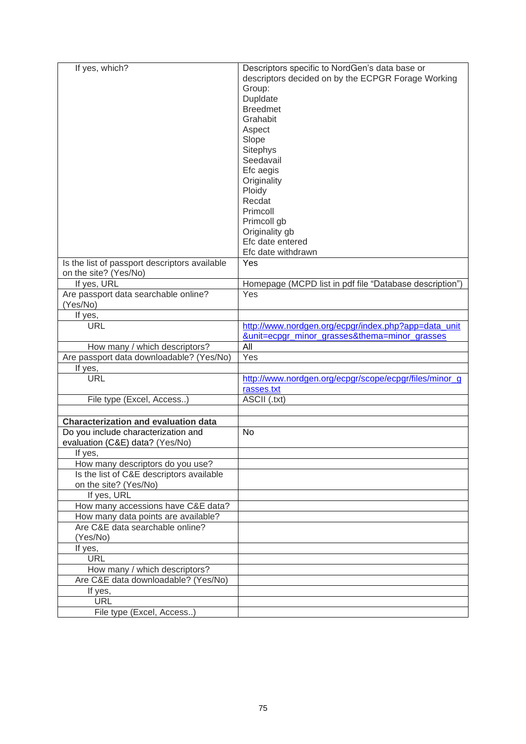| | |
|---|---|
| If yes, which? | Descriptors specific to NordGen's data base or descriptors decided on by the ECPGR Forage Working Group:<br>Dupldate<br>Breedmet<br>Grahabit<br>Aspect<br>Slope<br>Sitephys<br>Seedavail<br>Efc aegis<br>Originality<br>Ploidy<br>Recdat<br>Primcoll<br>Primcoll gb<br>Originality gb<br>Efc date entered<br>Efc date withdrawn |
| Is the list of passport descriptors available on the site? (Yes/No) | Yes |
| If yes, URL | Homepage (MCPD list in pdf file "Database description") |
| Are passport data searchable online? (Yes/No) | Yes |
| If yes, | |
| URL | http://www.nordgen.org/ecpgr/index.php?app=data_unit&unit=ecpgr_minor_grasses&thema=minor_grasses |
| How many / which descriptors? | All |
| Are passport data downloadable? (Yes/No) | Yes |
| If yes, | |
| URL | http://www.nordgen.org/ecpgr/scope/ecpgr/files/minor_grasses.txt |
| File type (Excel, Access..) | ASCII (.txt) |
| | |
| **Characterization and evaluation data** | |
| Do you include characterization and evaluation (C&E) data? (Yes/No) | No |
| If yes, | |
| How many descriptors do you use? | |
| Is the list of C&E descriptors available on the site? (Yes/No) | |
| If yes, URL | |
| How many accessions have C&E data? | |
| How many data points are available? | |
| Are C&E data searchable online? (Yes/No) | |
| If yes, | |
| URL | |
| How many / which descriptors? | |
| Are C&E data downloadable? (Yes/No) | |
| If yes, | |
| URL | |
| File type (Excel, Access..) | |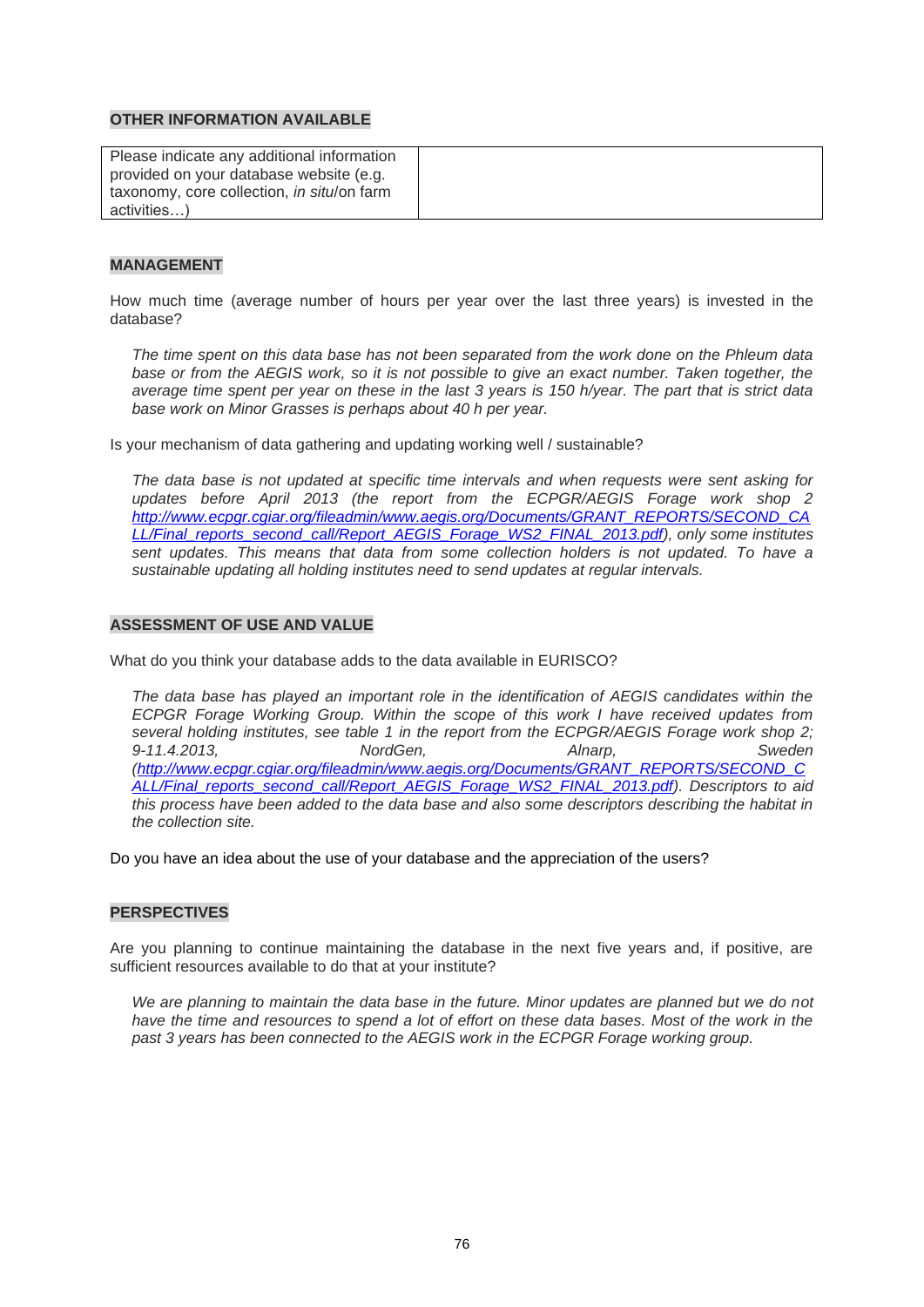**OTHER INFORMATION AVAILABLE**

| Please indicate any additional information provided on your database website (e.g. taxonomy, core collection, *in situ*/on farm activities…) | |
|---|---|

**MANAGEMENT**

How much time (average number of hours per year over the last three years) is invested in the database?

> *The time spent on this data base has not been separated from the work done on the Phleum data base or from the AEGIS work, so it is not possible to give an exact number. Taken together, the average time spent per year on these in the last 3 years is 150 h/year. The part that is strict data base work on Minor Grasses is perhaps about 40 h per year.*

Is your mechanism of data gathering and updating working well / sustainable?

> *The data base is not updated at specific time intervals and when requests were sent asking for updates before April 2013 (the report from the ECPGR/AEGIS Forage work shop 2 http://www.ecpgr.cgiar.org/fileadmin/www.aegis.org/Documents/GRANT_REPORTS/SECOND_CALL/Final_reports_second_call/Report_AEGIS_Forage_WS2_FINAL_2013.pdf), only some institutes sent updates. This means that data from some collection holders is not updated. To have a sustainable updating all holding institutes need to send updates at regular intervals.*

**ASSESSMENT OF USE AND VALUE**

What do you think your database adds to the data available in EURISCO?

> *The data base has played an important role in the identification of AEGIS candidates within the ECPGR Forage Working Group. Within the scope of this work I have received updates from several holding institutes, see table 1 in the report from the ECPGR/AEGIS Forage work shop 2; 9-11.4.2013, NordGen, Alnarp, Sweden (http://www.ecpgr.cgiar.org/fileadmin/www.aegis.org/Documents/GRANT_REPORTS/SECOND_CALL/Final_reports_second_call/Report_AEGIS_Forage_WS2_FINAL_2013.pdf). Descriptors to aid this process have been added to the data base and also some descriptors describing the habitat in the collection site.*

Do you have an idea about the use of your database and the appreciation of the users?

**PERSPECTIVES**

Are you planning to continue maintaining the database in the next five years and, if positive, are sufficient resources available to do that at your institute?

> *We are planning to maintain the data base in the future. Minor updates are planned but we do not have the time and resources to spend a lot of effort on these data bases. Most of the work in the past 3 years has been connected to the AEGIS work in the ECPGR Forage working group.*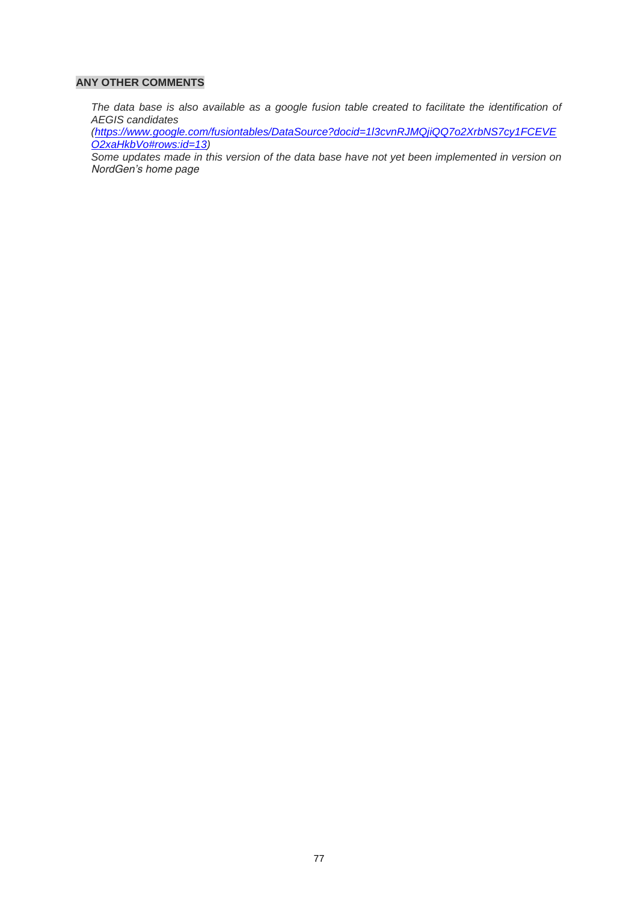**ANY OTHER COMMENTS**

*The data base is also available as a google fusion table created to facilitate the identification of AEGIS candidates ([https://www.google.com/fusiontables/DataSource?docid=1l3cvnRJMQjiQQ7o2XrbNS7cy1FCEVEO2xaHkbVo#rows:id=13](https://www.google.com/fusiontables/DataSource?docid=1l3cvnRJMQjiQQ7o2XrbNS7cy1FCEVEO2xaHkbVo#rows:id=13))*

*Some updates made in this version of the data base have not yet been implemented in version on NordGen's home page*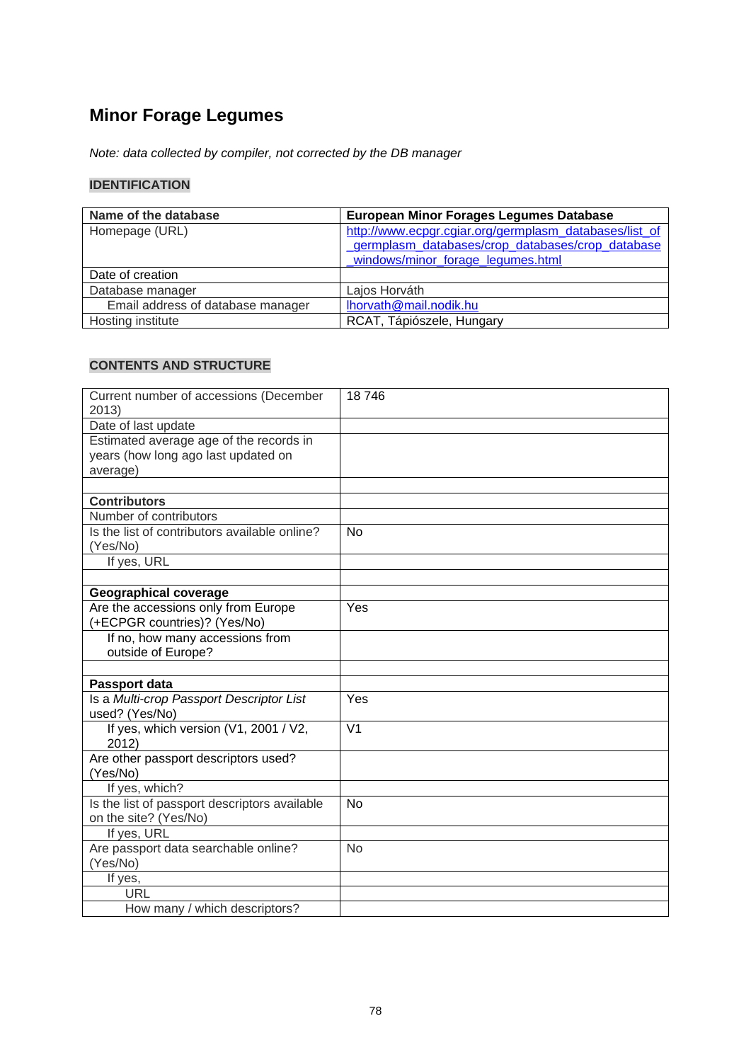## Minor Forage Legumes

*Note: data collected by compiler, not corrected by the DB manager*

### IDENTIFICATION

| Name of the database | European Minor Forages Legumes Database |
|---|---|
| Homepage (URL) | http://www.ecpgr.cgiar.org/germplasm_databases/list_of_germplasm_databases/crop_databases/crop_database_windows/minor_forage_legumes.html |
| Date of creation | |
| Database manager | Lajos Horváth |
| Email address of database manager | lhorvath@mail.nodik.hu |
| Hosting institute | RCAT, Tápiószele, Hungary |

### CONTENTS AND STRUCTURE

| Current number of accessions (December 2013) | 18 746 |
|---|---|
| Date of last update | |
| Estimated average age of the records in years (how long ago last updated on average) | |
| | |
| **Contributors** | |
| Number of contributors | |
| Is the list of contributors available online? (Yes/No) | No |
| If yes, URL | |
| | |
| **Geographical coverage** | |
| Are the accessions only from Europe (+ECPGR countries)? (Yes/No) | Yes |
| If no, how many accessions from outside of Europe? | |
| | |
| **Passport data** | |
| Is a *Multi-crop Passport Descriptor List* used? (Yes/No) | Yes |
| If yes, which version (V1, 2001 / V2, 2012) | V1 |
| Are other passport descriptors used? (Yes/No) | |
| If yes, which? | |
| Is the list of passport descriptors available on the site? (Yes/No) | No |
| If yes, URL | |
| Are passport data searchable online? (Yes/No) | No |
| If yes, | |
| URL | |
| How many / which descriptors? | |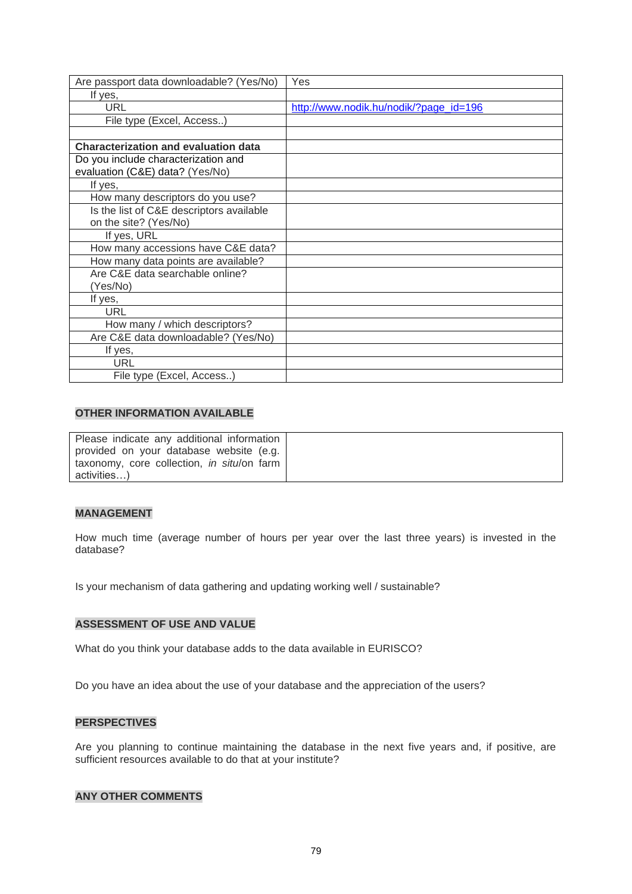| | |
|---|---|
| Are passport data downloadable? (Yes/No) | Yes |
| If yes, | |
| URL | http://www.nodik.hu/nodik/?page_id=196 |
| File type (Excel, Access..) | |
| | |
| **Characterization and evaluation data** | |
| Do you include characterization and evaluation (C&E) data? (Yes/No) | |
| If yes, | |
| How many descriptors do you use? | |
| Is the list of C&E descriptors available on the site? (Yes/No) | |
| If yes, URL | |
| How many accessions have C&E data? | |
| How many data points are available? | |
| Are C&E data searchable online? (Yes/No) | |
| If yes, | |
| URL | |
| How many / which descriptors? | |
| Are C&E data downloadable? (Yes/No) | |
| If yes, | |
| URL | |
| File type (Excel, Access..) | |

**OTHER INFORMATION AVAILABLE**

| | |
|---|---|
| Please indicate any additional information provided on your database website (e.g. taxonomy, core collection, *in situ*/on farm activities…) | |

**MANAGEMENT**

How much time (average number of hours per year over the last three years) is invested in the database?

Is your mechanism of data gathering and updating working well / sustainable?

**ASSESSMENT OF USE AND VALUE**

What do you think your database adds to the data available in EURISCO?

Do you have an idea about the use of your database and the appreciation of the users?

**PERSPECTIVES**

Are you planning to continue maintaining the database in the next five years and, if positive, are sufficient resources available to do that at your institute?

**ANY OTHER COMMENTS**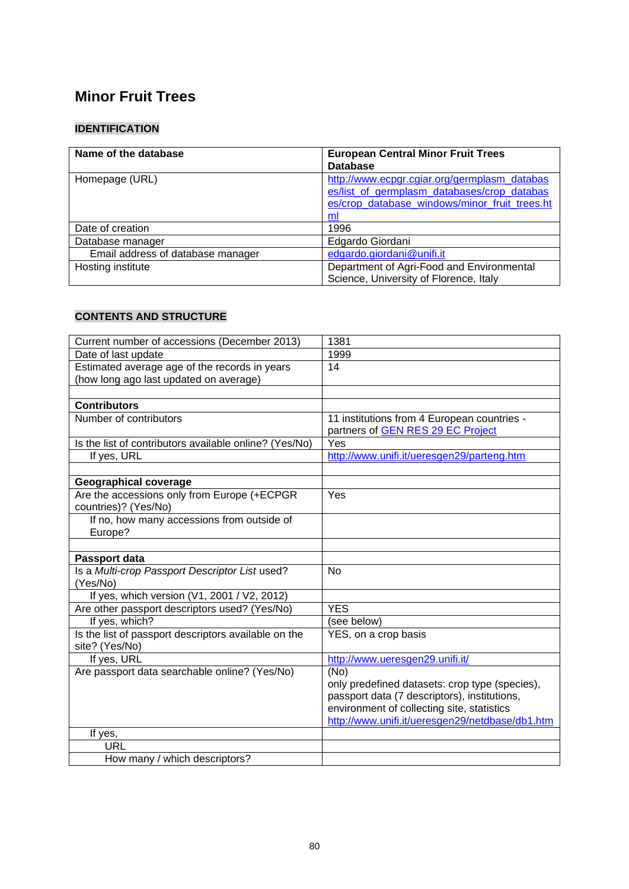# Minor Fruit Trees

## IDENTIFICATION

| **Name of the database** | **European Central Minor Fruit Trees Database** |
|---|---|
| Homepage (URL) | http://www.ecpgr.cgiar.org/germplasm_databases/list_of_germplasm_databases/crop_databases/crop_database_windows/minor_fruit_trees.html |
| Date of creation | 1996 |
| Database manager | Edgardo Giordani |
| Email address of database manager | edgardo.giordani@unifi.it |
| Hosting institute | Department of Agri-Food and Environmental Science, University of Florence, Italy |

## CONTENTS AND STRUCTURE

| | |
|---|---|
| Current number of accessions (December 2013) | 1381 |
| Date of last update | 1999 |
| Estimated average age of the records in years (how long ago last updated on average) | 14 |
| | |
| **Contributors** | |
| Number of contributors | 11 institutions from 4 European countries - partners of GEN RES 29 EC Project |
| Is the list of contributors available online? (Yes/No) | Yes |
| If yes, URL | http://www.unifi.it/ueresgen29/parteng.htm |
| | |
| **Geographical coverage** | |
| Are the accessions only from Europe (+ECPGR countries)? (Yes/No) | Yes |
| If no, how many accessions from outside of Europe? | |
| | |
| **Passport data** | |
| Is a *Multi-crop Passport Descriptor List* used? (Yes/No) | No |
| If yes, which version (V1, 2001 / V2, 2012) | |
| Are other passport descriptors used? (Yes/No) | YES |
| If yes, which? | (see below) |
| Is the list of passport descriptors available on the site? (Yes/No) | YES, on a crop basis |
| If yes, URL | http://www.ueresgen29.unifi.it/ |
| Are passport data searchable online? (Yes/No) | (No) only predefined datasets: crop type (species), passport data (7 descriptors), institutions, environment of collecting site, statistics http://www.unifi.it/ueresgen29/netdbase/db1.htm |
| If yes, | |
| URL | |
| How many / which descriptors? | |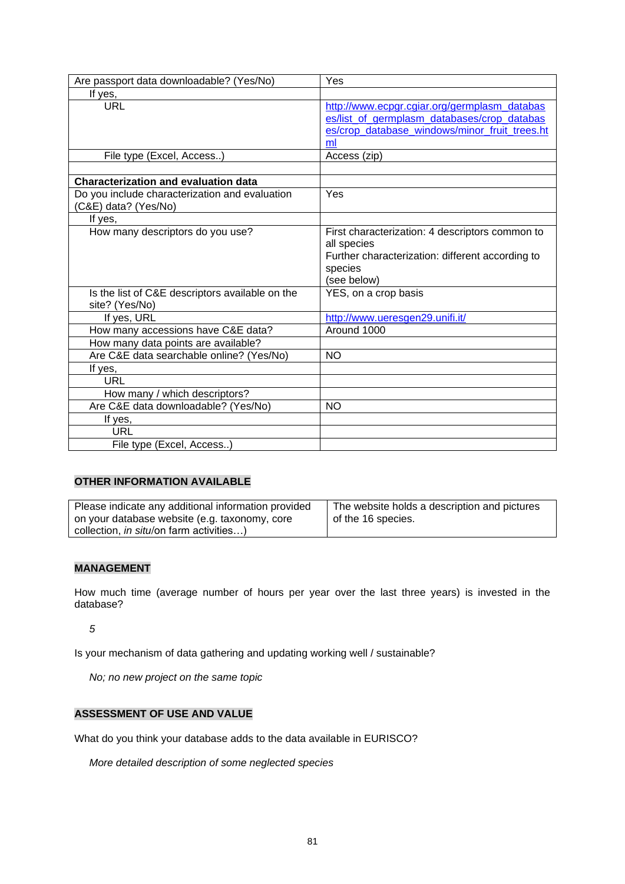| | |
|---|---|
| Are passport data downloadable? (Yes/No) | Yes |
| If yes, | |
| URL | http://www.ecpgr.cgiar.org/germplasm_databases/list_of_germplasm_databases/crop_databases/crop_database_windows/minor_fruit_trees.html |
| File type (Excel, Access..) | Access (zip) |
| | |
| **Characterization and evaluation data** | |
| Do you include characterization and evaluation (C&E) data? (Yes/No) | Yes |
| If yes, | |
| How many descriptors do you use? | First characterization: 4 descriptors common to all species<br>Further characterization: different according to species<br>(see below) |
| Is the list of C&E descriptors available on the site? (Yes/No) | YES, on a crop basis |
| If yes, URL | http://www.ueresgen29.unifi.it/ |
| How many accessions have C&E data? | Around 1000 |
| How many data points are available? | |
| Are C&E data searchable online? (Yes/No) | NO |
| If yes, | |
| URL | |
| How many / which descriptors? | |
| Are C&E data downloadable? (Yes/No) | NO |
| If yes, | |
| URL | |
| File type (Excel, Access..) | |

## OTHER INFORMATION AVAILABLE

| | |
|---|---|
| Please indicate any additional information provided on your database website (e.g. taxonomy, core collection, *in situ*/on farm activities…) | The website holds a description and pictures of the 16 species. |

## MANAGEMENT

How much time (average number of hours per year over the last three years) is invested in the database?

*5*

Is your mechanism of data gathering and updating working well / sustainable?

*No; no new project on the same topic*

## ASSESSMENT OF USE AND VALUE

What do you think your database adds to the data available in EURISCO?

*More detailed description of some neglected species*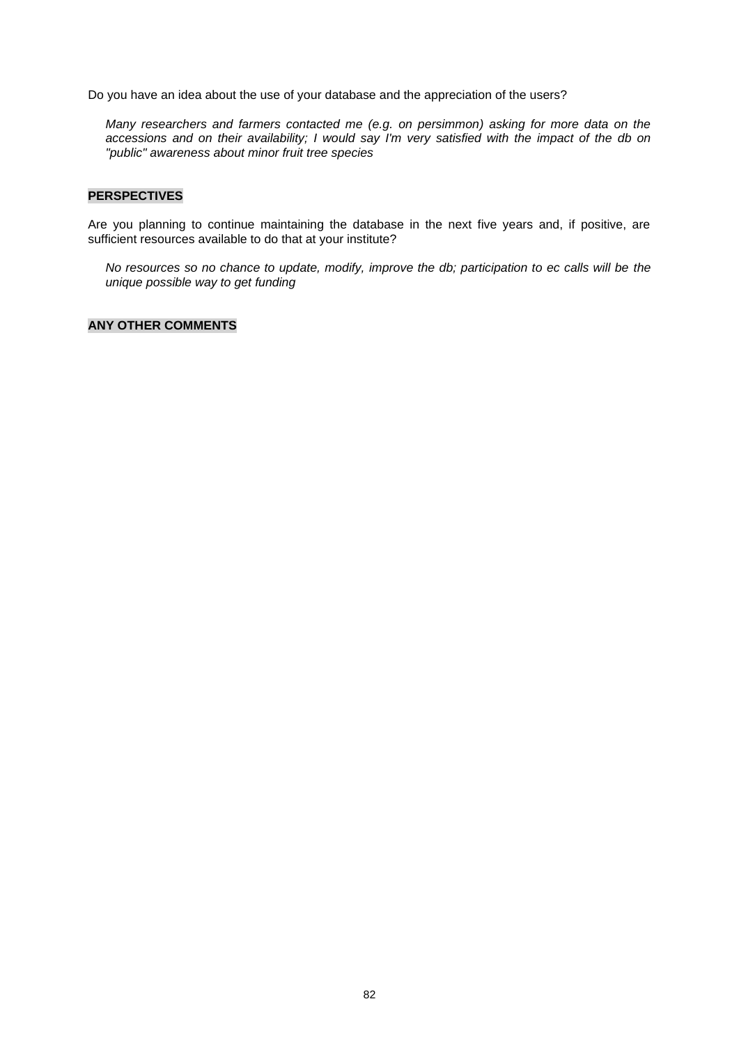Do you have an idea about the use of your database and the appreciation of the users?

*Many researchers and farmers contacted me (e.g. on persimmon) asking for more data on the accessions and on their availability; I would say I'm very satisfied with the impact of the db on "public" awareness about minor fruit tree species*

**PERSPECTIVES**

Are you planning to continue maintaining the database in the next five years and, if positive, are sufficient resources available to do that at your institute?

*No resources so no chance to update, modify, improve the db; participation to ec calls will be the unique possible way to get funding*

**ANY OTHER COMMENTS**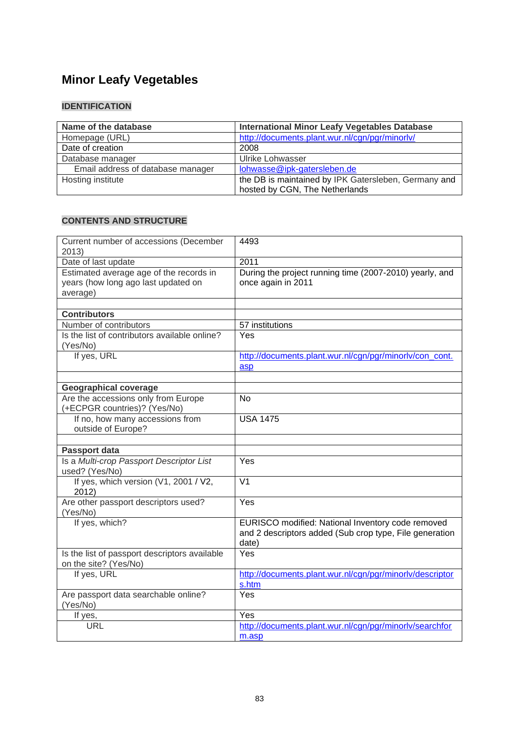# Minor Leafy Vegetables

## IDENTIFICATION

| Name of the database | International Minor Leafy Vegetables Database |
|---|---|
| Homepage (URL) | http://documents.plant.wur.nl/cgn/pgr/minorlv/ |
| Date of creation | 2008 |
| Database manager | Ulrike Lohwasser |
| Email address of database manager | lohwasse@ipk-gatersleben.de |
| Hosting institute | the DB is maintained by IPK Gatersleben, Germany and hosted by CGN, The Netherlands |

## CONTENTS AND STRUCTURE

| Current number of accessions (December 2013) | 4493 |
|---|---|
| Date of last update | 2011 |
| Estimated average age of the records in years (how long ago last updated on average) | During the project running time (2007-2010) yearly, and once again in 2011 |
| | |
| **Contributors** | |
| Number of contributors | 57 institutions |
| Is the list of contributors available online? (Yes/No) | Yes |
| If yes, URL | http://documents.plant.wur.nl/cgn/pgr/minorlv/con_cont.asp |
| | |
| **Geographical coverage** | |
| Are the accessions only from Europe (+ECPGR countries)? (Yes/No) | No |
| If no, how many accessions from outside of Europe? | USA 1475 |
| | |
| **Passport data** | |
| Is a *Multi-crop Passport Descriptor List* used? (Yes/No) | Yes |
| If yes, which version (V1, 2001 / V2, 2012) | V1 |
| Are other passport descriptors used? (Yes/No) | Yes |
| If yes, which? | EURISCO modified: National Inventory code removed and 2 descriptors added (Sub crop type, File generation date) |
| Is the list of passport descriptors available on the site? (Yes/No) | Yes |
| If yes, URL | http://documents.plant.wur.nl/cgn/pgr/minorlv/descriptors.htm |
| Are passport data searchable online? (Yes/No) | Yes |
| If yes, | Yes |
| URL | http://documents.plant.wur.nl/cgn/pgr/minorlv/searchform.asp |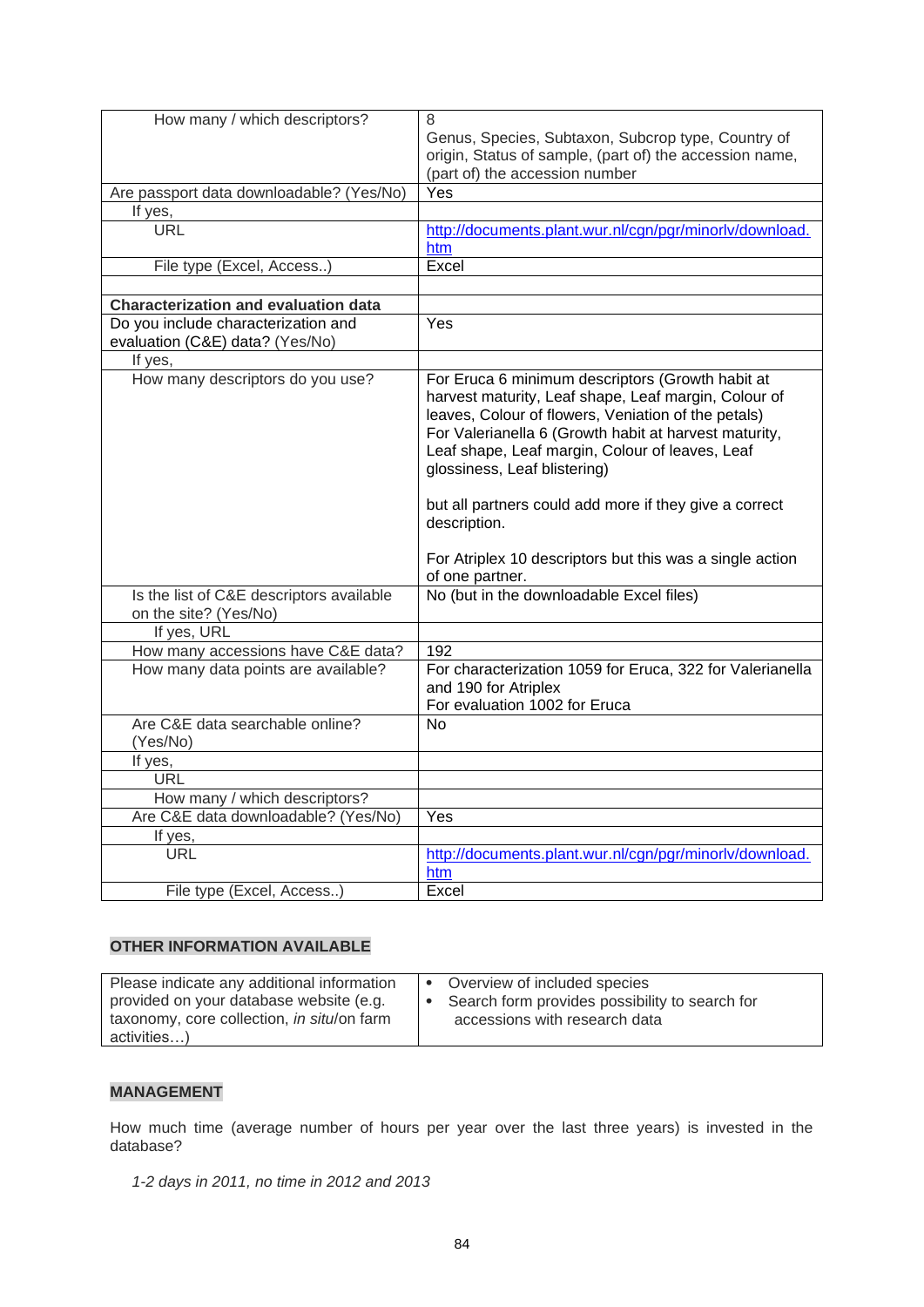| | |
|---|---|
| How many / which descriptors? | 8<br>Genus, Species, Subtaxon, Subcrop type, Country of origin, Status of sample, (part of) the accession name, (part of) the accession number |
| Are passport data downloadable? (Yes/No) | Yes |
| If yes, | |
| URL | http://documents.plant.wur.nl/cgn/pgr/minorlv/download.htm |
| File type (Excel, Access..) | Excel |
| | |
| **Characterization and evaluation data** | |
| Do you include characterization and evaluation (C&E) data? (Yes/No) | Yes |
| If yes, | |
| How many descriptors do you use? | For Eruca 6 minimum descriptors (Growth habit at harvest maturity, Leaf shape, Leaf margin, Colour of leaves, Colour of flowers, Venation of the petals)<br>For Valerianella 6 (Growth habit at harvest maturity, Leaf shape, Leaf margin, Colour of leaves, Leaf glossiness, Leaf blistering)<br><br>but all partners could add more if they give a correct description.<br><br>For Atriplex 10 descriptors but this was a single action of one partner. |
| Is the list of C&E descriptors available on the site? (Yes/No) | No (but in the downloadable Excel files) |
| If yes, URL | |
| How many accessions have C&E data? | 192 |
| How many data points are available? | For characterization 1059 for Eruca, 322 for Valerianella and 190 for Atriplex<br>For evaluation 1002 for Eruca |
| Are C&E data searchable online? (Yes/No) | No |
| If yes, | |
| URL | |
| How many / which descriptors? | |
| Are C&E data downloadable? (Yes/No) | Yes |
| If yes, | |
| URL | http://documents.plant.wur.nl/cgn/pgr/minorlv/download.htm |
| File type (Excel, Access..) | Excel |

## OTHER INFORMATION AVAILABLE

| | |
|---|---|
| Please indicate any additional information provided on your database website (e.g. taxonomy, core collection, *in situ*/on farm activities…) | • Overview of included species<br>• Search form provides possibility to search for accessions with research data |

## MANAGEMENT

How much time (average number of hours per year over the last three years) is invested in the database?

*1-2 days in 2011, no time in 2012 and 2013*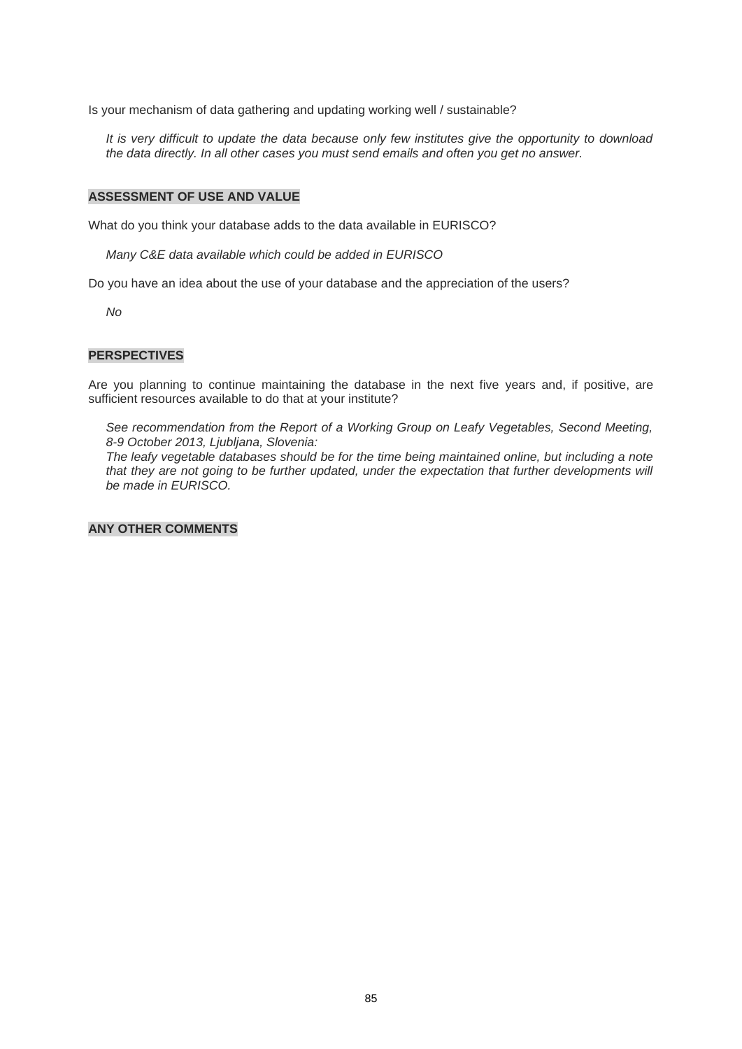Is your mechanism of data gathering and updating working well / sustainable?

*It is very difficult to update the data because only few institutes give the opportunity to download the data directly. In all other cases you must send emails and often you get no answer.*

## ASSESSMENT OF USE AND VALUE

What do you think your database adds to the data available in EURISCO?

*Many C&E data available which could be added in EURISCO*

Do you have an idea about the use of your database and the appreciation of the users?

*No*

## PERSPECTIVES

Are you planning to continue maintaining the database in the next five years and, if positive, are sufficient resources available to do that at your institute?

*See recommendation from the Report of a Working Group on Leafy Vegetables, Second Meeting, 8-9 October 2013, Ljubljana, Slovenia:*
*The leafy vegetable databases should be for the time being maintained online, but including a note that they are not going to be further updated, under the expectation that further developments will be made in EURISCO.*

## ANY OTHER COMMENTS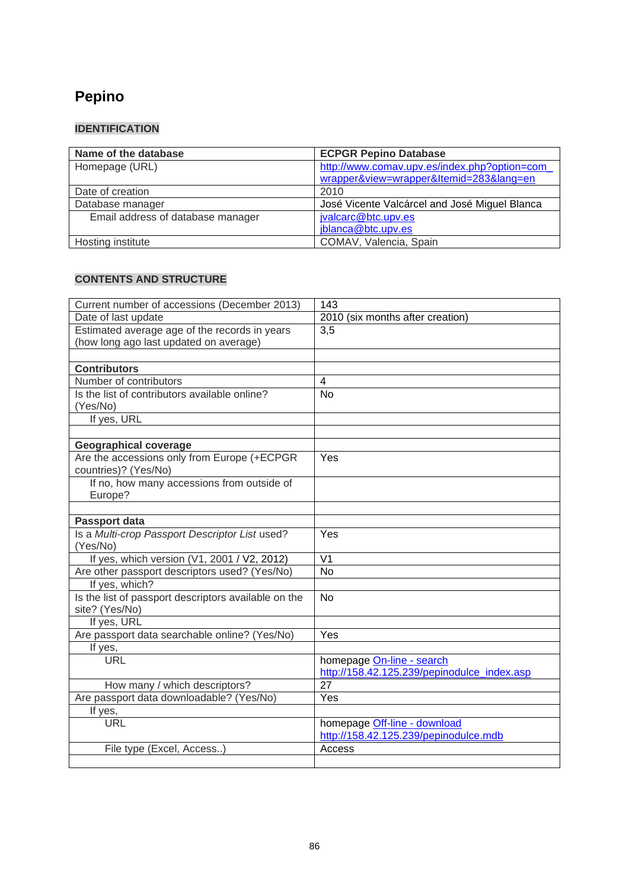# Pepino

## IDENTIFICATION

| Name of the database | ECPGR Pepino Database |
|---|---|
| Homepage (URL) | http://www.comav.upv.es/index.php?option=com_wrapper&view=wrapper&Itemid=283&lang=en |
| Date of creation | 2010 |
| Database manager | José Vicente Valcárcel and José Miguel Blanca |
| Email address of database manager | jvalcarc@btc.upv.es<br>jblanca@btc.upv.es |
| Hosting institute | COMAV, Valencia, Spain |

## CONTENTS AND STRUCTURE

| | |
|---|---|
| Current number of accessions (December 2013) | 143 |
| Date of last update | 2010 (six months after creation) |
| Estimated average age of the records in years (how long ago last updated on average) | 3,5 |
| | |
| **Contributors** | |
| Number of contributors | 4 |
| Is the list of contributors available online? (Yes/No) | No |
| If yes, URL | |
| | |
| **Geographical coverage** | |
| Are the accessions only from Europe (+ECPGR countries)? (Yes/No) | Yes |
| If no, how many accessions from outside of Europe? | |
| | |
| **Passport data** | |
| Is a *Multi-crop Passport Descriptor List* used? (Yes/No) | Yes |
| If yes, which version (V1, 2001 / V2, 2012) | V1 |
| Are other passport descriptors used? (Yes/No) | No |
| If yes, which? | |
| Is the list of passport descriptors available on the site? (Yes/No) | No |
| If yes, URL | |
| Are passport data searchable online? (Yes/No) | Yes |
| If yes, | |
| URL | homepage On-line - search<br>http://158.42.125.239/pepinodulce_index.asp |
| How many / which descriptors? | 27 |
| Are passport data downloadable? (Yes/No) | Yes |
| If yes, | |
| URL | homepage Off-line - download<br>http://158.42.125.239/pepinodulce.mdb |
| File type (Excel, Access..) | Access |
| | |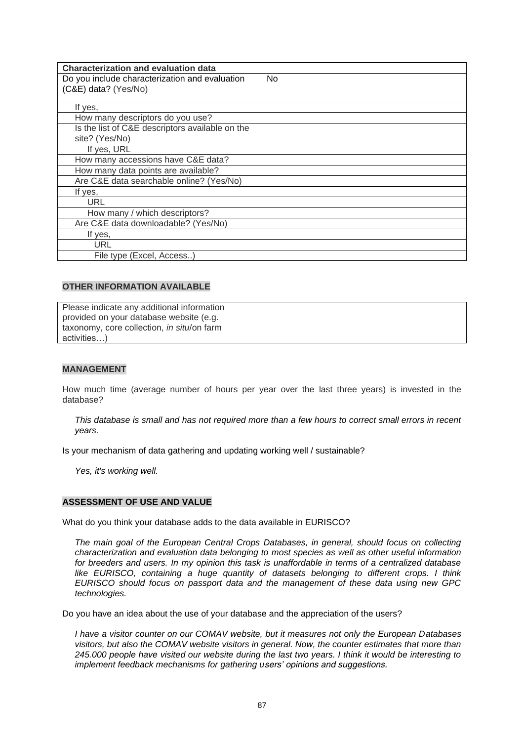| Characterization and evaluation data | |
|---|---|
| Do you include characterization and evaluation (C&E) data? (Yes/No) | No |
| If yes, | |
| How many descriptors do you use? | |
| Is the list of C&E descriptors available on the site? (Yes/No) | |
| If yes, URL | |
| How many accessions have C&E data? | |
| How many data points are available? | |
| Are C&E data searchable online? (Yes/No) | |
| If yes, | |
| URL | |
| How many / which descriptors? | |
| Are C&E data downloadable? (Yes/No) | |
| If yes, | |
| URL | |
| File type (Excel, Access..) | |

**OTHER INFORMATION AVAILABLE**

| Please indicate any additional information provided on your database website (e.g. taxonomy, core collection, *in situ*/on farm activities…) | |
|---|---|

**MANAGEMENT**

How much time (average number of hours per year over the last three years) is invested in the database?

*This database is small and has not required more than a few hours to correct small errors in recent years.*

Is your mechanism of data gathering and updating working well / sustainable?

*Yes, it's working well.*

**ASSESSMENT OF USE AND VALUE**

What do you think your database adds to the data available in EURISCO?

*The main goal of the European Central Crops Databases, in general, should focus on collecting characterization and evaluation data belonging to most species as well as other useful information for breeders and users. In my opinion this task is unaffordable in terms of a centralized database like EURISCO, containing a huge quantity of datasets belonging to different crops. I think EURISCO should focus on passport data and the management of these data using new GPC technologies.*

Do you have an idea about the use of your database and the appreciation of the users?

*I have a visitor counter on our COMAV website, but it measures not only the European Databases visitors, but also the COMAV website visitors in general. Now, the counter estimates that more than 245.000 people have visited our website during the last two years. I think it would be interesting to implement feedback mechanisms for gathering users' opinions and suggestions.*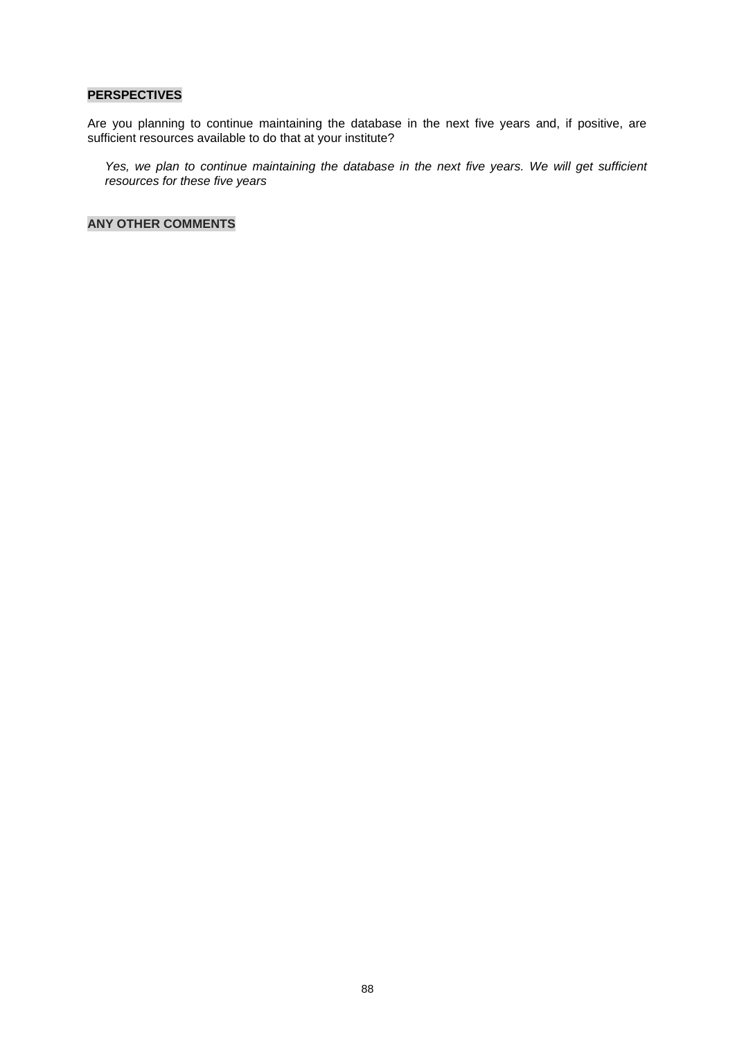**PERSPECTIVES**

Are you planning to continue maintaining the database in the next five years and, if positive, are sufficient resources available to do that at your institute?

*Yes, we plan to continue maintaining the database in the next five years. We will get sufficient resources for these five years*

**ANY OTHER COMMENTS**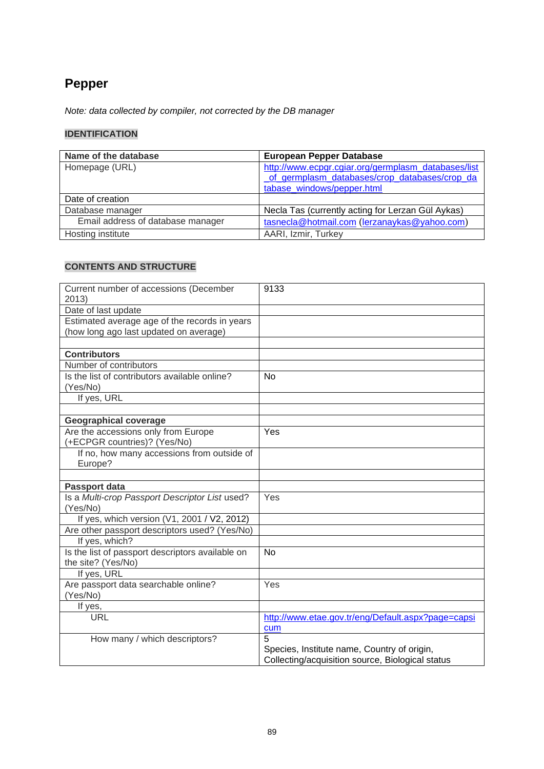## Pepper

*Note: data collected by compiler, not corrected by the DB manager*

### IDENTIFICATION

| Name of the database | European Pepper Database |
|---|---|
| Homepage (URL) | http://www.ecpgr.cgiar.org/germplasm_databases/list_of_germplasm_databases/crop_databases/crop_database_windows/pepper.html |
| Date of creation | |
| Database manager | Necla Tas (currently acting for Lerzan Gül Aykas) |
| Email address of database manager | tasnecla@hotmail.com (lerzanaykas@yahoo.com) |
| Hosting institute | AARI, Izmir, Turkey |

### CONTENTS AND STRUCTURE

| Current number of accessions (December 2013) | 9133 |
|---|---|
| Date of last update | |
| Estimated average age of the records in years (how long ago last updated on average) | |
| | |
| **Contributors** | |
| Number of contributors | |
| Is the list of contributors available online? (Yes/No) | No |
| If yes, URL | |
| | |
| **Geographical coverage** | |
| Are the accessions only from Europe (+ECPGR countries)? (Yes/No) | Yes |
| If no, how many accessions from outside of Europe? | |
| | |
| **Passport data** | |
| Is a *Multi-crop Passport Descriptor List* used? (Yes/No) | Yes |
| If yes, which version (V1, 2001 / V2, 2012) | |
| Are other passport descriptors used? (Yes/No) | |
| If yes, which? | |
| Is the list of passport descriptors available on the site? (Yes/No) | No |
| If yes, URL | |
| Are passport data searchable online? (Yes/No) | Yes |
| If yes, | |
| URL | http://www.etae.gov.tr/eng/Default.aspx?page=capsicum |
| How many / which descriptors? | 5<br>Species, Institute name, Country of origin, Collecting/acquisition source, Biological status |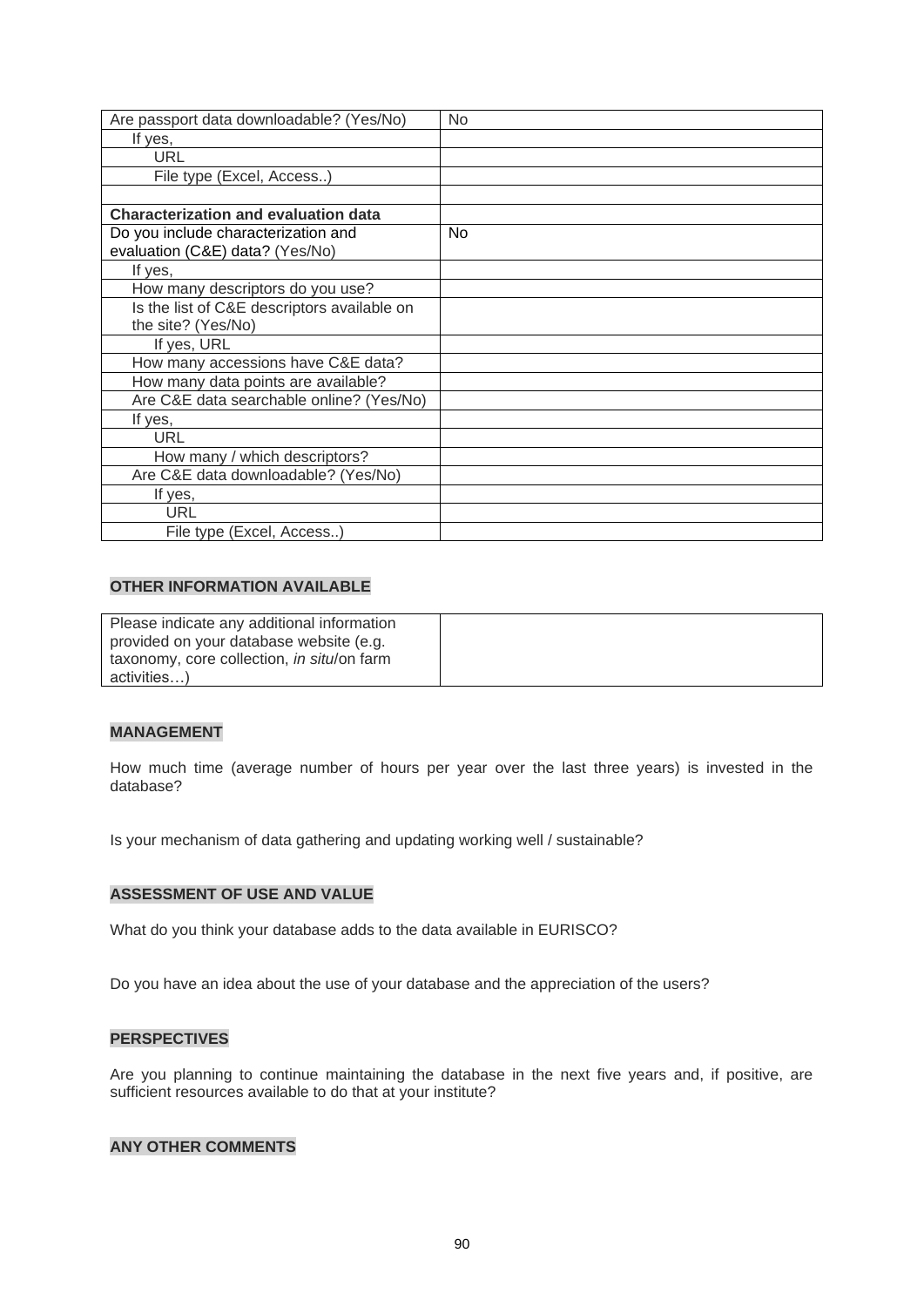| Are passport data downloadable? (Yes/No) | No |
|---|---|
| If yes, | |
| URL | |
| File type (Excel, Access..) | |
| | |
| **Characterization and evaluation data** | |
| Do you include characterization and evaluation (C&E) data? (Yes/No) | No |
| If yes, | |
| How many descriptors do you use? | |
| Is the list of C&E descriptors available on the site? (Yes/No) | |
| If yes, URL | |
| How many accessions have C&E data? | |
| How many data points are available? | |
| Are C&E data searchable online? (Yes/No) | |
| If yes, | |
| URL | |
| How many / which descriptors? | |
| Are C&E data downloadable? (Yes/No) | |
| If yes, | |
| URL | |
| File type (Excel, Access..) | |

**OTHER INFORMATION AVAILABLE**

| Please indicate any additional information provided on your database website (e.g. taxonomy, core collection, *in situ*/on farm activities…) | |
|---|---|

**MANAGEMENT**

How much time (average number of hours per year over the last three years) is invested in the database?

Is your mechanism of data gathering and updating working well / sustainable?

**ASSESSMENT OF USE AND VALUE**

What do you think your database adds to the data available in EURISCO?

Do you have an idea about the use of your database and the appreciation of the users?

**PERSPECTIVES**

Are you planning to continue maintaining the database in the next five years and, if positive, are sufficient resources available to do that at your institute?

**ANY OTHER COMMENTS**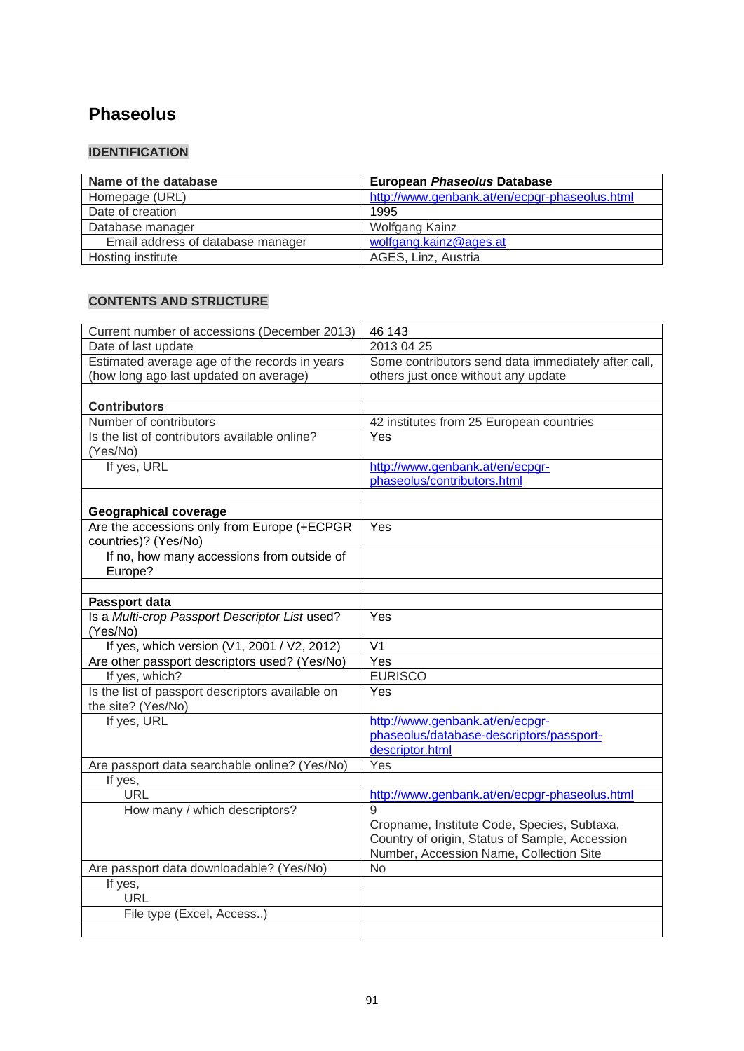# Phaseolus

## IDENTIFICATION

| Name of the database | European *Phaseolus* Database |
|---|---|
| Homepage (URL) | http://www.genbank.at/en/ecpgr-phaseolus.html |
| Date of creation | 1995 |
| Database manager | Wolfgang Kainz |
| Email address of database manager | wolfgang.kainz@ages.at |
| Hosting institute | AGES, Linz, Austria |

## CONTENTS AND STRUCTURE

| Current number of accessions (December 2013) | 46 143 |
|---|---|
| Date of last update | 2013 04 25 |
| Estimated average age of the records in years (how long ago last updated on average) | Some contributors send data immediately after call, others just once without any update |
| | |
| **Contributors** | |
| Number of contributors | 42 institutes from 25 European countries |
| Is the list of contributors available online? (Yes/No) | Yes |
| If yes, URL | http://www.genbank.at/en/ecpgr-phaseolus/contributors.html |
| | |
| **Geographical coverage** | |
| Are the accessions only from Europe (+ECPGR countries)? (Yes/No) | Yes |
| If no, how many accessions from outside of Europe? | |
| | |
| **Passport data** | |
| Is a *Multi-crop Passport Descriptor List* used? (Yes/No) | Yes |
| If yes, which version (V1, 2001 / V2, 2012) | V1 |
| Are other passport descriptors used? (Yes/No) | Yes |
| If yes, which? | EURISCO |
| Is the list of passport descriptors available on the site? (Yes/No) | Yes |
| If yes, URL | http://www.genbank.at/en/ecpgr-phaseolus/database-descriptors/passport-descriptor.html |
| Are passport data searchable online? (Yes/No) | Yes |
| If yes, | |
| URL | http://www.genbank.at/en/ecpgr-phaseolus.html |
| How many / which descriptors? | 9<br>Cropname, Institute Code, Species, Subtaxa, Country of origin, Status of Sample, Accession Number, Accession Name, Collection Site |
| Are passport data downloadable? (Yes/No) | No |
| If yes, | |
| URL | |
| File type (Excel, Access..) | |
| | |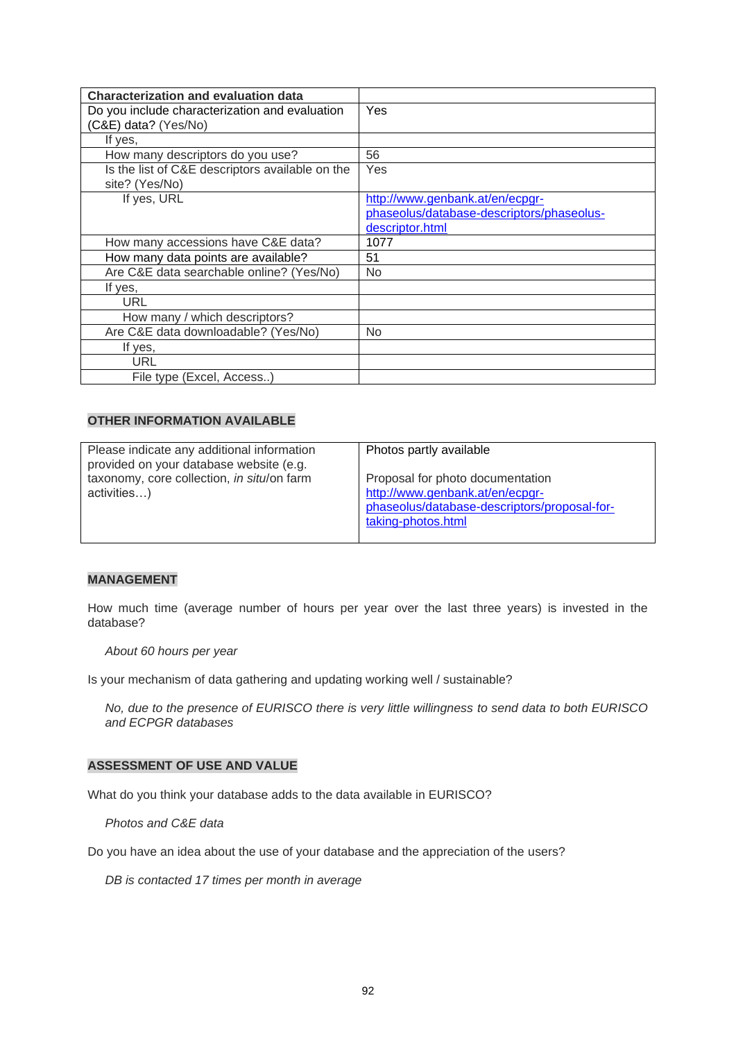| Characterization and evaluation data | |
|---|---|
| Do you include characterization and evaluation (C&E) data? (Yes/No) | Yes |
| If yes, | |
| How many descriptors do you use? | 56 |
| Is the list of C&E descriptors available on the site? (Yes/No) | Yes |
| If yes, URL | http://www.genbank.at/en/ecpgr-phaseolus/database-descriptors/phaseolus-descriptor.html |
| How many accessions have C&E data? | 1077 |
| How many data points are available? | 51 |
| Are C&E data searchable online? (Yes/No) | No |
| If yes, | |
| URL | |
| How many / which descriptors? | |
| Are C&E data downloadable? (Yes/No) | No |
| If yes, | |
| URL | |
| File type (Excel, Access..) | |

## OTHER INFORMATION AVAILABLE

| Please indicate any additional information provided on your database website (e.g. taxonomy, core collection, *in situ*/on farm activities…) | Photos partly available<br><br>Proposal for photo documentation<br>http://www.genbank.at/en/ecpgr-phaseolus/database-descriptors/proposal-for-taking-photos.html |
|---|---|

## MANAGEMENT

How much time (average number of hours per year over the last three years) is invested in the database?

*About 60 hours per year*

Is your mechanism of data gathering and updating working well / sustainable?

*No, due to the presence of EURISCO there is very little willingness to send data to both EURISCO and ECPGR databases*

## ASSESSMENT OF USE AND VALUE

What do you think your database adds to the data available in EURISCO?

*Photos and C&E data*

Do you have an idea about the use of your database and the appreciation of the users?

*DB is contacted 17 times per month in average*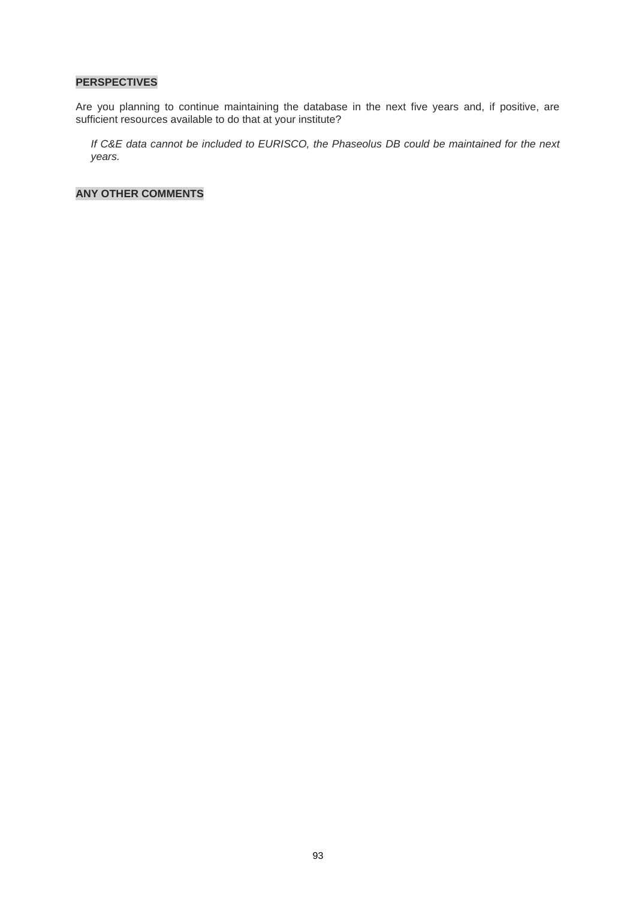**PERSPECTIVES**

Are you planning to continue maintaining the database in the next five years and, if positive, are sufficient resources available to do that at your institute?

*If C&E data cannot be included to EURISCO, the Phaseolus DB could be maintained for the next years.*

**ANY OTHER COMMENTS**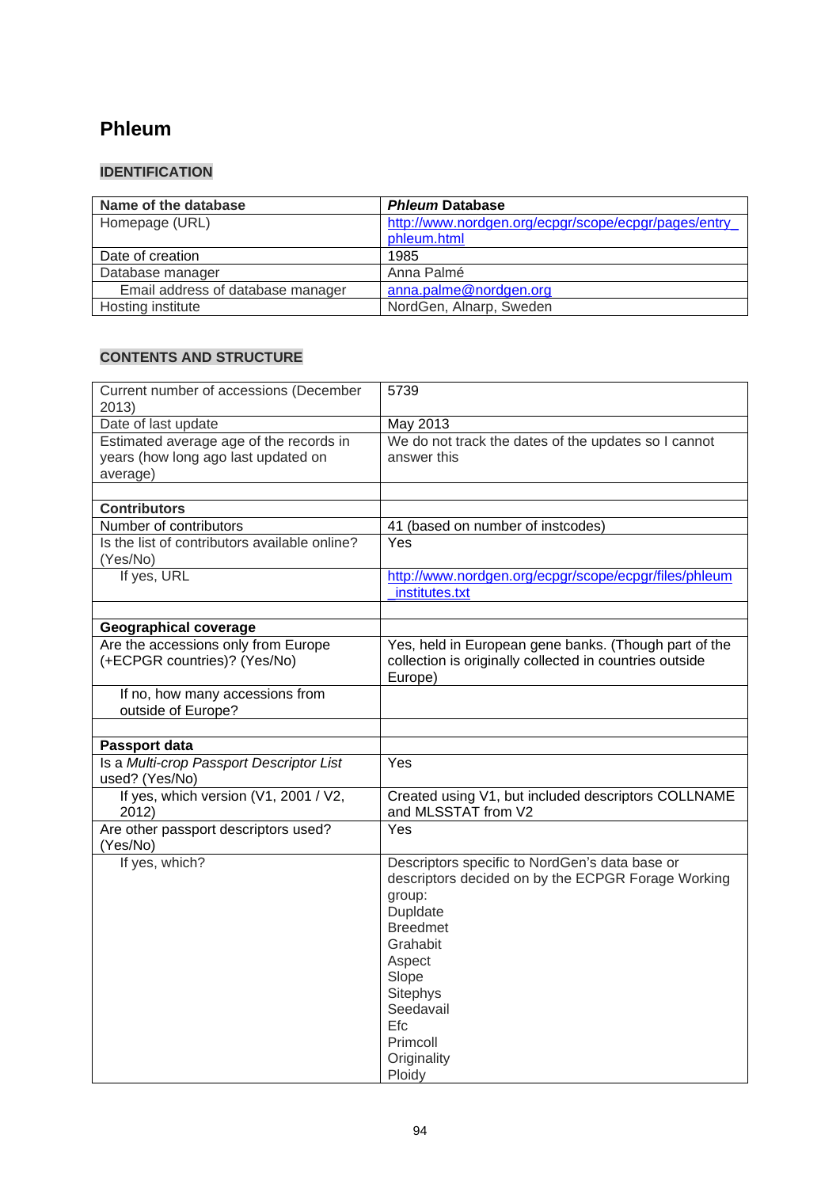# Phleum

## IDENTIFICATION

| Name of the database | *Phleum* Database |
|---|---|
| Homepage (URL) | http://www.nordgen.org/ecpgr/scope/ecpgr/pages/entry_phleum.html |
| Date of creation | 1985 |
| Database manager | Anna Palmé |
| Email address of database manager | anna.palme@nordgen.org |
| Hosting institute | NordGen, Alnarp, Sweden |

## CONTENTS AND STRUCTURE

| Current number of accessions (December 2013) | 5739 |
|---|---|
| Date of last update | May 2013 |
| Estimated average age of the records in years (how long ago last updated on average) | We do not track the dates of the updates so I cannot answer this |
| | |
| **Contributors** | |
| Number of contributors | 41 (based on number of instcodes) |
| Is the list of contributors available online? (Yes/No) | Yes |
| If yes, URL | http://www.nordgen.org/ecpgr/scope/ecpgr/files/phleum_institutes.txt |
| | |
| **Geographical coverage** | |
| Are the accessions only from Europe (+ECPGR countries)? (Yes/No) | Yes, held in European gene banks. (Though part of the collection is originally collected in countries outside Europe) |
| If no, how many accessions from outside of Europe? | |
| | |
| **Passport data** | |
| Is a *Multi-crop Passport Descriptor List* used? (Yes/No) | Yes |
| If yes, which version (V1, 2001 / V2, 2012) | Created using V1, but included descriptors COLLNAME and MLSSTAT from V2 |
| Are other passport descriptors used? (Yes/No) | Yes |
| If yes, which? | Descriptors specific to NordGen's data base or descriptors decided on by the ECPGR Forage Working group:<br>Dupldate<br>Breedmet<br>Grahabit<br>Aspect<br>Slope<br>Sitephys<br>Seedavail<br>Efc<br>Primcoll<br>Originality<br>Ploidy |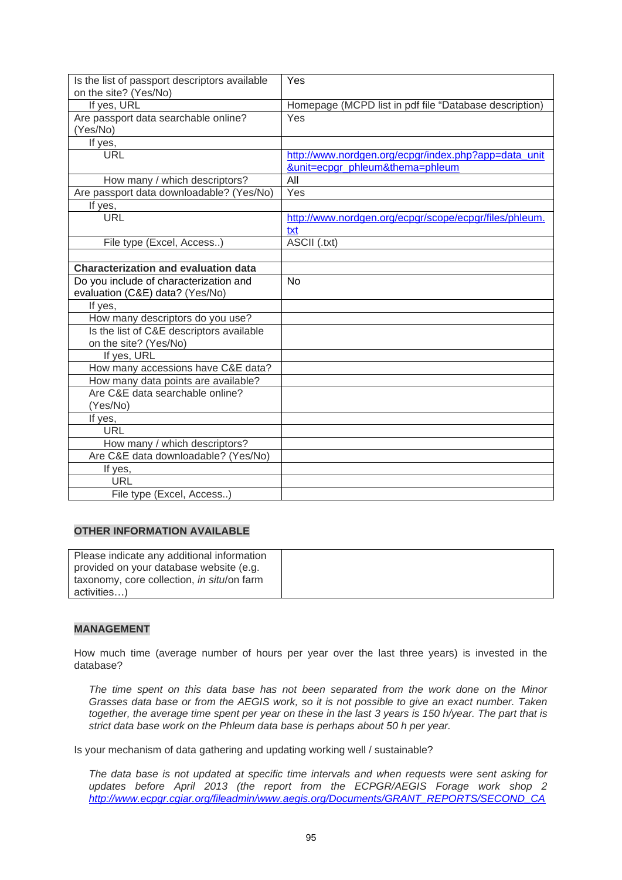| | |
|---|---|
| Is the list of passport descriptors available on the site? (Yes/No) | Yes |
| If yes, URL | Homepage (MCPD list in pdf file "Database description) |
| Are passport data searchable online? (Yes/No) | Yes |
| If yes, | |
| URL | http://www.nordgen.org/ecpgr/index.php?app=data_unit&unit=ecpgr_phleum&thema=phleum |
| How many / which descriptors? | All |
| Are passport data downloadable? (Yes/No) | Yes |
| If yes, | |
| URL | http://www.nordgen.org/ecpgr/scope/ecpgr/files/phleum.txt |
| File type (Excel, Access..) | ASCII (.txt) |
| | |
| **Characterization and evaluation data** | |
| Do you include of characterization and evaluation (C&E) data? (Yes/No) | No |
| If yes, | |
| How many descriptors do you use? | |
| Is the list of C&E descriptors available on the site? (Yes/No) | |
| If yes, URL | |
| How many accessions have C&E data? | |
| How many data points are available? | |
| Are C&E data searchable online? (Yes/No) | |
| If yes, | |
| URL | |
| How many / which descriptors? | |
| Are C&E data downloadable? (Yes/No) | |
| If yes, | |
| URL | |
| File type (Excel, Access..) | |

## OTHER INFORMATION AVAILABLE

| | |
|---|---|
| Please indicate any additional information provided on your database website (e.g. taxonomy, core collection, *in situ*/on farm activities…) | |

## MANAGEMENT

How much time (average number of hours per year over the last three years) is invested in the database?

*The time spent on this data base has not been separated from the work done on the Minor Grasses data base or from the AEGIS work, so it is not possible to give an exact number. Taken together, the average time spent per year on these in the last 3 years is 150 h/year. The part that is strict data base work on the Phleum data base is perhaps about 50 h per year.*

Is your mechanism of data gathering and updating working well / sustainable?

*The data base is not updated at specific time intervals and when requests were sent asking for updates before April 2013 (the report from the ECPGR/AEGIS Forage work shop 2 http://www.ecpgr.cgiar.org/fileadmin/www.aegis.org/Documents/GRANT_REPORTS/SECOND_CA*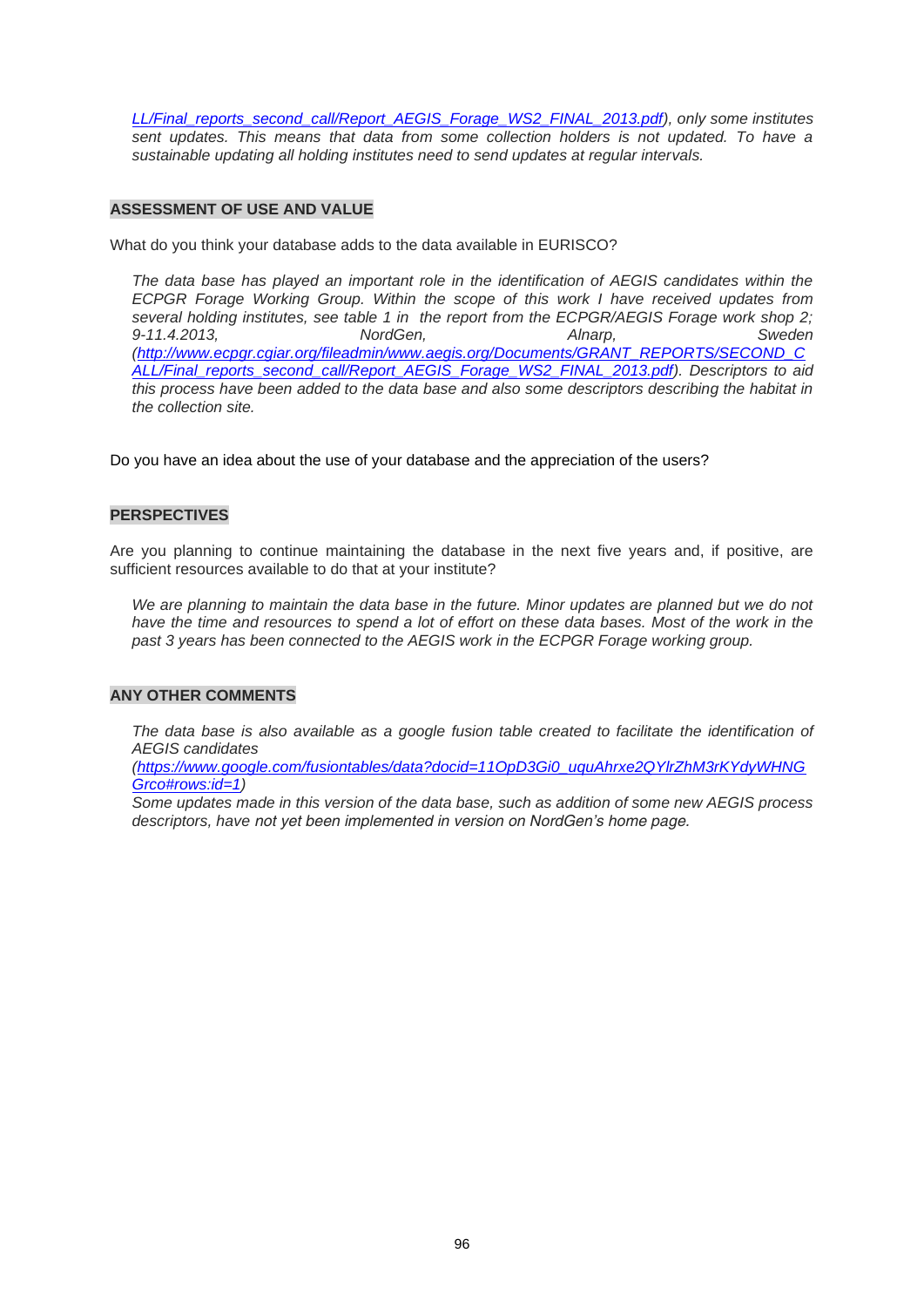*LL/Final_reports_second_call/Report_AEGIS_Forage_WS2_FINAL_2013.pdf), only some institutes sent updates. This means that data from some collection holders is not updated. To have a sustainable updating all holding institutes need to send updates at regular intervals.*

**ASSESSMENT OF USE AND VALUE**

What do you think your database adds to the data available in EURISCO?

*The data base has played an important role in the identification of AEGIS candidates within the ECPGR Forage Working Group. Within the scope of this work I have received updates from several holding institutes, see table 1 in the report from the ECPGR/AEGIS Forage work shop 2; 9-11.4.2013, NordGen, Alnarp, Sweden (http://www.ecpgr.cgiar.org/fileadmin/www.aegis.org/Documents/GRANT_REPORTS/SECOND_CALL/Final_reports_second_call/Report_AEGIS_Forage_WS2_FINAL_2013.pdf). Descriptors to aid this process have been added to the data base and also some descriptors describing the habitat in the collection site.*

Do you have an idea about the use of your database and the appreciation of the users?

**PERSPECTIVES**

Are you planning to continue maintaining the database in the next five years and, if positive, are sufficient resources available to do that at your institute?

*We are planning to maintain the data base in the future. Minor updates are planned but we do not have the time and resources to spend a lot of effort on these data bases. Most of the work in the past 3 years has been connected to the AEGIS work in the ECPGR Forage working group.*

**ANY OTHER COMMENTS**

*The data base is also available as a google fusion table created to facilitate the identification of AEGIS candidates (https://www.google.com/fusiontables/data?docid=11OpD3Gi0_uquAhrxe2QYlrZhM3rKYdyWHNGrco#rows:id=1)*
*Some updates made in this version of the data base, such as addition of some new AEGIS process descriptors, have not yet been implemented in version on NordGen's home page.*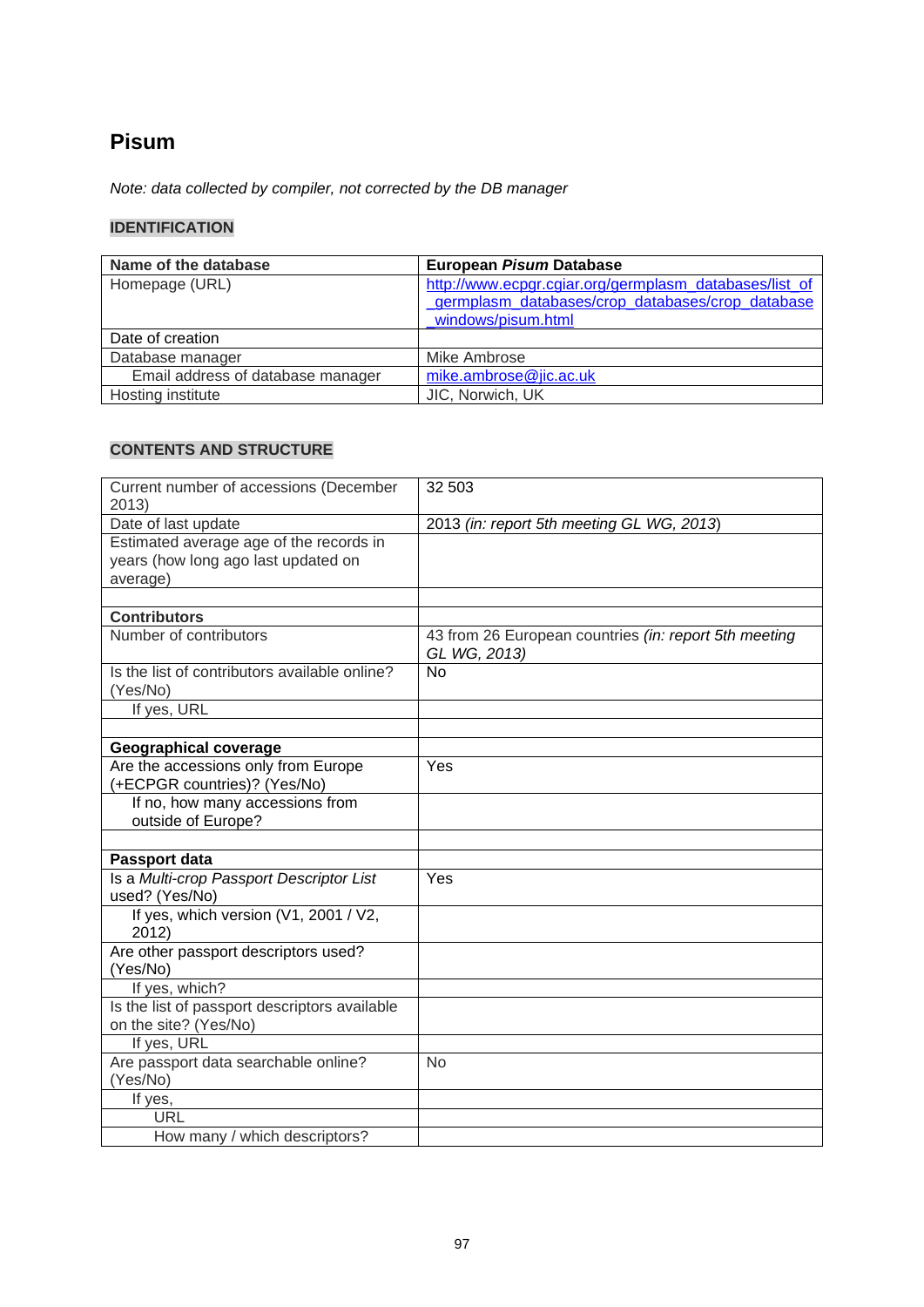# Pisum

*Note: data collected by compiler, not corrected by the DB manager*

## IDENTIFICATION

| Name of the database | European *Pisum* Database |
|---|---|
| Homepage (URL) | http://www.ecpgr.cgiar.org/germplasm_databases/list_of_germplasm_databases/crop_databases/crop_database_windows/pisum.html |
| Date of creation | |
| Database manager | Mike Ambrose |
| Email address of database manager | mike.ambrose@jic.ac.uk |
| Hosting institute | JIC, Norwich, UK |

## CONTENTS AND STRUCTURE

| Current number of accessions (December 2013) | 32 503 |
|---|---|
| Date of last update | 2013 *(in: report 5th meeting GL WG, 2013)* |
| Estimated average age of the records in years (how long ago last updated on average) | |
| | |
| **Contributors** | |
| Number of contributors | 43 from 26 European countries *(in: report 5th meeting GL WG, 2013)* |
| Is the list of contributors available online? (Yes/No) | No |
| If yes, URL | |
| | |
| **Geographical coverage** | |
| Are the accessions only from Europe (+ECPGR countries)? (Yes/No) | Yes |
| If no, how many accessions from outside of Europe? | |
| | |
| **Passport data** | |
| Is a *Multi-crop Passport Descriptor List* used? (Yes/No) | Yes |
| If yes, which version (V1, 2001 / V2, 2012) | |
| Are other passport descriptors used? (Yes/No) | |
| If yes, which? | |
| Is the list of passport descriptors available on the site? (Yes/No) | |
| If yes, URL | |
| Are passport data searchable online? (Yes/No) | No |
| If yes, | |
| URL | |
| How many / which descriptors? | |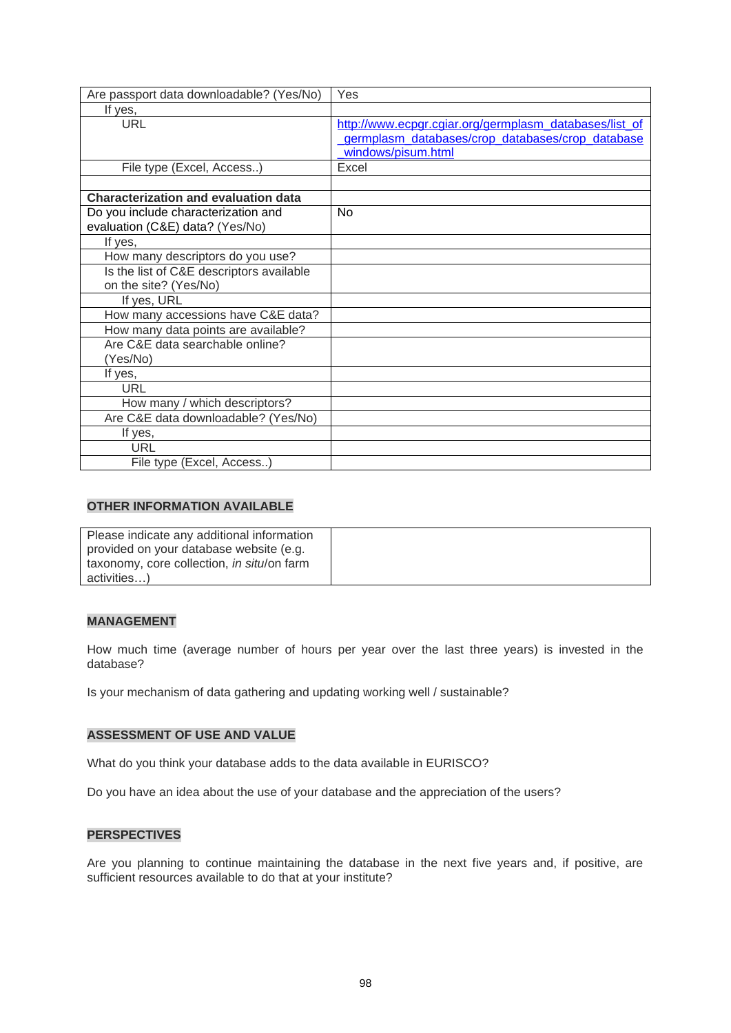| Are passport data downloadable? (Yes/No) | Yes |
|---|---|
| If yes, | |
| URL | http://www.ecpgr.cgiar.org/germplasm_databases/list_of_germplasm_databases/crop_databases/crop_database_windows/pisum.html |
| File type (Excel, Access..) | Excel |
| | |
| **Characterization and evaluation data** | |
| Do you include characterization and evaluation (C&E) data? (Yes/No) | No |
| If yes, | |
| How many descriptors do you use? | |
| Is the list of C&E descriptors available on the site? (Yes/No) | |
| If yes, URL | |
| How many accessions have C&E data? | |
| How many data points are available? | |
| Are C&E data searchable online? (Yes/No) | |
| If yes, | |
| URL | |
| How many / which descriptors? | |
| Are C&E data downloadable? (Yes/No) | |
| If yes, | |
| URL | |
| File type (Excel, Access..) | |

## OTHER INFORMATION AVAILABLE

| Please indicate any additional information provided on your database website (e.g. taxonomy, core collection, *in situ*/on farm activities…) | |
|---|---|

## MANAGEMENT

How much time (average number of hours per year over the last three years) is invested in the database?

Is your mechanism of data gathering and updating working well / sustainable?

## ASSESSMENT OF USE AND VALUE

What do you think your database adds to the data available in EURISCO?

Do you have an idea about the use of your database and the appreciation of the users?

## PERSPECTIVES

Are you planning to continue maintaining the database in the next five years and, if positive, are sufficient resources available to do that at your institute?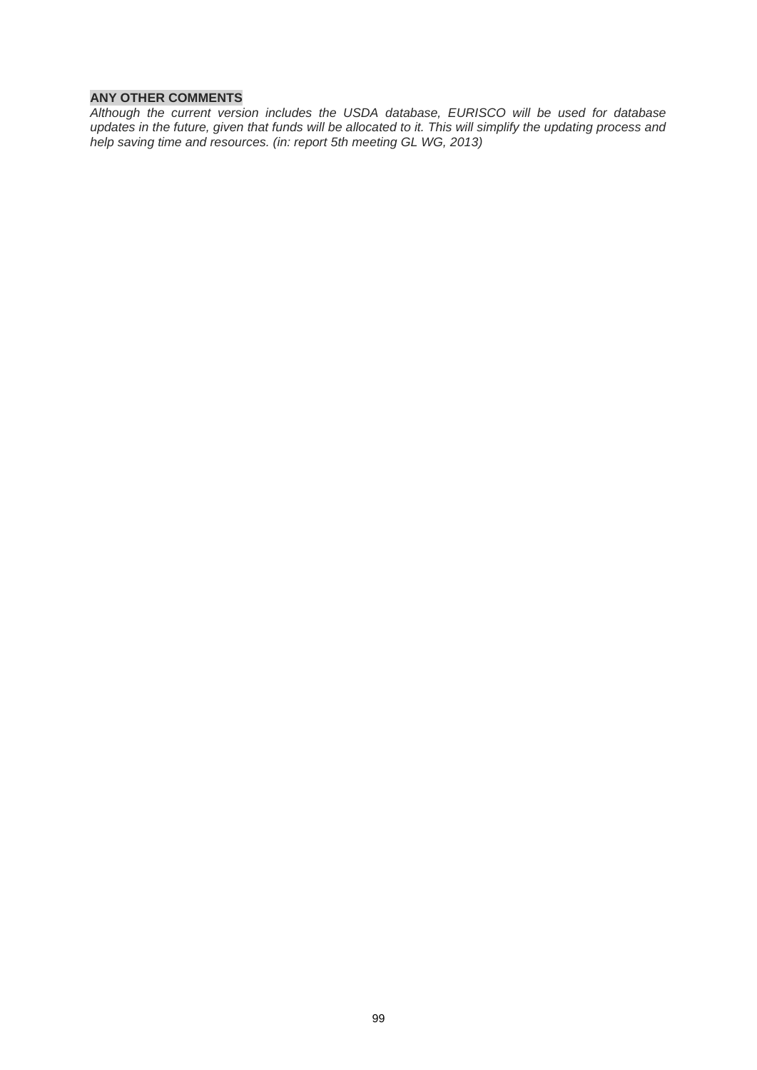**ANY OTHER COMMENTS**

*Although the current version includes the USDA database, EURISCO will be used for database updates in the future, given that funds will be allocated to it. This will simplify the updating process and help saving time and resources. (in: report 5th meeting GL WG, 2013)*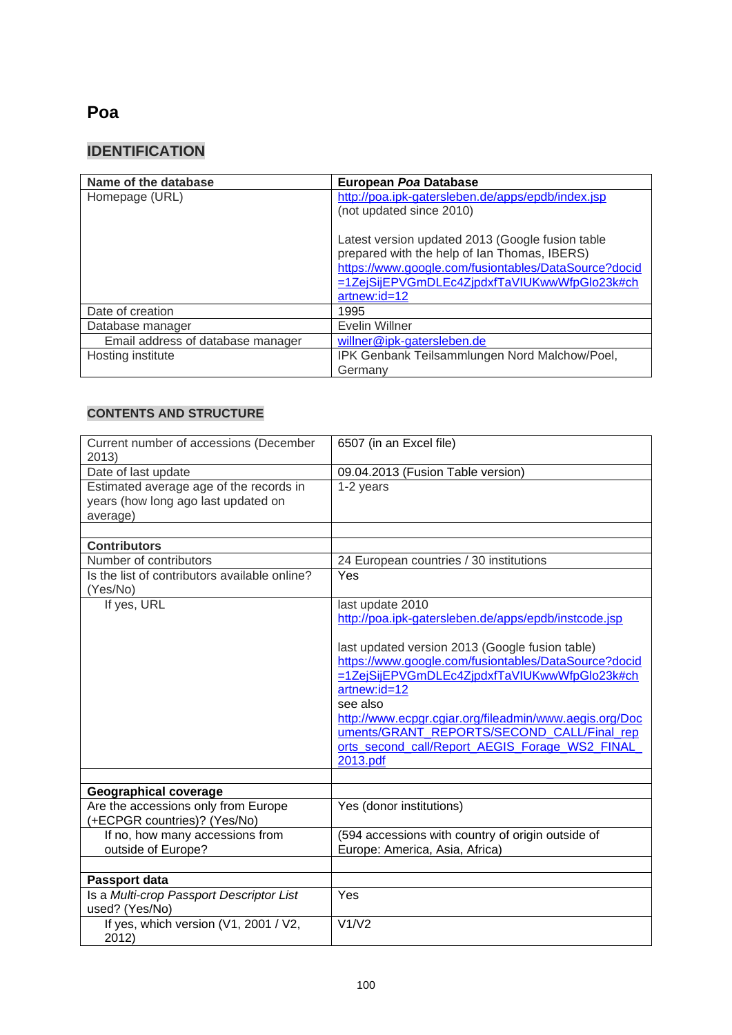# Poa

## IDENTIFICATION

| Name of the database | European *Poa* Database |
|---|---|
| Homepage (URL) | http://poa.ipk-gatersleben.de/apps/epdb/index.jsp (not updated since 2010)<br><br>Latest version updated 2013 (Google fusion table prepared with the help of Ian Thomas, IBERS) https://www.google.com/fusiontables/DataSource?docid=1ZejSijEPVGmDLEc4ZjpdxfTaVIUKwwWfpGlo23k#chartnew:id=12 |
| Date of creation | 1995 |
| Database manager | Evelin Willner |
| Email address of database manager | willner@ipk-gatersleben.de |
| Hosting institute | IPK Genbank Teilsammlungen Nord Malchow/Poel, Germany |

## CONTENTS AND STRUCTURE

| Current number of accessions (December 2013) | 6507 (in an Excel file) |
|---|---|
| Date of last update | 09.04.2013 (Fusion Table version) |
| Estimated average age of the records in years (how long ago last updated on average) | 1-2 years |
| | |
| **Contributors** | |
| Number of contributors | 24 European countries / 30 institutions |
| Is the list of contributors available online? (Yes/No) | Yes |
| If yes, URL | last update 2010<br>http://poa.ipk-gatersleben.de/apps/epdb/instcode.jsp<br><br>last updated version 2013 (Google fusion table)<br>https://www.google.com/fusiontables/DataSource?docid=1ZejSijEPVGmDLEc4ZjpdxfTaVIUKwwWfpGlo23k#chartnew:id=12<br>see also<br>http://www.ecpgr.cgiar.org/fileadmin/www.aegis.org/Documents/GRANT_REPORTS/SECOND_CALL/Final_reports_second_call/Report_AEGIS_Forage_WS2_FINAL_2013.pdf |
| | |
| **Geographical coverage** | |
| Are the accessions only from Europe (+ECPGR countries)? (Yes/No) | Yes (donor institutions) |
| If no, how many accessions from outside of Europe? | (594 accessions with country of origin outside of Europe: America, Asia, Africa) |
| | |
| **Passport data** | |
| Is a *Multi-crop Passport Descriptor List* used? (Yes/No) | Yes |
| If yes, which version (V1, 2001 / V2, 2012) | V1/V2 |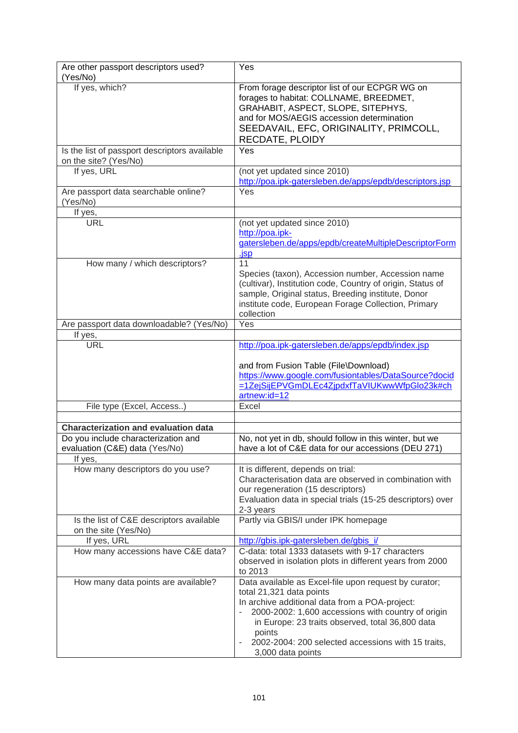| Are other passport descriptors used? (Yes/No) | Yes |
|---|---|
| If yes, which? | From forage descriptor list of our ECPGR WG on forages to habitat: COLLNAME, BREEDMET, GRAHABIT, ASPECT, SLOPE, SITEPHYS, and for MOS/AEGIS accession determination SEEDAVAIL, EFC, ORIGINALITY, PRIMCOLL, RECDATE, PLOIDY |
| Is the list of passport descriptors available on the site? (Yes/No) | Yes |
| If yes, URL | (not yet updated since 2010) http://poa.ipk-gatersleben.de/apps/epdb/descriptors.jsp |
| Are passport data searchable online? (Yes/No) | Yes |
| If yes, | |
| URL | (not yet updated since 2010) http://poa.ipk-gatersleben.de/apps/epdb/createMultipleDescriptorForm.jsp |
| How many / which descriptors? | 11<br>Species (taxon), Accession number, Accession name (cultivar), Institution code, Country of origin, Status of sample, Original status, Breeding institute, Donor institute code, European Forage Collection, Primary collection |
| Are passport data downloadable? (Yes/No) | Yes |
| If yes, | |
| URL | http://poa.ipk-gatersleben.de/apps/epdb/index.jsp<br><br>and from Fusion Table (File\Download) https://www.google.com/fusiontables/DataSource?docid=1ZejSijEPVGmDLEc4ZjpdxfTaVIUKwwWfpGlo23k#chartnew:id=12 |
| File type (Excel, Access..) | Excel |
| | |
| **Characterization and evaluation data** | |
| Do you include characterization and evaluation (C&E) data (Yes/No) | No, not yet in db, should follow in this winter, but we have a lot of C&E data for our accessions (DEU 271) |
| If yes, | |
| How many descriptors do you use? | It is different, depends on trial:<br>Characterisation data are observed in combination with our regeneration (15 descriptors)<br>Evaluation data in special trials (15-25 descriptors) over 2-3 years |
| Is the list of C&E descriptors available on the site (Yes/No) | Partly via GBIS/I under IPK homepage |
| If yes, URL | http://gbis.ipk-gatersleben.de/gbis_i/ |
| How many accessions have C&E data? | C-data: total 1333 datasets with 9-17 characters observed in isolation plots in different years from 2000 to 2013 |
| How many data points are available? | Data available as Excel-file upon request by curator; total 21,321 data points<br>In archive additional data from a POA-project:<br>- 2000-2002: 1,600 accessions with country of origin in Europe: 23 traits observed, total 36,800 data points<br>- 2002-2004: 200 selected accessions with 15 traits, 3,000 data points |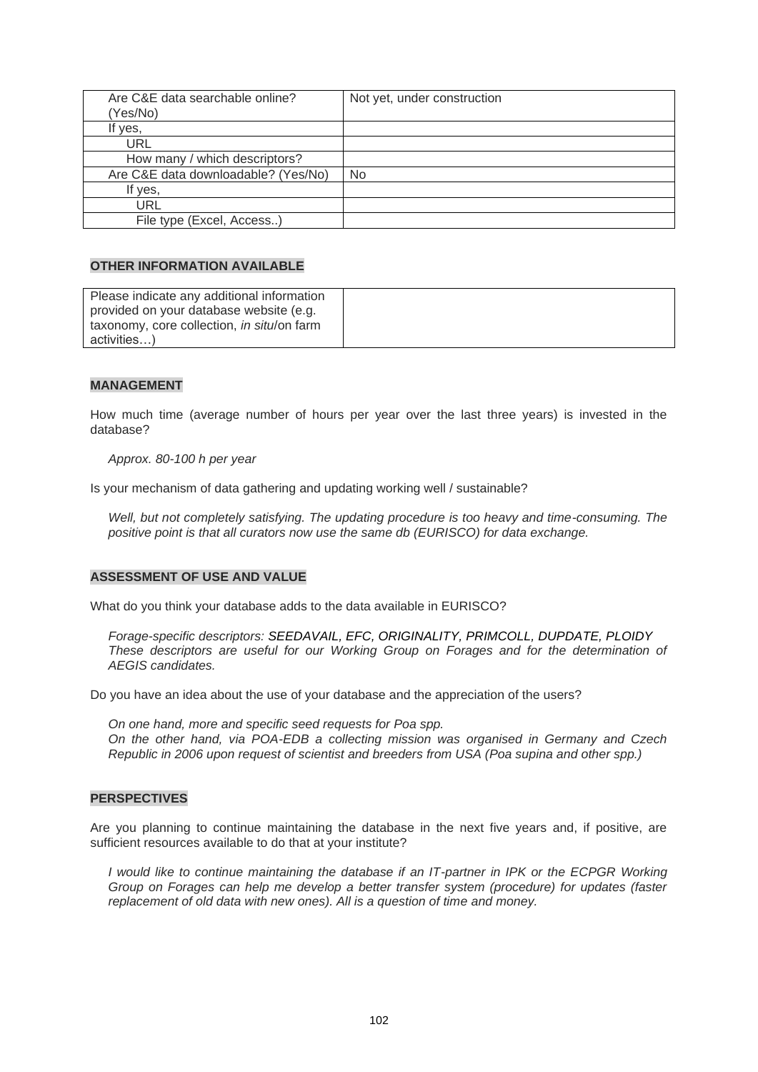| Are C&E data searchable online? (Yes/No) | Not yet, under construction |
|---|---|
| If yes, | |
| URL | |
| How many / which descriptors? | |
| Are C&E data downloadable? (Yes/No) | No |
| If yes, | |
| URL | |
| File type (Excel, Access..) | |

**OTHER INFORMATION AVAILABLE**

| Please indicate any additional information provided on your database website (e.g. taxonomy, core collection, *in situ*/on farm activities…) | |
|---|---|

**MANAGEMENT**

How much time (average number of hours per year over the last three years) is invested in the database?

*Approx. 80-100 h per year*

Is your mechanism of data gathering and updating working well / sustainable?

*Well, but not completely satisfying. The updating procedure is too heavy and time-consuming. The positive point is that all curators now use the same db (EURISCO) for data exchange.*

**ASSESSMENT OF USE AND VALUE**

What do you think your database adds to the data available in EURISCO?

*Forage-specific descriptors:* SEEDAVAIL, EFC, ORIGINALITY, PRIMCOLL, DUPDATE, PLOIDY
*These descriptors are useful for our Working Group on Forages and for the determination of AEGIS candidates.*

Do you have an idea about the use of your database and the appreciation of the users?

*On one hand, more and specific seed requests for Poa spp.*
*On the other hand, via POA-EDB a collecting mission was organised in Germany and Czech Republic in 2006 upon request of scientist and breeders from USA (Poa supina and other spp.)*

**PERSPECTIVES**

Are you planning to continue maintaining the database in the next five years and, if positive, are sufficient resources available to do that at your institute?

*I would like to continue maintaining the database if an IT-partner in IPK or the ECPGR Working Group on Forages can help me develop a better transfer system (procedure) for updates (faster replacement of old data with new ones). All is a question of time and money.*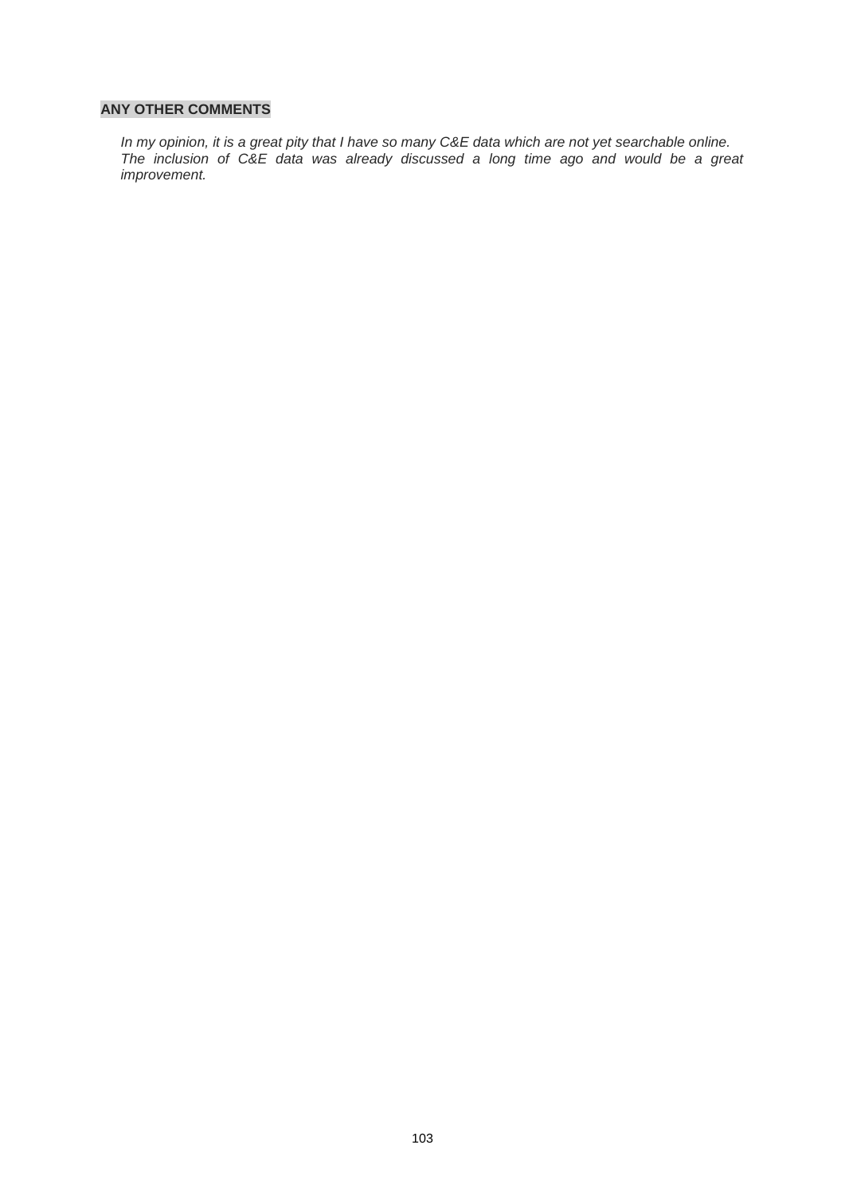## ANY OTHER COMMENTS

*In my opinion, it is a great pity that I have so many C&E data which are not yet searchable online. The inclusion of C&E data was already discussed a long time ago and would be a great improvement.*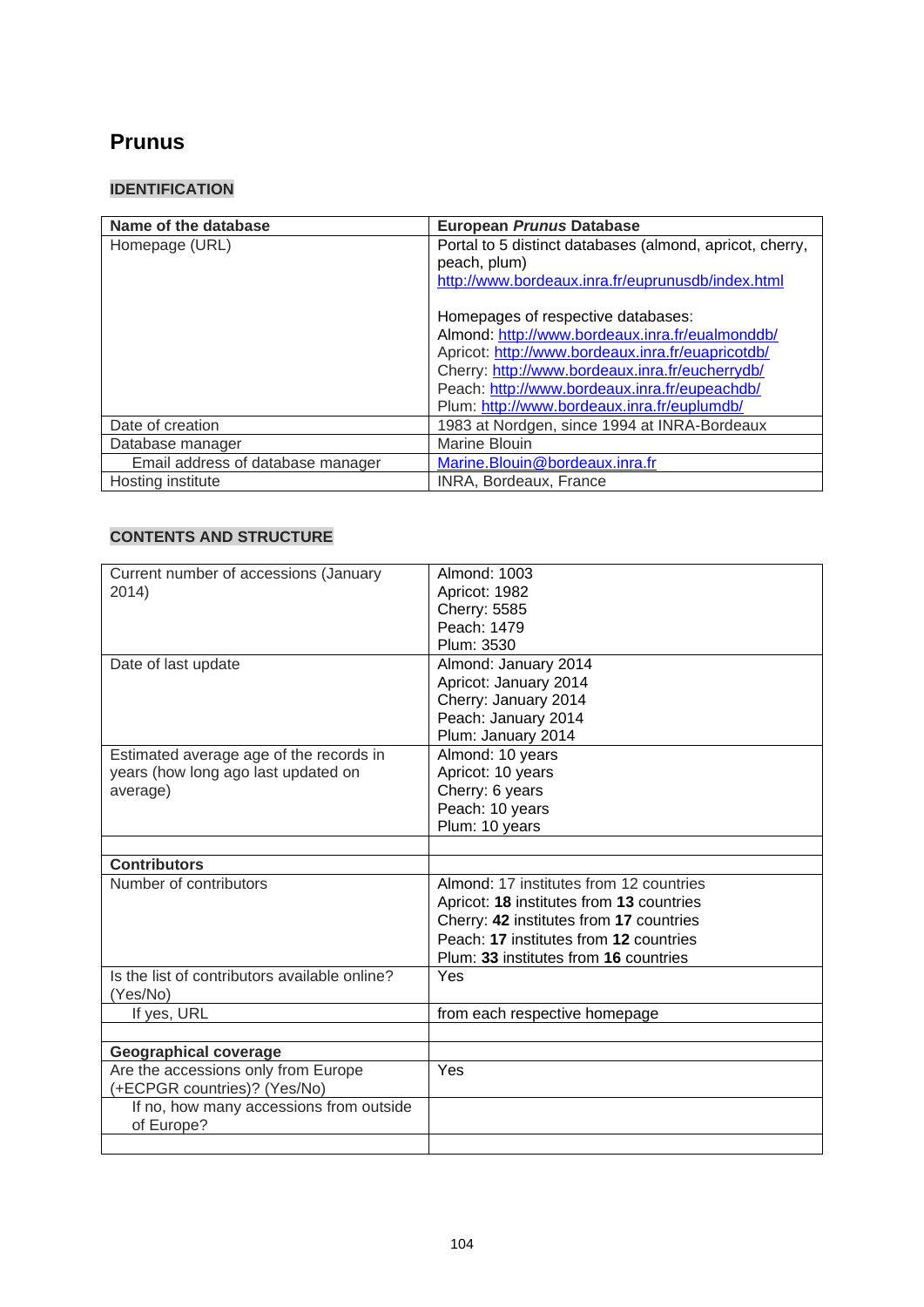# Prunus

## IDENTIFICATION

| Name of the database | European *Prunus* Database |
|---|---|
| Homepage (URL) | Portal to 5 distinct databases (almond, apricot, cherry, peach, plum)<br>http://www.bordeaux.inra.fr/euprunusdb/index.html<br><br>Homepages of respective databases:<br>Almond: http://www.bordeaux.inra.fr/eualmonddb/<br>Apricot: http://www.bordeaux.inra.fr/euapricotdb/<br>Cherry: http://www.bordeaux.inra.fr/eucherrydb/<br>Peach: http://www.bordeaux.inra.fr/eupeachdb/<br>Plum: http://www.bordeaux.inra.fr/euplumdb/ |
| Date of creation | 1983 at Nordgen, since 1994 at INRA-Bordeaux |
| Database manager | Marine Blouin |
| Email address of database manager | Marine.Blouin@bordeaux.inra.fr |
| Hosting institute | INRA, Bordeaux, France |

## CONTENTS AND STRUCTURE

| | |
|---|---|
| Current number of accessions (January 2014) | Almond: 1003<br>Apricot: 1982<br>Cherry: 5585<br>Peach: 1479<br>Plum: 3530 |
| Date of last update | Almond: January 2014<br>Apricot: January 2014<br>Cherry: January 2014<br>Peach: January 2014<br>Plum: January 2014 |
| Estimated average age of the records in years (how long ago last updated on average) | Almond: 10 years<br>Apricot: 10 years<br>Cherry: 6 years<br>Peach: 10 years<br>Plum: 10 years |
| | |
| **Contributors** | |
| Number of contributors | Almond: 17 institutes from 12 countries<br>Apricot: **18** institutes from **13** countries<br>Cherry: **42** institutes from **17** countries<br>Peach: **17** institutes from **12** countries<br>Plum: **33** institutes from **16** countries |
| Is the list of contributors available online? (Yes/No) | Yes |
| If yes, URL | from each respective homepage |
| | |
| **Geographical coverage** | |
| Are the accessions only from Europe (+ECPGR countries)? (Yes/No) | Yes |
| If no, how many accessions from outside of Europe? | |
| | |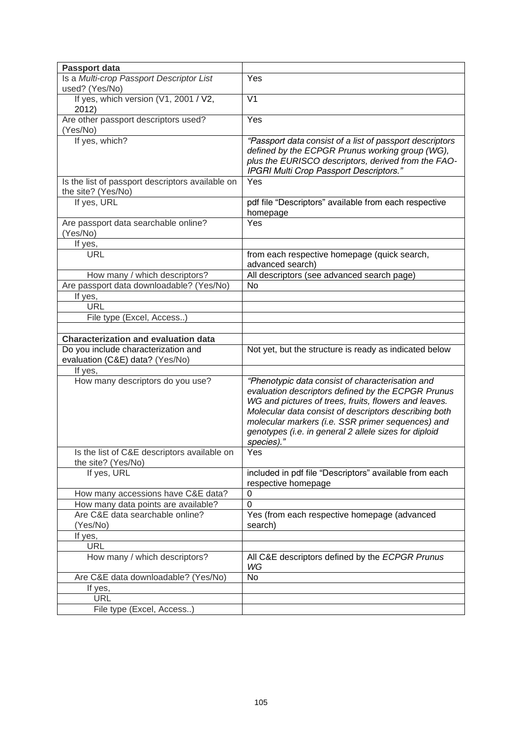| **Passport data** | |
|---|---|
| Is a *Multi-crop Passport Descriptor List* used? (Yes/No) | Yes |
| If yes, which version (V1, 2001 / V2, 2012) | V1 |
| Are other passport descriptors used? (Yes/No) | Yes |
| If yes, which? | *"Passport data consist of a list of passport descriptors defined by the ECPGR Prunus working group (WG), plus the EURISCO descriptors, derived from the FAO-IPGRI Multi Crop Passport Descriptors."* |
| Is the list of passport descriptors available on the site? (Yes/No) | Yes |
| If yes, URL | pdf file "Descriptors" available from each respective homepage |
| Are passport data searchable online? (Yes/No) | Yes |
| If yes, | |
| URL | from each respective homepage (quick search, advanced search) |
| How many / which descriptors? | All descriptors (see advanced search page) |
| Are passport data downloadable? (Yes/No) | No |
| If yes, | |
| URL | |
| File type (Excel, Access..) | |
| | |
| **Characterization and evaluation data** | |
| Do you include characterization and evaluation (C&E) data? (Yes/No) | Not yet, but the structure is ready as indicated below |
| If yes, | |
| How many descriptors do you use? | *"Phenotypic data consist of characterisation and evaluation descriptors defined by the ECPGR Prunus WG and pictures of trees, fruits, flowers and leaves. Molecular data consist of descriptors describing both molecular markers (i.e. SSR primer sequences) and genotypes (i.e. in general 2 allele sizes for diploid species)."* |
| Is the list of C&E descriptors available on the site? (Yes/No) | Yes |
| If yes, URL | included in pdf file "Descriptors" available from each respective homepage |
| How many accessions have C&E data? | 0 |
| How many data points are available? | 0 |
| Are C&E data searchable online? (Yes/No) | Yes (from each respective homepage (advanced search) |
| If yes, | |
| URL | |
| How many / which descriptors? | All C&E descriptors defined by the *ECPGR Prunus WG* |
| Are C&E data downloadable? (Yes/No) | No |
| If yes, | |
| URL | |
| File type (Excel, Access..) | |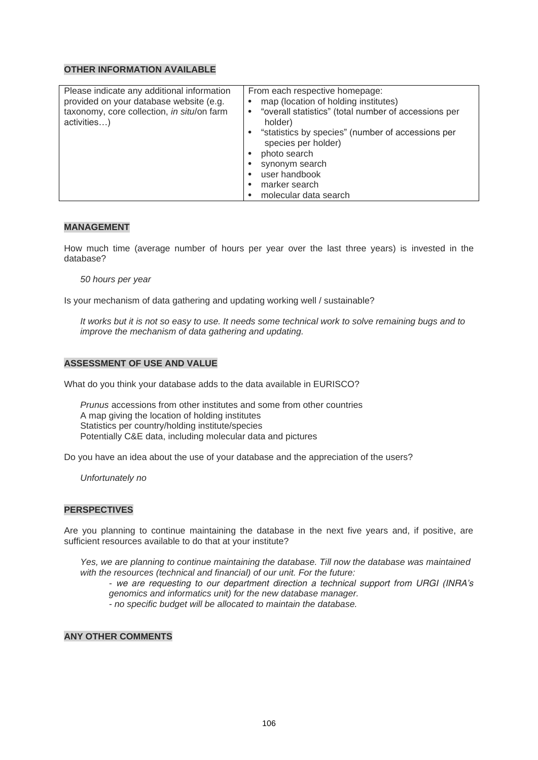**OTHER INFORMATION AVAILABLE**

| Please indicate any additional information provided on your database website (e.g. taxonomy, core collection, *in situ*/on farm activities…) | From each respective homepage:<br>• map (location of holding institutes)<br>• "overall statistics" (total number of accessions per holder)<br>• "statistics by species" (number of accessions per species per holder)<br>• photo search<br>• synonym search<br>• user handbook<br>• marker search<br>• molecular data search |
|---|---|

**MANAGEMENT**

How much time (average number of hours per year over the last three years) is invested in the database?

*50 hours per year*

Is your mechanism of data gathering and updating working well / sustainable?

*It works but it is not so easy to use. It needs some technical work to solve remaining bugs and to improve the mechanism of data gathering and updating.*

**ASSESSMENT OF USE AND VALUE**

What do you think your database adds to the data available in EURISCO?

*Prunus* accessions from other institutes and some from other countries
A map giving the location of holding institutes
Statistics per country/holding institute/species
Potentially C&E data, including molecular data and pictures

Do you have an idea about the use of your database and the appreciation of the users?

*Unfortunately no*

**PERSPECTIVES**

Are you planning to continue maintaining the database in the next five years and, if positive, are sufficient resources available to do that at your institute?

*Yes, we are planning to continue maintaining the database. Till now the database was maintained with the resources (technical and financial) of our unit. For the future:*

*- we are requesting to our department direction a technical support from URGI (INRA's genomics and informatics unit) for the new database manager.*
*- no specific budget will be allocated to maintain the database.*

**ANY OTHER COMMENTS**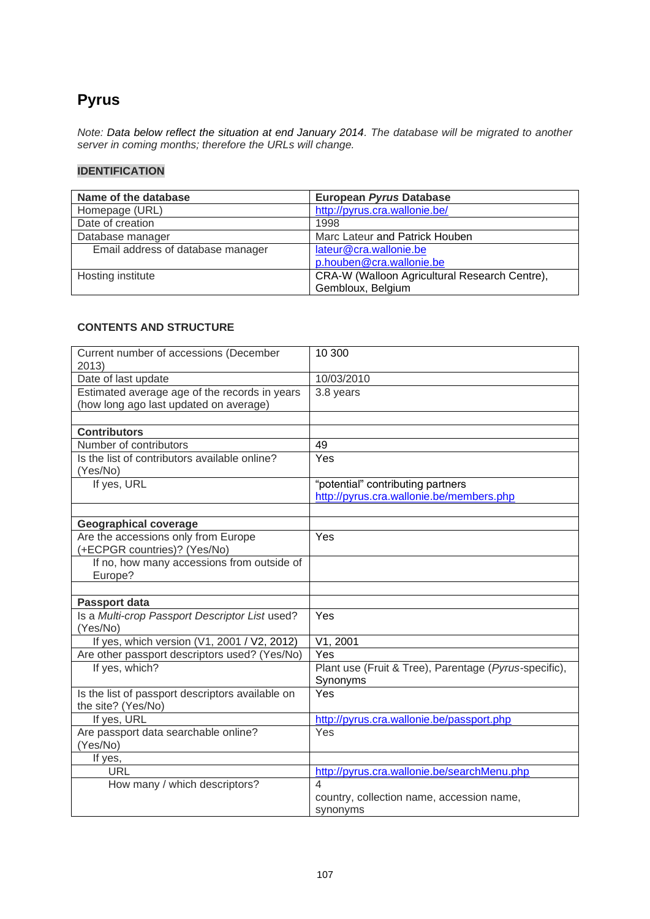# Pyrus

*Note: Data below reflect the situation at end January 2014. The database will be migrated to another server in coming months; therefore the URLs will change.*

## IDENTIFICATION

| **Name of the database** | **European *Pyrus* Database** |
|---|---|
| Homepage (URL) | http://pyrus.cra.wallonie.be/ |
| Date of creation | 1998 |
| Database manager | Marc Lateur and Patrick Houben |
| Email address of database manager | lateur@cra.wallonie.be<br>p.houben@cra.wallonie.be |
| Hosting institute | CRA-W (Walloon Agricultural Research Centre), Gembloux, Belgium |

## CONTENTS AND STRUCTURE

| Current number of accessions (December 2013) | 10 300 |
|---|---|
| Date of last update | 10/03/2010 |
| Estimated average age of the records in years (how long ago last updated on average) | 3.8 years |
| | |
| **Contributors** | |
| Number of contributors | 49 |
| Is the list of contributors available online? (Yes/No) | Yes |
| If yes, URL | "potential" contributing partners<br>http://pyrus.cra.wallonie.be/members.php |
| | |
| **Geographical coverage** | |
| Are the accessions only from Europe (+ECPGR countries)? (Yes/No) | Yes |
| If no, how many accessions from outside of Europe? | |
| | |
| **Passport data** | |
| Is a *Multi-crop Passport Descriptor List* used? (Yes/No) | Yes |
| If yes, which version (V1, 2001 / V2, 2012) | V1, 2001 |
| Are other passport descriptors used? (Yes/No) | Yes |
| If yes, which? | Plant use (Fruit & Tree), Parentage (*Pyrus*-specific), Synonyms |
| Is the list of passport descriptors available on the site? (Yes/No) | Yes |
| If yes, URL | http://pyrus.cra.wallonie.be/passport.php |
| Are passport data searchable online? (Yes/No) | Yes |
| If yes, | |
| URL | http://pyrus.cra.wallonie.be/searchMenu.php |
| How many / which descriptors? | 4<br>country, collection name, accession name, synonyms |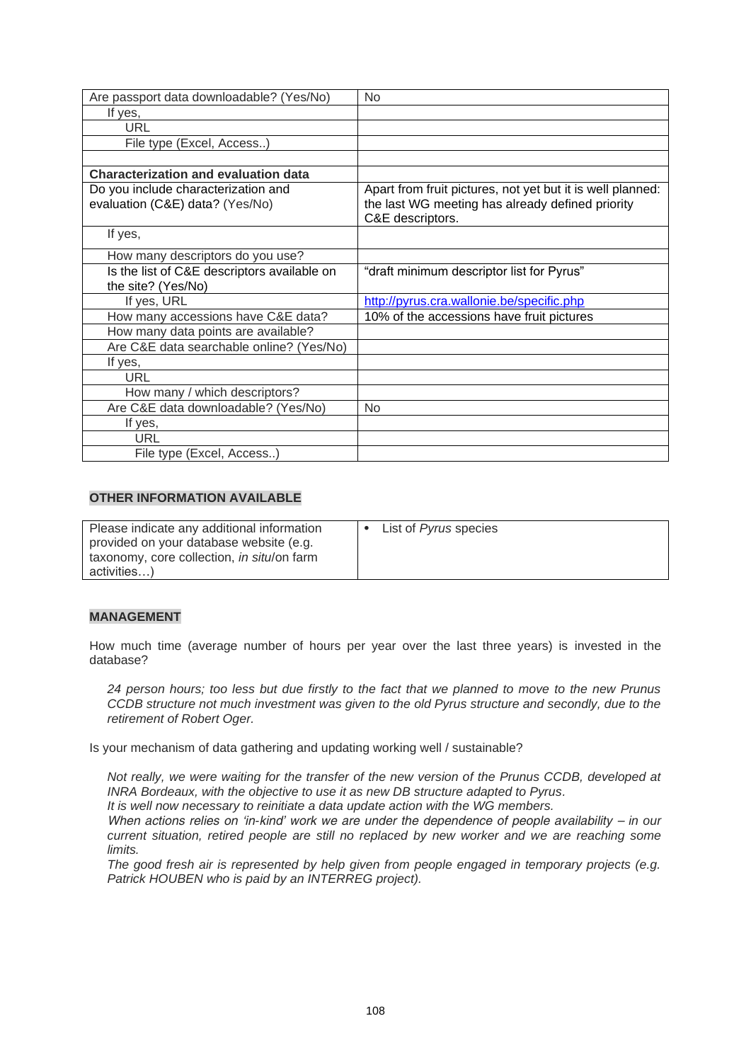| Are passport data downloadable? (Yes/No) | No |
|---|---|
| If yes, | |
| URL | |
| File type (Excel, Access..) | |
| | |
| **Characterization and evaluation data** | |
| Do you include characterization and evaluation (C&E) data? (Yes/No) | Apart from fruit pictures, not yet but it is well planned: the last WG meeting has already defined priority C&E descriptors. |
| If yes, | |
| How many descriptors do you use? | |
| Is the list of C&E descriptors available on the site? (Yes/No) | "draft minimum descriptor list for Pyrus" |
| If yes, URL | http://pyrus.cra.wallonie.be/specific.php |
| How many accessions have C&E data? | 10% of the accessions have fruit pictures |
| How many data points are available? | |
| Are C&E data searchable online? (Yes/No) | |
| If yes, | |
| URL | |
| How many / which descriptors? | |
| Are C&E data downloadable? (Yes/No) | No |
| If yes, | |
| URL | |
| File type (Excel, Access..) | |

**OTHER INFORMATION AVAILABLE**

| Please indicate any additional information provided on your database website (e.g. taxonomy, core collection, *in situ*/on farm activities…) | • List of *Pyrus* species |
|---|---|

**MANAGEMENT**

How much time (average number of hours per year over the last three years) is invested in the database?

*24 person hours; too less but due firstly to the fact that we planned to move to the new Prunus CCDB structure not much investment was given to the old Pyrus structure and secondly, due to the retirement of Robert Oger.*

Is your mechanism of data gathering and updating working well / sustainable?

*Not really, we were waiting for the transfer of the new version of the Prunus CCDB, developed at INRA Bordeaux, with the objective to use it as new DB structure adapted to Pyrus.*
*It is well now necessary to reinitiate a data update action with the WG members.*
*When actions relies on 'in-kind' work we are under the dependence of people availability – in our current situation, retired people are still no replaced by new worker and we are reaching some limits.*
*The good fresh air is represented by help given from people engaged in temporary projects (e.g. Patrick HOUBEN who is paid by an INTERREG project).*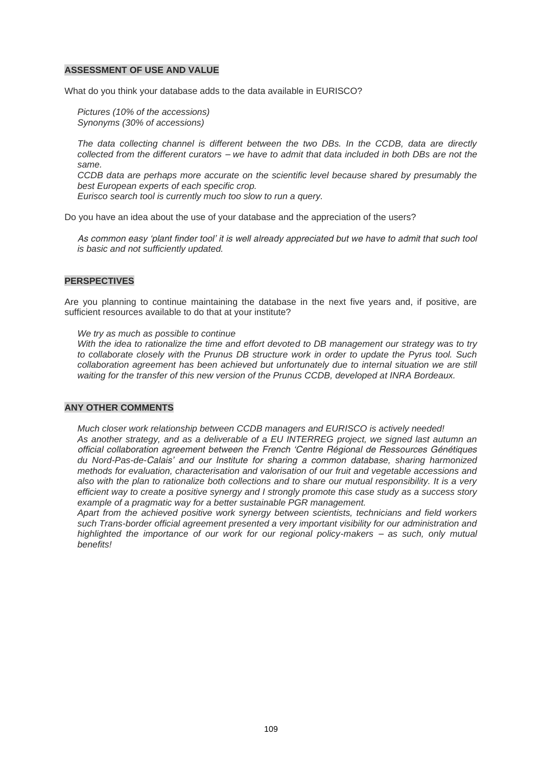**ASSESSMENT OF USE AND VALUE**

What do you think your database adds to the data available in EURISCO?

*Pictures (10% of the accessions)*
*Synonyms (30% of accessions)*

*The data collecting channel is different between the two DBs. In the CCDB, data are directly collected from the different curators – we have to admit that data included in both DBs are not the same.*
*CCDB data are perhaps more accurate on the scientific level because shared by presumably the best European experts of each specific crop.*
*Eurisco search tool is currently much too slow to run a query.*

Do you have an idea about the use of your database and the appreciation of the users?

*As common easy 'plant finder tool' it is well already appreciated but we have to admit that such tool is basic and not sufficiently updated.*

**PERSPECTIVES**

Are you planning to continue maintaining the database in the next five years and, if positive, are sufficient resources available to do that at your institute?

*We try as much as possible to continue*
*With the idea to rationalize the time and effort devoted to DB management our strategy was to try to collaborate closely with the Prunus DB structure work in order to update the Pyrus tool. Such collaboration agreement has been achieved but unfortunately due to internal situation we are still waiting for the transfer of this new version of the Prunus CCDB, developed at INRA Bordeaux.*

**ANY OTHER COMMENTS**

*Much closer work relationship between CCDB managers and EURISCO is actively needed!*
*As another strategy, and as a deliverable of a EU INTERREG project, we signed last autumn an official collaboration agreement between the French 'Centre Régional de Ressources Génétiques du Nord-Pas-de-Calais' and our Institute for sharing a common database, sharing harmonized methods for evaluation, characterisation and valorisation of our fruit and vegetable accessions and also with the plan to rationalize both collections and to share our mutual responsibility. It is a very efficient way to create a positive synergy and I strongly promote this case study as a success story example of a pragmatic way for a better sustainable PGR management.*
*Apart from the achieved positive work synergy between scientists, technicians and field workers such Trans-border official agreement presented a very important visibility for our administration and highlighted the importance of our work for our regional policy-makers – as such, only mutual benefits!*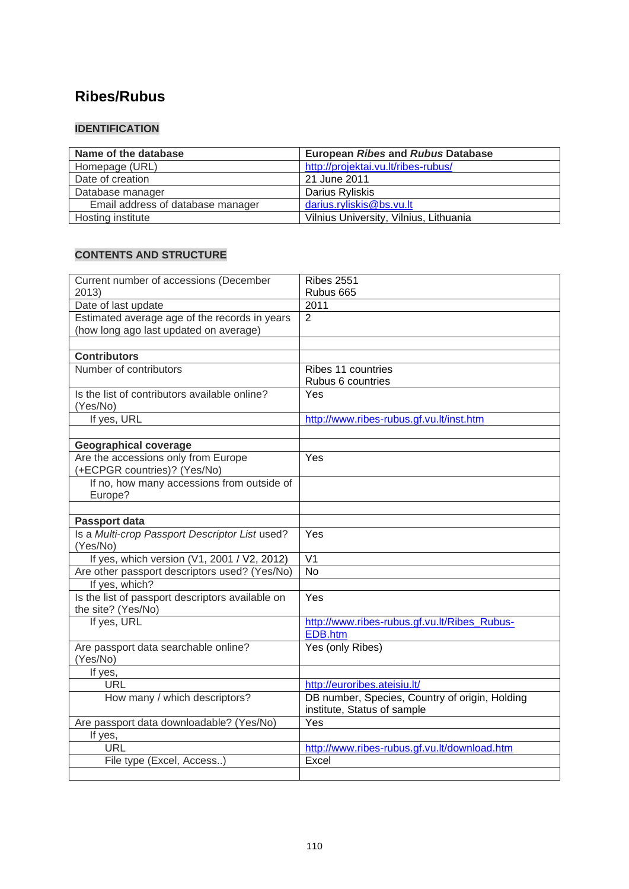## Ribes/Rubus

### IDENTIFICATION

| Name of the database | European *Ribes* and *Rubus* Database |
|---|---|
| Homepage (URL) | http://projektai.vu.lt/ribes-rubus/ |
| Date of creation | 21 June 2011 |
| Database manager | Darius Ryliskis |
| Email address of database manager | darius.ryliskis@bs.vu.lt |
| Hosting institute | Vilnius University, Vilnius, Lithuania |

### CONTENTS AND STRUCTURE

| Current number of accessions (December 2013) | Ribes 2551<br>Rubus 665 |
|---|---|
| Date of last update | 2011 |
| Estimated average age of the records in years (how long ago last updated on average) | 2 |
| | |
| **Contributors** | |
| Number of contributors | Ribes 11 countries<br>Rubus 6 countries |
| Is the list of contributors available online? (Yes/No) | Yes |
| If yes, URL | http://www.ribes-rubus.gf.vu.lt/inst.htm |
| | |
| **Geographical coverage** | |
| Are the accessions only from Europe (+ECPGR countries)? (Yes/No) | Yes |
| If no, how many accessions from outside of Europe? | |
| | |
| **Passport data** | |
| Is a *Multi-crop Passport Descriptor List* used? (Yes/No) | Yes |
| If yes, which version (V1, 2001 / V2, 2012) | V1 |
| Are other passport descriptors used? (Yes/No) | No |
| If yes, which? | |
| Is the list of passport descriptors available on the site? (Yes/No) | Yes |
| If yes, URL | http://www.ribes-rubus.gf.vu.lt/Ribes_Rubus-EDB.htm |
| Are passport data searchable online? (Yes/No) | Yes (only Ribes) |
| If yes, | |
| URL | http://euroribes.ateisiu.lt/ |
| How many / which descriptors? | DB number, Species, Country of origin, Holding institute, Status of sample |
| Are passport data downloadable? (Yes/No) | Yes |
| If yes, | |
| URL | http://www.ribes-rubus.gf.vu.lt/download.htm |
| File type (Excel, Access..) | Excel |
| | |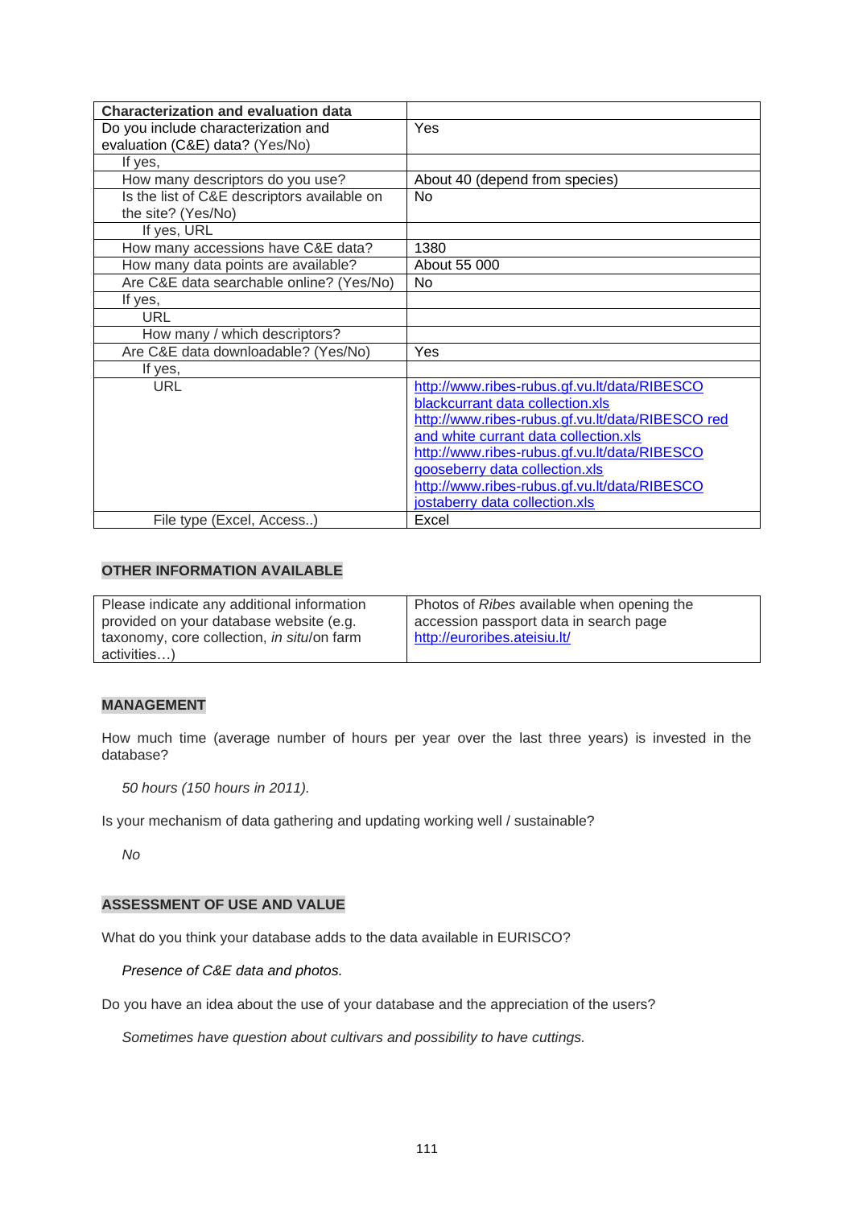| Characterization and evaluation data | |
|---|---|
| Do you include characterization and evaluation (C&E) data? (Yes/No) | Yes |
| If yes, | |
| How many descriptors do you use? | About 40 (depend from species) |
| Is the list of C&E descriptors available on the site? (Yes/No) | No |
| If yes, URL | |
| How many accessions have C&E data? | 1380 |
| How many data points are available? | About 55 000 |
| Are C&E data searchable online? (Yes/No) | No |
| If yes, | |
| URL | |
| How many / which descriptors? | |
| Are C&E data downloadable? (Yes/No) | Yes |
| If yes, | |
| URL | http://www.ribes-rubus.gf.vu.lt/data/RIBESCO blackcurrant data collection.xls<br>http://www.ribes-rubus.gf.vu.lt/data/RIBESCO red and white currant data collection.xls<br>http://www.ribes-rubus.gf.vu.lt/data/RIBESCO gooseberry data collection.xls<br>http://www.ribes-rubus.gf.vu.lt/data/RIBESCO jostaberry data collection.xls |
| File type (Excel, Access..) | Excel |

## OTHER INFORMATION AVAILABLE

| Please indicate any additional information provided on your database website (e.g. taxonomy, core collection, *in situ*/on farm activities…) | Photos of *Ribes* available when opening the accession passport data in search page http://euroribes.ateisiu.lt/ |
|---|---|

## MANAGEMENT

How much time (average number of hours per year over the last three years) is invested in the database?

*50 hours (150 hours in 2011).*

Is your mechanism of data gathering and updating working well / sustainable?

*No*

## ASSESSMENT OF USE AND VALUE

What do you think your database adds to the data available in EURISCO?

*Presence of C&E data and photos.*

Do you have an idea about the use of your database and the appreciation of the users?

*Sometimes have question about cultivars and possibility to have cuttings.*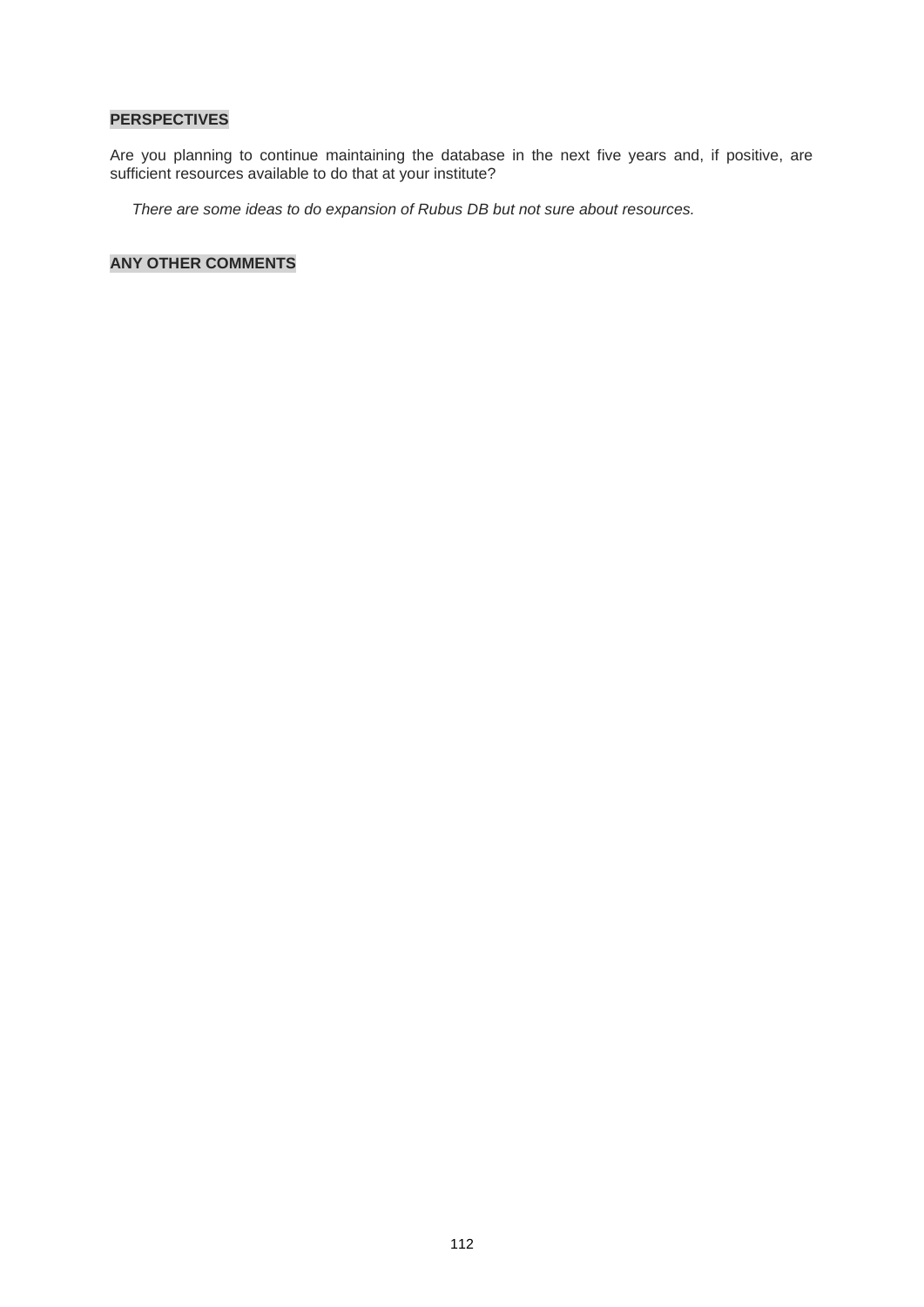**PERSPECTIVES**

Are you planning to continue maintaining the database in the next five years and, if positive, are sufficient resources available to do that at your institute?

*There are some ideas to do expansion of Rubus DB but not sure about resources.*

**ANY OTHER COMMENTS**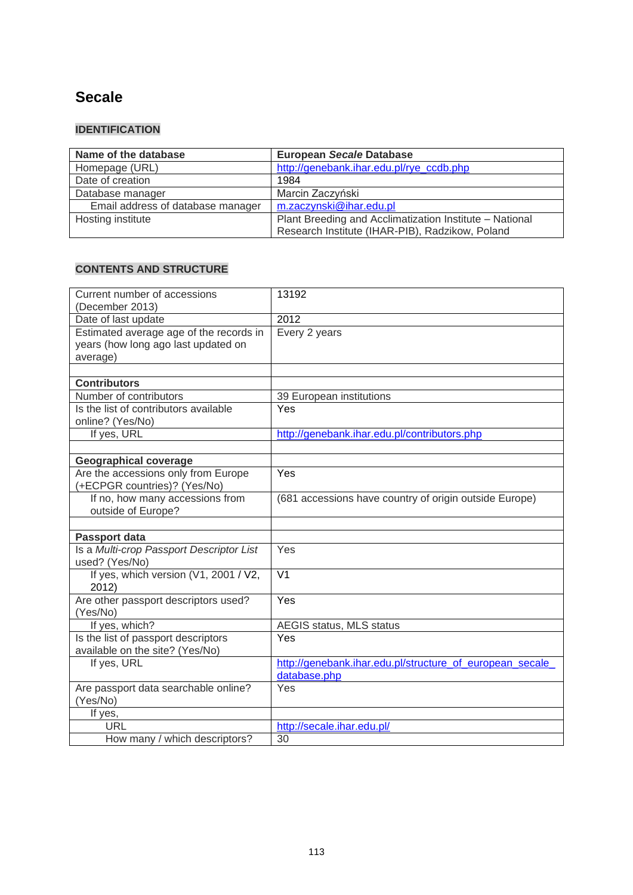## Secale

### IDENTIFICATION

| Name of the database | European *Secale* Database |
|---|---|
| Homepage (URL) | http://genebank.ihar.edu.pl/rye_ccdb.php |
| Date of creation | 1984 |
| Database manager | Marcin Zaczyński |
| Email address of database manager | m.zaczynski@ihar.edu.pl |
| Hosting institute | Plant Breeding and Acclimatization Institute – National Research Institute (IHAR-PIB), Radzikow, Poland |

### CONTENTS AND STRUCTURE

| Current number of accessions (December 2013) | 13192 |
|---|---|
| Date of last update | 2012 |
| Estimated average age of the records in years (how long ago last updated on average) | Every 2 years |
| | |
| **Contributors** | |
| Number of contributors | 39 European institutions |
| Is the list of contributors available online? (Yes/No) | Yes |
| If yes, URL | http://genebank.ihar.edu.pl/contributors.php |
| | |
| **Geographical coverage** | |
| Are the accessions only from Europe (+ECPGR countries)? (Yes/No) | Yes |
| If no, how many accessions from outside of Europe? | (681 accessions have country of origin outside Europe) |
| | |
| **Passport data** | |
| Is a *Multi-crop Passport Descriptor List* used? (Yes/No) | Yes |
| If yes, which version (V1, 2001 / V2, 2012) | V1 |
| Are other passport descriptors used? (Yes/No) | Yes |
| If yes, which? | AEGIS status, MLS status |
| Is the list of passport descriptors available on the site? (Yes/No) | Yes |
| If yes, URL | http://genebank.ihar.edu.pl/structure_of_european_secale_database.php |
| Are passport data searchable online? (Yes/No) | Yes |
| If yes, | |
| URL | http://secale.ihar.edu.pl/ |
| How many / which descriptors? | 30 |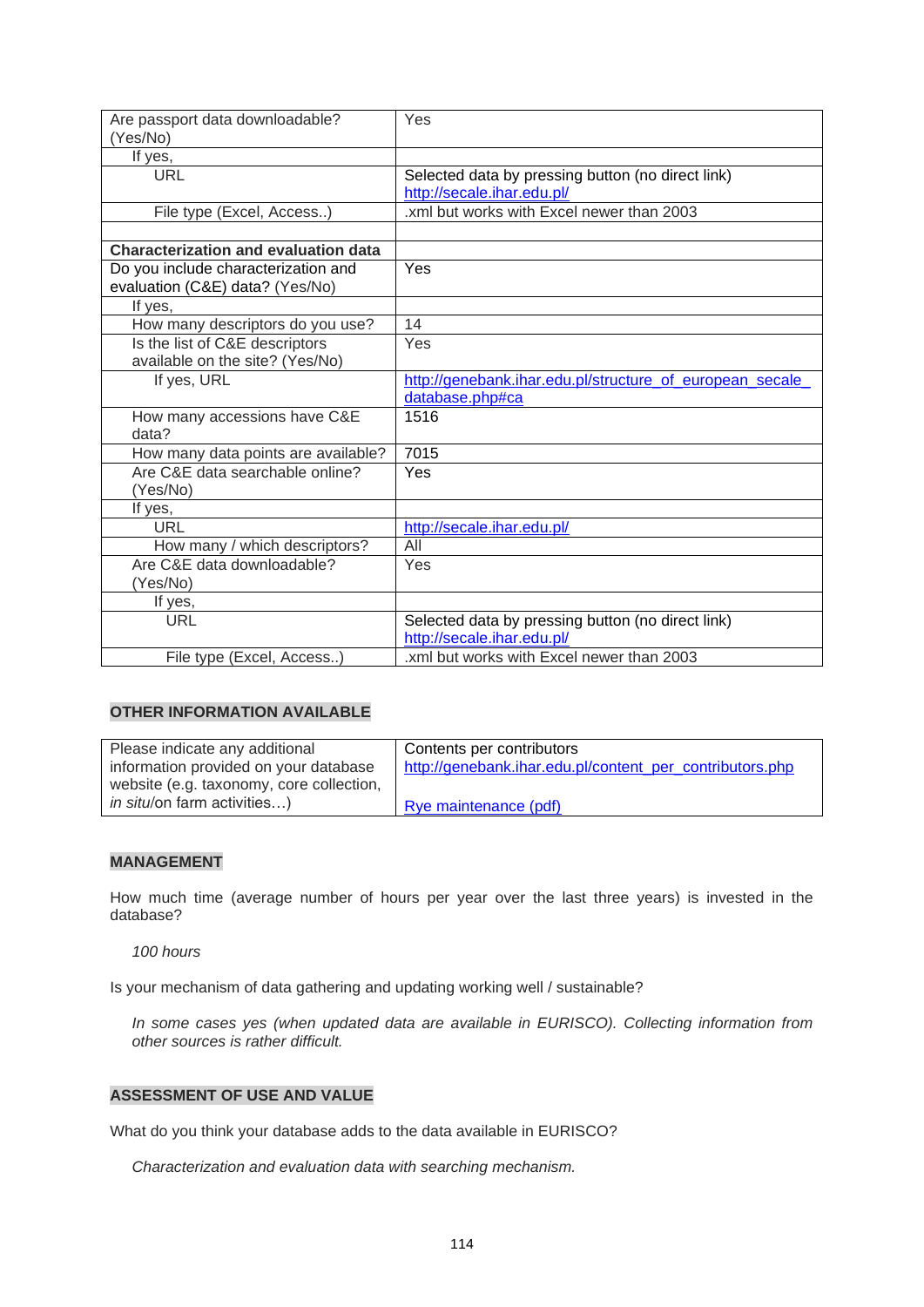| | |
|---|---|
| Are passport data downloadable? (Yes/No) | Yes |
| If yes, | |
| URL | Selected data by pressing button (no direct link) http://secale.ihar.edu.pl/ |
| File type (Excel, Access..) | .xml but works with Excel newer than 2003 |
| | |
| **Characterization and evaluation data** | |
| Do you include characterization and evaluation (C&E) data? (Yes/No) | Yes |
| If yes, | |
| How many descriptors do you use? | 14 |
| Is the list of C&E descriptors available on the site? (Yes/No) | Yes |
| If yes, URL | http://genebank.ihar.edu.pl/structure_of_european_secale_database.php#ca |
| How many accessions have C&E data? | 1516 |
| How many data points are available? | 7015 |
| Are C&E data searchable online? (Yes/No) | Yes |
| If yes, | |
| URL | http://secale.ihar.edu.pl/ |
| How many / which descriptors? | All |
| Are C&E data downloadable? (Yes/No) | Yes |
| If yes, | |
| URL | Selected data by pressing button (no direct link) http://secale.ihar.edu.pl/ |
| File type (Excel, Access..) | .xml but works with Excel newer than 2003 |

## OTHER INFORMATION AVAILABLE

| | |
|---|---|
| Please indicate any additional information provided on your database website (e.g. taxonomy, core collection, *in situ*/on farm activities…) | Contents per contributors http://genebank.ihar.edu.pl/content_per_contributors.php<br><br>Rye maintenance (pdf) |

## MANAGEMENT

How much time (average number of hours per year over the last three years) is invested in the database?

*100 hours*

Is your mechanism of data gathering and updating working well / sustainable?

*In some cases yes (when updated data are available in EURISCO). Collecting information from other sources is rather difficult.*

## ASSESSMENT OF USE AND VALUE

What do you think your database adds to the data available in EURISCO?

*Characterization and evaluation data with searching mechanism.*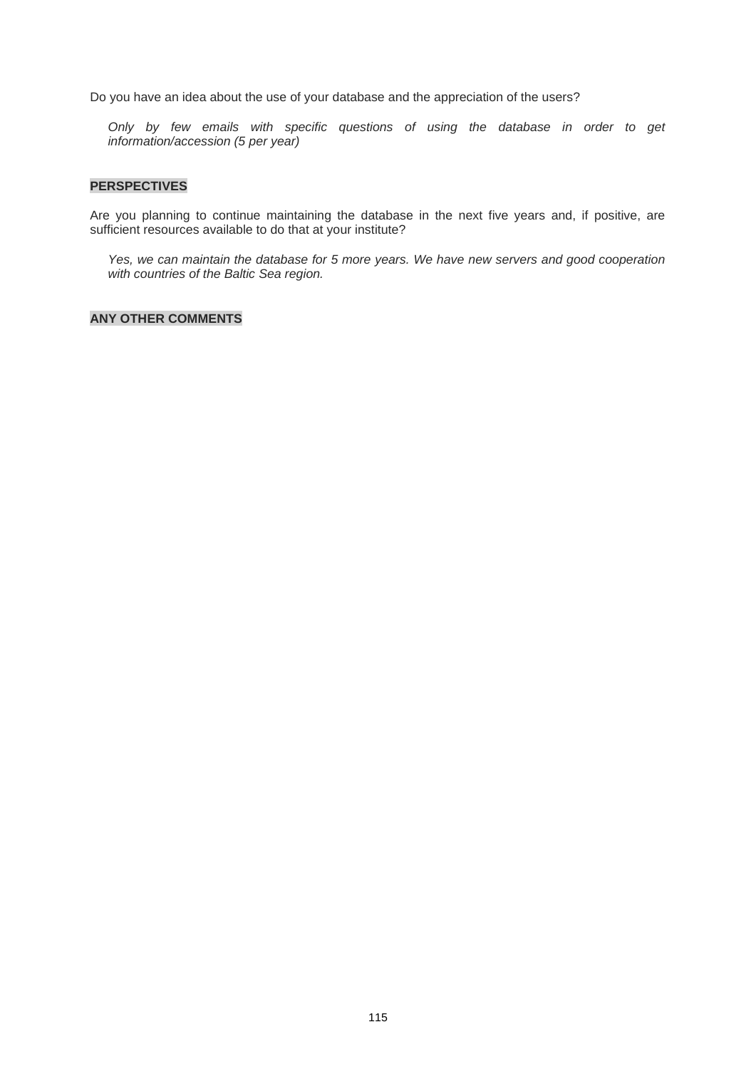Do you have an idea about the use of your database and the appreciation of the users?

*Only by few emails with specific questions of using the database in order to get information/accession (5 per year)*

**PERSPECTIVES**

Are you planning to continue maintaining the database in the next five years and, if positive, are sufficient resources available to do that at your institute?

*Yes, we can maintain the database for 5 more years. We have new servers and good cooperation with countries of the Baltic Sea region.*

**ANY OTHER COMMENTS**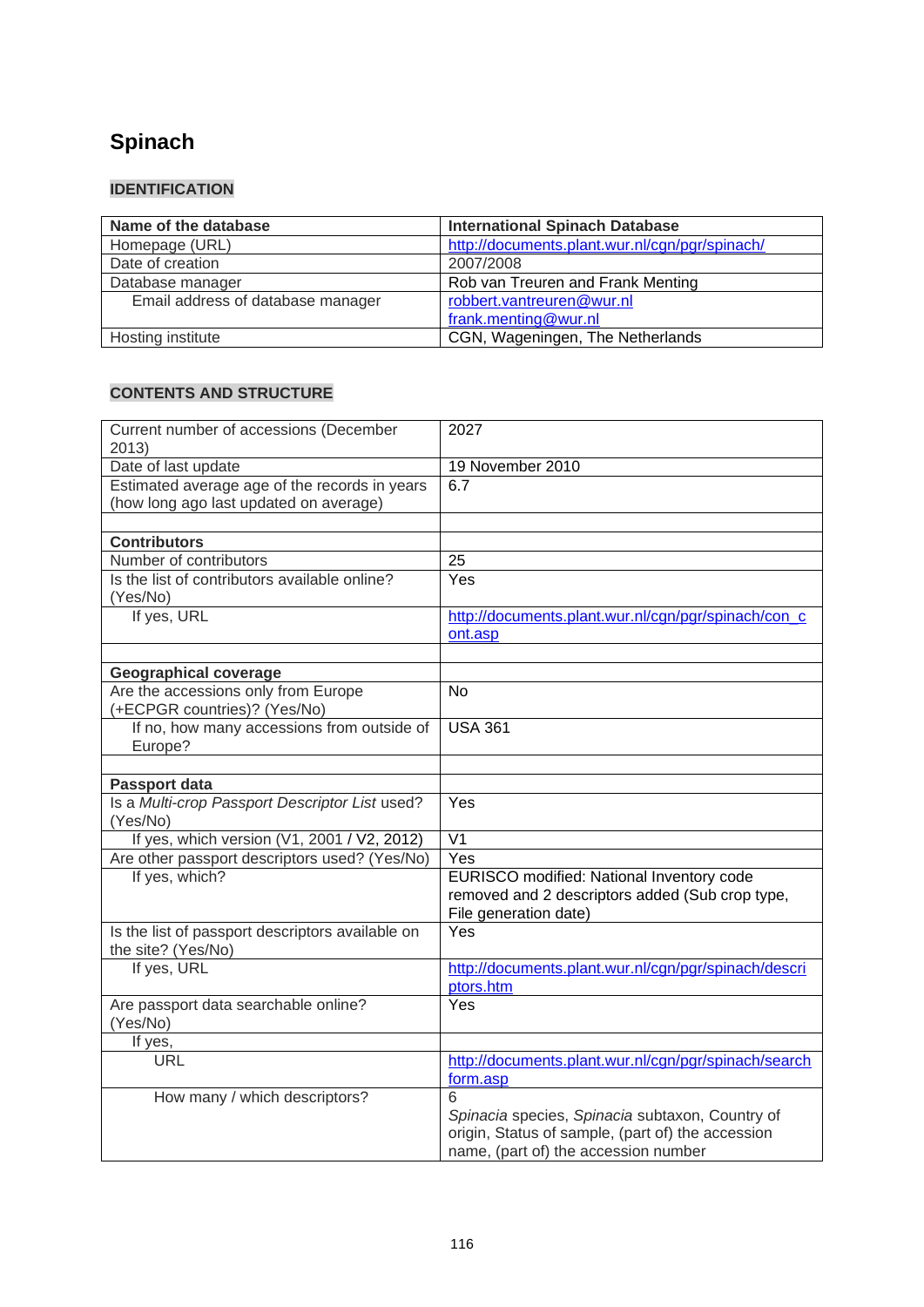# Spinach

## IDENTIFICATION

| Name of the database | International Spinach Database |
|---|---|
| Homepage (URL) | http://documents.plant.wur.nl/cgn/pgr/spinach/ |
| Date of creation | 2007/2008 |
| Database manager | Rob van Treuren and Frank Menting |
| Email address of database manager | robbert.vantreuren@wur.nl frank.menting@wur.nl |
| Hosting institute | CGN, Wageningen, The Netherlands |

## CONTENTS AND STRUCTURE

| | |
|---|---|
| Current number of accessions (December 2013) | 2027 |
| Date of last update | 19 November 2010 |
| Estimated average age of the records in years (how long ago last updated on average) | 6.7 |
| | |
| **Contributors** | |
| Number of contributors | 25 |
| Is the list of contributors available online? (Yes/No) | Yes |
| If yes, URL | http://documents.plant.wur.nl/cgn/pgr/spinach/con_cont.asp |
| | |
| **Geographical coverage** | |
| Are the accessions only from Europe (+ECPGR countries)? (Yes/No) | No |
| If no, how many accessions from outside of Europe? | USA 361 |
| | |
| **Passport data** | |
| Is a *Multi-crop Passport Descriptor List* used? (Yes/No) | Yes |
| If yes, which version (V1, 2001 / V2, 2012) | V1 |
| Are other passport descriptors used? (Yes/No) | Yes |
| If yes, which? | EURISCO modified: National Inventory code removed and 2 descriptors added (Sub crop type, File generation date) |
| Is the list of passport descriptors available on the site? (Yes/No) | Yes |
| If yes, URL | http://documents.plant.wur.nl/cgn/pgr/spinach/descriptors.htm |
| Are passport data searchable online? (Yes/No) | Yes |
| If yes, | |
| URL | http://documents.plant.wur.nl/cgn/pgr/spinach/searchform.asp |
| How many / which descriptors? | 6<br>*Spinacia* species, *Spinacia* subtaxon, Country of origin, Status of sample, (part of) the accession name, (part of) the accession number |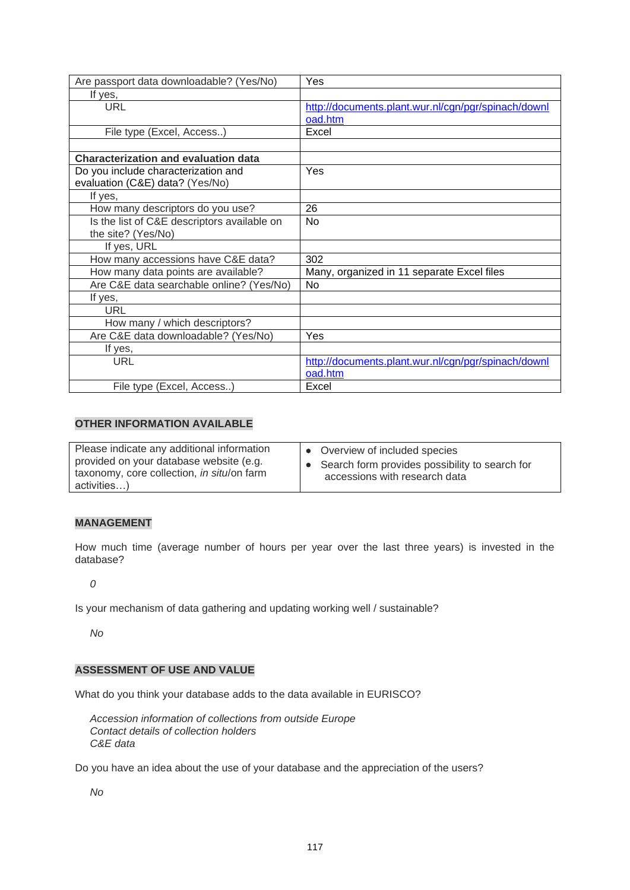| Are passport data downloadable? (Yes/No) | Yes |
|---|---|
| If yes, | |
| URL | http://documents.plant.wur.nl/cgn/pgr/spinach/download.htm |
| File type (Excel, Access..) | Excel |
| | |
| **Characterization and evaluation data** | |
| Do you include characterization and evaluation (C&E) data? (Yes/No) | Yes |
| If yes, | |
| How many descriptors do you use? | 26 |
| Is the list of C&E descriptors available on the site? (Yes/No) | No |
| If yes, URL | |
| How many accessions have C&E data? | 302 |
| How many data points are available? | Many, organized in 11 separate Excel files |
| Are C&E data searchable online? (Yes/No) | No |
| If yes, | |
| URL | |
| How many / which descriptors? | |
| Are C&E data downloadable? (Yes/No) | Yes |
| If yes, | |
| URL | http://documents.plant.wur.nl/cgn/pgr/spinach/download.htm |
| File type (Excel, Access..) | Excel |

## OTHER INFORMATION AVAILABLE

| Please indicate any additional information provided on your database website (e.g. taxonomy, core collection, *in situ*/on farm activities…) | • Overview of included species<br>• Search form provides possibility to search for accessions with research data |
|---|---|

## MANAGEMENT

How much time (average number of hours per year over the last three years) is invested in the database?

*0*

Is your mechanism of data gathering and updating working well / sustainable?

*No*

## ASSESSMENT OF USE AND VALUE

What do you think your database adds to the data available in EURISCO?

*Accession information of collections from outside Europe*
*Contact details of collection holders*
*C&E data*

Do you have an idea about the use of your database and the appreciation of the users?

*No*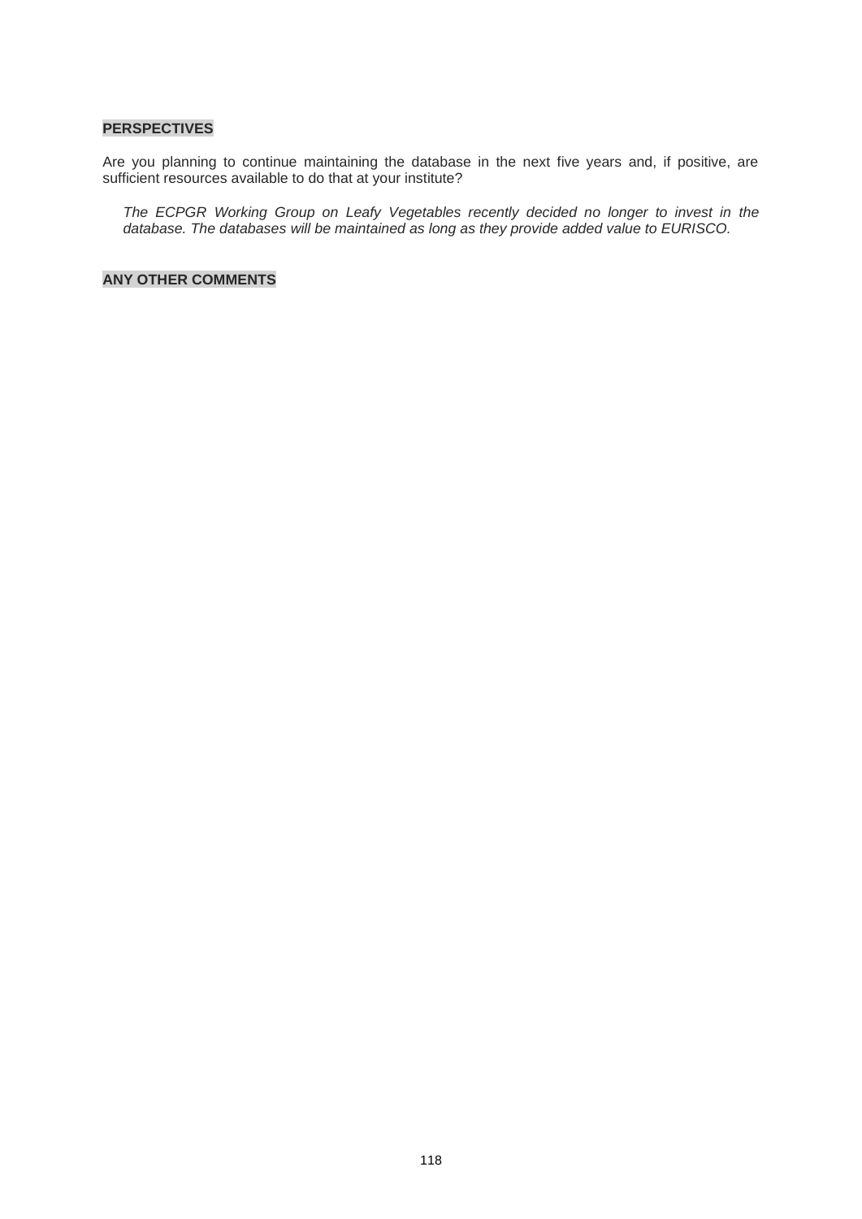**PERSPECTIVES**

Are you planning to continue maintaining the database in the next five years and, if positive, are sufficient resources available to do that at your institute?

*The ECPGR Working Group on Leafy Vegetables recently decided no longer to invest in the database. The databases will be maintained as long as they provide added value to EURISCO.*

**ANY OTHER COMMENTS**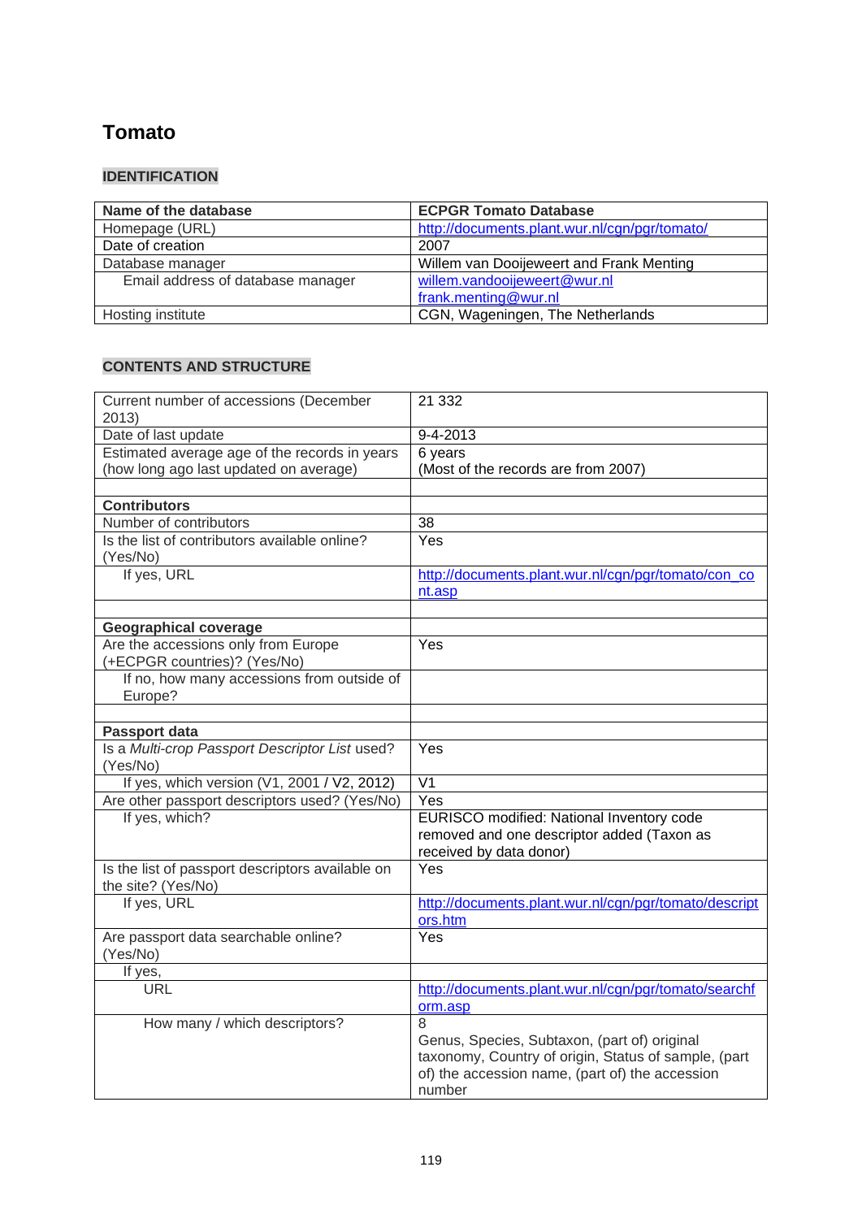# Tomato

## IDENTIFICATION

| Name of the database | ECPGR Tomato Database |
|---|---|
| Homepage (URL) | http://documents.plant.wur.nl/cgn/pgr/tomato/ |
| Date of creation | 2007 |
| Database manager | Willem van Dooijeweert and Frank Menting |
| Email address of database manager | willem.vandooijeweert@wur.nl frank.menting@wur.nl |
| Hosting institute | CGN, Wageningen, The Netherlands |

## CONTENTS AND STRUCTURE

| Current number of accessions (December 2013) | 21 332 |
|---|---|
| Date of last update | 9-4-2013 |
| Estimated average age of the records in years (how long ago last updated on average) | 6 years (Most of the records are from 2007) |
| | |
| **Contributors** | |
| Number of contributors | 38 |
| Is the list of contributors available online? (Yes/No) | Yes |
| If yes, URL | http://documents.plant.wur.nl/cgn/pgr/tomato/con_cont.asp |
| | |
| **Geographical coverage** | |
| Are the accessions only from Europe (+ECPGR countries)? (Yes/No) | Yes |
| If no, how many accessions from outside of Europe? | |
| | |
| **Passport data** | |
| Is a *Multi-crop Passport Descriptor List* used? (Yes/No) | Yes |
| If yes, which version (V1, 2001 / V2, 2012) | V1 |
| Are other passport descriptors used? (Yes/No) | Yes |
| If yes, which? | EURISCO modified: National Inventory code removed and one descriptor added (Taxon as received by data donor) |
| Is the list of passport descriptors available on the site? (Yes/No) | Yes |
| If yes, URL | http://documents.plant.wur.nl/cgn/pgr/tomato/descriptors.htm |
| Are passport data searchable online? (Yes/No) | Yes |
| If yes, | |
| URL | http://documents.plant.wur.nl/cgn/pgr/tomato/searchform.asp |
| How many / which descriptors? | 8 Genus, Species, Subtaxon, (part of) original taxonomy, Country of origin, Status of sample, (part of) the accession name, (part of) the accession number |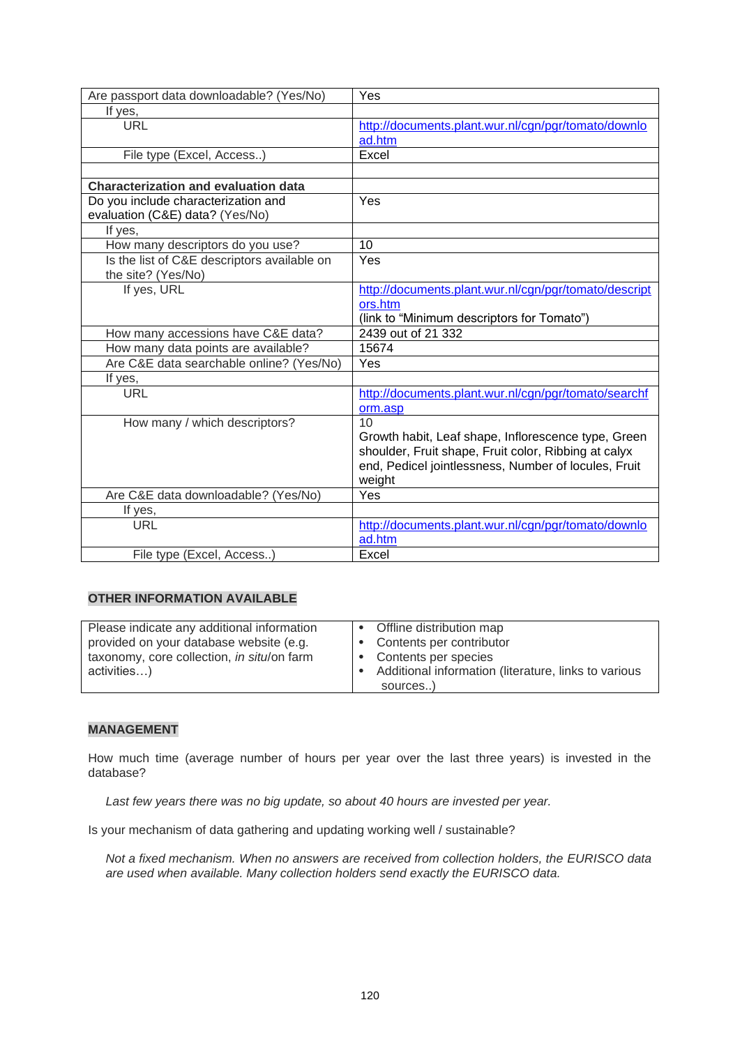| | |
|---|---|
| Are passport data downloadable? (Yes/No) | Yes |
| If yes, | |
| URL | http://documents.plant.wur.nl/cgn/pgr/tomato/download.htm |
| File type (Excel, Access..) | Excel |
| | |
| **Characterization and evaluation data** | |
| Do you include characterization and evaluation (C&E) data? (Yes/No) | Yes |
| If yes, | |
| How many descriptors do you use? | 10 |
| Is the list of C&E descriptors available on the site? (Yes/No) | Yes |
| If yes, URL | http://documents.plant.wur.nl/cgn/pgr/tomato/descriptors.htm (link to "Minimum descriptors for Tomato") |
| How many accessions have C&E data? | 2439 out of 21 332 |
| How many data points are available? | 15674 |
| Are C&E data searchable online? (Yes/No) | Yes |
| If yes, | |
| URL | http://documents.plant.wur.nl/cgn/pgr/tomato/searchform.asp |
| How many / which descriptors? | 10<br>Growth habit, Leaf shape, Inflorescence type, Green shoulder, Fruit shape, Fruit color, Ribbing at calyx end, Pedicel jointlessness, Number of locules, Fruit weight |
| Are C&E data downloadable? (Yes/No) | Yes |
| If yes, | |
| URL | http://documents.plant.wur.nl/cgn/pgr/tomato/download.htm |
| File type (Excel, Access..) | Excel |

**OTHER INFORMATION AVAILABLE**

| | |
|---|---|
| Please indicate any additional information provided on your database website (e.g. taxonomy, core collection, *in situ*/on farm activities…) | • Offline distribution map<br>• Contents per contributor<br>• Contents per species<br>• Additional information (literature, links to various sources..) |

**MANAGEMENT**

How much time (average number of hours per year over the last three years) is invested in the database?

*Last few years there was no big update, so about 40 hours are invested per year.*

Is your mechanism of data gathering and updating working well / sustainable?

*Not a fixed mechanism. When no answers are received from collection holders, the EURISCO data are used when available. Many collection holders send exactly the EURISCO data.*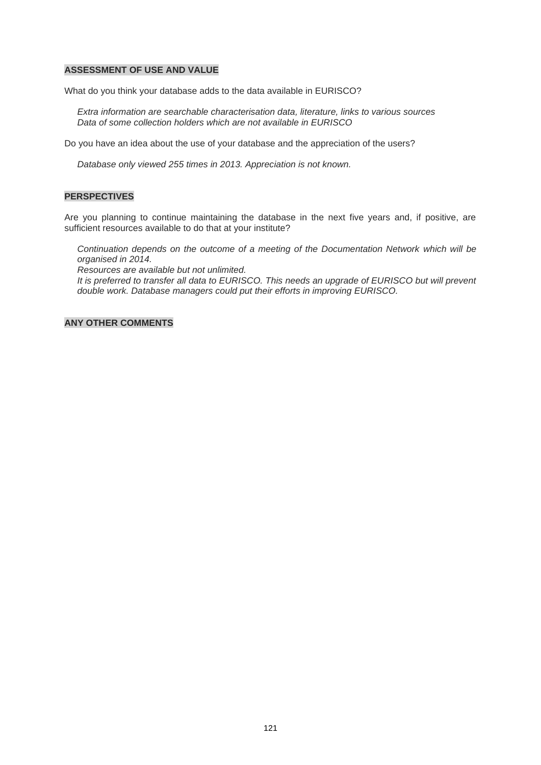## ASSESSMENT OF USE AND VALUE

What do you think your database adds to the data available in EURISCO?

*Extra information are searchable characterisation data, literature, links to various sources*
*Data of some collection holders which are not available in EURISCO*

Do you have an idea about the use of your database and the appreciation of the users?

*Database only viewed 255 times in 2013. Appreciation is not known.*

## PERSPECTIVES

Are you planning to continue maintaining the database in the next five years and, if positive, are sufficient resources available to do that at your institute?

*Continuation depends on the outcome of a meeting of the Documentation Network which will be organised in 2014.*
*Resources are available but not unlimited.*
*It is preferred to transfer all data to EURISCO. This needs an upgrade of EURISCO but will prevent double work. Database managers could put their efforts in improving EURISCO.*

## ANY OTHER COMMENTS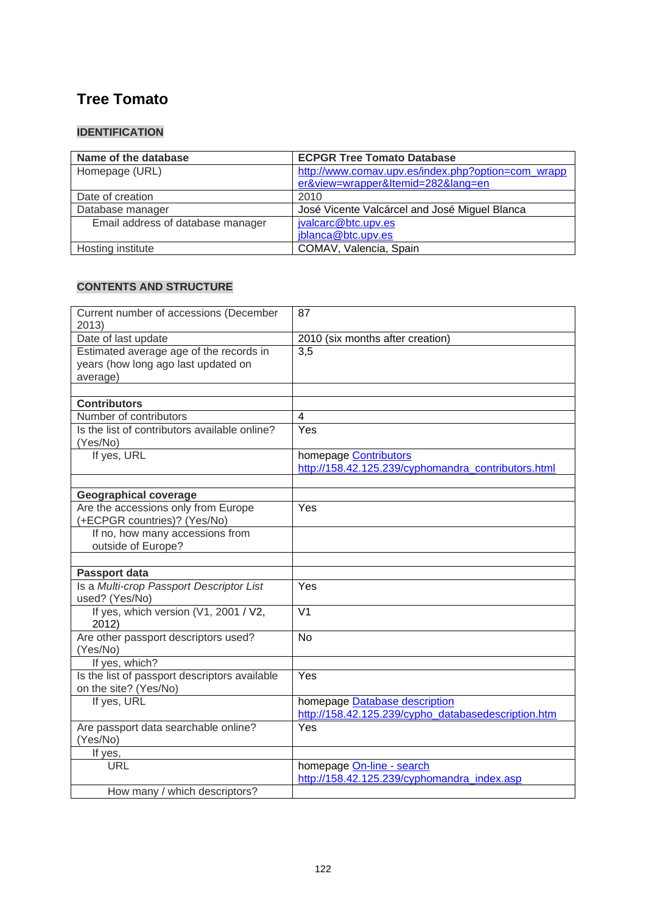# Tree Tomato

## IDENTIFICATION

| Name of the database | ECPGR Tree Tomato Database |
|---|---|
| Homepage (URL) | http://www.comav.upv.es/index.php?option=com_wrapper&view=wrapper&Itemid=282&lang=en |
| Date of creation | 2010 |
| Database manager | José Vicente Valcárcel and José Miguel Blanca |
| Email address of database manager | jvalcarc@btc.upv.es<br>jblanca@btc.upv.es |
| Hosting institute | COMAV, Valencia, Spain |

## CONTENTS AND STRUCTURE

| Current number of accessions (December 2013) | 87 |
|---|---|
| Date of last update | 2010 (six months after creation) |
| Estimated average age of the records in years (how long ago last updated on average) | 3,5 |
| | |
| **Contributors** | |
| Number of contributors | 4 |
| Is the list of contributors available online? (Yes/No) | Yes |
| If yes, URL | homepage Contributors<br>http://158.42.125.239/cyphomandra_contributors.html |
| | |
| **Geographical coverage** | |
| Are the accessions only from Europe (+ECPGR countries)? (Yes/No) | Yes |
| If no, how many accessions from outside of Europe? | |
| | |
| **Passport data** | |
| Is a *Multi-crop Passport Descriptor List* used? (Yes/No) | Yes |
| If yes, which version (V1, 2001 / V2, 2012) | V1 |
| Are other passport descriptors used? (Yes/No) | No |
| If yes, which? | |
| Is the list of passport descriptors available on the site? (Yes/No) | Yes |
| If yes, URL | homepage Database description<br>http://158.42.125.239/cypho_databasedescription.htm |
| Are passport data searchable online? (Yes/No) | Yes |
| If yes, | |
| URL | homepage On-line - search<br>http://158.42.125.239/cyphomandra_index.asp |
| How many / which descriptors? | |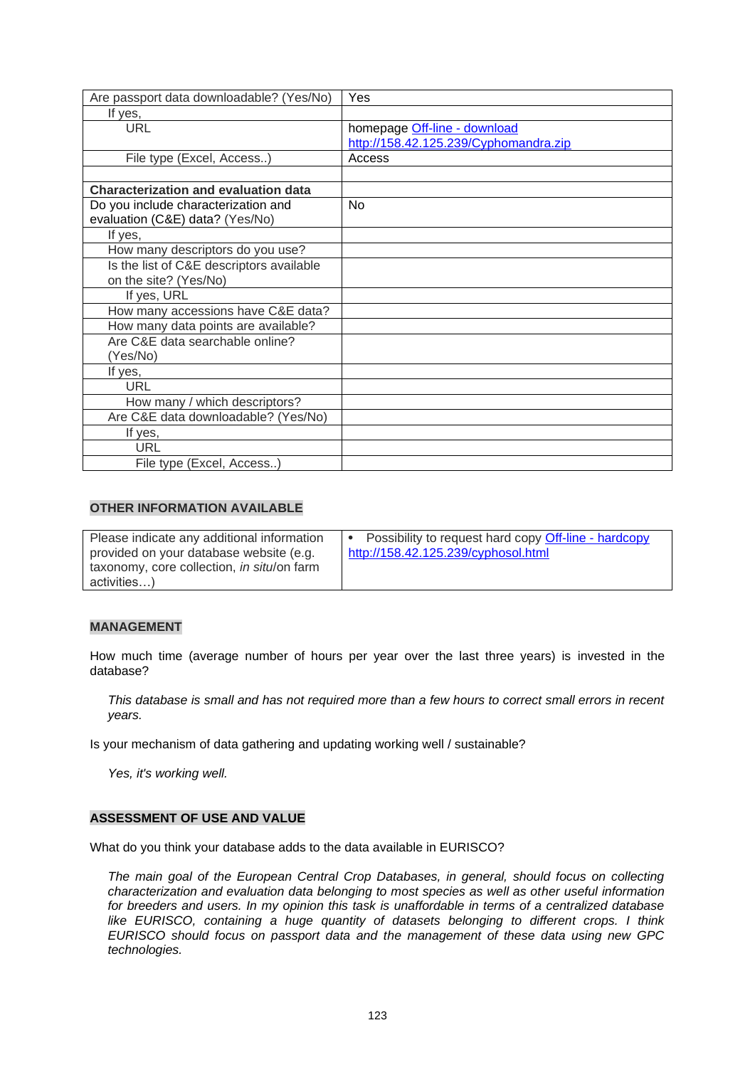| Are passport data downloadable? (Yes/No) | Yes |
|---|---|
| If yes, | |
| URL | homepage Off-line - download http://158.42.125.239/Cyphomandra.zip |
| File type (Excel, Access..) | Access |
| | |
| **Characterization and evaluation data** | |
| Do you include characterization and evaluation (C&E) data? (Yes/No) | No |
| If yes, | |
| How many descriptors do you use? | |
| Is the list of C&E descriptors available on the site? (Yes/No) | |
| If yes, URL | |
| How many accessions have C&E data? | |
| How many data points are available? | |
| Are C&E data searchable online? (Yes/No) | |
| If yes, | |
| URL | |
| How many / which descriptors? | |
| Are C&E data downloadable? (Yes/No) | |
| If yes, | |
| URL | |
| File type (Excel, Access..) | |

## OTHER INFORMATION AVAILABLE

| Please indicate any additional information provided on your database website (e.g. taxonomy, core collection, *in situ*/on farm activities…) | • Possibility to request hard copy Off-line - hardcopy http://158.42.125.239/cyphosol.html |
|---|---|

## MANAGEMENT

How much time (average number of hours per year over the last three years) is invested in the database?

*This database is small and has not required more than a few hours to correct small errors in recent years.*

Is your mechanism of data gathering and updating working well / sustainable?

*Yes, it's working well.*

## ASSESSMENT OF USE AND VALUE

What do you think your database adds to the data available in EURISCO?

*The main goal of the European Central Crop Databases, in general, should focus on collecting characterization and evaluation data belonging to most species as well as other useful information for breeders and users. In my opinion this task is unaffordable in terms of a centralized database like EURISCO, containing a huge quantity of datasets belonging to different crops. I think EURISCO should focus on passport data and the management of these data using new GPC technologies.*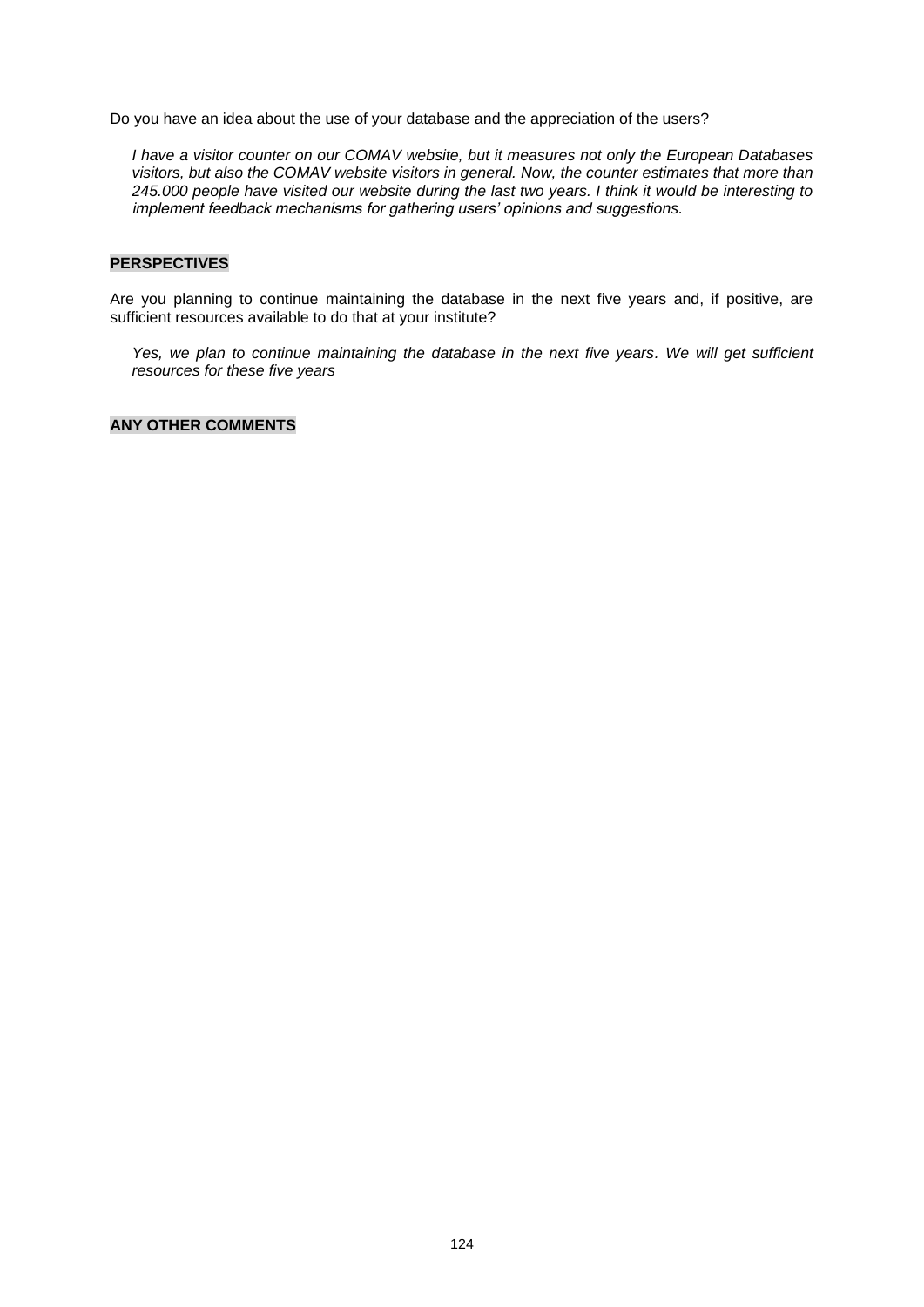Do you have an idea about the use of your database and the appreciation of the users?

> *I have a visitor counter on our COMAV website, but it measures not only the European Databases visitors, but also the COMAV website visitors in general. Now, the counter estimates that more than 245.000 people have visited our website during the last two years. I think it would be interesting to implement feedback mechanisms for gathering users' opinions and suggestions.*

**PERSPECTIVES**

Are you planning to continue maintaining the database in the next five years and, if positive, are sufficient resources available to do that at your institute?

> *Yes, we plan to continue maintaining the database in the next five years. We will get sufficient resources for these five years*

**ANY OTHER COMMENTS**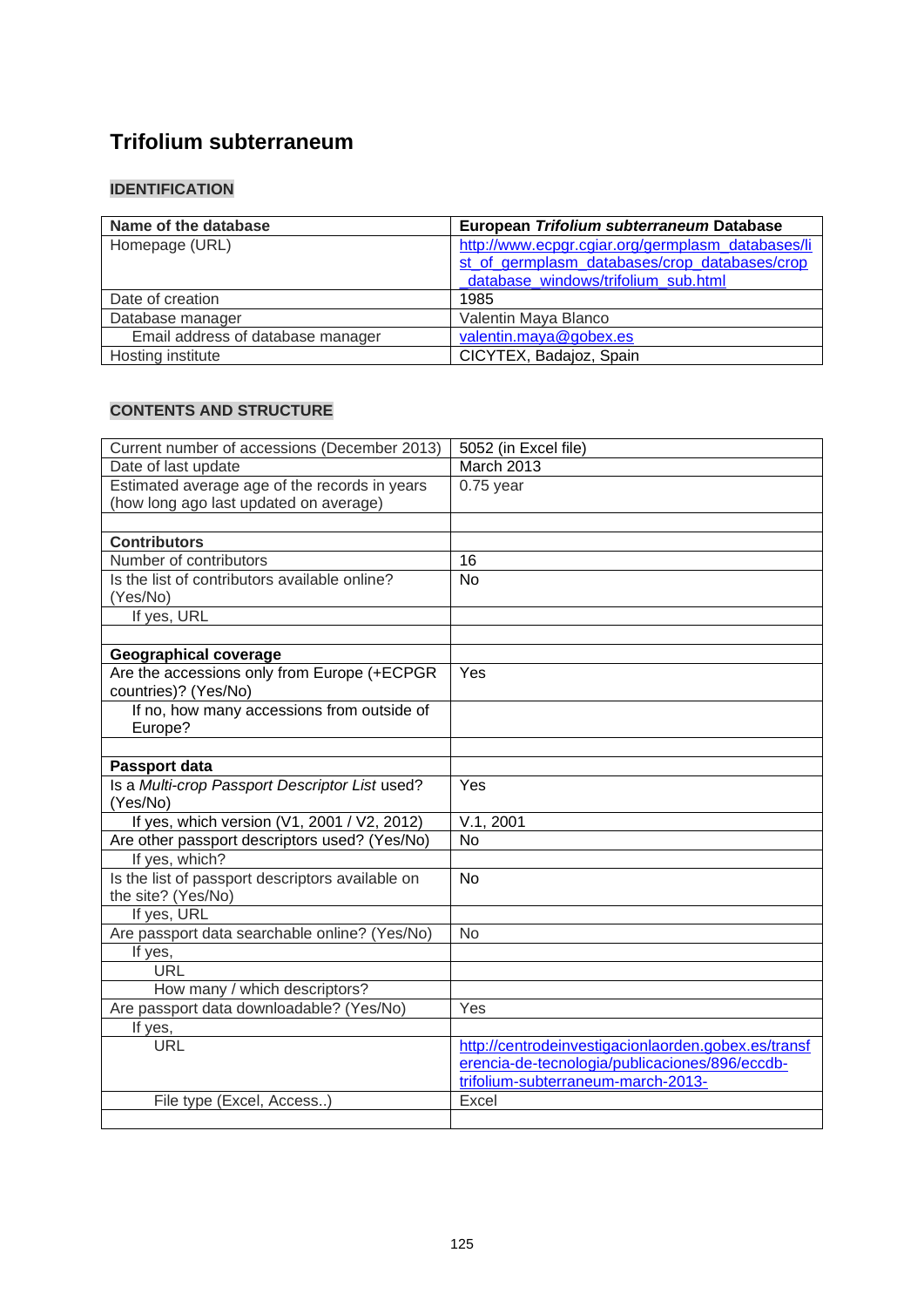# Trifolium subterraneum

## IDENTIFICATION

| Name of the database | European *Trifolium subterraneum* Database |
|---|---|
| Homepage (URL) | http://www.ecpgr.cgiar.org/germplasm_databases/list_of_germplasm_databases/crop_databases/crop_database_windows/trifolium_sub.html |
| Date of creation | 1985 |
| Database manager | Valentin Maya Blanco |
| Email address of database manager | valentin.maya@gobex.es |
| Hosting institute | CICYTEX, Badajoz, Spain |

## CONTENTS AND STRUCTURE

| Current number of accessions (December 2013) | 5052 (in Excel file) |
|---|---|
| Date of last update | March 2013 |
| Estimated average age of the records in years (how long ago last updated on average) | 0.75 year |
| | |
| **Contributors** | |
| Number of contributors | 16 |
| Is the list of contributors available online? (Yes/No) | No |
| If yes, URL | |
| | |
| **Geographical coverage** | |
| Are the accessions only from Europe (+ECPGR countries)? (Yes/No) | Yes |
| If no, how many accessions from outside of Europe? | |
| | |
| **Passport data** | |
| Is a *Multi-crop Passport Descriptor List* used? (Yes/No) | Yes |
| If yes, which version (V1, 2001 / V2, 2012) | V.1, 2001 |
| Are other passport descriptors used? (Yes/No) | No |
| If yes, which? | |
| Is the list of passport descriptors available on the site? (Yes/No) | No |
| If yes, URL | |
| Are passport data searchable online? (Yes/No) | No |
| If yes, | |
| URL | |
| How many / which descriptors? | |
| Are passport data downloadable? (Yes/No) | Yes |
| If yes, | |
| URL | http://centrodeinvestigacionlaorden.gobex.es/transferencia-de-tecnologia/publicaciones/896/eccdb-trifolium-subterraneum-march-2013- |
| File type (Excel, Access..) | Excel |
| | |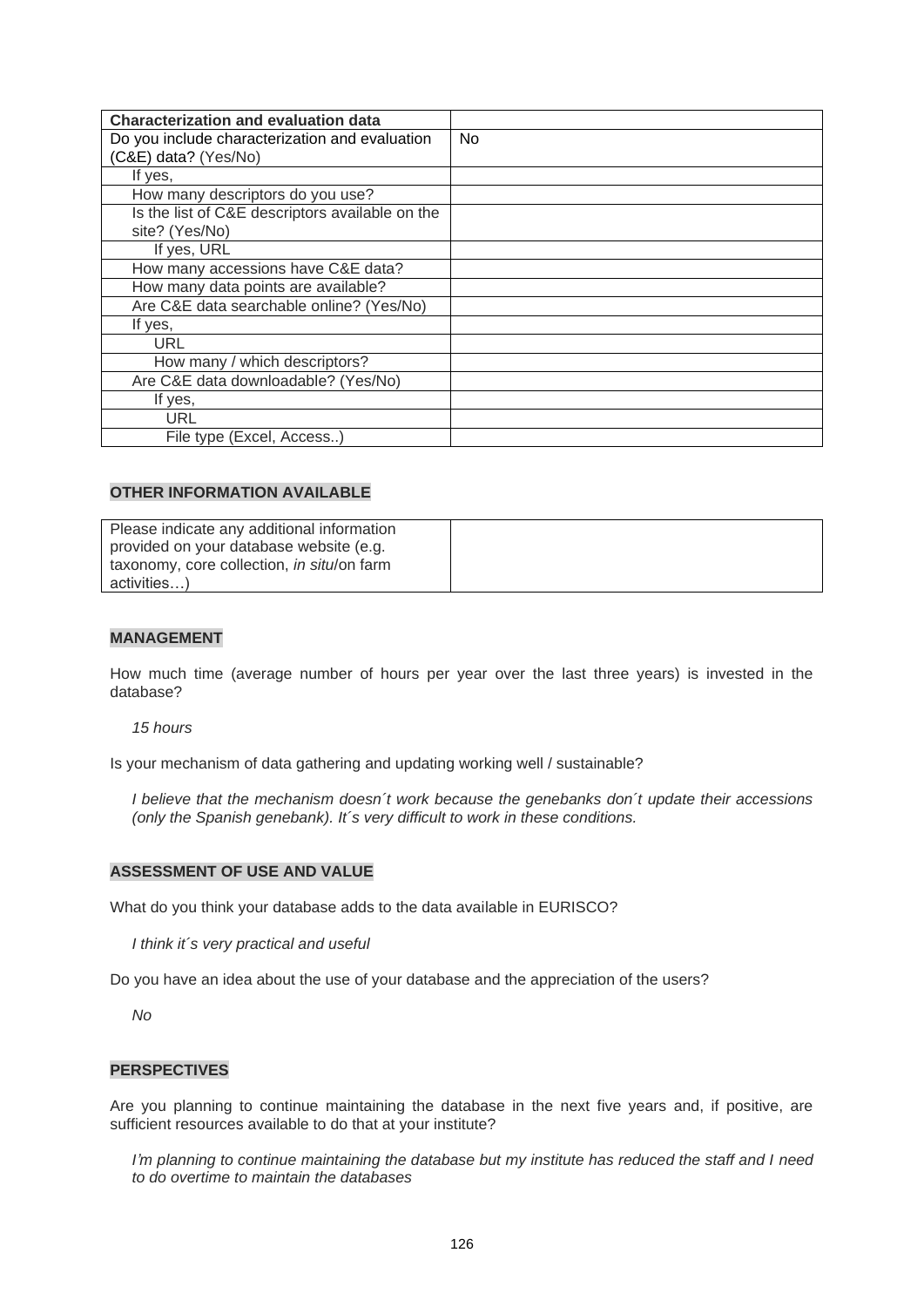| Characterization and evaluation data | |
|---|---|
| Do you include characterization and evaluation (C&E) data? (Yes/No) | No |
| If yes, | |
| How many descriptors do you use? | |
| Is the list of C&E descriptors available on the site? (Yes/No) | |
| If yes, URL | |
| How many accessions have C&E data? | |
| How many data points are available? | |
| Are C&E data searchable online? (Yes/No) | |
| If yes, | |
| URL | |
| How many / which descriptors? | |
| Are C&E data downloadable? (Yes/No) | |
| If yes, | |
| URL | |
| File type (Excel, Access..) | |

**OTHER INFORMATION AVAILABLE**

| Please indicate any additional information provided on your database website (e.g. taxonomy, core collection, *in situ*/on farm activities…) | |
|---|---|

**MANAGEMENT**

How much time (average number of hours per year over the last three years) is invested in the database?

*15 hours*

Is your mechanism of data gathering and updating working well / sustainable?

*I believe that the mechanism doesn´t work because the genebanks don´t update their accessions (only the Spanish genebank). It´s very difficult to work in these conditions.*

**ASSESSMENT OF USE AND VALUE**

What do you think your database adds to the data available in EURISCO?

*I think it´s very practical and useful*

Do you have an idea about the use of your database and the appreciation of the users?

*No*

**PERSPECTIVES**

Are you planning to continue maintaining the database in the next five years and, if positive, are sufficient resources available to do that at your institute?

*I'm planning to continue maintaining the database but my institute has reduced the staff and I need to do overtime to maintain the databases*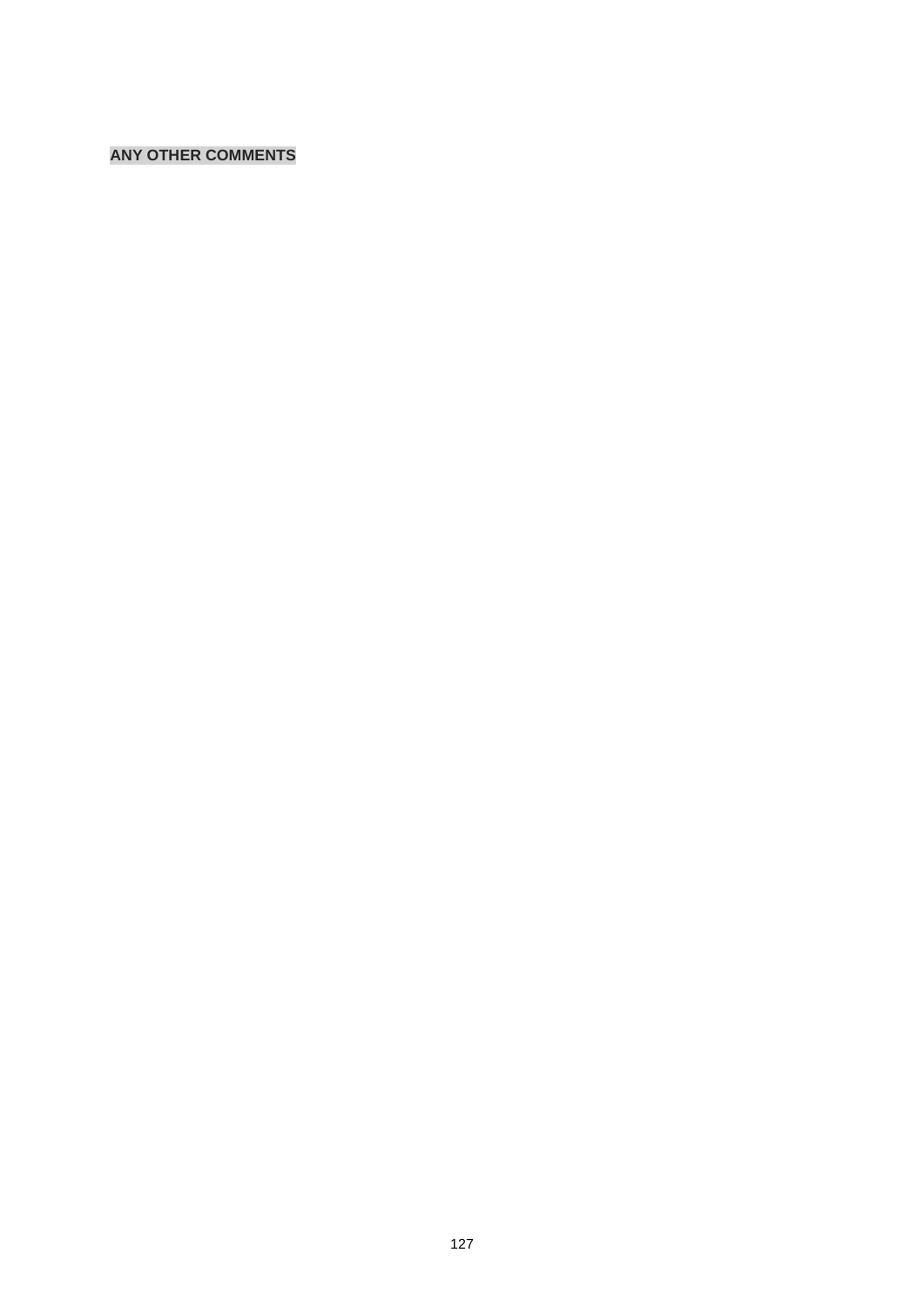**ANY OTHER COMMENTS**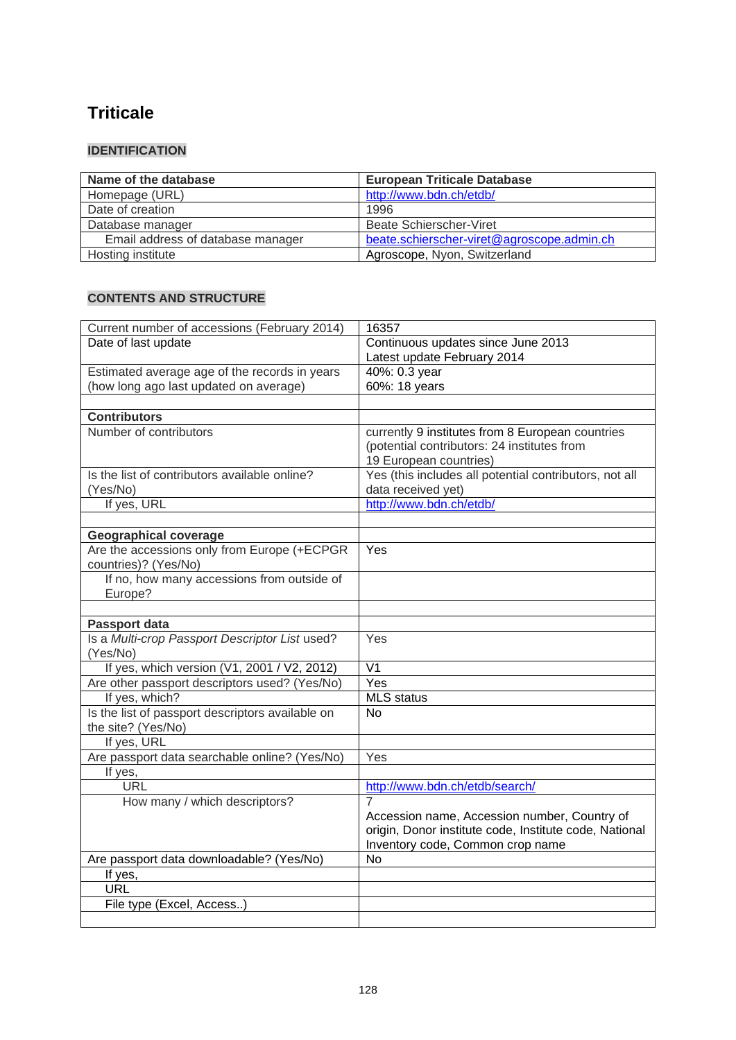# Triticale

## IDENTIFICATION

| Name of the database | European Triticale Database |
|---|---|
| Homepage (URL) | http://www.bdn.ch/etdb/ |
| Date of creation | 1996 |
| Database manager | Beate Schierscher-Viret |
| Email address of database manager | beate.schierscher-viret@agroscope.admin.ch |
| Hosting institute | Agroscope, Nyon, Switzerland |

## CONTENTS AND STRUCTURE

| Current number of accessions (February 2014) | 16357 |
|---|---|
| Date of last update | Continuous updates since June 2013<br>Latest update February 2014 |
| Estimated average age of the records in years (how long ago last updated on average) | 40%: 0.3 year<br>60%: 18 years |
| | |
| **Contributors** | |
| Number of contributors | currently 9 institutes from 8 European countries (potential contributors: 24 institutes from 19 European countries) |
| Is the list of contributors available online? (Yes/No) | Yes (this includes all potential contributors, not all data received yet) |
| If yes, URL | http://www.bdn.ch/etdb/ |
| | |
| **Geographical coverage** | |
| Are the accessions only from Europe (+ECPGR countries)? (Yes/No) | Yes |
| If no, how many accessions from outside of Europe? | |
| | |
| **Passport data** | |
| Is a *Multi-crop Passport Descriptor List* used? (Yes/No) | Yes |
| If yes, which version (V1, 2001 / V2, 2012) | V1 |
| Are other passport descriptors used? (Yes/No) | Yes |
| If yes, which? | MLS status |
| Is the list of passport descriptors available on the site? (Yes/No) | No |
| If yes, URL | |
| Are passport data searchable online? (Yes/No) | Yes |
| If yes, | |
| URL | http://www.bdn.ch/etdb/search/ |
| How many / which descriptors? | 7<br>Accession name, Accession number, Country of origin, Donor institute code, Institute code, National Inventory code, Common crop name |
| Are passport data downloadable? (Yes/No) | No |
| If yes, | |
| URL | |
| File type (Excel, Access..) | |
| | |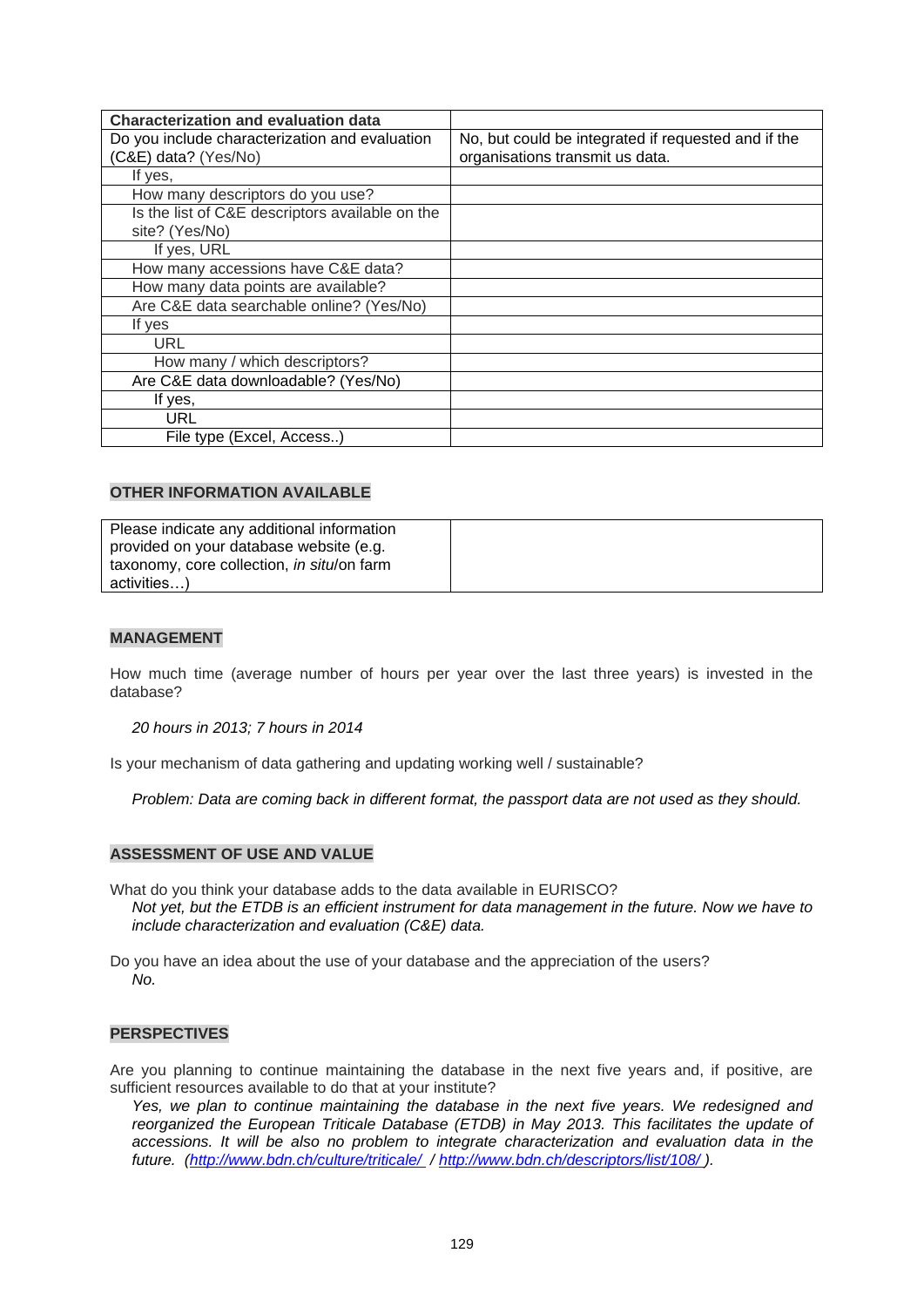| Characterization and evaluation data | |
|---|---|
| Do you include characterization and evaluation (C&E) data? (Yes/No) | No, but could be integrated if requested and if the organisations transmit us data. |
| If yes, | |
| How many descriptors do you use? | |
| Is the list of C&E descriptors available on the site? (Yes/No) | |
| If yes, URL | |
| How many accessions have C&E data? | |
| How many data points are available? | |
| Are C&E data searchable online? (Yes/No) | |
| If yes | |
| URL | |
| How many / which descriptors? | |
| Are C&E data downloadable? (Yes/No) | |
| If yes, | |
| URL | |
| File type (Excel, Access..) | |

**OTHER INFORMATION AVAILABLE**

| Please indicate any additional information provided on your database website (e.g. taxonomy, core collection, *in situ*/on farm activities…) | |
|---|---|

**MANAGEMENT**

How much time (average number of hours per year over the last three years) is invested in the database?

*20 hours in 2013; 7 hours in 2014*

Is your mechanism of data gathering and updating working well / sustainable?

*Problem: Data are coming back in different format, the passport data are not used as they should.*

**ASSESSMENT OF USE AND VALUE**

What do you think your database adds to the data available in EURISCO?
*Not yet, but the ETDB is an efficient instrument for data management in the future. Now we have to include characterization and evaluation (C&E) data.*

Do you have an idea about the use of your database and the appreciation of the users?
*No.*

**PERSPECTIVES**

Are you planning to continue maintaining the database in the next five years and, if positive, are sufficient resources available to do that at your institute?
*Yes, we plan to continue maintaining the database in the next five years. We redesigned and reorganized the European Triticale Database (ETDB) in May 2013. This facilitates the update of accessions. It will be also no problem to integrate characterization and evaluation data in the future. (http://www.bdn.ch/culture/triticale/ / http://www.bdn.ch/descriptors/list/108/ ).*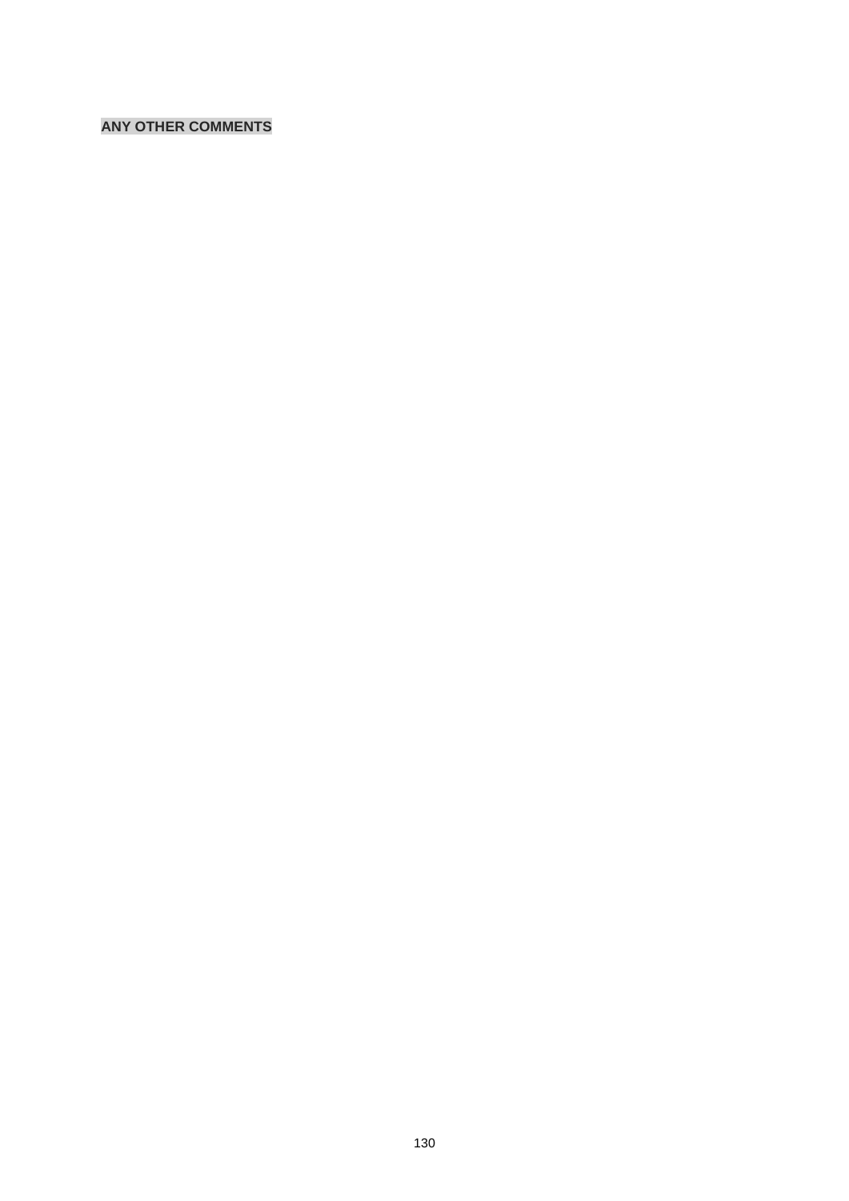**ANY OTHER COMMENTS**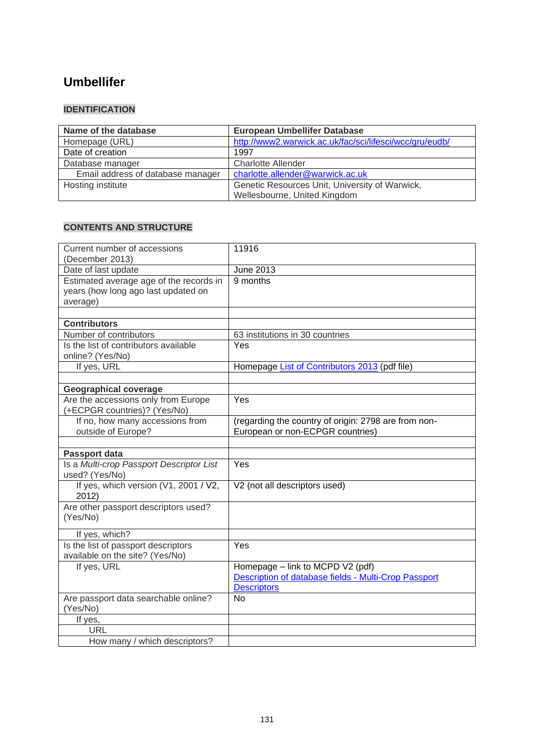# Umbellifer

## IDENTIFICATION

| Name of the database | European Umbellifer Database |
|---|---|
| Homepage (URL) | http://www2.warwick.ac.uk/fac/sci/lifesci/wcc/gru/eudb/ |
| Date of creation | 1997 |
| Database manager | Charlotte Allender |
| Email address of database manager | charlotte.allender@warwick.ac.uk |
| Hosting institute | Genetic Resources Unit, University of Warwick, Wellesbourne, United Kingdom |

## CONTENTS AND STRUCTURE

| Current number of accessions (December 2013) | 11916 |
|---|---|
| Date of last update | June 2013 |
| Estimated average age of the records in years (how long ago last updated on average) | 9 months |
| | |
| **Contributors** | |
| Number of contributors | 63 institutions in 30 countries |
| Is the list of contributors available online? (Yes/No) | Yes |
| If yes, URL | Homepage List of Contributors 2013 (pdf file) |
| | |
| **Geographical coverage** | |
| Are the accessions only from Europe (+ECPGR countries)? (Yes/No) | Yes |
| If no, how many accessions from outside of Europe? | (regarding the country of origin: 2798 are from non-European or non-ECPGR countries) |
| | |
| **Passport data** | |
| Is a *Multi-crop Passport Descriptor List* used? (Yes/No) | Yes |
| If yes, which version (V1, 2001 / V2, 2012) | V2 (not all descriptors used) |
| Are other passport descriptors used? (Yes/No) | |
| If yes, which? | |
| Is the list of passport descriptors available on the site? (Yes/No) | Yes |
| If yes, URL | Homepage – link to MCPD V2 (pdf) Description of database fields - Multi-Crop Passport Descriptors |
| Are passport data searchable online? (Yes/No) | No |
| If yes, | |
| URL | |
| How many / which descriptors? | |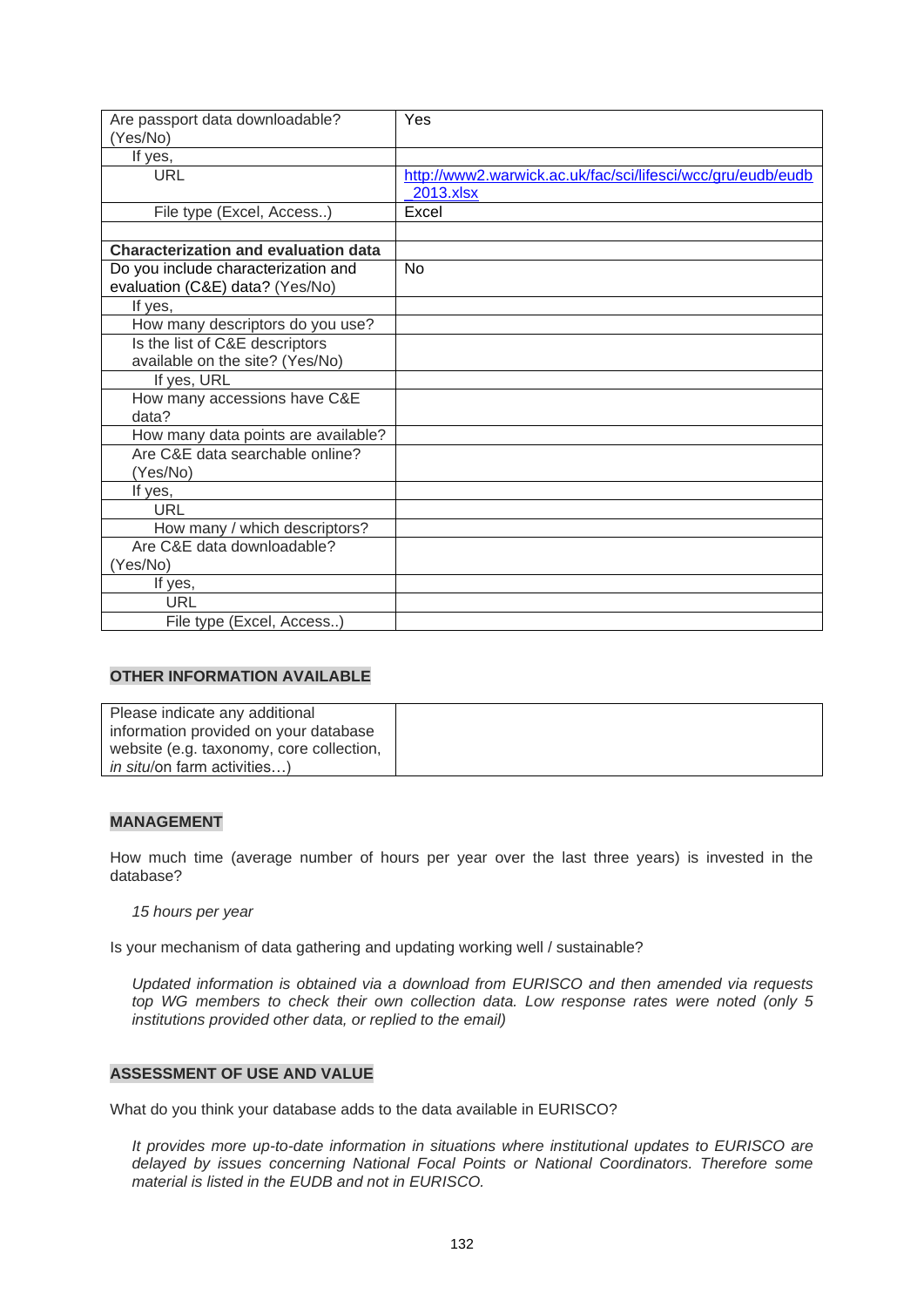| | |
|---|---|
| Are passport data downloadable? (Yes/No) | Yes |
| If yes, | |
| URL | http://www2.warwick.ac.uk/fac/sci/lifesci/wcc/gru/eudb/eudb_2013.xlsx |
| File type (Excel, Access..) | Excel |
| | |
| **Characterization and evaluation data** | |
| Do you include characterization and evaluation (C&E) data? (Yes/No) | No |
| If yes, | |
| How many descriptors do you use? | |
| Is the list of C&E descriptors available on the site? (Yes/No) | |
| If yes, URL | |
| How many accessions have C&E data? | |
| How many data points are available? | |
| Are C&E data searchable online? (Yes/No) | |
| If yes, | |
| URL | |
| How many / which descriptors? | |
| Are C&E data downloadable? (Yes/No) | |
| If yes, | |
| URL | |
| File type (Excel, Access..) | |

**OTHER INFORMATION AVAILABLE**

| | |
|---|---|
| Please indicate any additional information provided on your database website (e.g. taxonomy, core collection, *in situ*/on farm activities…) | |

**MANAGEMENT**

How much time (average number of hours per year over the last three years) is invested in the database?

*15 hours per year*

Is your mechanism of data gathering and updating working well / sustainable?

*Updated information is obtained via a download from EURISCO and then amended via requests top WG members to check their own collection data. Low response rates were noted (only 5 institutions provided other data, or replied to the email)*

**ASSESSMENT OF USE AND VALUE**

What do you think your database adds to the data available in EURISCO?

*It provides more up-to-date information in situations where institutional updates to EURISCO are delayed by issues concerning National Focal Points or National Coordinators. Therefore some material is listed in the EUDB and not in EURISCO.*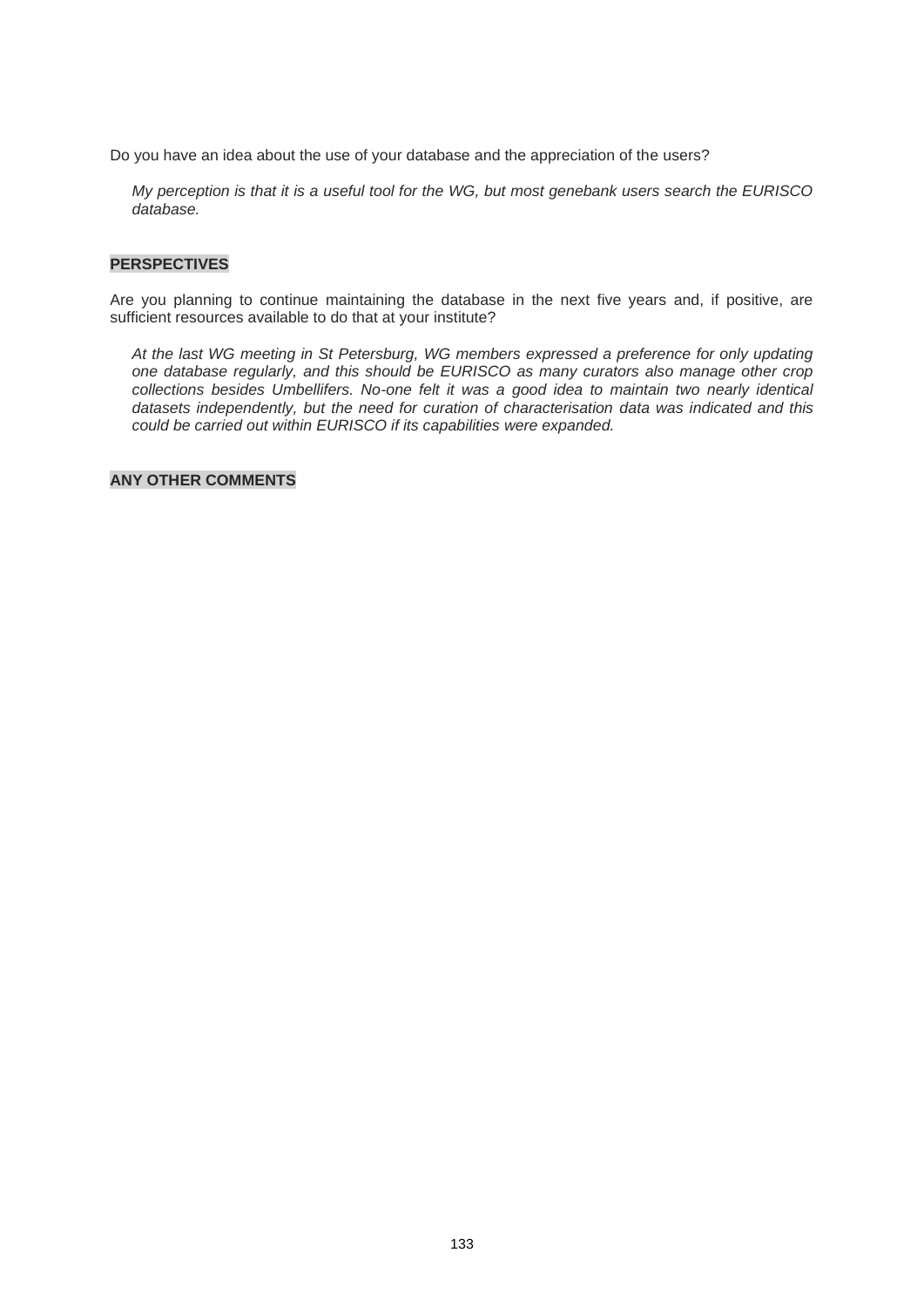Do you have an idea about the use of your database and the appreciation of the users?

> *My perception is that it is a useful tool for the WG, but most genebank users search the EURISCO database.*

**PERSPECTIVES**

Are you planning to continue maintaining the database in the next five years and, if positive, are sufficient resources available to do that at your institute?

> *At the last WG meeting in St Petersburg, WG members expressed a preference for only updating one database regularly, and this should be EURISCO as many curators also manage other crop collections besides Umbellifers. No-one felt it was a good idea to maintain two nearly identical datasets independently, but the need for curation of characterisation data was indicated and this could be carried out within EURISCO if its capabilities were expanded.*

**ANY OTHER COMMENTS**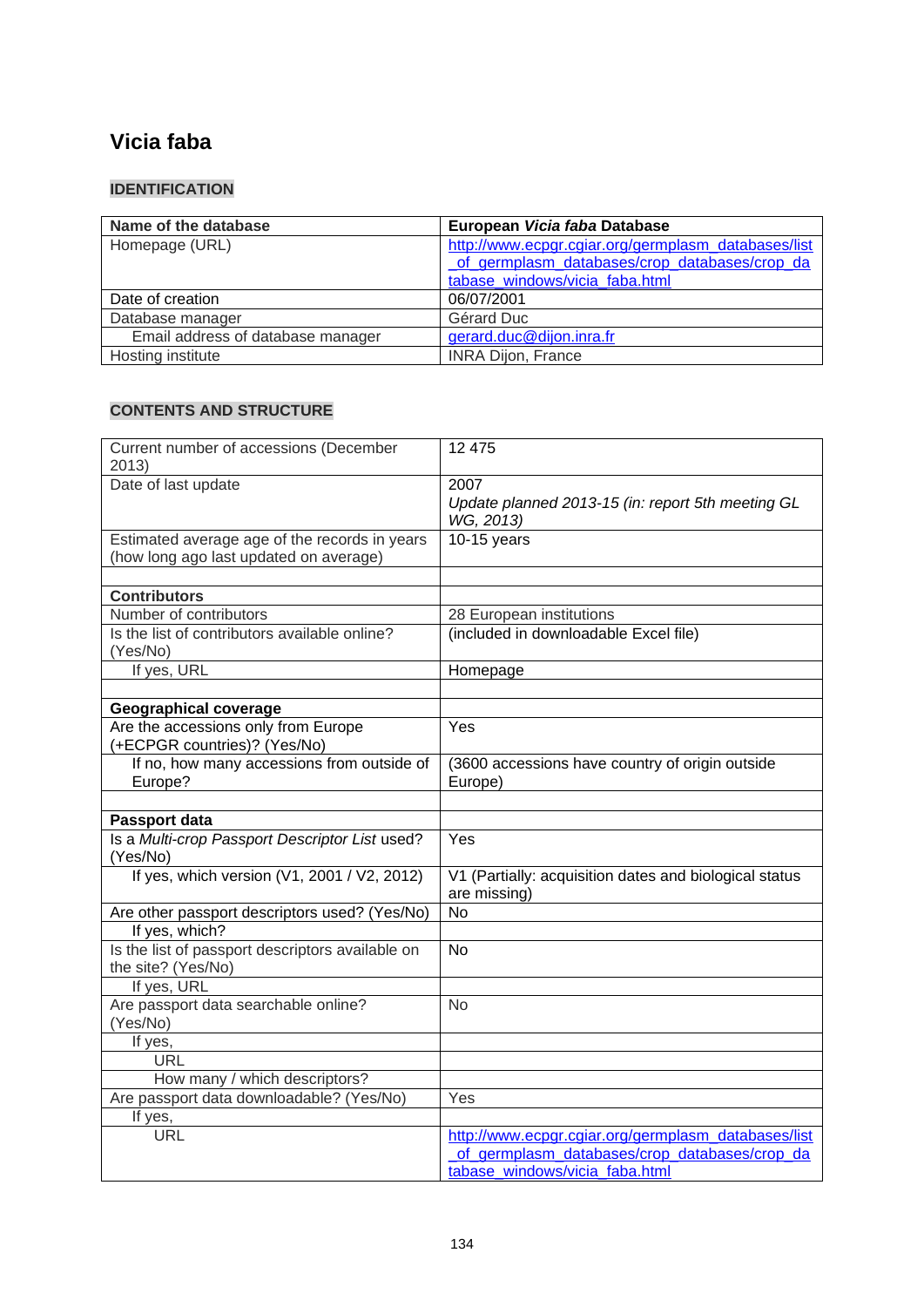# Vicia faba

## IDENTIFICATION

| Name of the database | European *Vicia faba* Database |
|---|---|
| Homepage (URL) | http://www.ecpgr.cgiar.org/germplasm_databases/list_of_germplasm_databases/crop_databases/crop_database_windows/vicia_faba.html |
| Date of creation | 06/07/2001 |
| Database manager | Gérard Duc |
| Email address of database manager | gerard.duc@dijon.inra.fr |
| Hosting institute | INRA Dijon, France |

## CONTENTS AND STRUCTURE

| | |
|---|---|
| Current number of accessions (December 2013) | 12 475 |
| Date of last update | 2007<br>*Update planned 2013-15 (in: report 5th meeting GL WG, 2013)* |
| Estimated average age of the records in years (how long ago last updated on average) | 10-15 years |
| | |
| **Contributors** | |
| Number of contributors | 28 European institutions |
| Is the list of contributors available online? (Yes/No) | (included in downloadable Excel file) |
| If yes, URL | Homepage |
| | |
| **Geographical coverage** | |
| Are the accessions only from Europe (+ECPGR countries)? (Yes/No) | Yes |
| If no, how many accessions from outside of Europe? | (3600 accessions have country of origin outside Europe) |
| | |
| **Passport data** | |
| Is a *Multi-crop Passport Descriptor List* used? (Yes/No) | Yes |
| If yes, which version (V1, 2001 / V2, 2012) | V1 (Partially: acquisition dates and biological status are missing) |
| Are other passport descriptors used? (Yes/No) | No |
| If yes, which? | |
| Is the list of passport descriptors available on the site? (Yes/No) | No |
| If yes, URL | |
| Are passport data searchable online? (Yes/No) | No |
| If yes, | |
| URL | |
| How many / which descriptors? | |
| Are passport data downloadable? (Yes/No) | Yes |
| If yes, | |
| URL | http://www.ecpgr.cgiar.org/germplasm_databases/list_of_germplasm_databases/crop_databases/crop_database_windows/vicia_faba.html |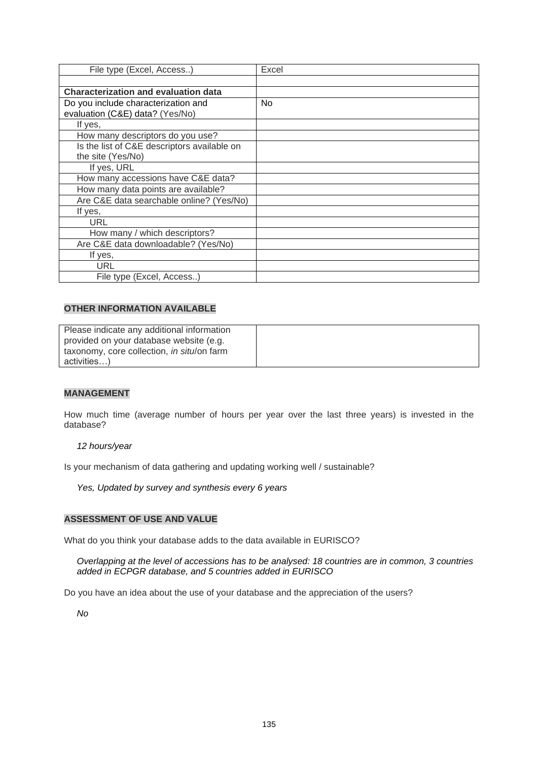| File type (Excel, Access..) | Excel |
|---|---|
| | |
| **Characterization and evaluation data** | |
| Do you include characterization and evaluation (C&E) data? (Yes/No) | No |
| If yes, | |
| How many descriptors do you use? | |
| Is the list of C&E descriptors available on the site (Yes/No) | |
| If yes, URL | |
| How many accessions have C&E data? | |
| How many data points are available? | |
| Are C&E data searchable online? (Yes/No) | |
| If yes, | |
| URL | |
| How many / which descriptors? | |
| Are C&E data downloadable? (Yes/No) | |
| If yes, | |
| URL | |
| File type (Excel, Access..) | |

**OTHER INFORMATION AVAILABLE**

| Please indicate any additional information provided on your database website (e.g. taxonomy, core collection, *in situ*/on farm activities…) | |
|---|---|

**MANAGEMENT**

How much time (average number of hours per year over the last three years) is invested in the database?

*12 hours/year*

Is your mechanism of data gathering and updating working well / sustainable?

*Yes, Updated by survey and synthesis every 6 years*

**ASSESSMENT OF USE AND VALUE**

What do you think your database adds to the data available in EURISCO?

*Overlapping at the level of accessions has to be analysed: 18 countries are in common, 3 countries added in ECPGR database, and 5 countries added in EURISCO*

Do you have an idea about the use of your database and the appreciation of the users?

*No*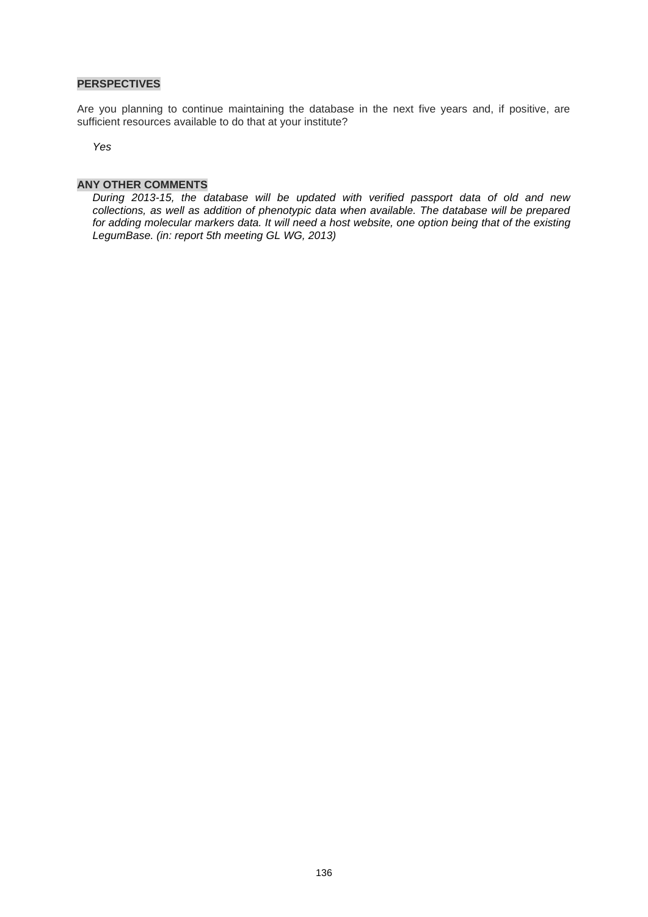## PERSPECTIVES

Are you planning to continue maintaining the database in the next five years and, if positive, are sufficient resources available to do that at your institute?

*Yes*

## ANY OTHER COMMENTS

*During 2013-15, the database will be updated with verified passport data of old and new collections, as well as addition of phenotypic data when available. The database will be prepared for adding molecular markers data. It will need a host website, one option being that of the existing LegumBase. (in: report 5th meeting GL WG, 2013)*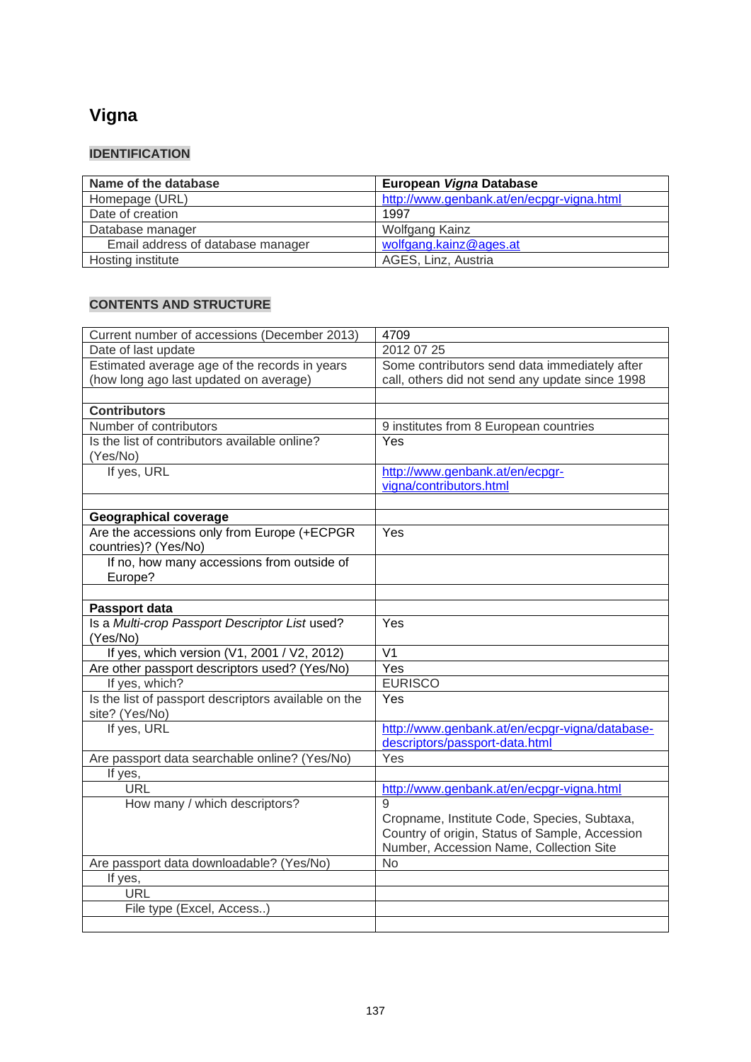# Vigna

## IDENTIFICATION

| Name of the database | European *Vigna* Database |
|---|---|
| Homepage (URL) | http://www.genbank.at/en/ecpgr-vigna.html |
| Date of creation | 1997 |
| Database manager | Wolfgang Kainz |
| Email address of database manager | wolfgang.kainz@ages.at |
| Hosting institute | AGES, Linz, Austria |

## CONTENTS AND STRUCTURE

| Current number of accessions (December 2013) | 4709 |
|---|---|
| Date of last update | 2012 07 25 |
| Estimated average age of the records in years (how long ago last updated on average) | Some contributors send data immediately after call, others did not send any update since 1998 |
| | |
| **Contributors** | |
| Number of contributors | 9 institutes from 8 European countries |
| Is the list of contributors available online? (Yes/No) | Yes |
| If yes, URL | http://www.genbank.at/en/ecpgr-vigna/contributors.html |
| | |
| **Geographical coverage** | |
| Are the accessions only from Europe (+ECPGR countries)? (Yes/No) | Yes |
| If no, how many accessions from outside of Europe? | |
| | |
| **Passport data** | |
| Is a *Multi-crop Passport Descriptor List* used? (Yes/No) | Yes |
| If yes, which version (V1, 2001 / V2, 2012) | V1 |
| Are other passport descriptors used? (Yes/No) | Yes |
| If yes, which? | EURISCO |
| Is the list of passport descriptors available on the site? (Yes/No) | Yes |
| If yes, URL | http://www.genbank.at/en/ecpgr-vigna/database-descriptors/passport-data.html |
| Are passport data searchable online? (Yes/No) | Yes |
| If yes, | |
| URL | http://www.genbank.at/en/ecpgr-vigna.html |
| How many / which descriptors? | 9<br>Cropname, Institute Code, Species, Subtaxa, Country of origin, Status of Sample, Accession Number, Accession Name, Collection Site |
| Are passport data downloadable? (Yes/No) | No |
| If yes, | |
| URL | |
| File type (Excel, Access..) | |
| | |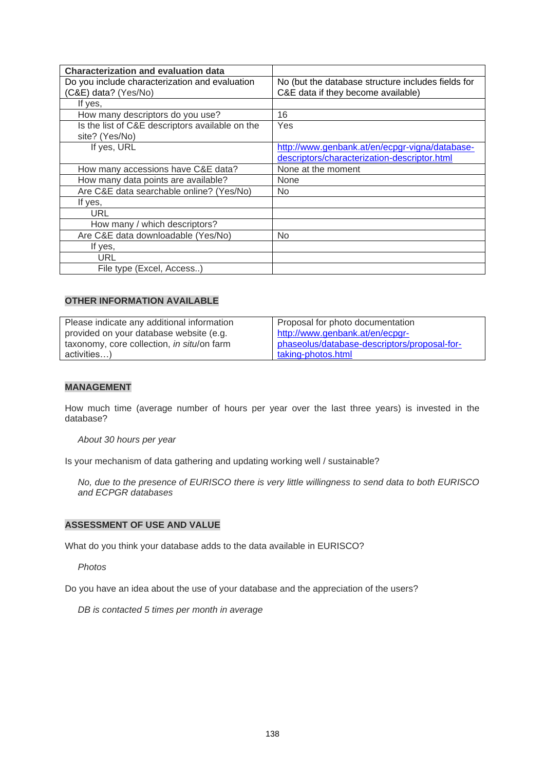| Characterization and evaluation data | |
|---|---|
| Do you include characterization and evaluation (C&E) data? (Yes/No) | No (but the database structure includes fields for C&E data if they become available) |
| If yes, | |
| How many descriptors do you use? | 16 |
| Is the list of C&E descriptors available on the site? (Yes/No) | Yes |
| If yes, URL | http://www.genbank.at/en/ecpgr-vigna/database-descriptors/characterization-descriptor.html |
| How many accessions have C&E data? | None at the moment |
| How many data points are available? | None |
| Are C&E data searchable online? (Yes/No) | No |
| If yes, | |
| URL | |
| How many / which descriptors? | |
| Are C&E data downloadable (Yes/No) | No |
| If yes, | |
| URL | |
| File type (Excel, Access..) | |

## OTHER INFORMATION AVAILABLE

| Please indicate any additional information provided on your database website (e.g. taxonomy, core collection, *in situ*/on farm activities…) | Proposal for photo documentation http://www.genbank.at/en/ecpgr-phaseolus/database-descriptors/proposal-for-taking-photos.html |
|---|---|

## MANAGEMENT

How much time (average number of hours per year over the last three years) is invested in the database?

*About 30 hours per year*

Is your mechanism of data gathering and updating working well / sustainable?

*No, due to the presence of EURISCO there is very little willingness to send data to both EURISCO and ECPGR databases*

## ASSESSMENT OF USE AND VALUE

What do you think your database adds to the data available in EURISCO?

*Photos*

Do you have an idea about the use of your database and the appreciation of the users?

*DB is contacted 5 times per month in average*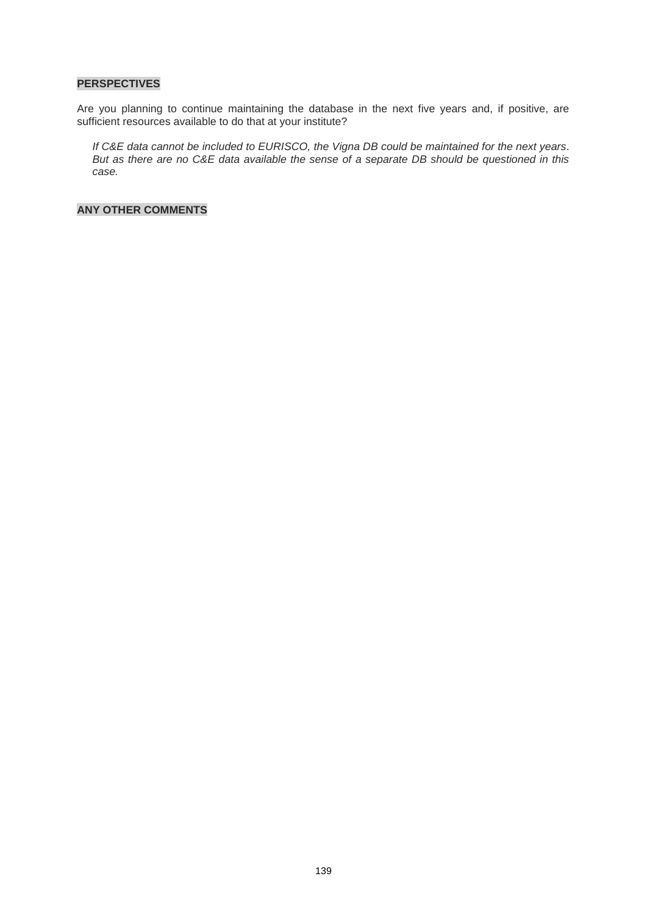**PERSPECTIVES**

Are you planning to continue maintaining the database in the next five years and, if positive, are sufficient resources available to do that at your institute?

*If C&E data cannot be included to EURISCO, the Vigna DB could be maintained for the next years. But as there are no C&E data available the sense of a separate DB should be questioned in this case.*

**ANY OTHER COMMENTS**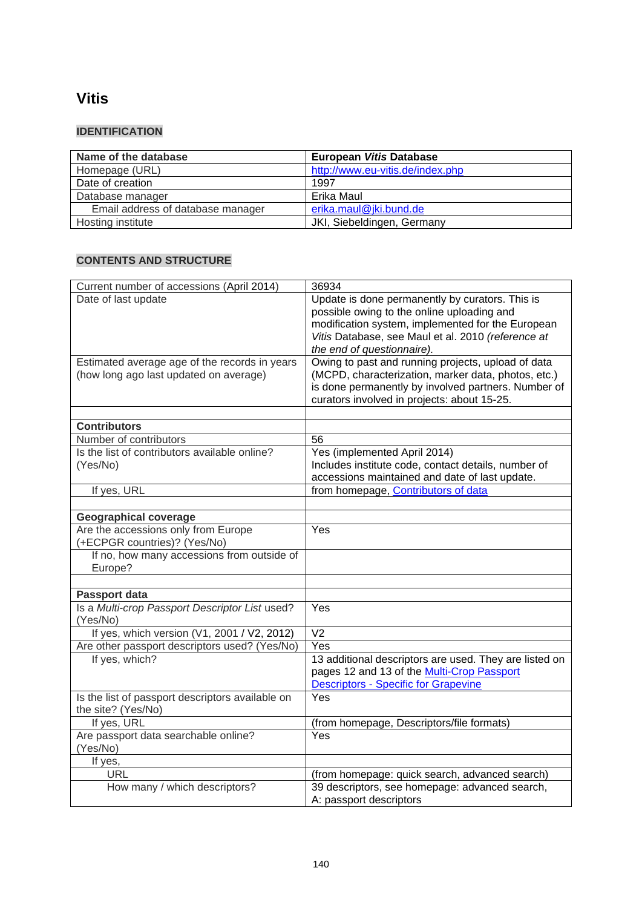# Vitis

## IDENTIFICATION

| Name of the database | European *Vitis* Database |
|---|---|
| Homepage (URL) | http://www.eu-vitis.de/index.php |
| Date of creation | 1997 |
| Database manager | Erika Maul |
| Email address of database manager | erika.maul@jki.bund.de |
| Hosting institute | JKI, Siebeldingen, Germany |

## CONTENTS AND STRUCTURE

| Current number of accessions (April 2014) | 36934 |
|---|---|
| Date of last update | Update is done permanently by curators. This is possible owing to the online uploading and modification system, implemented for the European *Vitis* Database, see Maul et al. 2010 *(reference at the end of questionnaire).* |
| Estimated average age of the records in years (how long ago last updated on average) | Owing to past and running projects, upload of data (MCPD, characterization, marker data, photos, etc.) is done permanently by involved partners. Number of curators involved in projects: about 15-25. |
| | |
| **Contributors** | |
| Number of contributors | 56 |
| Is the list of contributors available online? (Yes/No) | Yes (implemented April 2014) Includes institute code, contact details, number of accessions maintained and date of last update. |
| If yes, URL | from homepage, Contributors of data |
| | |
| **Geographical coverage** | |
| Are the accessions only from Europe (+ECPGR countries)? (Yes/No) | Yes |
| If no, how many accessions from outside of Europe? | |
| | |
| **Passport data** | |
| Is a *Multi-crop Passport Descriptor List* used? (Yes/No) | Yes |
| If yes, which version (V1, 2001 / V2, 2012) | V2 |
| Are other passport descriptors used? (Yes/No) | Yes |
| If yes, which? | 13 additional descriptors are used. They are listed on pages 12 and 13 of the Multi-Crop Passport Descriptors - Specific for Grapevine |
| Is the list of passport descriptors available on the site? (Yes/No) | Yes |
| If yes, URL | (from homepage, Descriptors/file formats) |
| Are passport data searchable online? (Yes/No) | Yes |
| If yes, | |
| URL | (from homepage: quick search, advanced search) |
| How many / which descriptors? | 39 descriptors, see homepage: advanced search, A: passport descriptors |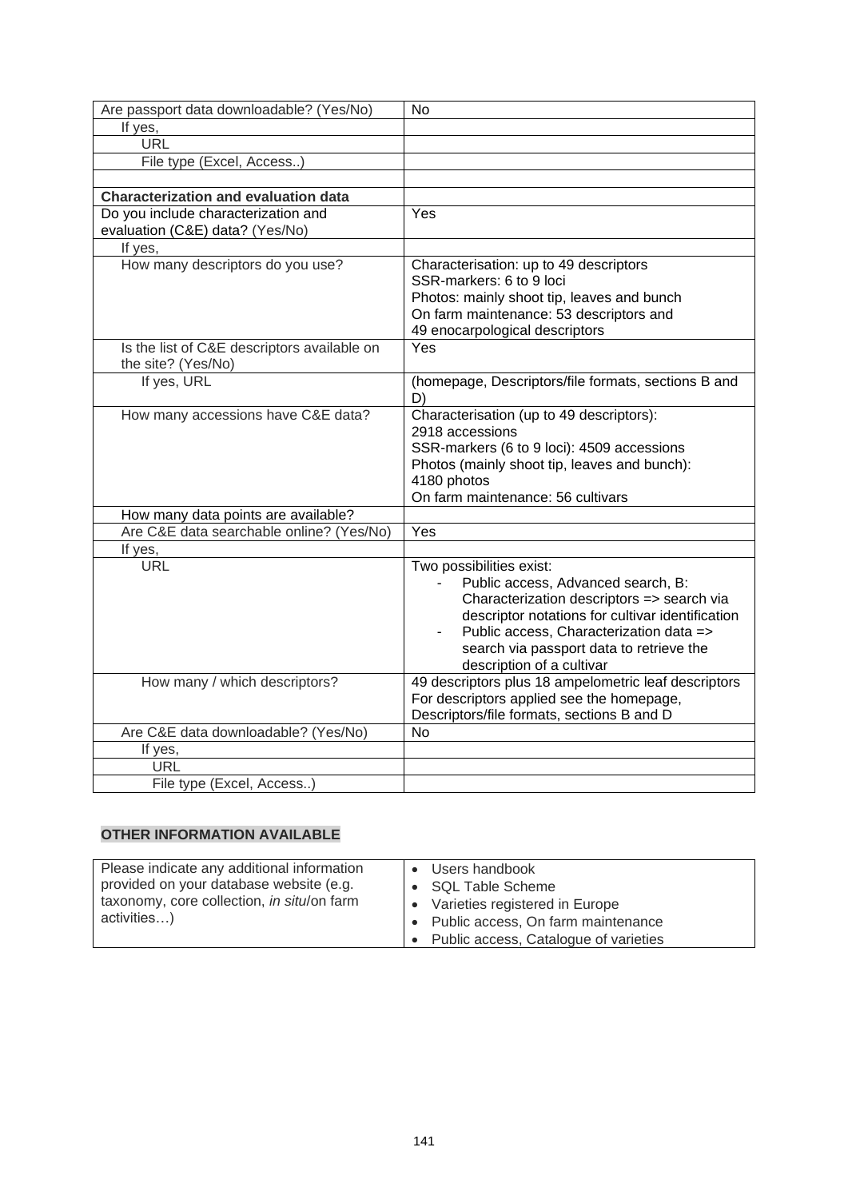| Are passport data downloadable? (Yes/No) | No |
|---|---|
| If yes, | |
| URL | |
| File type (Excel, Access..) | |
| | |
| **Characterization and evaluation data** | |
| Do you include characterization and evaluation (C&E) data? (Yes/No) | Yes |
| If yes, | |
| How many descriptors do you use? | Characterisation: up to 49 descriptors<br>SSR-markers: 6 to 9 loci<br>Photos: mainly shoot tip, leaves and bunch<br>On farm maintenance: 53 descriptors and 49 enocarpological descriptors |
| Is the list of C&E descriptors available on the site? (Yes/No) | Yes |
| If yes, URL | (homepage, Descriptors/file formats, sections B and D) |
| How many accessions have C&E data? | Characterisation (up to 49 descriptors): 2918 accessions<br>SSR-markers (6 to 9 loci): 4509 accessions<br>Photos (mainly shoot tip, leaves and bunch): 4180 photos<br>On farm maintenance: 56 cultivars |
| How many data points are available? | |
| Are C&E data searchable online? (Yes/No) | Yes |
| If yes, | |
| URL | Two possibilities exist:<br>- Public access, Advanced search, B: Characterization descriptors => search via descriptor notations for cultivar identification<br>- Public access, Characterization data => search via passport data to retrieve the description of a cultivar |
| How many / which descriptors? | 49 descriptors plus 18 ampelometric leaf descriptors<br>For descriptors applied see the homepage, Descriptors/file formats, sections B and D |
| Are C&E data downloadable? (Yes/No) | No |
| If yes, | |
| URL | |
| File type (Excel, Access..) | |

**OTHER INFORMATION AVAILABLE**

| Please indicate any additional information provided on your database website (e.g. taxonomy, core collection, *in situ*/on farm activities…) | • Users handbook<br>• SQL Table Scheme<br>• Varieties registered in Europe<br>• Public access, On farm maintenance<br>• Public access, Catalogue of varieties |
|---|---|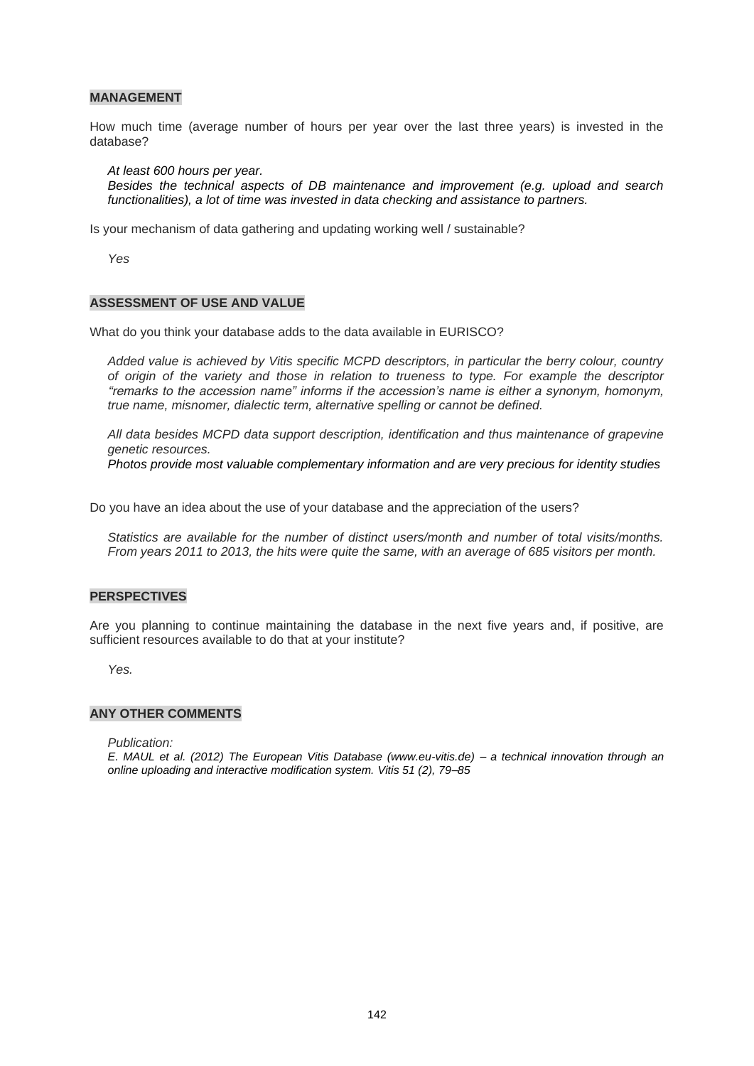## MANAGEMENT

How much time (average number of hours per year over the last three years) is invested in the database?

*At least 600 hours per year.*
*Besides the technical aspects of DB maintenance and improvement (e.g. upload and search functionalities), a lot of time was invested in data checking and assistance to partners.*

Is your mechanism of data gathering and updating working well / sustainable?

*Yes*

## ASSESSMENT OF USE AND VALUE

What do you think your database adds to the data available in EURISCO?

*Added value is achieved by Vitis specific MCPD descriptors, in particular the berry colour, country of origin of the variety and those in relation to trueness to type. For example the descriptor "remarks to the accession name" informs if the accession's name is either a synonym, homonym, true name, misnomer, dialectic term, alternative spelling or cannot be defined.*

*All data besides MCPD data support description, identification and thus maintenance of grapevine genetic resources.*
*Photos provide most valuable complementary information and are very precious for identity studies*

Do you have an idea about the use of your database and the appreciation of the users?

*Statistics are available for the number of distinct users/month and number of total visits/months. From years 2011 to 2013, the hits were quite the same, with an average of 685 visitors per month.*

## PERSPECTIVES

Are you planning to continue maintaining the database in the next five years and, if positive, are sufficient resources available to do that at your institute?

*Yes.*

## ANY OTHER COMMENTS

*Publication:*
*E. MAUL et al. (2012) The European Vitis Database (www.eu-vitis.de) – a technical innovation through an online uploading and interactive modification system. Vitis 51 (2), 79–85*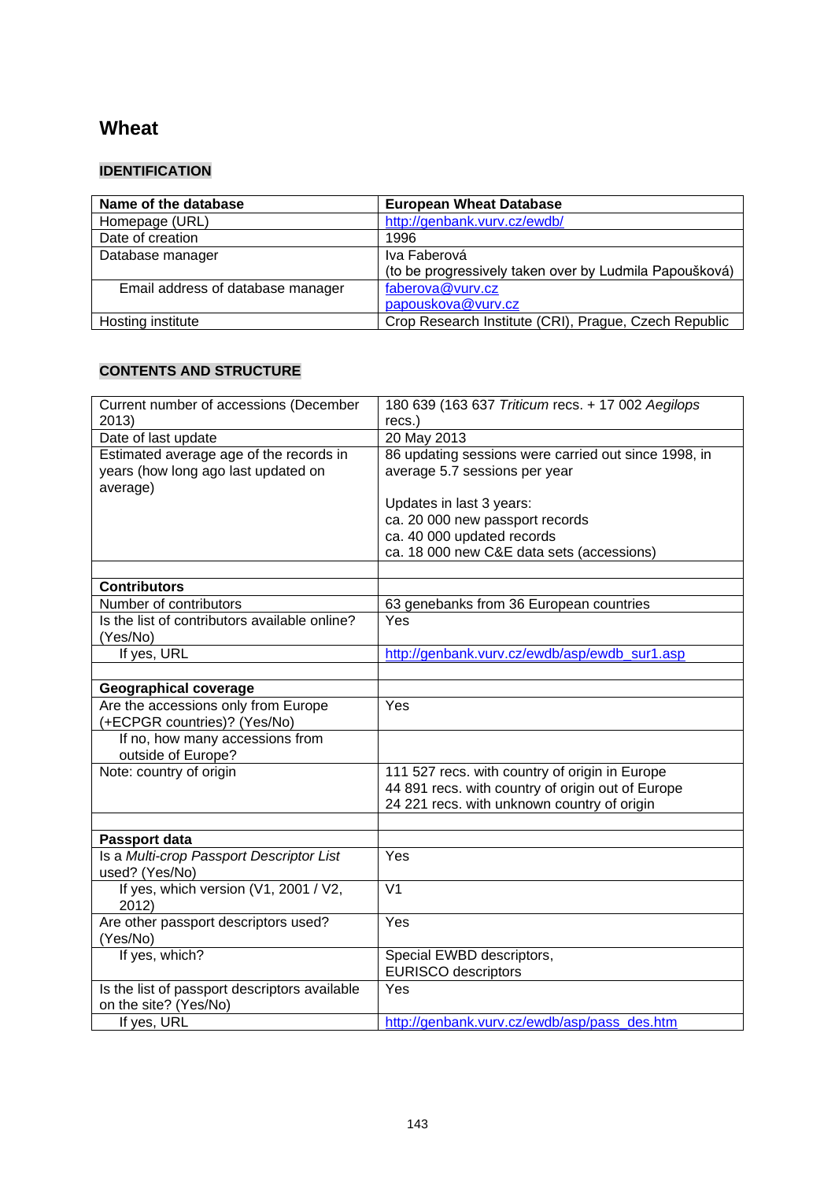# Wheat

## IDENTIFICATION

| Name of the database | European Wheat Database |
|---|---|
| Homepage (URL) | http://genbank.vurv.cz/ewdb/ |
| Date of creation | 1996 |
| Database manager | Iva Faberová<br>(to be progressively taken over by Ludmila Papoušková) |
| Email address of database manager | faberova@vurv.cz<br>papouskova@vurv.cz |
| Hosting institute | Crop Research Institute (CRI), Prague, Czech Republic |

## CONTENTS AND STRUCTURE

| Current number of accessions (December 2013) | 180 639 (163 637 *Triticum* recs. + 17 002 *Aegilops* recs.) |
|---|---|
| Date of last update | 20 May 2013 |
| Estimated average age of the records in years (how long ago last updated on average) | 86 updating sessions were carried out since 1998, in average 5.7 sessions per year<br><br>Updates in last 3 years:<br>ca. 20 000 new passport records<br>ca. 40 000 updated records<br>ca. 18 000 new C&E data sets (accessions) |
| | |
| **Contributors** | |
| Number of contributors | 63 genebanks from 36 European countries |
| Is the list of contributors available online? (Yes/No) | Yes |
| If yes, URL | http://genbank.vurv.cz/ewdb/asp/ewdb_sur1.asp |
| | |
| **Geographical coverage** | |
| Are the accessions only from Europe (+ECPGR countries)? (Yes/No) | Yes |
| If no, how many accessions from outside of Europe? | |
| Note: country of origin | 111 527 recs. with country of origin in Europe<br>44 891 recs. with country of origin out of Europe<br>24 221 recs. with unknown country of origin |
| | |
| **Passport data** | |
| Is a *Multi-crop Passport Descriptor List* used? (Yes/No) | Yes |
| If yes, which version (V1, 2001 / V2, 2012) | V1 |
| Are other passport descriptors used? (Yes/No) | Yes |
| If yes, which? | Special EWBD descriptors,<br>EURISCO descriptors |
| Is the list of passport descriptors available on the site? (Yes/No) | Yes |
| If yes, URL | http://genbank.vurv.cz/ewdb/asp/pass_des.htm |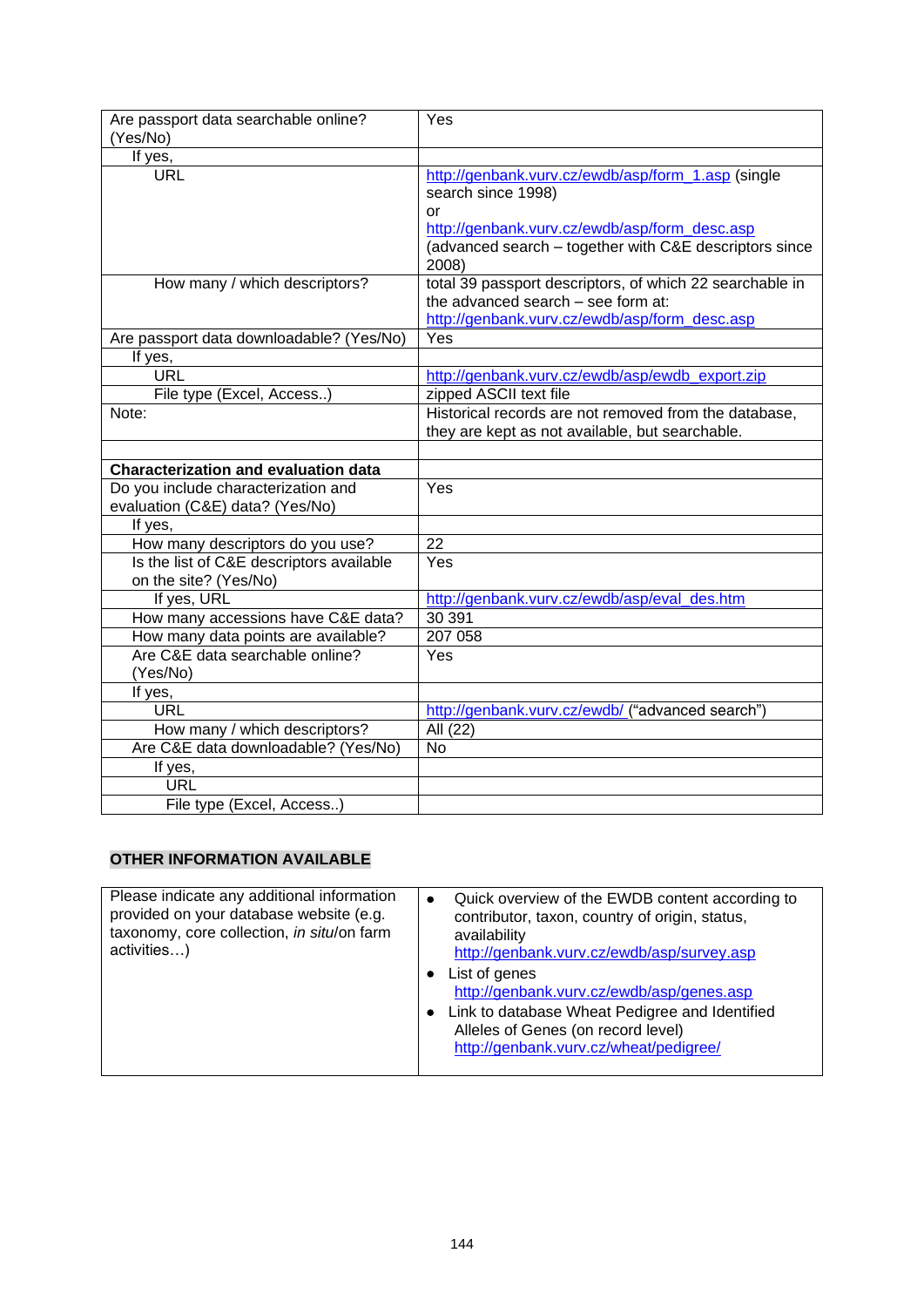| | |
|---|---|
| Are passport data searchable online? (Yes/No) | Yes |
| If yes, | |
| URL | http://genbank.vurv.cz/ewdb/asp/form_1.asp (single search since 1998)<br>or<br>http://genbank.vurv.cz/ewdb/asp/form_desc.asp (advanced search – together with C&E descriptors since 2008) |
| How many / which descriptors? | total 39 passport descriptors, of which 22 searchable in the advanced search – see form at: http://genbank.vurv.cz/ewdb/asp/form_desc.asp |
| Are passport data downloadable? (Yes/No) | Yes |
| If yes, | |
| URL | http://genbank.vurv.cz/ewdb/asp/ewdb_export.zip |
| File type (Excel, Access..) | zipped ASCII text file |
| Note: | Historical records are not removed from the database, they are kept as not available, but searchable. |
| | |
| **Characterization and evaluation data** | |
| Do you include characterization and evaluation (C&E) data? (Yes/No) | Yes |
| If yes, | |
| How many descriptors do you use? | 22 |
| Is the list of C&E descriptors available on the site? (Yes/No) | Yes |
| If yes, URL | http://genbank.vurv.cz/ewdb/asp/eval_des.htm |
| How many accessions have C&E data? | 30 391 |
| How many data points are available? | 207 058 |
| Are C&E data searchable online? (Yes/No) | Yes |
| If yes, | |
| URL | http://genbank.vurv.cz/ewdb/ ("advanced search") |
| How many / which descriptors? | All (22) |
| Are C&E data downloadable? (Yes/No) | No |
| If yes, | |
| URL | |
| File type (Excel, Access..) | |

**OTHER INFORMATION AVAILABLE**

| | |
|---|---|
| Please indicate any additional information provided on your database website (e.g. taxonomy, core collection, *in situ*/on farm activities…) | • Quick overview of the EWDB content according to contributor, taxon, country of origin, status, availability http://genbank.vurv.cz/ewdb/asp/survey.asp<br>• List of genes http://genbank.vurv.cz/ewdb/asp/genes.asp<br>• Link to database Wheat Pedigree and Identified Alleles of Genes (on record level) http://genbank.vurv.cz/wheat/pedigree/ |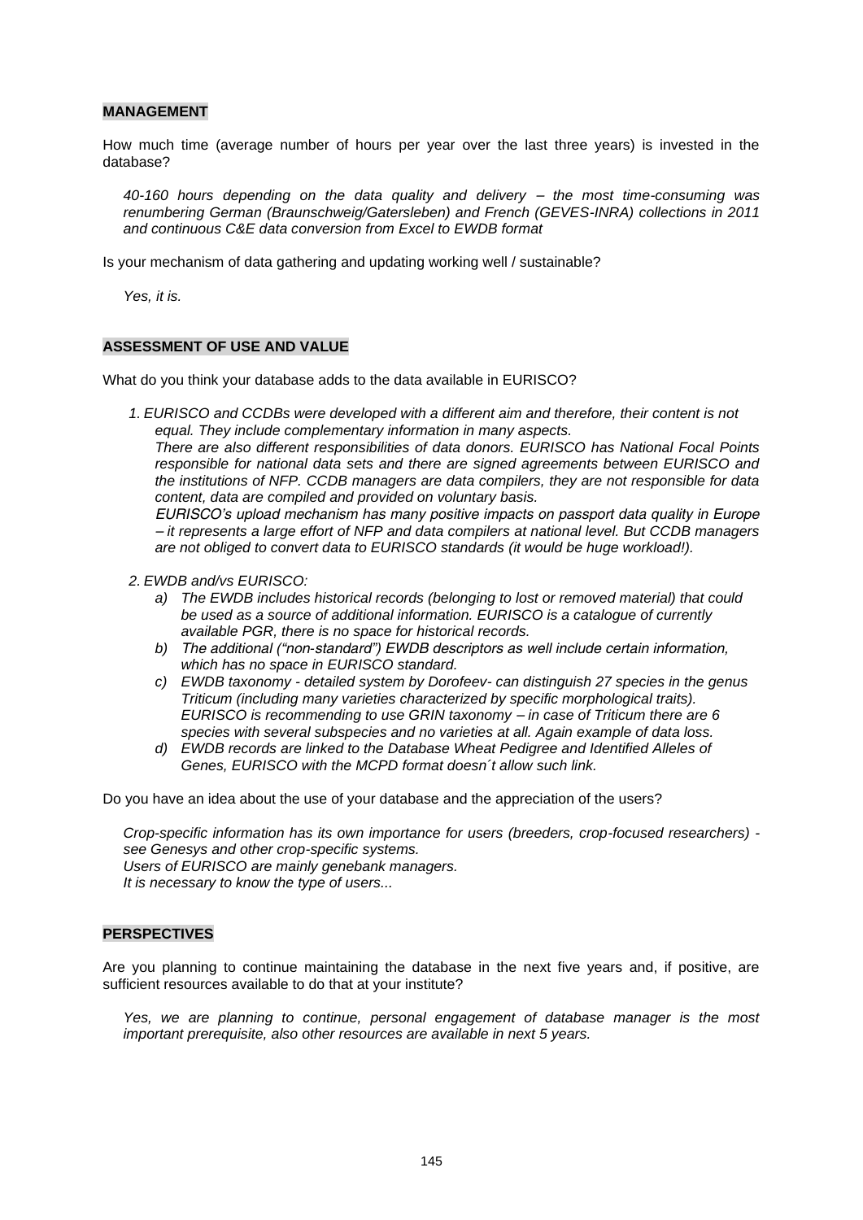## MANAGEMENT

How much time (average number of hours per year over the last three years) is invested in the database?

*40-160 hours depending on the data quality and delivery – the most time-consuming was renumbering German (Braunschweig/Gatersleben) and French (GEVES-INRA) collections in 2011 and continuous C&E data conversion from Excel to EWDB format*

Is your mechanism of data gathering and updating working well / sustainable?

*Yes, it is.*

## ASSESSMENT OF USE AND VALUE

What do you think your database adds to the data available in EURISCO?

1. *EURISCO and CCDBs were developed with a different aim and therefore, their content is not equal. They include complementary information in many aspects.*
   *There are also different responsibilities of data donors. EURISCO has National Focal Points responsible for national data sets and there are signed agreements between EURISCO and the institutions of NFP. CCDB managers are data compilers, they are not responsible for data content, data are compiled and provided on voluntary basis.*
   *EURISCO's upload mechanism has many positive impacts on passport data quality in Europe – it represents a large effort of NFP and data compilers at national level. But CCDB managers are not obliged to convert data to EURISCO standards (it would be huge workload!).*

2. *EWDB and/vs EURISCO:*
   a) *The EWDB includes historical records (belonging to lost or removed material) that could be used as a source of additional information. EURISCO is a catalogue of currently available PGR, there is no space for historical records.*
   b) *The additional ("non-standard") EWDB descriptors as well include certain information, which has no space in EURISCO standard.*
   c) *EWDB taxonomy - detailed system by Dorofeev- can distinguish 27 species in the genus Triticum (including many varieties characterized by specific morphological traits). EURISCO is recommending to use GRIN taxonomy – in case of Triticum there are 6 species with several subspecies and no varieties at all. Again example of data loss.*
   d) *EWDB records are linked to the Database Wheat Pedigree and Identified Alleles of Genes, EURISCO with the MCPD format doesn´t allow such link.*

Do you have an idea about the use of your database and the appreciation of the users?

*Crop-specific information has its own importance for users (breeders, crop-focused researchers) - see Genesys and other crop-specific systems.*
*Users of EURISCO are mainly genebank managers.*
*It is necessary to know the type of users...*

## PERSPECTIVES

Are you planning to continue maintaining the database in the next five years and, if positive, are sufficient resources available to do that at your institute?

*Yes, we are planning to continue, personal engagement of database manager is the most important prerequisite, also other resources are available in next 5 years.*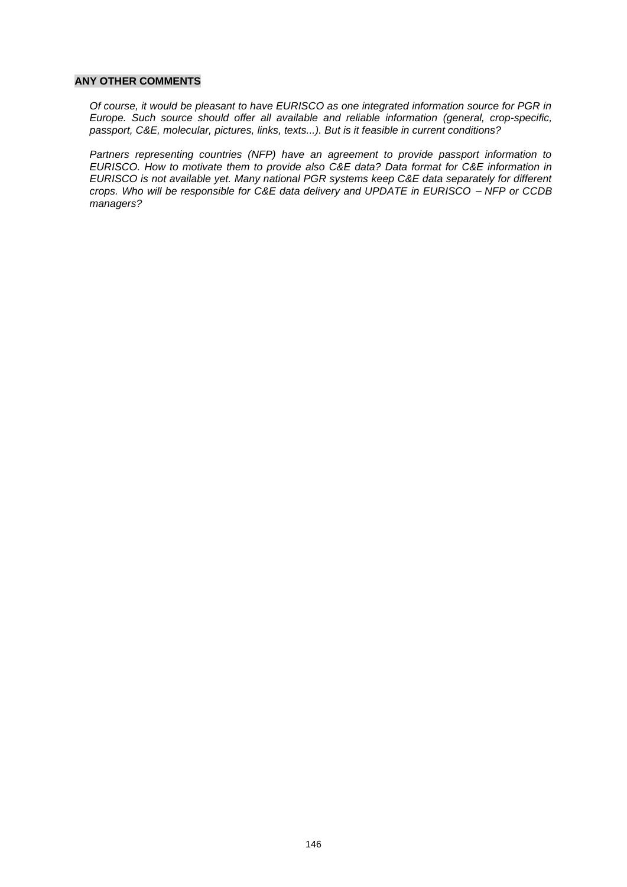**ANY OTHER COMMENTS**

*Of course, it would be pleasant to have EURISCO as one integrated information source for PGR in Europe. Such source should offer all available and reliable information (general, crop-specific, passport, C&E, molecular, pictures, links, texts...). But is it feasible in current conditions?*

*Partners representing countries (NFP) have an agreement to provide passport information to EURISCO. How to motivate them to provide also C&E data? Data format for C&E information in EURISCO is not available yet. Many national PGR systems keep C&E data separately for different crops. Who will be responsible for C&E data delivery and UPDATE in EURISCO – NFP or CCDB managers?*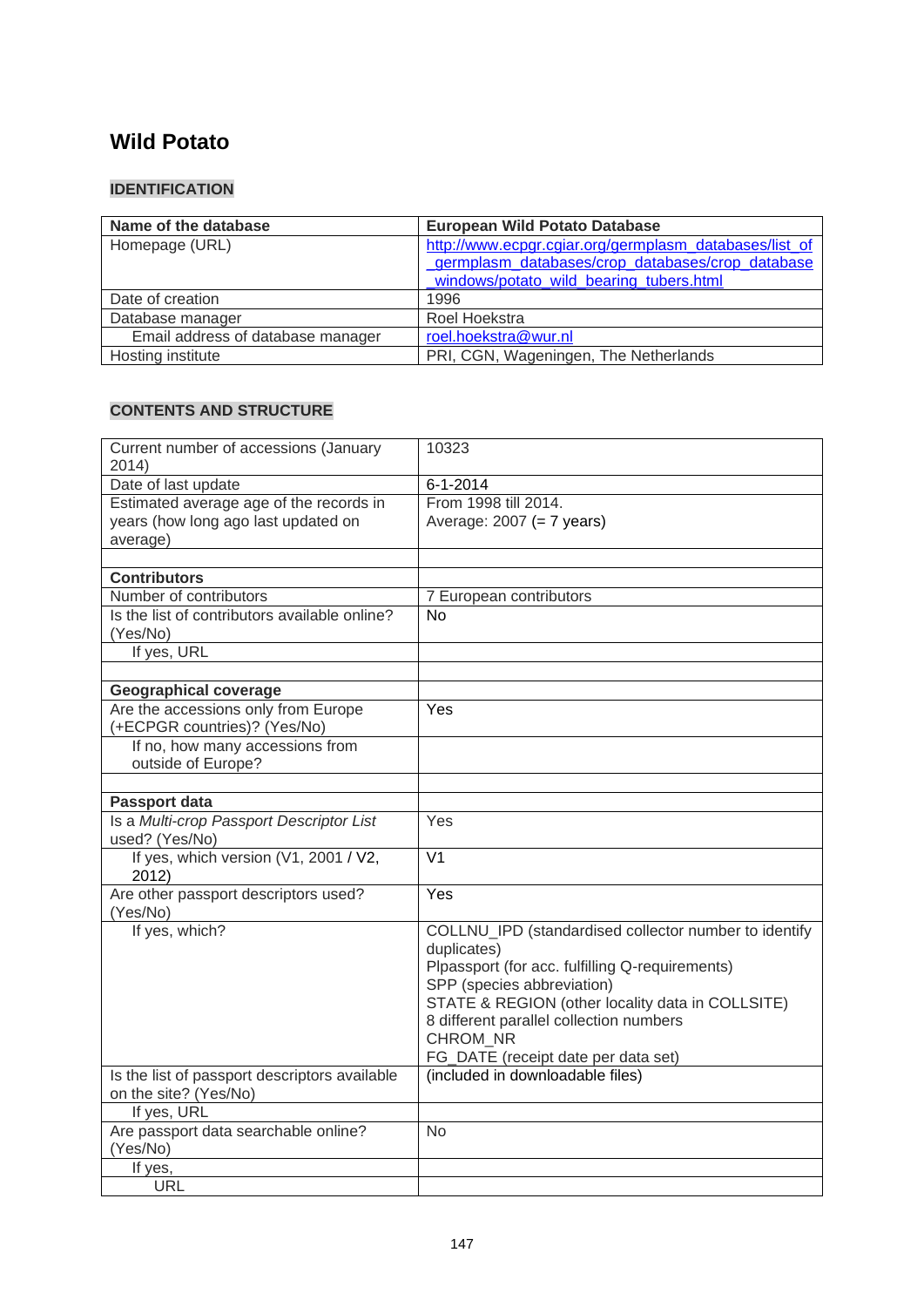# Wild Potato

## IDENTIFICATION

| Name of the database | European Wild Potato Database |
|---|---|
| Homepage (URL) | http://www.ecpgr.cgiar.org/germplasm_databases/list_of_germplasm_databases/crop_databases/crop_database_windows/potato_wild_bearing_tubers.html |
| Date of creation | 1996 |
| Database manager | Roel Hoekstra |
| Email address of database manager | roel.hoekstra@wur.nl |
| Hosting institute | PRI, CGN, Wageningen, The Netherlands |

## CONTENTS AND STRUCTURE

| Current number of accessions (January 2014) | 10323 |
|---|---|
| Date of last update | 6-1-2014 |
| Estimated average age of the records in years (how long ago last updated on average) | From 1998 till 2014.<br>Average: 2007 (= 7 years) |
| | |
| **Contributors** | |
| Number of contributors | 7 European contributors |
| Is the list of contributors available online? (Yes/No) | No |
| If yes, URL | |
| | |
| **Geographical coverage** | |
| Are the accessions only from Europe (+ECPGR countries)? (Yes/No) | Yes |
| If no, how many accessions from outside of Europe? | |
| | |
| **Passport data** | |
| Is a *Multi-crop Passport Descriptor List* used? (Yes/No) | Yes |
| If yes, which version (V1, 2001 / V2, 2012) | V1 |
| Are other passport descriptors used? (Yes/No) | Yes |
| If yes, which? | COLLNU_IPD (standardised collector number to identify duplicates)<br>Plpassport (for acc. fulfilling Q-requirements)<br>SPP (species abbreviation)<br>STATE & REGION (other locality data in COLLSITE)<br>8 different parallel collection numbers<br>CHROM_NR<br>FG_DATE (receipt date per data set) |
| Is the list of passport descriptors available on the site? (Yes/No) | (included in downloadable files) |
| If yes, URL | |
| Are passport data searchable online? (Yes/No) | No |
| If yes, | |
| URL | |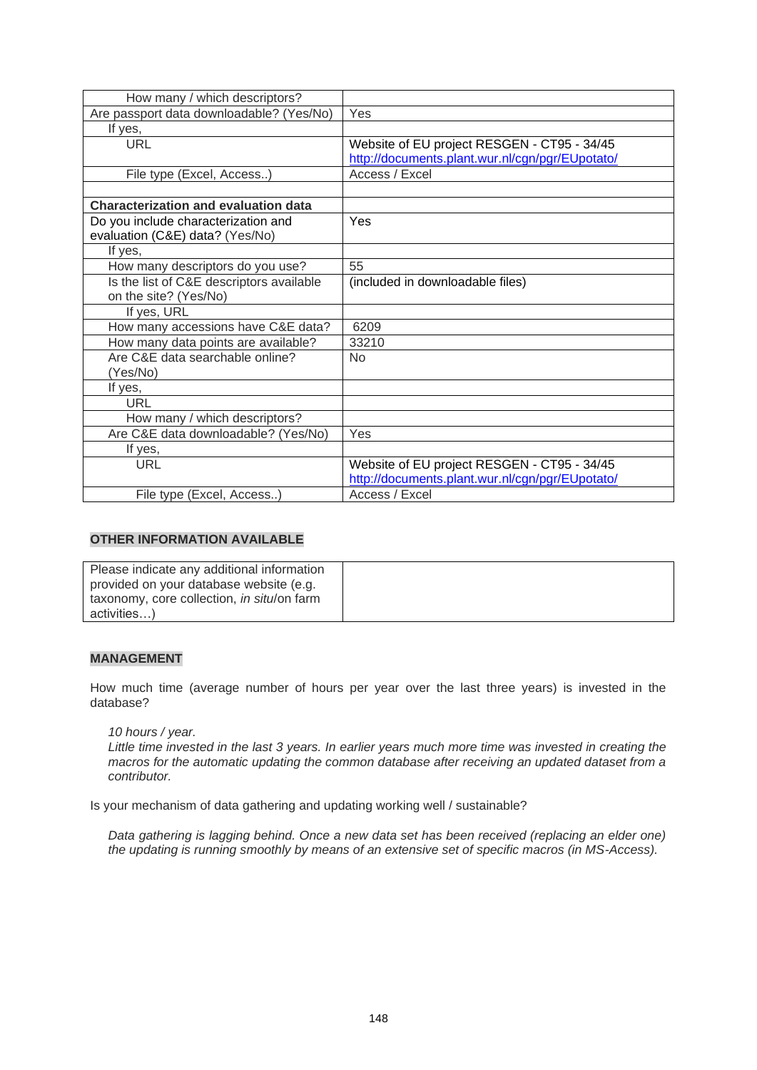| How many / which descriptors? | |
|---|---|
| Are passport data downloadable? (Yes/No) | Yes |
| If yes, | |
| URL | Website of EU project RESGEN - CT95 - 34/45 http://documents.plant.wur.nl/cgn/pgr/EUpotato/ |
| File type (Excel, Access..) | Access / Excel |
| | |
| **Characterization and evaluation data** | |
| Do you include characterization and evaluation (C&E) data? (Yes/No) | Yes |
| If yes, | |
| How many descriptors do you use? | 55 |
| Is the list of C&E descriptors available on the site? (Yes/No) | (included in downloadable files) |
| If yes, URL | |
| How many accessions have C&E data? | 6209 |
| How many data points are available? | 33210 |
| Are C&E data searchable online? (Yes/No) | No |
| If yes, | |
| URL | |
| How many / which descriptors? | |
| Are C&E data downloadable? (Yes/No) | Yes |
| If yes, | |
| URL | Website of EU project RESGEN - CT95 - 34/45 http://documents.plant.wur.nl/cgn/pgr/EUpotato/ |
| File type (Excel, Access..) | Access / Excel |

**OTHER INFORMATION AVAILABLE**

| Please indicate any additional information provided on your database website (e.g. taxonomy, core collection, *in situ*/on farm activities…) | |
|---|---|

**MANAGEMENT**

How much time (average number of hours per year over the last three years) is invested in the database?

*10 hours / year.*
*Little time invested in the last 3 years. In earlier years much more time was invested in creating the macros for the automatic updating the common database after receiving an updated dataset from a contributor.*

Is your mechanism of data gathering and updating working well / sustainable?

*Data gathering is lagging behind. Once a new data set has been received (replacing an elder one) the updating is running smoothly by means of an extensive set of specific macros (in MS-Access).*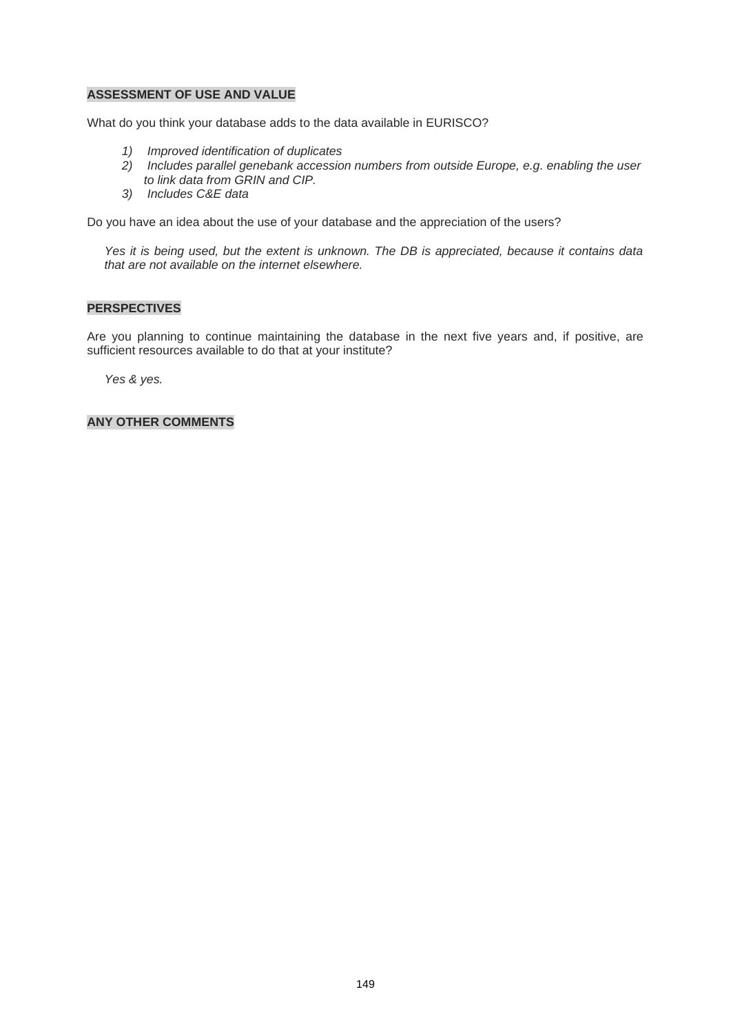**ASSESSMENT OF USE AND VALUE**

What do you think your database adds to the data available in EURISCO?

1) *Improved identification of duplicates*
2) *Includes parallel genebank accession numbers from outside Europe, e.g. enabling the user to link data from GRIN and CIP.*
3) *Includes C&E data*

Do you have an idea about the use of your database and the appreciation of the users?

*Yes it is being used, but the extent is unknown. The DB is appreciated, because it contains data that are not available on the internet elsewhere.*

**PERSPECTIVES**

Are you planning to continue maintaining the database in the next five years and, if positive, are sufficient resources available to do that at your institute?

*Yes & yes.*

**ANY OTHER COMMENTS**